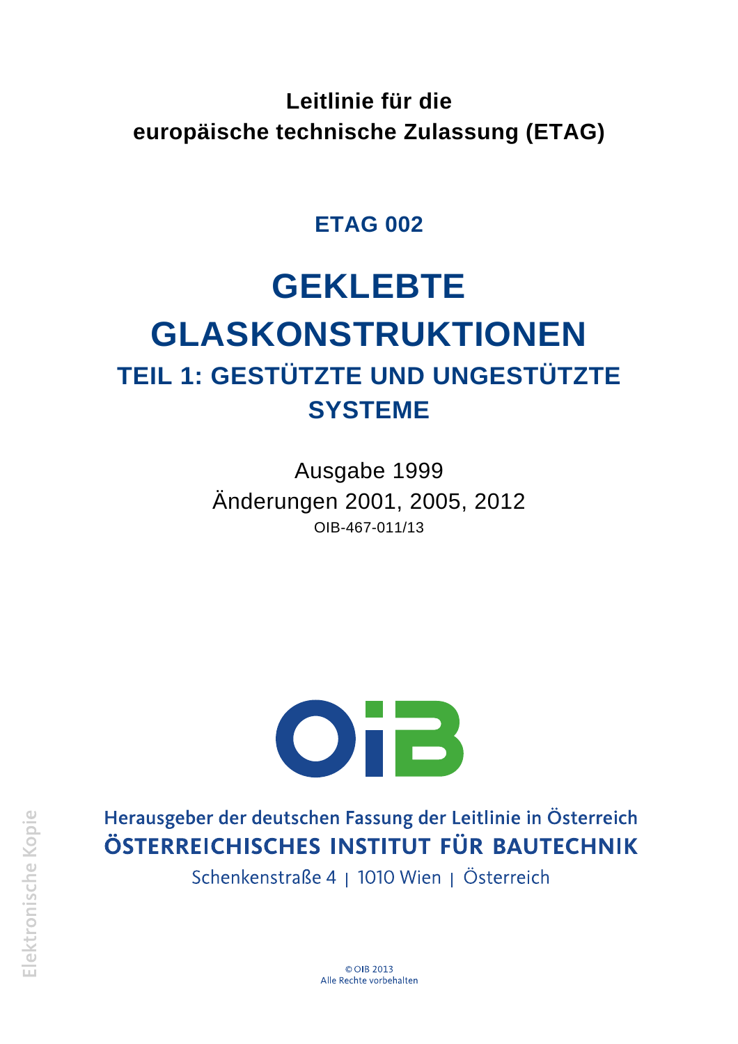**Leitlinie für die**
**europäische technische Zulassung (ETAG)**

## ETAG 002

# GEKLEBTE GLASKONSTRUKTIONEN

## TEIL 1: GESTÜTZTE UND UNGESTÜTZTE SYSTEME

Ausgabe 1999

Änderungen 2001, 2005, 2012

OIB-467-011/13

OIB

Herausgeber der deutschen Fassung der Leitlinie in Österreich

**ÖSTERREICHISCHES INSTITUT FÜR BAUTECHNIK**

Schenkenstraße 4 | 1010 Wien | Österreich

© OIB 2013

Alle Rechte vorbehalten

Elektronische Kopie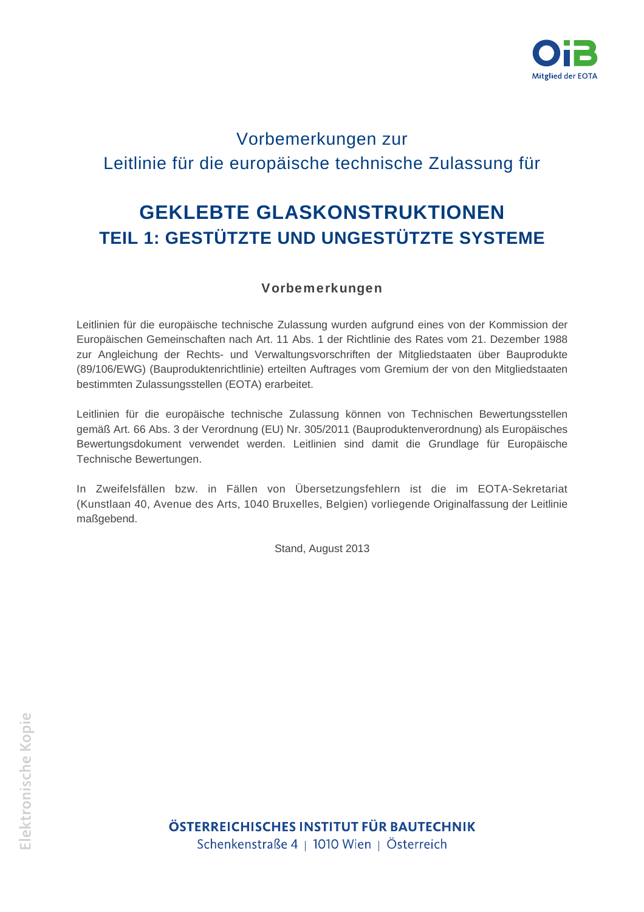Vorbemerkungen zur
Leitlinie für die europäische technische Zulassung für

# GEKLEBTE GLASKONSTRUKTIONEN
## TEIL 1: GESTÜTZTE UND UNGESTÜTZTE SYSTEME

### Vorbemerkungen

Leitlinien für die europäische technische Zulassung wurden aufgrund eines von der Kommission der Europäischen Gemeinschaften nach Art. 11 Abs. 1 der Richtlinie des Rates vom 21. Dezember 1988 zur Angleichung der Rechts- und Verwaltungsvorschriften der Mitgliedstaaten über Bauprodukte (89/106/EWG) (Bauproduktenrichtlinie) erteilten Auftrages vom Gremium der von den Mitgliedstaaten bestimmten Zulassungsstellen (EOTA) erarbeitet.

Leitlinien für die europäische technische Zulassung können von Technischen Bewertungsstellen gemäß Art. 66 Abs. 3 der Verordnung (EU) Nr. 305/2011 (Bauproduktenverordnung) als Europäisches Bewertungsdokument verwendet werden. Leitlinien sind damit die Grundlage für Europäische Technische Bewertungen.

In Zweifelsfällen bzw. in Fällen von Übersetzungsfehlern ist die im EOTA-Sekretariat (Kunstlaan 40, Avenue des Arts, 1040 Bruxelles, Belgien) vorliegende Originalfassung der Leitlinie maßgebend.

Stand, August 2013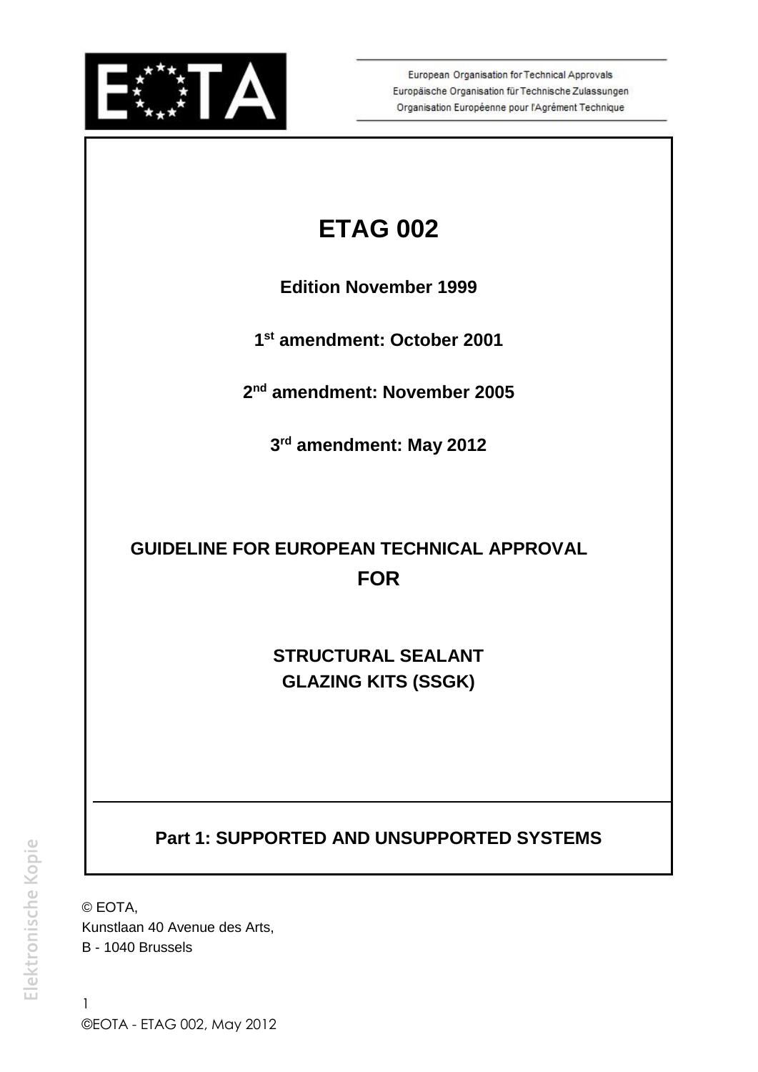European Organisation for Technical Approvals
Europäische Organisation für Technische Zulassungen
Organisation Européenne pour l'Agrément Technique

# ETAG 002

**Edition November 1999**

**1st amendment: October 2001**

**2nd amendment: November 2005**

**3rd amendment: May 2012**

## GUIDELINE FOR EUROPEAN TECHNICAL APPROVAL FOR

## STRUCTURAL SEALANT GLAZING KITS (SSGK)

## Part 1: SUPPORTED AND UNSUPPORTED SYSTEMS

© EOTA,
Kunstlaan 40 Avenue des Arts,
B - 1040 Brussels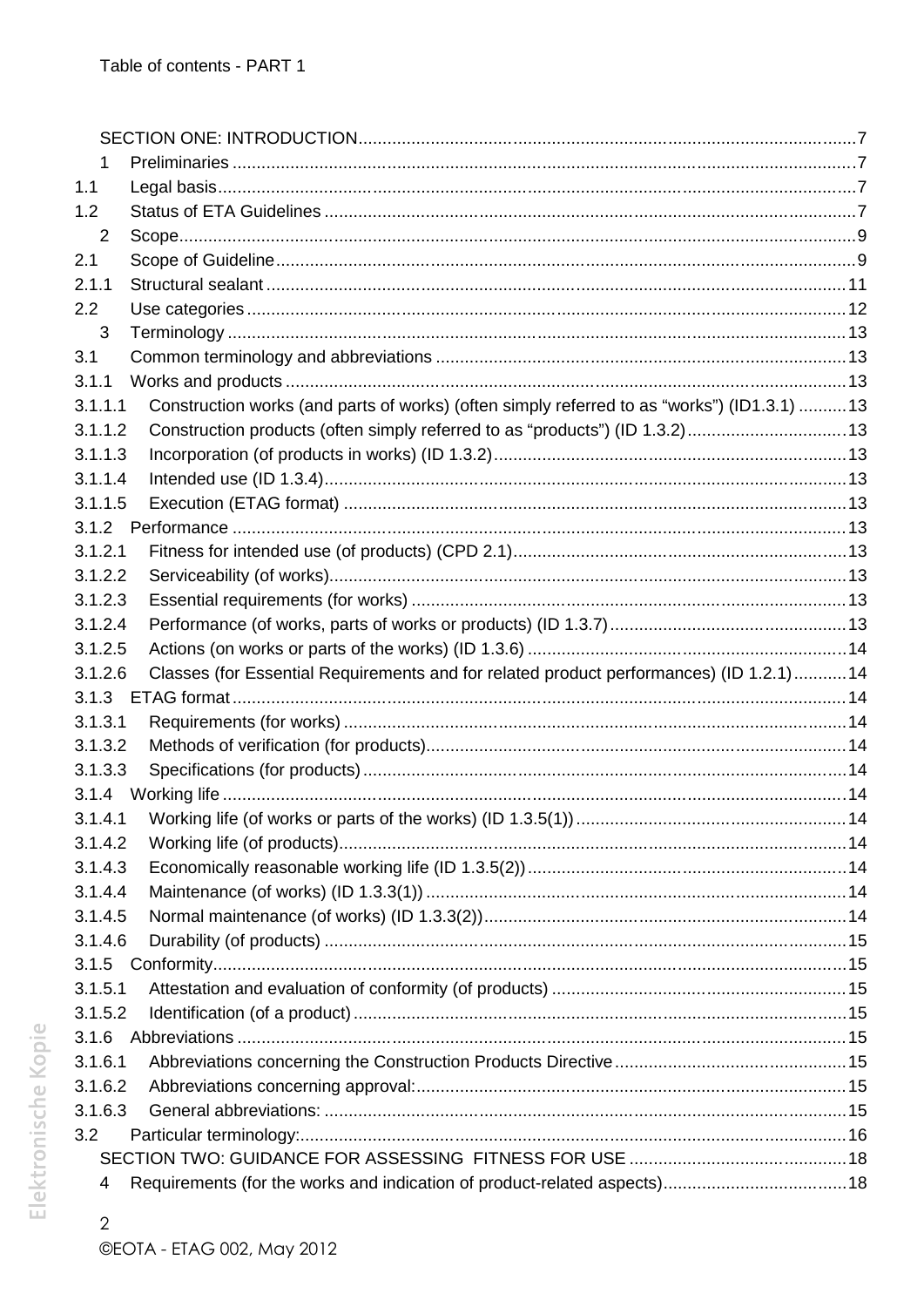Table of contents - PART 1

SECTION ONE: INTRODUCTION .......... 7
1 Preliminaries .......... 7
1.1 Legal basis .......... 7
1.2 Status of ETA Guidelines .......... 7
2 Scope .......... 9
2.1 Scope of Guideline .......... 9
2.1.1 Structural sealant .......... 11
2.2 Use categories .......... 12
3 Terminology .......... 13
3.1 Common terminology and abbreviations .......... 13
3.1.1 Works and products .......... 13
3.1.1.1 Construction works (and parts of works) (often simply referred to as "works") (ID1.3.1) .......... 13
3.1.1.2 Construction products (often simply referred to as "products") (ID 1.3.2) .......... 13
3.1.1.3 Incorporation (of products in works) (ID 1.3.2) .......... 13
3.1.1.4 Intended use (ID 1.3.4) .......... 13
3.1.1.5 Execution (ETAG format) .......... 13
3.1.2 Performance .......... 13
3.1.2.1 Fitness for intended use (of products) (CPD 2.1) .......... 13
3.1.2.2 Serviceability (of works) .......... 13
3.1.2.3 Essential requirements (for works) .......... 13
3.1.2.4 Performance (of works, parts of works or products) (ID 1.3.7) .......... 13
3.1.2.5 Actions (on works or parts of the works) (ID 1.3.6) .......... 14
3.1.2.6 Classes (for Essential Requirements and for related product performances) (ID 1.2.1) .......... 14
3.1.3 ETAG format .......... 14
3.1.3.1 Requirements (for works) .......... 14
3.1.3.2 Methods of verification (for products) .......... 14
3.1.3.3 Specifications (for products) .......... 14
3.1.4 Working life .......... 14
3.1.4.1 Working life (of works or parts of the works) (ID 1.3.5(1)) .......... 14
3.1.4.2 Working life (of products) .......... 14
3.1.4.3 Economically reasonable working life (ID 1.3.5(2)) .......... 14
3.1.4.4 Maintenance (of works) (ID 1.3.3(1)) .......... 14
3.1.4.5 Normal maintenance (of works) (ID 1.3.3(2)) .......... 14
3.1.4.6 Durability (of products) .......... 15
3.1.5 Conformity .......... 15
3.1.5.1 Attestation and evaluation of conformity (of products) .......... 15
3.1.5.2 Identification (of a product) .......... 15
3.1.6 Abbreviations .......... 15
3.1.6.1 Abbreviations concerning the Construction Products Directive .......... 15
3.1.6.2 Abbreviations concerning approval: .......... 15
3.1.6.3 General abbreviations: .......... 15
3.2 Particular terminology: .......... 16
SECTION TWO: GUIDANCE FOR ASSESSING FITNESS FOR USE .......... 18
4 Requirements (for the works and indication of product-related aspects) .......... 18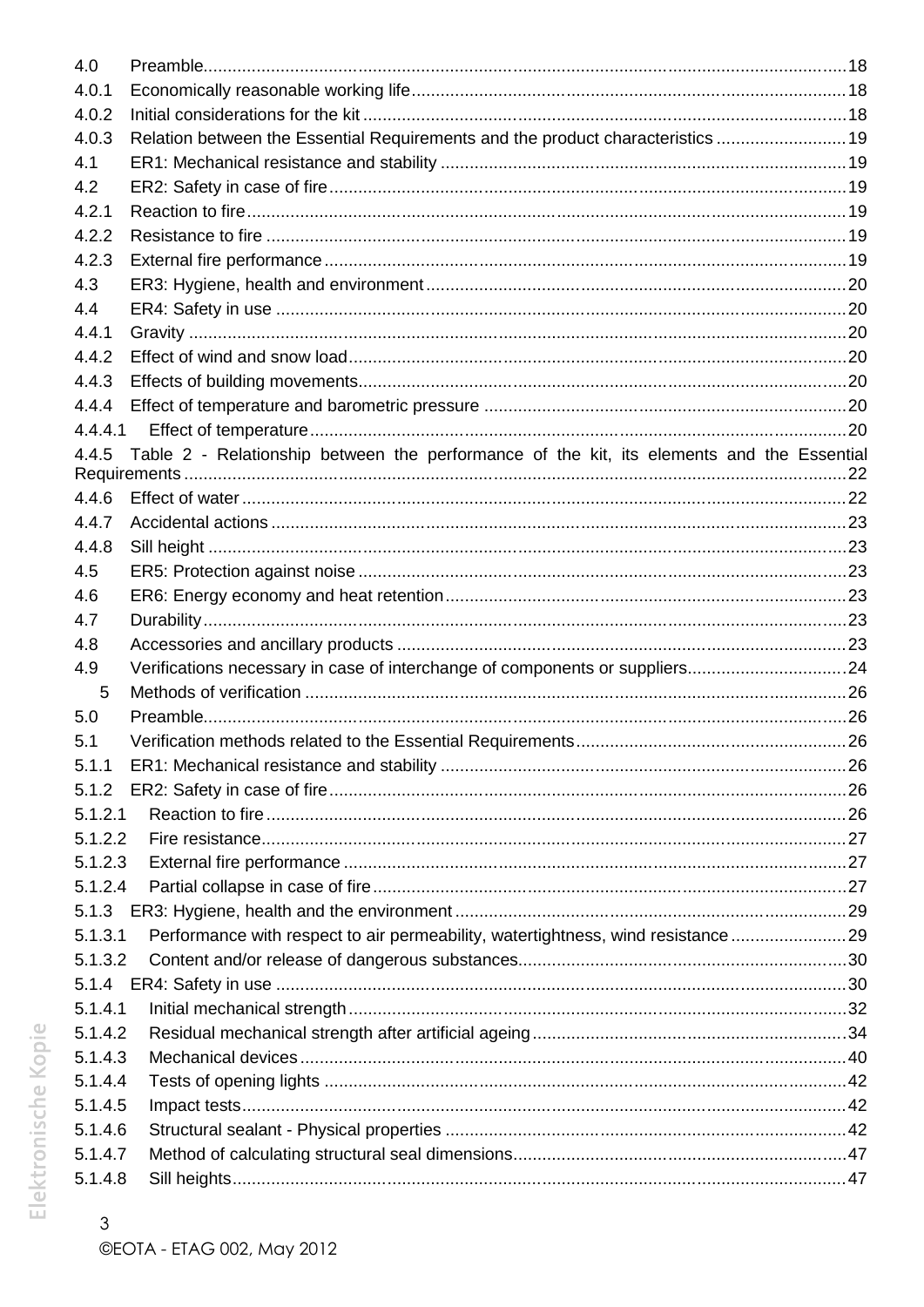4.0 Preamble....................................................................................................................................18
4.0.1 Economically reasonable working life..........................................................................................18
4.0.2 Initial considerations for the kit ....................................................................................................18
4.0.3 Relation between the Essential Requirements and the product characteristics ...........................19
4.1 ER1: Mechanical resistance and stability ....................................................................................19
4.2 ER2: Safety in case of fire...........................................................................................................19
4.2.1 Reaction to fire............................................................................................................................19
4.2.2 Resistance to fire ........................................................................................................................19
4.2.3 External fire performance............................................................................................................19
4.3 ER3: Hygiene, health and environment.......................................................................................20
4.4 ER4: Safety in use ......................................................................................................................20
4.4.1 Gravity ........................................................................................................................................20
4.4.2 Effect of wind and snow load.......................................................................................................20
4.4.3 Effects of building movements....................................................................................................20
4.4.4 Effect of temperature and barometric pressure ...........................................................................20
4.4.4.1 Effect of temperature..............................................................................................................20
4.4.5 Table 2 - Relationship between the performance of the kit, its elements and the Essential Requirements ........................................................................................................................................22
4.4.6 Effect of water .............................................................................................................................22
4.4.7 Accidental actions .......................................................................................................................23
4.4.8 Sill height ....................................................................................................................................23
4.5 ER5: Protection against noise .....................................................................................................23
4.6 ER6: Energy economy and heat retention...................................................................................23
4.7 Durability.....................................................................................................................................23
4.8 Accessories and ancillary products .............................................................................................23
4.9 Verifications necessary in case of interchange of components or suppliers.................................24
5 Methods of verification ................................................................................................................26
5.0 Preamble....................................................................................................................................26
5.1 Verification methods related to the Essential Requirements........................................................26
5.1.1 ER1: Mechanical resistance and stability ....................................................................................26
5.1.2 ER2: Safety in case of fire...........................................................................................................26
5.1.2.1 Reaction to fire........................................................................................................................26
5.1.2.2 Fire resistance.........................................................................................................................27
5.1.2.3 External fire performance ........................................................................................................27
5.1.2.4 Partial collapse in case of fire..................................................................................................27
5.1.3 ER3: Hygiene, health and the environment .................................................................................29
5.1.3.1 Performance with respect to air permeability, watertightness, wind resistance ........................29
5.1.3.2 Content and/or release of dangerous substances....................................................................30
5.1.4 ER4: Safety in use ......................................................................................................................30
5.1.4.1 Initial mechanical strength.......................................................................................................32
5.1.4.2 Residual mechanical strength after artificial ageing.................................................................34
5.1.4.3 Mechanical devices.................................................................................................................40
5.1.4.4 Tests of opening lights ............................................................................................................42
5.1.4.5 Impact tests.............................................................................................................................42
5.1.4.6 Structural sealant - Physical properties ...................................................................................42
5.1.4.7 Method of calculating structural seal dimensions.....................................................................47
5.1.4.8 Sill heights...............................................................................................................................47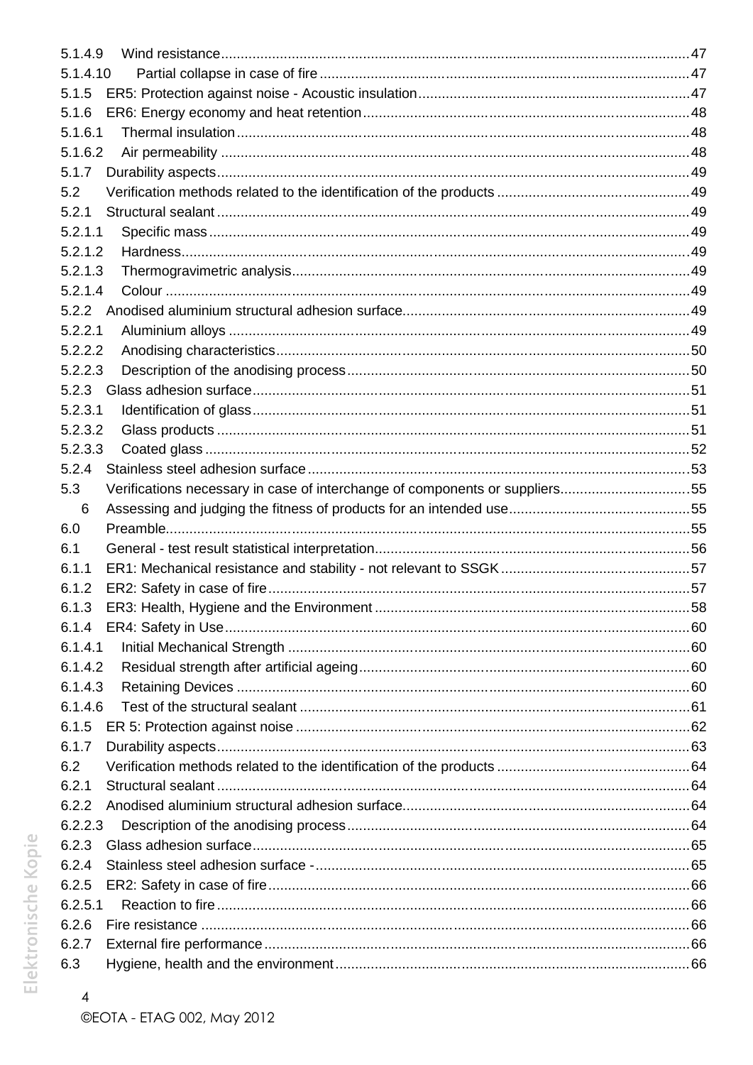5.1.4.9 Wind resistance ..... 47
5.1.4.10 Partial collapse in case of fire ..... 47
5.1.5 ER5: Protection against noise - Acoustic insulation ..... 47
5.1.6 ER6: Energy economy and heat retention ..... 48
5.1.6.1 Thermal insulation ..... 48
5.1.6.2 Air permeability ..... 48
5.1.7 Durability aspects ..... 49
5.2 Verification methods related to the identification of the products ..... 49
5.2.1 Structural sealant ..... 49
5.2.1.1 Specific mass ..... 49
5.2.1.2 Hardness ..... 49
5.2.1.3 Thermogravimetric analysis ..... 49
5.2.1.4 Colour ..... 49
5.2.2 Anodised aluminium structural adhesion surface ..... 49
5.2.2.1 Aluminium alloys ..... 49
5.2.2.2 Anodising characteristics ..... 50
5.2.2.3 Description of the anodising process ..... 50
5.2.3 Glass adhesion surface ..... 51
5.2.3.1 Identification of glass ..... 51
5.2.3.2 Glass products ..... 51
5.2.3.3 Coated glass ..... 52
5.2.4 Stainless steel adhesion surface ..... 53
5.3 Verifications necessary in case of interchange of components or suppliers ..... 55
6 Assessing and judging the fitness of products for an intended use ..... 55
6.0 Preamble ..... 55
6.1 General - test result statistical interpretation ..... 56
6.1.1 ER1: Mechanical resistance and stability - not relevant to SSGK ..... 57
6.1.2 ER2: Safety in case of fire ..... 57
6.1.3 ER3: Health, Hygiene and the Environment ..... 58
6.1.4 ER4: Safety in Use ..... 60
6.1.4.1 Initial Mechanical Strength ..... 60
6.1.4.2 Residual strength after artificial ageing ..... 60
6.1.4.3 Retaining Devices ..... 60
6.1.4.6 Test of the structural sealant ..... 61
6.1.5 ER 5: Protection against noise ..... 62
6.1.7 Durability aspects ..... 63
6.2 Verification methods related to the identification of the products ..... 64
6.2.1 Structural sealant ..... 64
6.2.2 Anodised aluminium structural adhesion surface ..... 64
6.2.2.3 Description of the anodising process ..... 64
6.2.3 Glass adhesion surface ..... 65
6.2.4 Stainless steel adhesion surface - ..... 65
6.2.5 ER2: Safety in case of fire ..... 66
6.2.5.1 Reaction to fire ..... 66
6.2.6 Fire resistance ..... 66
6.2.7 External fire performance ..... 66
6.3 Hygiene, health and the environment ..... 66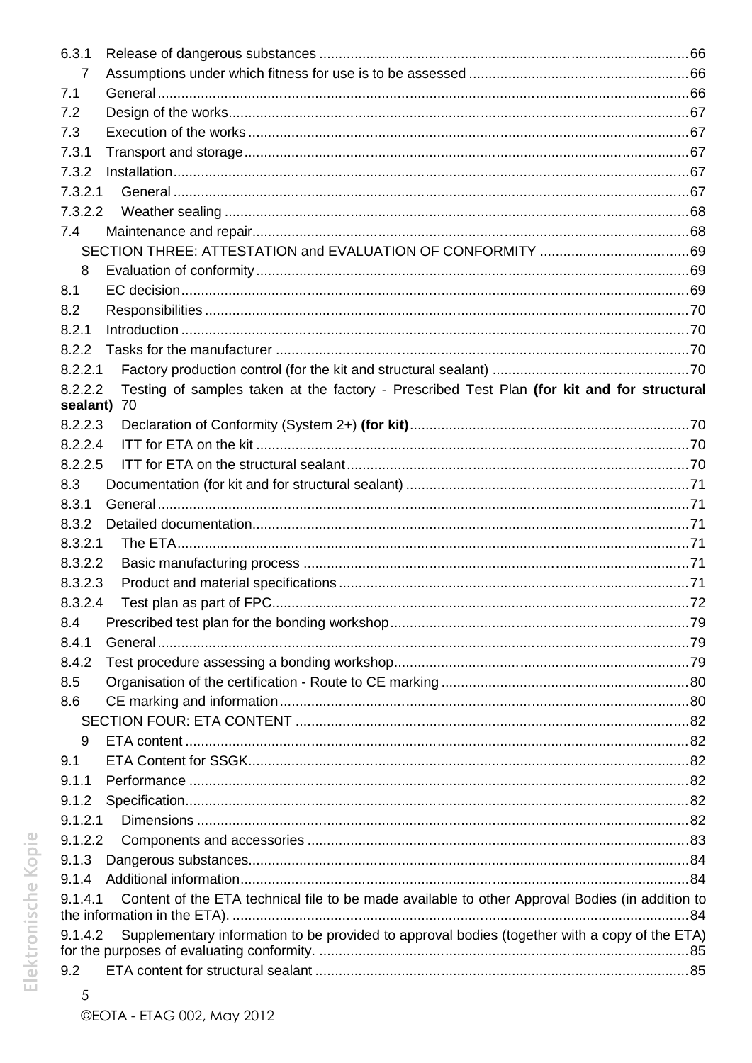6.3.1 Release of dangerous substances ..... 66

7 Assumptions under which fitness for use is to be assessed ..... 66

7.1 General ..... 66

7.2 Design of the works ..... 67

7.3 Execution of the works ..... 67

7.3.1 Transport and storage ..... 67

7.3.2 Installation ..... 67

7.3.2.1 General ..... 67

7.3.2.2 Weather sealing ..... 68

7.4 Maintenance and repair ..... 68

SECTION THREE: ATTESTATION and EVALUATION OF CONFORMITY ..... 69

8 Evaluation of conformity ..... 69

8.1 EC decision ..... 69

8.2 Responsibilities ..... 70

8.2.1 Introduction ..... 70

8.2.2 Tasks for the manufacturer ..... 70

8.2.2.1 Factory production control (for the kit and structural sealant) ..... 70

8.2.2.2 Testing of samples taken at the factory - Prescribed Test Plan **(for kit and for structural sealant)** 70

8.2.2.3 Declaration of Conformity (System 2+) **(for kit)** ..... 70

8.2.2.4 ITT for ETA on the kit ..... 70

8.2.2.5 ITT for ETA on the structural sealant ..... 70

8.3 Documentation (for kit and for structural sealant) ..... 71

8.3.1 General ..... 71

8.3.2 Detailed documentation ..... 71

8.3.2.1 The ETA ..... 71

8.3.2.2 Basic manufacturing process ..... 71

8.3.2.3 Product and material specifications ..... 71

8.3.2.4 Test plan as part of FPC ..... 72

8.4 Prescribed test plan for the bonding workshop ..... 79

8.4.1 General ..... 79

8.4.2 Test procedure assessing a bonding workshop ..... 79

8.5 Organisation of the certification - Route to CE marking ..... 80

8.6 CE marking and information ..... 80

SECTION FOUR: ETA CONTENT ..... 82

9 ETA content ..... 82

9.1 ETA Content for SSGK ..... 82

9.1.1 Performance ..... 82

9.1.2 Specification ..... 82

9.1.2.1 Dimensions ..... 82

9.1.2.2 Components and accessories ..... 83

9.1.3 Dangerous substances ..... 84

9.1.4 Additional information ..... 84

9.1.4.1 Content of the ETA technical file to be made available to other Approval Bodies (in addition to the information in the ETA). ..... 84

9.1.4.2 Supplementary information to be provided to approval bodies (together with a copy of the ETA) for the purposes of evaluating conformity. ..... 85

9.2 ETA content for structural sealant ..... 85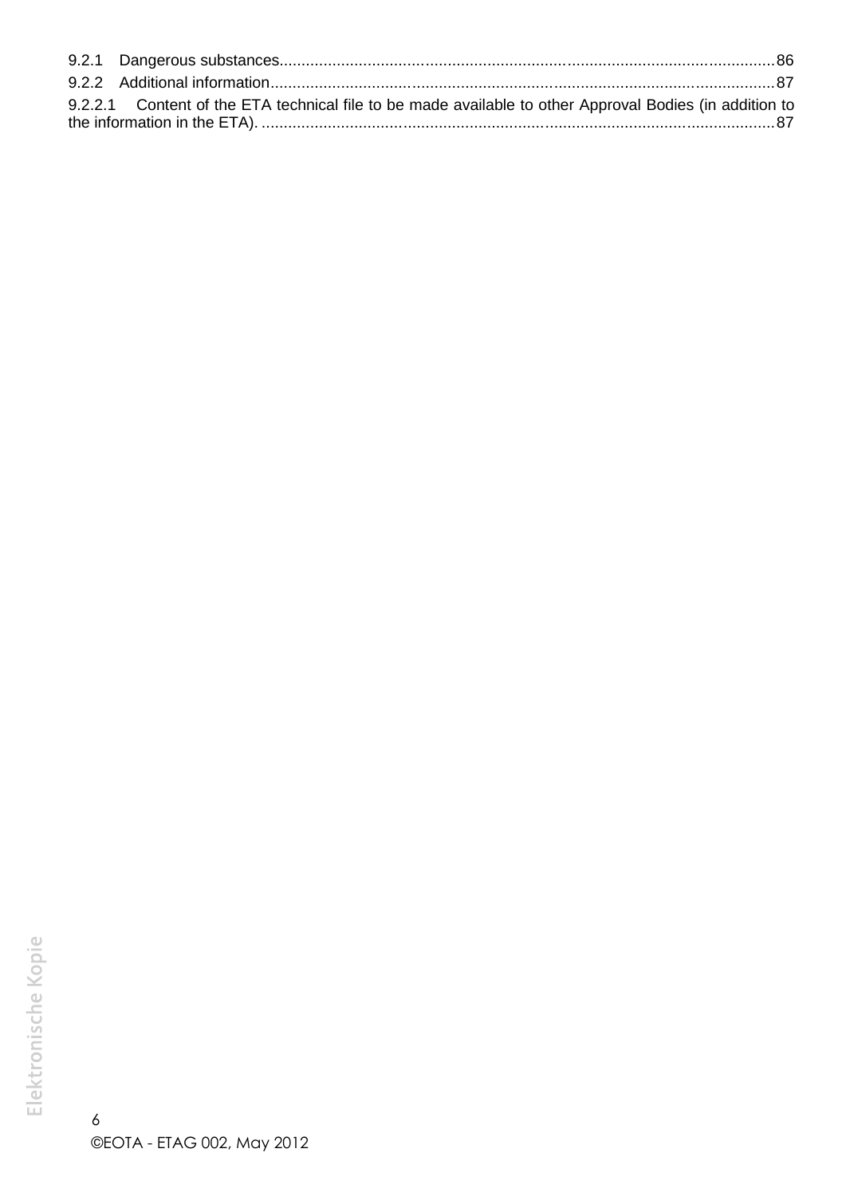9.2.1 Dangerous substances......................................................................................................86

9.2.2 Additional information.........................................................................................................87

9.2.2.1 Content of the ETA technical file to be made available to other Approval Bodies (in addition to the information in the ETA). ...........................................................................................................87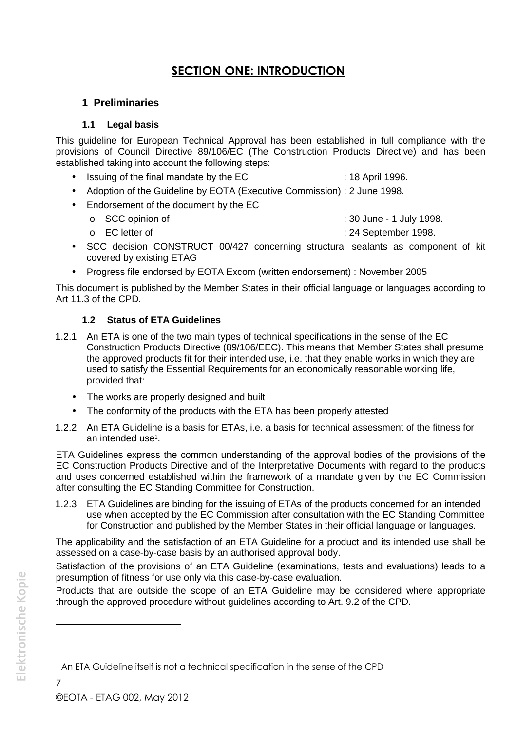# SECTION ONE: INTRODUCTION

## 1 Preliminaries

### 1.1 Legal basis

This guideline for European Technical Approval has been established in full compliance with the provisions of Council Directive 89/106/EC (The Construction Products Directive) and has been established taking into account the following steps:

- Issuing of the final mandate by the EC : 18 April 1996.
- Adoption of the Guideline by EOTA (Executive Commission) : 2 June 1998.
- Endorsement of the document by the EC
  - SCC opinion of : 30 June - 1 July 1998.
  - EC letter of : 24 September 1998.
- SCC decision CONSTRUCT 00/427 concerning structural sealants as component of kit covered by existing ETAG
- Progress file endorsed by EOTA Excom (written endorsement) : November 2005

This document is published by the Member States in their official language or languages according to Art 11.3 of the CPD.

### 1.2 Status of ETA Guidelines

1.2.1 An ETA is one of the two main types of technical specifications in the sense of the EC Construction Products Directive (89/106/EEC). This means that Member States shall presume the approved products fit for their intended use, i.e. that they enable works in which they are used to satisfy the Essential Requirements for an economically reasonable working life, provided that:

- The works are properly designed and built
- The conformity of the products with the ETA has been properly attested

1.2.2 An ETA Guideline is a basis for ETAs, i.e. a basis for technical assessment of the fitness for an intended use[1].

ETA Guidelines express the common understanding of the approval bodies of the provisions of the EC Construction Products Directive and of the Interpretative Documents with regard to the products and uses concerned established within the framework of a mandate given by the EC Commission after consulting the EC Standing Committee for Construction.

1.2.3 ETA Guidelines are binding for the issuing of ETAs of the products concerned for an intended use when accepted by the EC Commission after consultation with the EC Standing Committee for Construction and published by the Member States in their official language or languages.

The applicability and the satisfaction of an ETA Guideline for a product and its intended use shall be assessed on a case-by-case basis by an authorised approval body.

Satisfaction of the provisions of an ETA Guideline (examinations, tests and evaluations) leads to a presumption of fitness for use only via this case-by-case evaluation.

Products that are outside the scope of an ETA Guideline may be considered where appropriate through the approved procedure without guidelines according to Art. 9.2 of the CPD.

---

[1] An ETA Guideline itself is not a technical specification in the sense of the CPD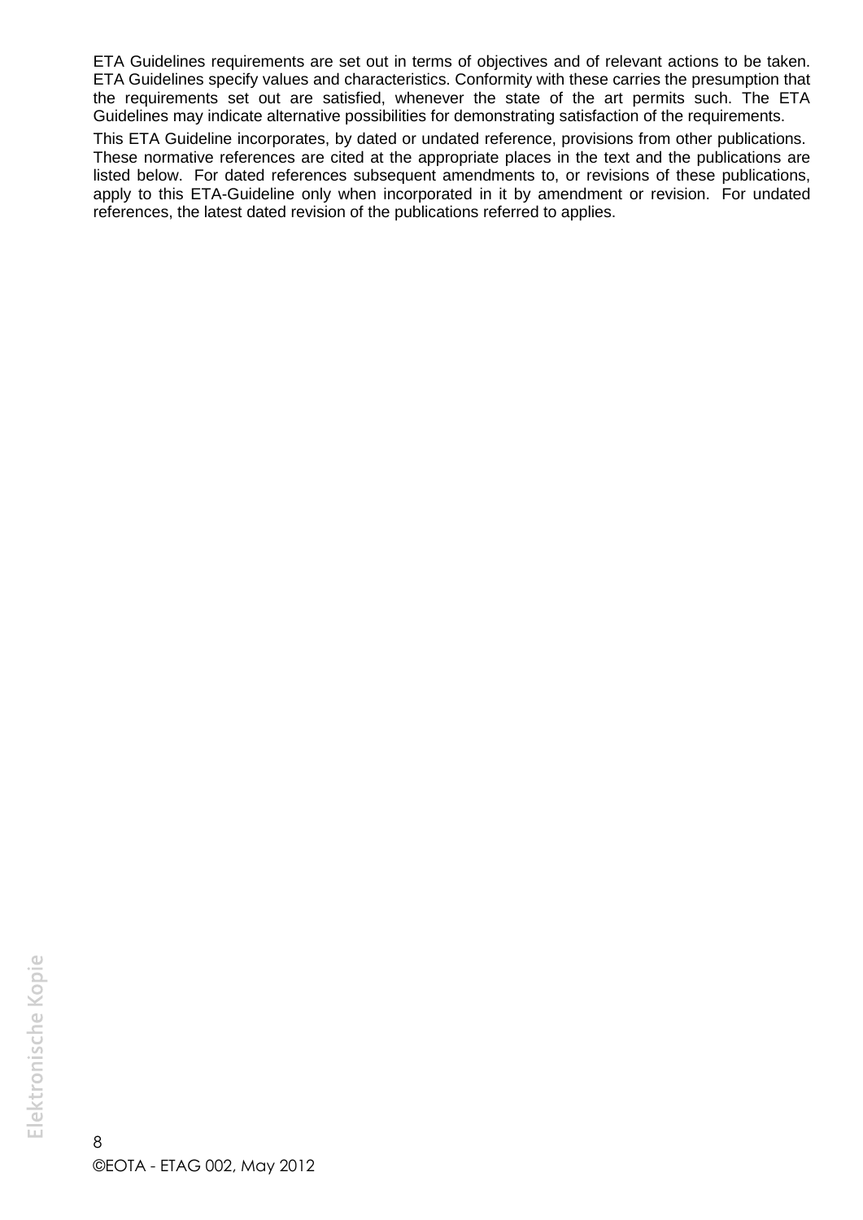ETA Guidelines requirements are set out in terms of objectives and of relevant actions to be taken. ETA Guidelines specify values and characteristics. Conformity with these carries the presumption that the requirements set out are satisfied, whenever the state of the art permits such. The ETA Guidelines may indicate alternative possibilities for demonstrating satisfaction of the requirements.

This ETA Guideline incorporates, by dated or undated reference, provisions from other publications. These normative references are cited at the appropriate places in the text and the publications are listed below. For dated references subsequent amendments to, or revisions of these publications, apply to this ETA-Guideline only when incorporated in it by amendment or revision. For undated references, the latest dated revision of the publications referred to applies.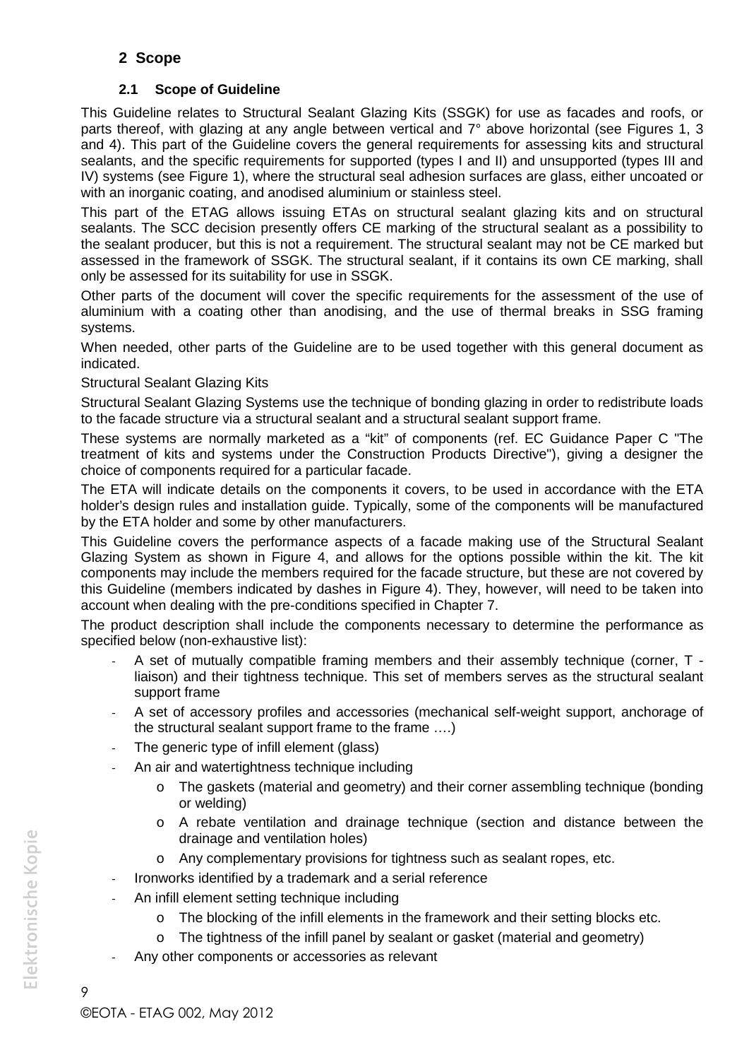# 2 Scope

## 2.1 Scope of Guideline

This Guideline relates to Structural Sealant Glazing Kits (SSGK) for use as facades and roofs, or parts thereof, with glazing at any angle between vertical and 7° above horizontal (see Figures 1, 3 and 4). This part of the Guideline covers the general requirements for assessing kits and structural sealants, and the specific requirements for supported (types I and II) and unsupported (types III and IV) systems (see Figure 1), where the structural seal adhesion surfaces are glass, either uncoated or with an inorganic coating, and anodised aluminium or stainless steel.

This part of the ETAG allows issuing ETAs on structural sealant glazing kits and on structural sealants. The SCC decision presently offers CE marking of the structural sealant as a possibility to the sealant producer, but this is not a requirement. The structural sealant may not be CE marked but assessed in the framework of SSGK. The structural sealant, if it contains its own CE marking, shall only be assessed for its suitability for use in SSGK.

Other parts of the document will cover the specific requirements for the assessment of the use of aluminium with a coating other than anodising, and the use of thermal breaks in SSG framing systems.

When needed, other parts of the Guideline are to be used together with this general document as indicated.

Structural Sealant Glazing Kits

Structural Sealant Glazing Systems use the technique of bonding glazing in order to redistribute loads to the facade structure via a structural sealant and a structural sealant support frame.

These systems are normally marketed as a "kit" of components (ref. EC Guidance Paper C "The treatment of kits and systems under the Construction Products Directive"), giving a designer the choice of components required for a particular facade.

The ETA will indicate details on the components it covers, to be used in accordance with the ETA holder's design rules and installation guide. Typically, some of the components will be manufactured by the ETA holder and some by other manufacturers.

This Guideline covers the performance aspects of a facade making use of the Structural Sealant Glazing System as shown in Figure 4, and allows for the options possible within the kit. The kit components may include the members required for the facade structure, but these are not covered by this Guideline (members indicated by dashes in Figure 4). They, however, will need to be taken into account when dealing with the pre-conditions specified in Chapter 7.

The product description shall include the components necessary to determine the performance as specified below (non-exhaustive list):

- A set of mutually compatible framing members and their assembly technique (corner, T - liaison) and their tightness technique. This set of members serves as the structural sealant support frame
- A set of accessory profiles and accessories (mechanical self-weight support, anchorage of the structural sealant support frame to the frame ….)
- The generic type of infill element (glass)
- An air and watertightness technique including
  - The gaskets (material and geometry) and their corner assembling technique (bonding or welding)
  - A rebate ventilation and drainage technique (section and distance between the drainage and ventilation holes)
  - Any complementary provisions for tightness such as sealant ropes, etc.
- Ironworks identified by a trademark and a serial reference
- An infill element setting technique including
  - The blocking of the infill elements in the framework and their setting blocks etc.
  - The tightness of the infill panel by sealant or gasket (material and geometry)
- Any other components or accessories as relevant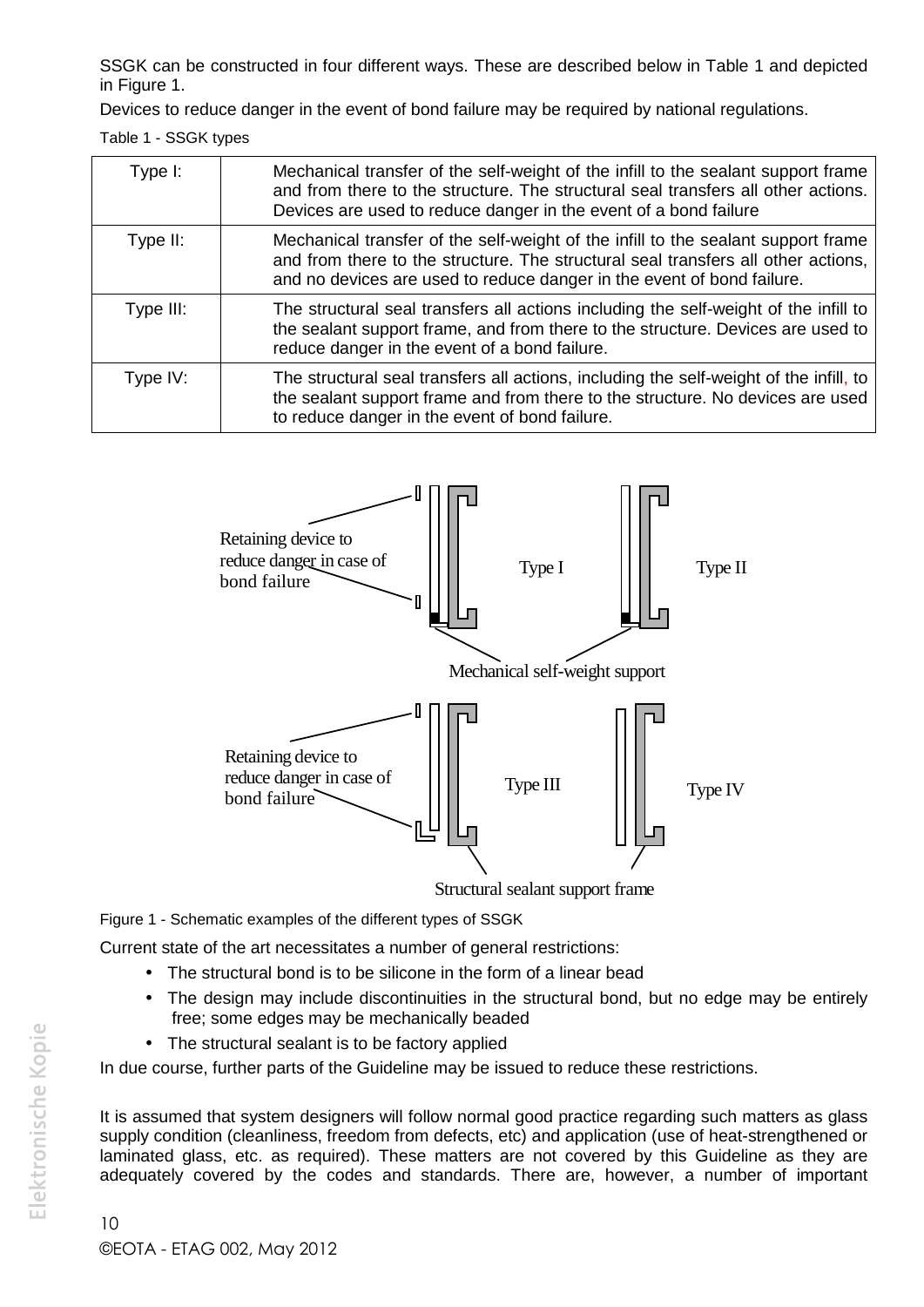SSGK can be constructed in four different ways. These are described below in Table 1 and depicted in Figure 1.

Devices to reduce danger in the event of bond failure may be required by national regulations.

Table 1 - SSGK types

| | |
|---|---|
| Type I: | Mechanical transfer of the self-weight of the infill to the sealant support frame and from there to the structure. The structural seal transfers all other actions. Devices are used to reduce danger in the event of a bond failure |
| Type II: | Mechanical transfer of the self-weight of the infill to the sealant support frame and from there to the structure. The structural seal transfers all other actions, and no devices are used to reduce danger in the event of bond failure. |
| Type III: | The structural seal transfers all actions including the self-weight of the infill to the sealant support frame, and from there to the structure. Devices are used to reduce danger in the event of a bond failure. |
| Type IV: | The structural seal transfers all actions, including the self-weight of the infill, to the sealant support frame and from there to the structure. No devices are used to reduce danger in the event of bond failure. |

Retaining device to reduce danger in case of bond failure

Type I

Type II

Mechanical self-weight support

Retaining device to reduce danger in case of bond failure

Type III

Type IV

Structural sealant support frame

Figure 1 - Schematic examples of the different types of SSGK

Current state of the art necessitates a number of general restrictions:

- The structural bond is to be silicone in the form of a linear bead
- The design may include discontinuities in the structural bond, but no edge may be entirely free; some edges may be mechanically beaded
- The structural sealant is to be factory applied

In due course, further parts of the Guideline may be issued to reduce these restrictions.

It is assumed that system designers will follow normal good practice regarding such matters as glass supply condition (cleanliness, freedom from defects, etc) and application (use of heat-strengthened or laminated glass, etc. as required). These matters are not covered by this Guideline as they are adequately covered by the codes and standards. There are, however, a number of important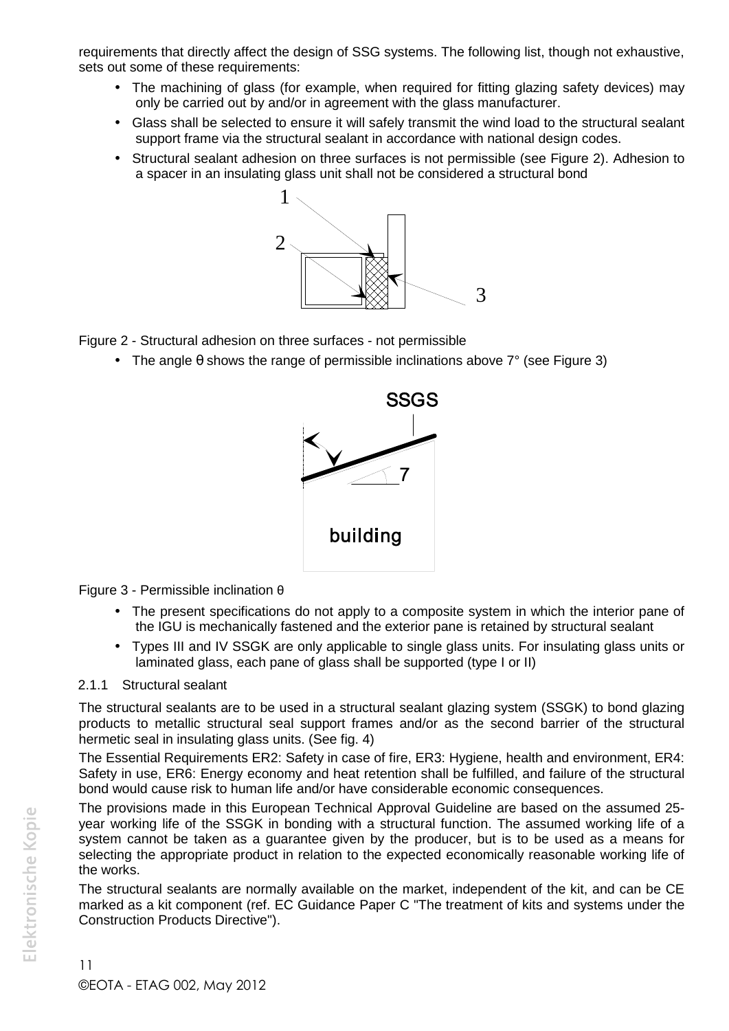requirements that directly affect the design of SSG systems. The following list, though not exhaustive, sets out some of these requirements:

- The machining of glass (for example, when required for fitting glazing safety devices) may only be carried out by and/or in agreement with the glass manufacturer.
- Glass shall be selected to ensure it will safely transmit the wind load to the structural sealant support frame via the structural sealant in accordance with national design codes.
- Structural sealant adhesion on three surfaces is not permissible (see Figure 2). Adhesion to a spacer in an insulating glass unit shall not be considered a structural bond

Figure 2 - Structural adhesion on three surfaces - not permissible

- The angle θ shows the range of permissible inclinations above 7° (see Figure 3)

Figure 3 - Permissible inclination θ

- The present specifications do not apply to a composite system in which the interior pane of the IGU is mechanically fastened and the exterior pane is retained by structural sealant
- Types III and IV SSGK are only applicable to single glass units. For insulating glass units or laminated glass, each pane of glass shall be supported (type I or II)

### 2.1.1 Structural sealant

The structural sealants are to be used in a structural sealant glazing system (SSGK) to bond glazing products to metallic structural seal support frames and/or as the second barrier of the structural hermetic seal in insulating glass units. (See fig. 4)

The Essential Requirements ER2: Safety in case of fire, ER3: Hygiene, health and environment, ER4: Safety in use, ER6: Energy economy and heat retention shall be fulfilled, and failure of the structural bond would cause risk to human life and/or have considerable economic consequences.

The provisions made in this European Technical Approval Guideline are based on the assumed 25-year working life of the SSGK in bonding with a structural function. The assumed working life of a system cannot be taken as a guarantee given by the producer, but is to be used as a means for selecting the appropriate product in relation to the expected economically reasonable working life of the works.

The structural sealants are normally available on the market, independent of the kit, and can be CE marked as a kit component (ref. EC Guidance Paper C "The treatment of kits and systems under the Construction Products Directive").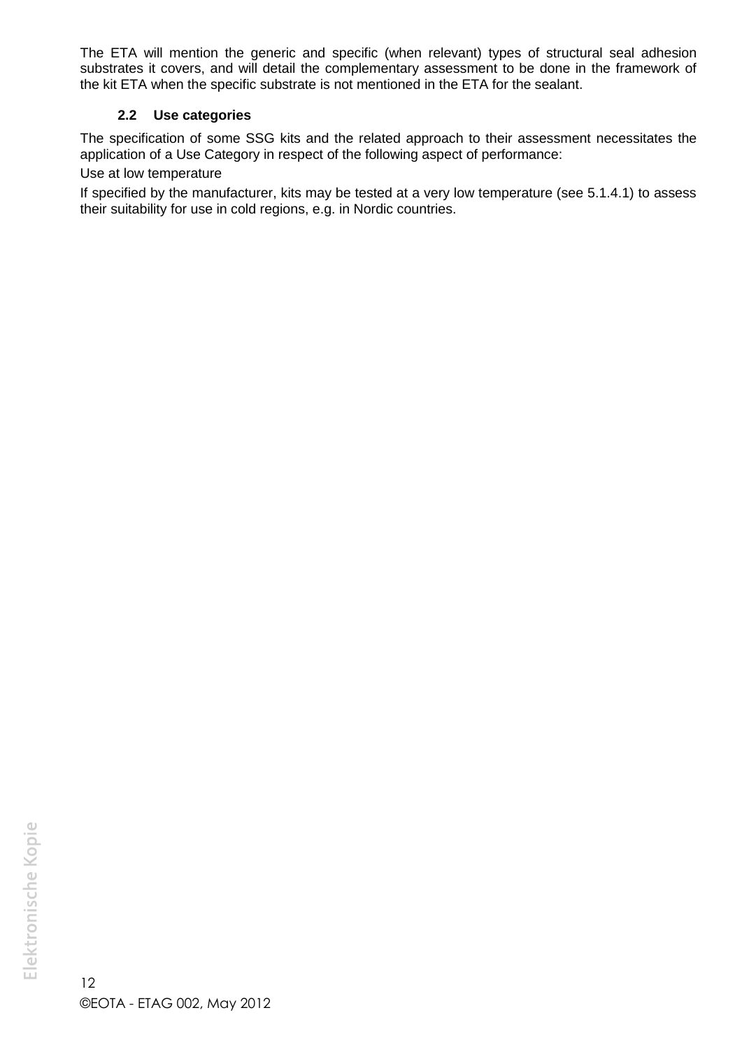The ETA will mention the generic and specific (when relevant) types of structural seal adhesion substrates it covers, and will detail the complementary assessment to be done in the framework of the kit ETA when the specific substrate is not mentioned in the ETA for the sealant.

### 2.2 Use categories

The specification of some SSG kits and the related approach to their assessment necessitates the application of a Use Category in respect of the following aspect of performance:

Use at low temperature

If specified by the manufacturer, kits may be tested at a very low temperature (see 5.1.4.1) to assess their suitability for use in cold regions, e.g. in Nordic countries.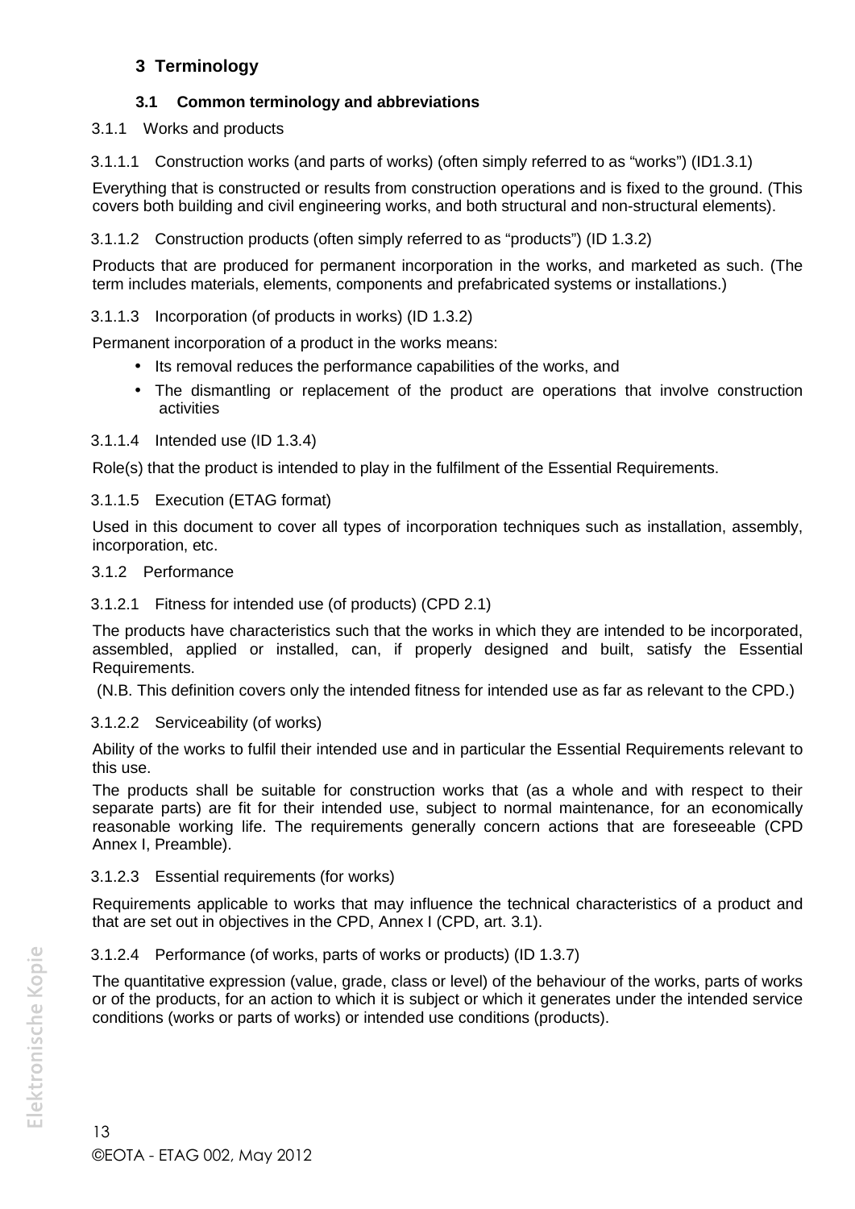# 3 Terminology

## 3.1 Common terminology and abbreviations

### 3.1.1 Works and products

#### 3.1.1.1 Construction works (and parts of works) (often simply referred to as “works”) (ID1.3.1)

Everything that is constructed or results from construction operations and is fixed to the ground. (This covers both building and civil engineering works, and both structural and non-structural elements).

#### 3.1.1.2 Construction products (often simply referred to as “products”) (ID 1.3.2)

Products that are produced for permanent incorporation in the works, and marketed as such. (The term includes materials, elements, components and prefabricated systems or installations.)

#### 3.1.1.3 Incorporation (of products in works) (ID 1.3.2)

Permanent incorporation of a product in the works means:

- Its removal reduces the performance capabilities of the works, and
- The dismantling or replacement of the product are operations that involve construction activities

#### 3.1.1.4 Intended use (ID 1.3.4)

Role(s) that the product is intended to play in the fulfilment of the Essential Requirements.

#### 3.1.1.5 Execution (ETAG format)

Used in this document to cover all types of incorporation techniques such as installation, assembly, incorporation, etc.

### 3.1.2 Performance

#### 3.1.2.1 Fitness for intended use (of products) (CPD 2.1)

The products have characteristics such that the works in which they are intended to be incorporated, assembled, applied or installed, can, if properly designed and built, satisfy the Essential Requirements.

(N.B. This definition covers only the intended fitness for intended use as far as relevant to the CPD.)

#### 3.1.2.2 Serviceability (of works)

Ability of the works to fulfil their intended use and in particular the Essential Requirements relevant to this use.

The products shall be suitable for construction works that (as a whole and with respect to their separate parts) are fit for their intended use, subject to normal maintenance, for an economically reasonable working life. The requirements generally concern actions that are foreseeable (CPD Annex I, Preamble).

#### 3.1.2.3 Essential requirements (for works)

Requirements applicable to works that may influence the technical characteristics of a product and that are set out in objectives in the CPD, Annex I (CPD, art. 3.1).

#### 3.1.2.4 Performance (of works, parts of works or products) (ID 1.3.7)

The quantitative expression (value, grade, class or level) of the behaviour of the works, parts of works or of the products, for an action to which it is subject or which it generates under the intended service conditions (works or parts of works) or intended use conditions (products).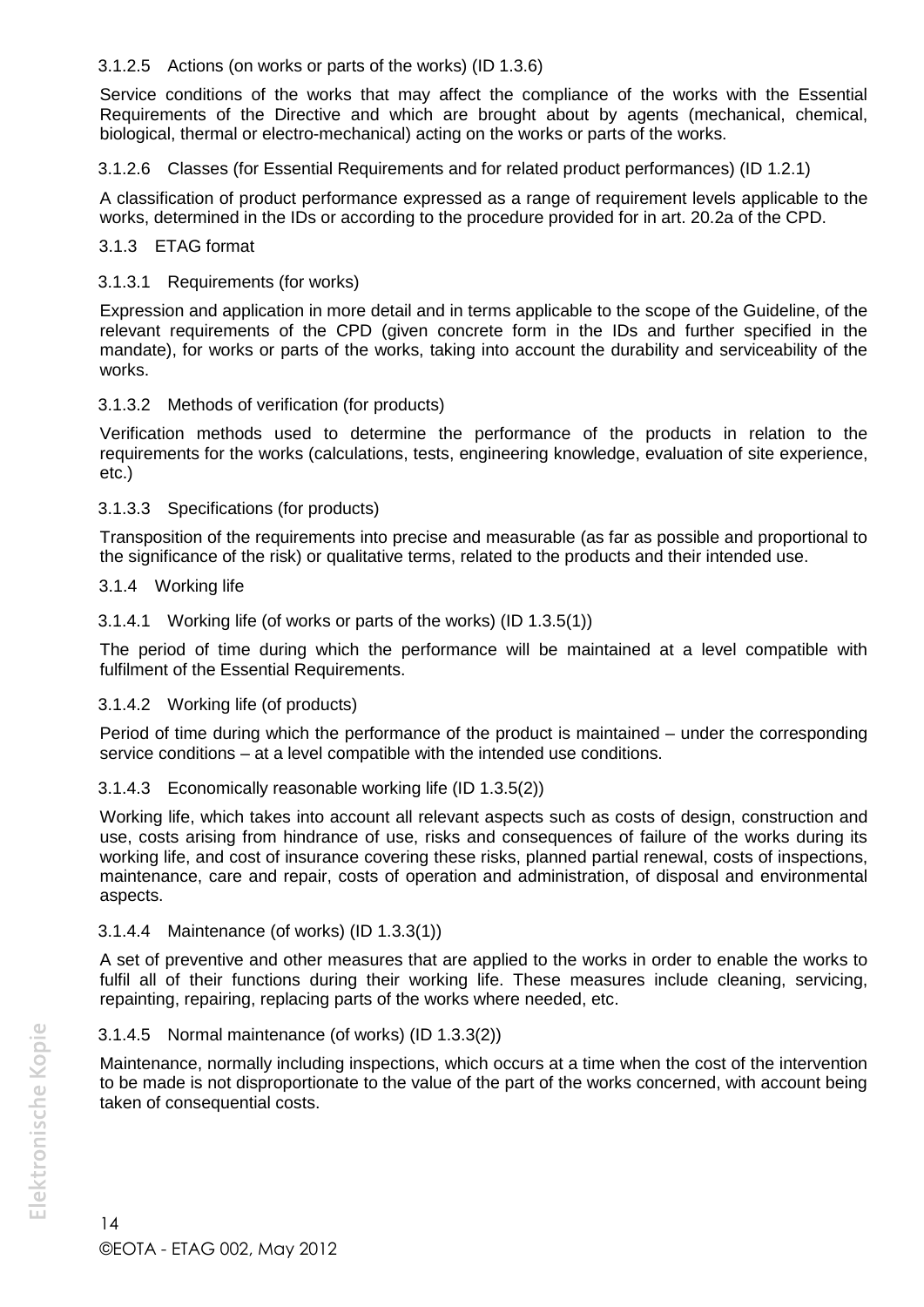#### 3.1.2.5 Actions (on works or parts of the works) (ID 1.3.6)

Service conditions of the works that may affect the compliance of the works with the Essential Requirements of the Directive and which are brought about by agents (mechanical, chemical, biological, thermal or electro-mechanical) acting on the works or parts of the works.

#### 3.1.2.6 Classes (for Essential Requirements and for related product performances) (ID 1.2.1)

A classification of product performance expressed as a range of requirement levels applicable to the works, determined in the IDs or according to the procedure provided for in art. 20.2a of the CPD.

### 3.1.3 ETAG format

#### 3.1.3.1 Requirements (for works)

Expression and application in more detail and in terms applicable to the scope of the Guideline, of the relevant requirements of the CPD (given concrete form in the IDs and further specified in the mandate), for works or parts of the works, taking into account the durability and serviceability of the works.

#### 3.1.3.2 Methods of verification (for products)

Verification methods used to determine the performance of the products in relation to the requirements for the works (calculations, tests, engineering knowledge, evaluation of site experience, etc.)

#### 3.1.3.3 Specifications (for products)

Transposition of the requirements into precise and measurable (as far as possible and proportional to the significance of the risk) or qualitative terms, related to the products and their intended use.

### 3.1.4 Working life

#### 3.1.4.1 Working life (of works or parts of the works) (ID 1.3.5(1))

The period of time during which the performance will be maintained at a level compatible with fulfilment of the Essential Requirements.

#### 3.1.4.2 Working life (of products)

Period of time during which the performance of the product is maintained – under the corresponding service conditions – at a level compatible with the intended use conditions.

#### 3.1.4.3 Economically reasonable working life (ID 1.3.5(2))

Working life, which takes into account all relevant aspects such as costs of design, construction and use, costs arising from hindrance of use, risks and consequences of failure of the works during its working life, and cost of insurance covering these risks, planned partial renewal, costs of inspections, maintenance, care and repair, costs of operation and administration, of disposal and environmental aspects.

#### 3.1.4.4 Maintenance (of works) (ID 1.3.3(1))

A set of preventive and other measures that are applied to the works in order to enable the works to fulfil all of their functions during their working life. These measures include cleaning, servicing, repainting, repairing, replacing parts of the works where needed, etc.

#### 3.1.4.5 Normal maintenance (of works) (ID 1.3.3(2))

Maintenance, normally including inspections, which occurs at a time when the cost of the intervention to be made is not disproportionate to the value of the part of the works concerned, with account being taken of consequential costs.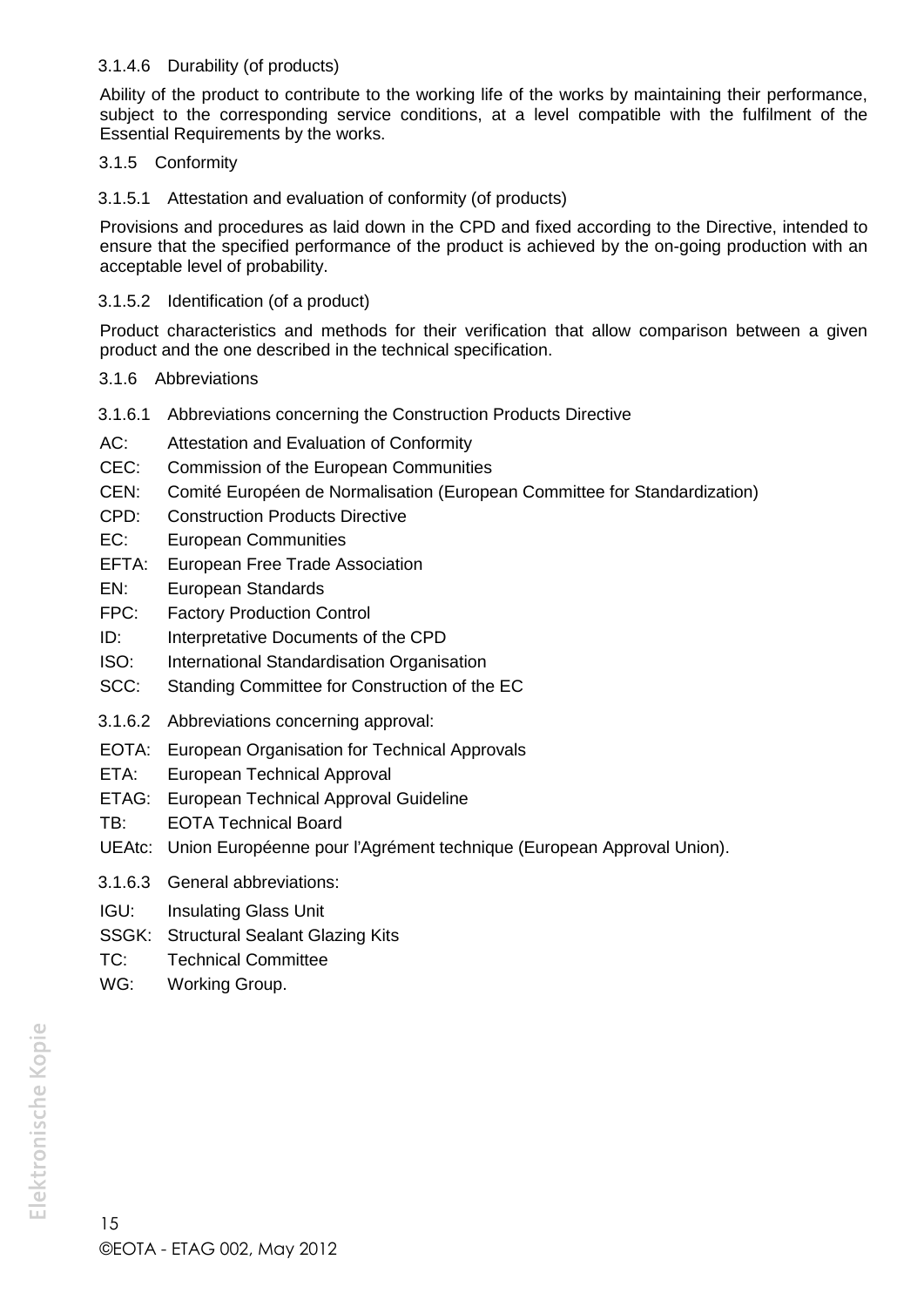#### 3.1.4.6 Durability (of products)

Ability of the product to contribute to the working life of the works by maintaining their performance, subject to the corresponding service conditions, at a level compatible with the fulfilment of the Essential Requirements by the works.

### 3.1.5 Conformity

#### 3.1.5.1 Attestation and evaluation of conformity (of products)

Provisions and procedures as laid down in the CPD and fixed according to the Directive, intended to ensure that the specified performance of the product is achieved by the on-going production with an acceptable level of probability.

#### 3.1.5.2 Identification (of a product)

Product characteristics and methods for their verification that allow comparison between a given product and the one described in the technical specification.

### 3.1.6 Abbreviations

#### 3.1.6.1 Abbreviations concerning the Construction Products Directive

AC: Attestation and Evaluation of Conformity
CEC: Commission of the European Communities
CEN: Comité Européen de Normalisation (European Committee for Standardization)
CPD: Construction Products Directive
EC: European Communities
EFTA: European Free Trade Association
EN: European Standards
FPC: Factory Production Control
ID: Interpretative Documents of the CPD
ISO: International Standardisation Organisation
SCC: Standing Committee for Construction of the EC

#### 3.1.6.2 Abbreviations concerning approval:

EOTA: European Organisation for Technical Approvals
ETA: European Technical Approval
ETAG: European Technical Approval Guideline
TB: EOTA Technical Board
UEAtc: Union Européenne pour l'Agrément technique (European Approval Union).

#### 3.1.6.3 General abbreviations:

IGU: Insulating Glass Unit
SSGK: Structural Sealant Glazing Kits
TC: Technical Committee
WG: Working Group.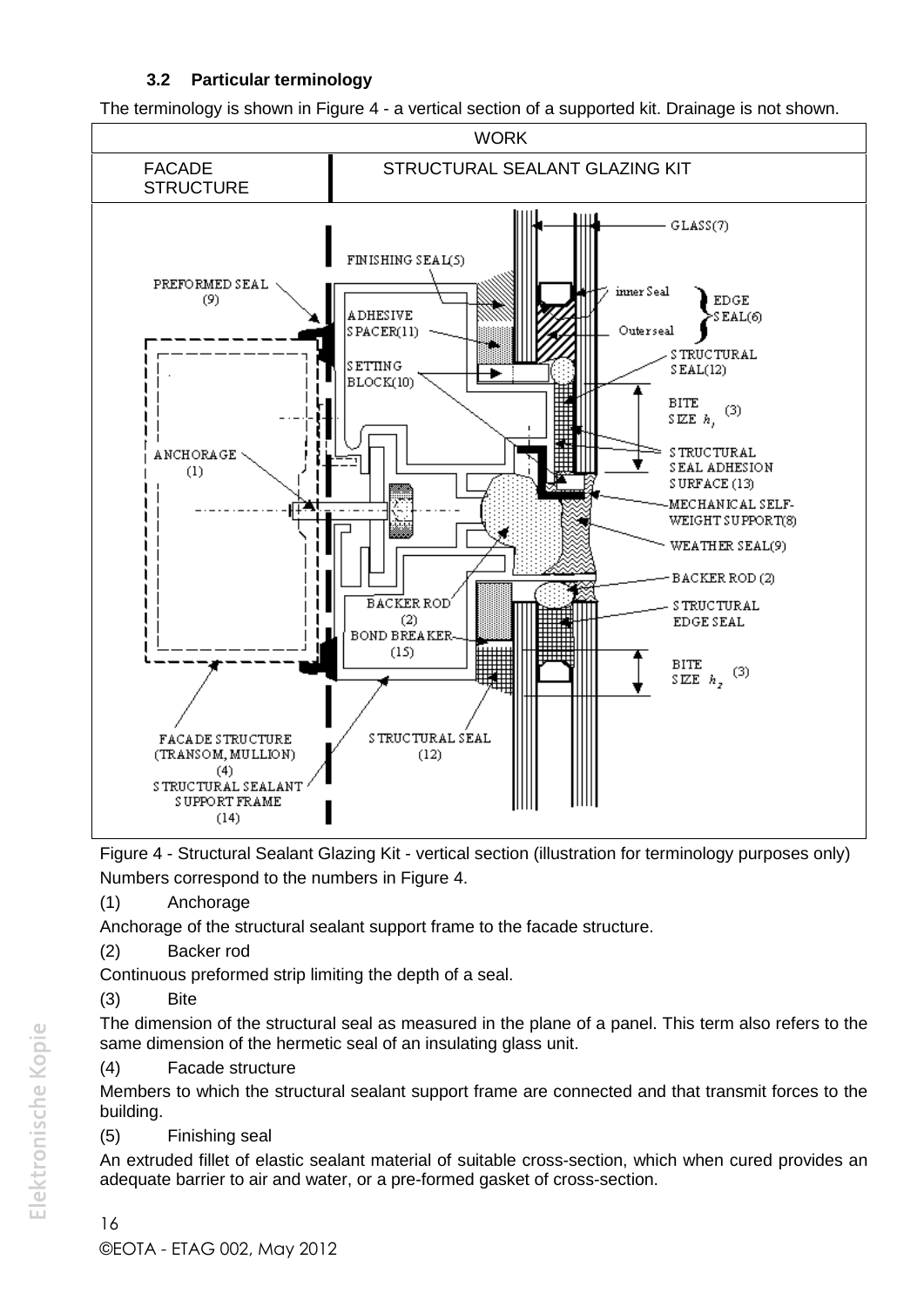### 3.2 Particular terminology

The terminology is shown in Figure 4 - a vertical section of a supported kit. Drainage is not shown.

| WORK | |
|---|---|
| FACADE STRUCTURE | STRUCTURAL SEALANT GLAZING KIT |

Figure 4 - Structural Sealant Glazing Kit - vertical section (illustration for terminology purposes only)

Numbers correspond to the numbers in Figure 4.

(1) Anchorage

Anchorage of the structural sealant support frame to the facade structure.

(2) Backer rod

Continuous preformed strip limiting the depth of a seal.

(3) Bite

The dimension of the structural seal as measured in the plane of a panel. This term also refers to the same dimension of the hermetic seal of an insulating glass unit.

(4) Facade structure

Members to which the structural sealant support frame are connected and that transmit forces to the building.

(5) Finishing seal

An extruded fillet of elastic sealant material of suitable cross-section, which when cured provides an adequate barrier to air and water, or a pre-formed gasket of cross-section.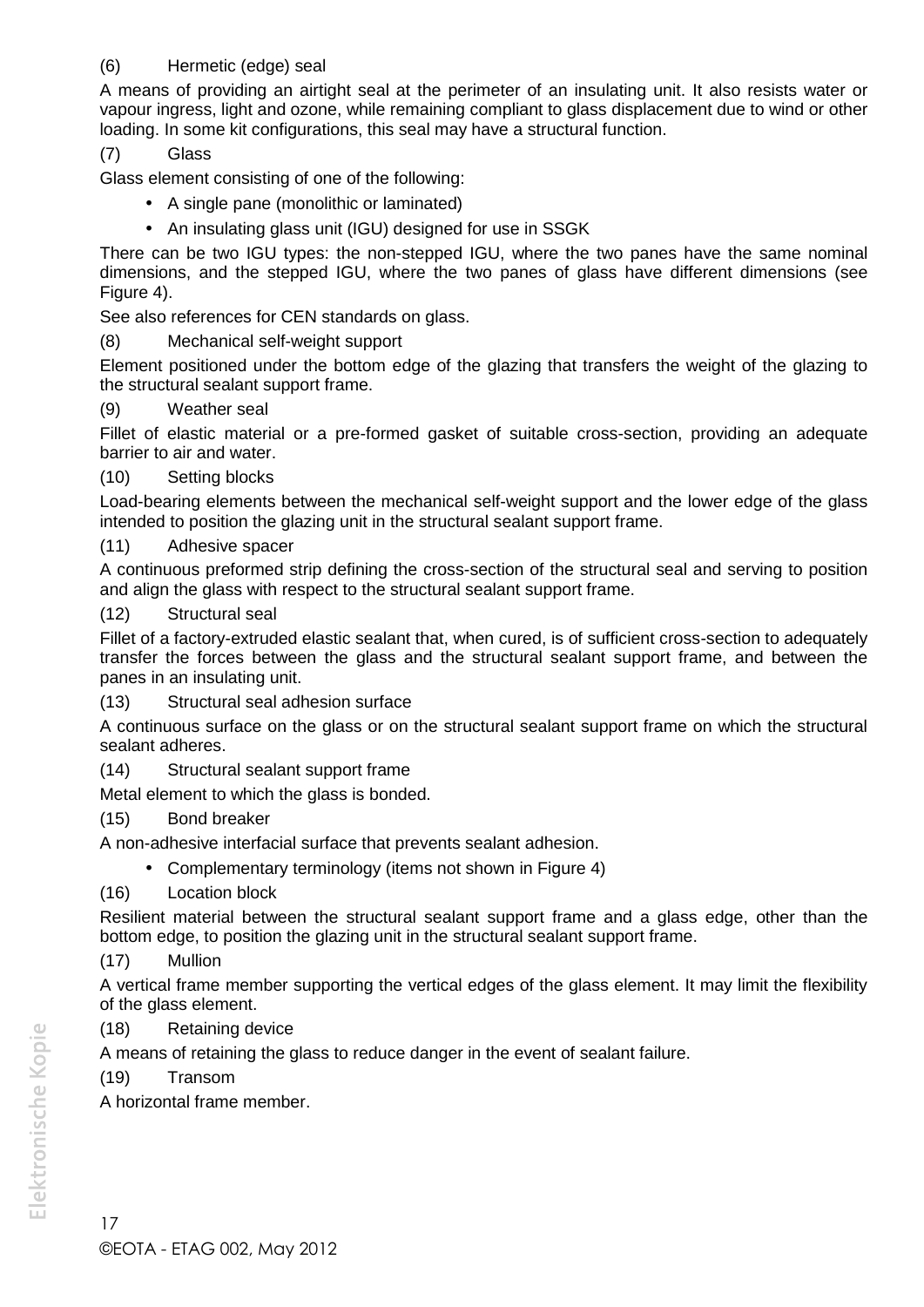(6) Hermetic (edge) seal

A means of providing an airtight seal at the perimeter of an insulating unit. It also resists water or vapour ingress, light and ozone, while remaining compliant to glass displacement due to wind or other loading. In some kit configurations, this seal may have a structural function.

(7) Glass

Glass element consisting of one of the following:

- A single pane (monolithic or laminated)
- An insulating glass unit (IGU) designed for use in SSGK

There can be two IGU types: the non-stepped IGU, where the two panes have the same nominal dimensions, and the stepped IGU, where the two panes of glass have different dimensions (see Figure 4).

See also references for CEN standards on glass.

(8) Mechanical self-weight support

Element positioned under the bottom edge of the glazing that transfers the weight of the glazing to the structural sealant support frame.

(9) Weather seal

Fillet of elastic material or a pre-formed gasket of suitable cross-section, providing an adequate barrier to air and water.

(10) Setting blocks

Load-bearing elements between the mechanical self-weight support and the lower edge of the glass intended to position the glazing unit in the structural sealant support frame.

(11) Adhesive spacer

A continuous preformed strip defining the cross-section of the structural seal and serving to position and align the glass with respect to the structural sealant support frame.

(12) Structural seal

Fillet of a factory-extruded elastic sealant that, when cured, is of sufficient cross-section to adequately transfer the forces between the glass and the structural sealant support frame, and between the panes in an insulating unit.

(13) Structural seal adhesion surface

A continuous surface on the glass or on the structural sealant support frame on which the structural sealant adheres.

(14) Structural sealant support frame

Metal element to which the glass is bonded.

(15) Bond breaker

A non-adhesive interfacial surface that prevents sealant adhesion.

- Complementary terminology (items not shown in Figure 4)

(16) Location block

Resilient material between the structural sealant support frame and a glass edge, other than the bottom edge, to position the glazing unit in the structural sealant support frame.

(17) Mullion

A vertical frame member supporting the vertical edges of the glass element. It may limit the flexibility of the glass element.

(18) Retaining device

A means of retaining the glass to reduce danger in the event of sealant failure.

(19) Transom

A horizontal frame member.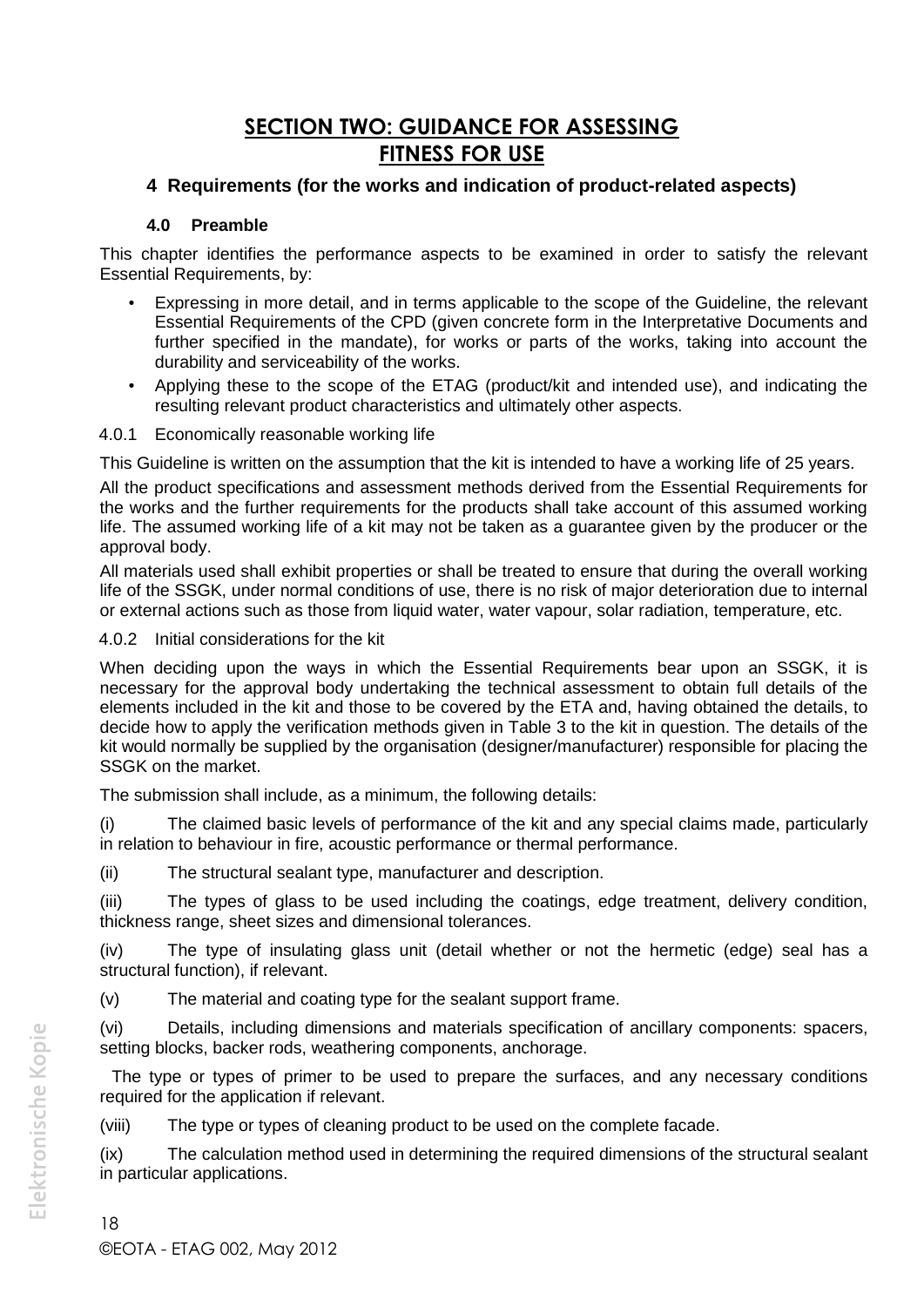# SECTION TWO: GUIDANCE FOR ASSESSING FITNESS FOR USE

## 4 Requirements (for the works and indication of product-related aspects)

### 4.0 Preamble

This chapter identifies the performance aspects to be examined in order to satisfy the relevant Essential Requirements, by:

- Expressing in more detail, and in terms applicable to the scope of the Guideline, the relevant Essential Requirements of the CPD (given concrete form in the Interpretative Documents and further specified in the mandate), for works or parts of the works, taking into account the durability and serviceability of the works.
- Applying these to the scope of the ETAG (product/kit and intended use), and indicating the resulting relevant product characteristics and ultimately other aspects.

4.0.1 Economically reasonable working life

This Guideline is written on the assumption that the kit is intended to have a working life of 25 years.

All the product specifications and assessment methods derived from the Essential Requirements for the works and the further requirements for the products shall take account of this assumed working life. The assumed working life of a kit may not be taken as a guarantee given by the producer or the approval body.

All materials used shall exhibit properties or shall be treated to ensure that during the overall working life of the SSGK, under normal conditions of use, there is no risk of major deterioration due to internal or external actions such as those from liquid water, water vapour, solar radiation, temperature, etc.

4.0.2 Initial considerations for the kit

When deciding upon the ways in which the Essential Requirements bear upon an SSGK, it is necessary for the approval body undertaking the technical assessment to obtain full details of the elements included in the kit and those to be covered by the ETA and, having obtained the details, to decide how to apply the verification methods given in Table 3 to the kit in question. The details of the kit would normally be supplied by the organisation (designer/manufacturer) responsible for placing the SSGK on the market.

The submission shall include, as a minimum, the following details:

(i) The claimed basic levels of performance of the kit and any special claims made, particularly in relation to behaviour in fire, acoustic performance or thermal performance.

(ii) The structural sealant type, manufacturer and description.

(iii) The types of glass to be used including the coatings, edge treatment, delivery condition, thickness range, sheet sizes and dimensional tolerances.

(iv) The type of insulating glass unit (detail whether or not the hermetic (edge) seal has a structural function), if relevant.

(v) The material and coating type for the sealant support frame.

(vi) Details, including dimensions and materials specification of ancillary components: spacers, setting blocks, backer rods, weathering components, anchorage.

The type or types of primer to be used to prepare the surfaces, and any necessary conditions required for the application if relevant.

(viii) The type or types of cleaning product to be used on the complete facade.

(ix) The calculation method used in determining the required dimensions of the structural sealant in particular applications.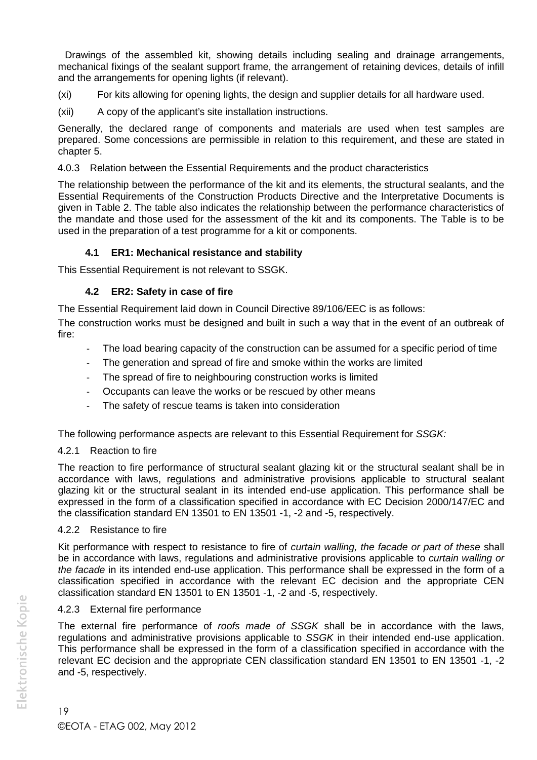Drawings of the assembled kit, showing details including sealing and drainage arrangements, mechanical fixings of the sealant support frame, the arrangement of retaining devices, details of infill and the arrangements for opening lights (if relevant).

(xi) For kits allowing for opening lights, the design and supplier details for all hardware used.

(xii) A copy of the applicant's site installation instructions.

Generally, the declared range of components and materials are used when test samples are prepared. Some concessions are permissible in relation to this requirement, and these are stated in chapter 5.

#### 4.0.3 Relation between the Essential Requirements and the product characteristics

The relationship between the performance of the kit and its elements, the structural sealants, and the Essential Requirements of the Construction Products Directive and the Interpretative Documents is given in Table 2. The table also indicates the relationship between the performance characteristics of the mandate and those used for the assessment of the kit and its components. The Table is to be used in the preparation of a test programme for a kit or components.

### 4.1 ER1: Mechanical resistance and stability

This Essential Requirement is not relevant to SSGK.

### 4.2 ER2: Safety in case of fire

The Essential Requirement laid down in Council Directive 89/106/EEC is as follows:

The construction works must be designed and built in such a way that in the event of an outbreak of fire:

- The load bearing capacity of the construction can be assumed for a specific period of time
- The generation and spread of fire and smoke within the works are limited
- The spread of fire to neighbouring construction works is limited
- Occupants can leave the works or be rescued by other means
- The safety of rescue teams is taken into consideration

The following performance aspects are relevant to this Essential Requirement for *SSGK:*

#### 4.2.1 Reaction to fire

The reaction to fire performance of structural sealant glazing kit or the structural sealant shall be in accordance with laws, regulations and administrative provisions applicable to structural sealant glazing kit or the structural sealant in its intended end-use application. This performance shall be expressed in the form of a classification specified in accordance with EC Decision 2000/147/EC and the classification standard EN 13501 to EN 13501 -1, -2 and -5, respectively.

#### 4.2.2 Resistance to fire

Kit performance with respect to resistance to fire of *curtain walling, the facade or part of these* shall be in accordance with laws, regulations and administrative provisions applicable to *curtain walling or the facade* in its intended end-use application. This performance shall be expressed in the form of a classification specified in accordance with the relevant EC decision and the appropriate CEN classification standard EN 13501 to EN 13501 -1, -2 and -5, respectively.

#### 4.2.3 External fire performance

The external fire performance of *roofs made of SSGK* shall be in accordance with the laws, regulations and administrative provisions applicable to *SSGK* in their intended end-use application. This performance shall be expressed in the form of a classification specified in accordance with the relevant EC decision and the appropriate CEN classification standard EN 13501 to EN 13501 -1, -2 and -5, respectively.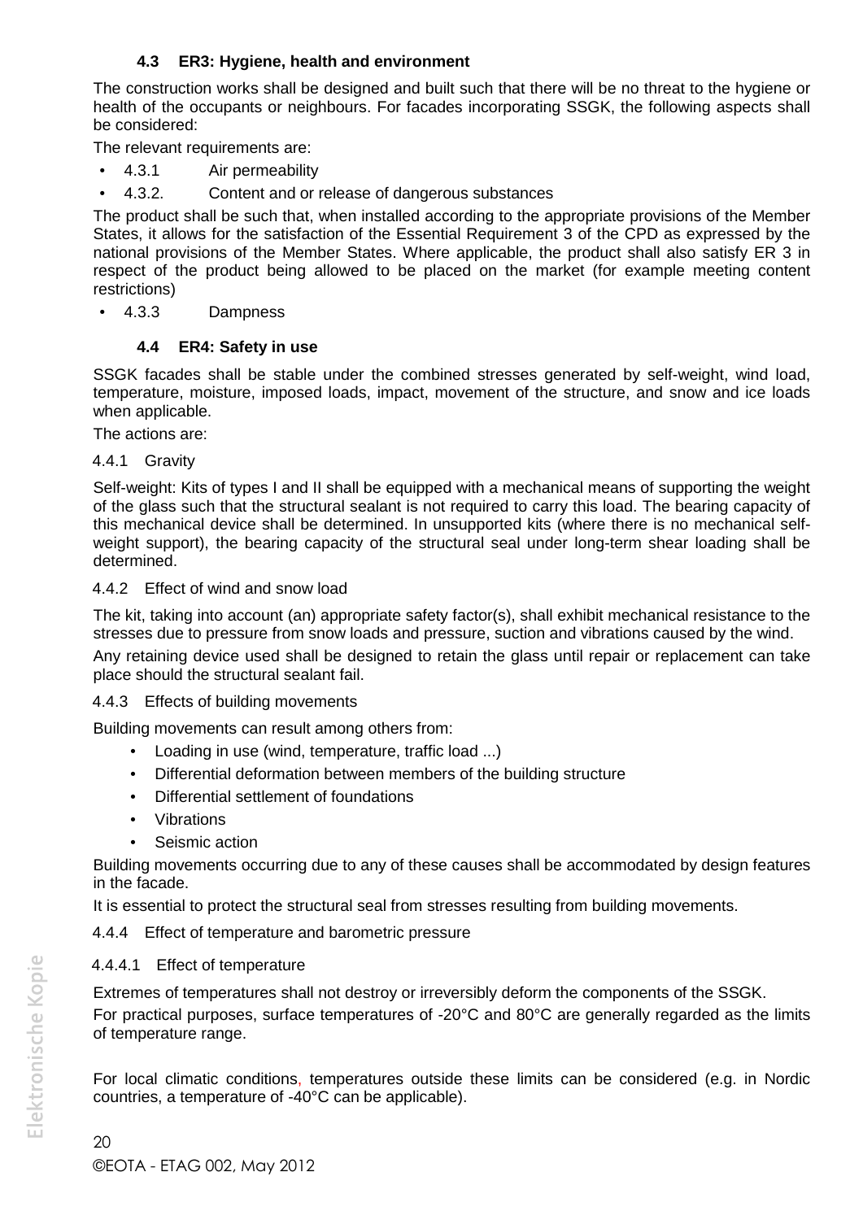### 4.3 ER3: Hygiene, health and environment

The construction works shall be designed and built such that there will be no threat to the hygiene or health of the occupants or neighbours. For facades incorporating SSGK, the following aspects shall be considered:

The relevant requirements are:

- 4.3.1 Air permeability
- 4.3.2. Content and or release of dangerous substances

The product shall be such that, when installed according to the appropriate provisions of the Member States, it allows for the satisfaction of the Essential Requirement 3 of the CPD as expressed by the national provisions of the Member States. Where applicable, the product shall also satisfy ER 3 in respect of the product being allowed to be placed on the market (for example meeting content restrictions)

- 4.3.3 Dampness

### 4.4 ER4: Safety in use

SSGK facades shall be stable under the combined stresses generated by self-weight, wind load, temperature, moisture, imposed loads, impact, movement of the structure, and snow and ice loads when applicable.

The actions are:

#### 4.4.1 Gravity

Self-weight: Kits of types I and II shall be equipped with a mechanical means of supporting the weight of the glass such that the structural sealant is not required to carry this load. The bearing capacity of this mechanical device shall be determined. In unsupported kits (where there is no mechanical self-weight support), the bearing capacity of the structural seal under long-term shear loading shall be determined.

#### 4.4.2 Effect of wind and snow load

The kit, taking into account (an) appropriate safety factor(s), shall exhibit mechanical resistance to the stresses due to pressure from snow loads and pressure, suction and vibrations caused by the wind.

Any retaining device used shall be designed to retain the glass until repair or replacement can take place should the structural sealant fail.

#### 4.4.3 Effects of building movements

Building movements can result among others from:

- Loading in use (wind, temperature, traffic load ...)
- Differential deformation between members of the building structure
- Differential settlement of foundations
- Vibrations
- Seismic action

Building movements occurring due to any of these causes shall be accommodated by design features in the facade.

It is essential to protect the structural seal from stresses resulting from building movements.

#### 4.4.4 Effect of temperature and barometric pressure

##### 4.4.4.1 Effect of temperature

Extremes of temperatures shall not destroy or irreversibly deform the components of the SSGK.

For practical purposes, surface temperatures of -20°C and 80°C are generally regarded as the limits of temperature range.

For local climatic conditions, temperatures outside these limits can be considered (e.g. in Nordic countries, a temperature of -40°C can be applicable).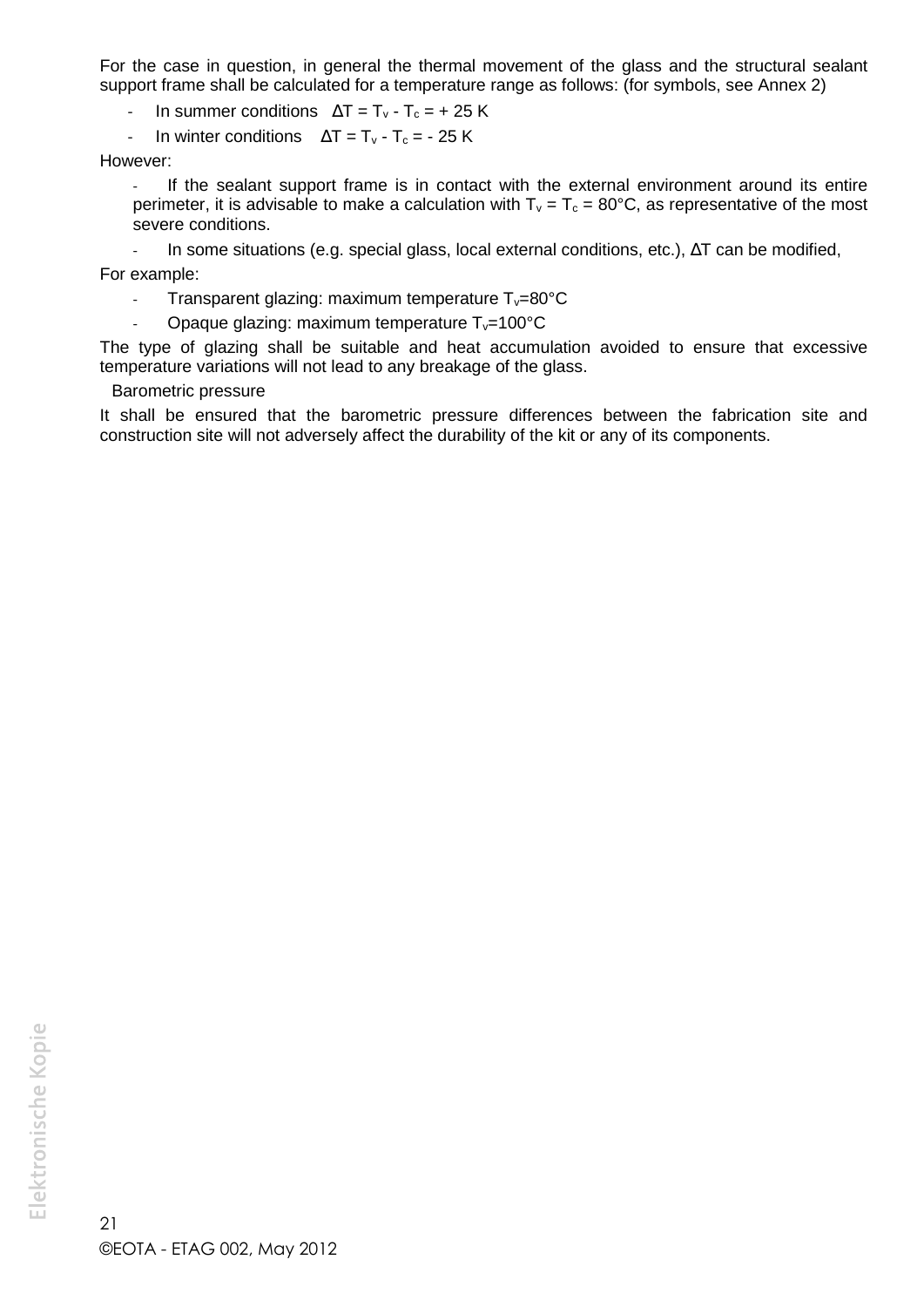For the case in question, in general the thermal movement of the glass and the structural sealant support frame shall be calculated for a temperature range as follows: (for symbols, see Annex 2)

- In summer conditions $\Delta T = T_v - T_c = + 25$ K
- In winter conditions $\Delta T = T_v - T_c = - 25$ K

However:

- If the sealant support frame is in contact with the external environment around its entire perimeter, it is advisable to make a calculation with $T_v = T_c = 80°C$, as representative of the most severe conditions.
- In some situations (e.g. special glass, local external conditions, etc.), $\Delta T$ can be modified,

For example:

- Transparent glazing: maximum temperature $T_v$=80°C
- Opaque glazing: maximum temperature $T_v$=100°C

The type of glazing shall be suitable and heat accumulation avoided to ensure that excessive temperature variations will not lead to any breakage of the glass.

Barometric pressure

It shall be ensured that the barometric pressure differences between the fabrication site and construction site will not adversely affect the durability of the kit or any of its components.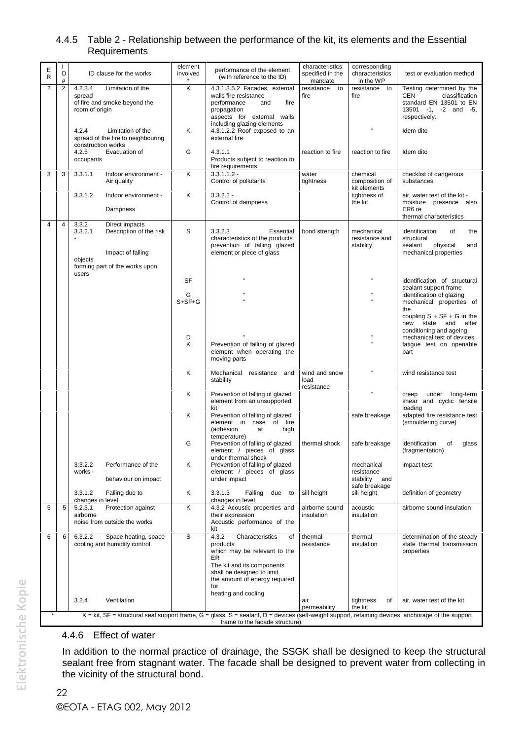### 4.4.5 Table 2 - Relationship between the performance of the kit, its elements and the Essential Requirements

| ER | ID # | ID clause for the works | element involved * | performance of the element (with reference to the ID) | characteristics specified in the mandate | corresponding characteristics in the WP | test or evaluation method |
|---|---|---|---|---|---|---|---|
| 2 | 2 | 4.2.3.4 Limitation of the spread of fire and smoke beyond the room of origin | K | 4.3.1.3.5.2 Facades, external walls fire resistance performance and fire propagation aspects for external walls including glazing elements | resistance to fire | resistance to fire | Testing determined by the CEN classification standard EN 13501 to EN 13501 -1, -2 and -5, respectively. |
| | | 4.2.4 Limitation of the spread of the fire to neighbouring construction works | K | 4.3.1.2.2 Roof exposed to an external fire | | " | Idem dito |
| | | 4.2.5 Evacuation of occupants | G | 4.3.1.1 Products subject to reaction to fire requirements | reaction to fire | reaction to fire | Idem dito |
| 3 | 3 | 3.3.1.1 Indoor environment - Air quality | K | 3.3.1.1.2 - Control of pollutants | water tightness | chemical composition of kit elements | checklist of dangerous substances |
| | | 3.3.1.2 Indoor environment - Dampness | K | 3.3.2.2 - Control of dampness | | tightness of the kit | air, water test of the kit - moisture presence also ER6 re thermal characteristics |
| 4 | 4 | 3.3.2 Direct impacts 3.3.2.1 Description of the risk - Impact of falling objects forming part of the works upon users | S | 3.3.2.3 Essential characteristics of the products prevention of falling glazed element or piece of glass | bond strength | mechanical resistance and stability | identification of the structural sealant physical and mechanical properties |
| | | | SF | " | | " | identification of structural sealant support frame |
| | | | G | " | | " | identification of glazing |
| | | | S+SF+G | " | | " | mechanical properties of the coupling S + SF + G in the new state and after conditioning and ageing |
| | | | D | " | | " | mechanical test of devices |
| | | | K | Prevention of falling of glazed element when operating the moving parts | | " | fatigue test on openable part |
| | | | K | Mechanical resistance and stability | wind and snow load resistance | " | wind resistance test |
| | | | K | Prevention of falling of glazed element from an unsupported kit | | " | creep under long-term shear and cyclic tensile loading |
| | | | K | Prevention of falling of glazed element in case of fire (adhesion at high temperature) | | safe breakage | adapted fire resistance test (smouldering curve) |
| | | | G | Prevention of falling of glazed element / pieces of glass under thermal shock | thermal shock | safe breakage | identification of glass (fragmentation) |
| | | 3.3.2.2 Performance of the works - behaviour on impact | K | Prevention of falling of glazed element / pieces of glass under impact | | mechanical resistance stability and safe breakage | impact test |
| | | 3.3.1.2 Falling due to changes in level | K | 3.3.1.3 Falling due to changes in level | sill height | sill height | definition of geometry |
| 5 | 5 | 5.2.3.1 Protection against airborne noise from outside the works | K | 4.3.2 Acoustic properties and their expression Acoustic performance of the kit | airborne sound insulation | acoustic insulation | airborne sound insulation |
| 6 | 6 | 6.3.2.2 Space heating, space cooling and humidity control | S | 4.3.2 Characteristics of products which may be relevant to the ER The kit and its components shall be designed to limit the amount of energy required for heating and cooling | thermal resistance | thermal insulation | determination of the steady state thermal transmission properties |
| | | 3.2.4 Ventilation | | | air permeability | tightness of the kit | air, water test of the kit |

\* K = kit, SF = structural seal support frame, G = glass, S = sealant, D = devices (self-weight support, retaining devices, anchorage of the support frame to the facade structure).

### 4.4.6 Effect of water

In addition to the normal practice of drainage, the SSGK shall be designed to keep the structural sealant free from stagnant water. The facade shall be designed to prevent water from collecting in the vicinity of the structural bond.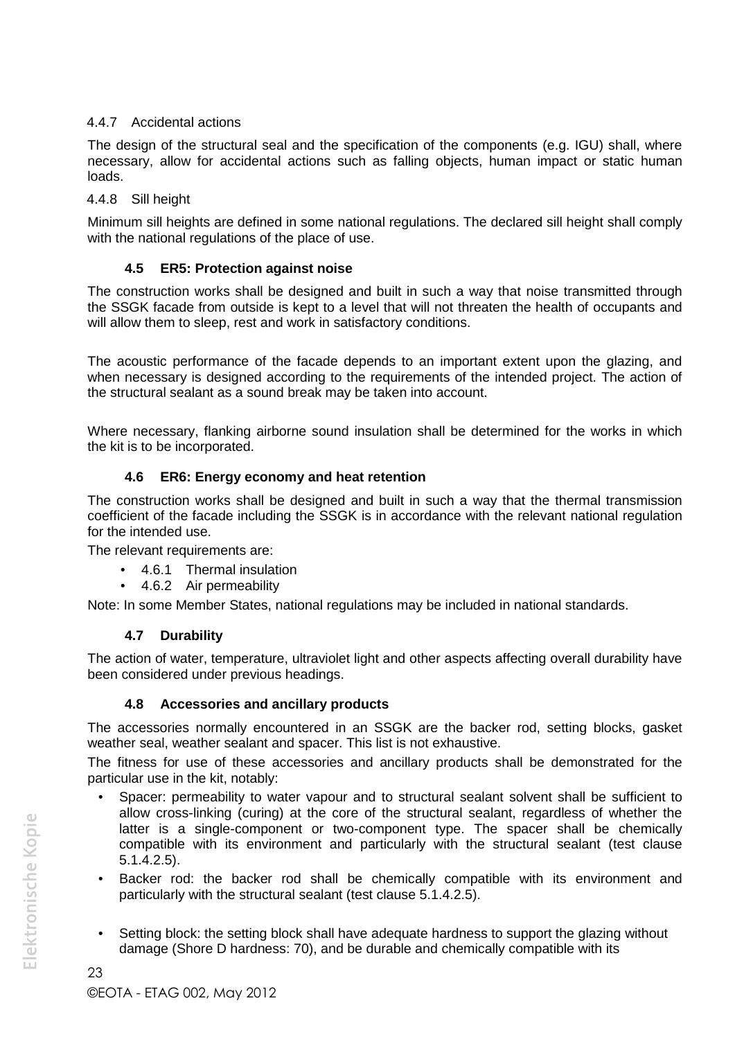#### 4.4.7 Accidental actions

The design of the structural seal and the specification of the components (e.g. IGU) shall, where necessary, allow for accidental actions such as falling objects, human impact or static human loads.

#### 4.4.8 Sill height

Minimum sill heights are defined in some national regulations. The declared sill height shall comply with the national regulations of the place of use.

### 4.5 ER5: Protection against noise

The construction works shall be designed and built in such a way that noise transmitted through the SSGK facade from outside is kept to a level that will not threaten the health of occupants and will allow them to sleep, rest and work in satisfactory conditions.

The acoustic performance of the facade depends to an important extent upon the glazing, and when necessary is designed according to the requirements of the intended project. The action of the structural sealant as a sound break may be taken into account.

Where necessary, flanking airborne sound insulation shall be determined for the works in which the kit is to be incorporated.

### 4.6 ER6: Energy economy and heat retention

The construction works shall be designed and built in such a way that the thermal transmission coefficient of the facade including the SSGK is in accordance with the relevant national regulation for the intended use.

The relevant requirements are:

- 4.6.1 Thermal insulation
- 4.6.2 Air permeability

Note: In some Member States, national regulations may be included in national standards.

### 4.7 Durability

The action of water, temperature, ultraviolet light and other aspects affecting overall durability have been considered under previous headings.

### 4.8 Accessories and ancillary products

The accessories normally encountered in an SSGK are the backer rod, setting blocks, gasket weather seal, weather sealant and spacer. This list is not exhaustive.

The fitness for use of these accessories and ancillary products shall be demonstrated for the particular use in the kit, notably:

- Spacer: permeability to water vapour and to structural sealant solvent shall be sufficient to allow cross-linking (curing) at the core of the structural sealant, regardless of whether the latter is a single-component or two-component type. The spacer shall be chemically compatible with its environment and particularly with the structural sealant (test clause 5.1.4.2.5).
- Backer rod: the backer rod shall be chemically compatible with its environment and particularly with the structural sealant (test clause 5.1.4.2.5).
- Setting block: the setting block shall have adequate hardness to support the glazing without damage (Shore D hardness: 70), and be durable and chemically compatible with its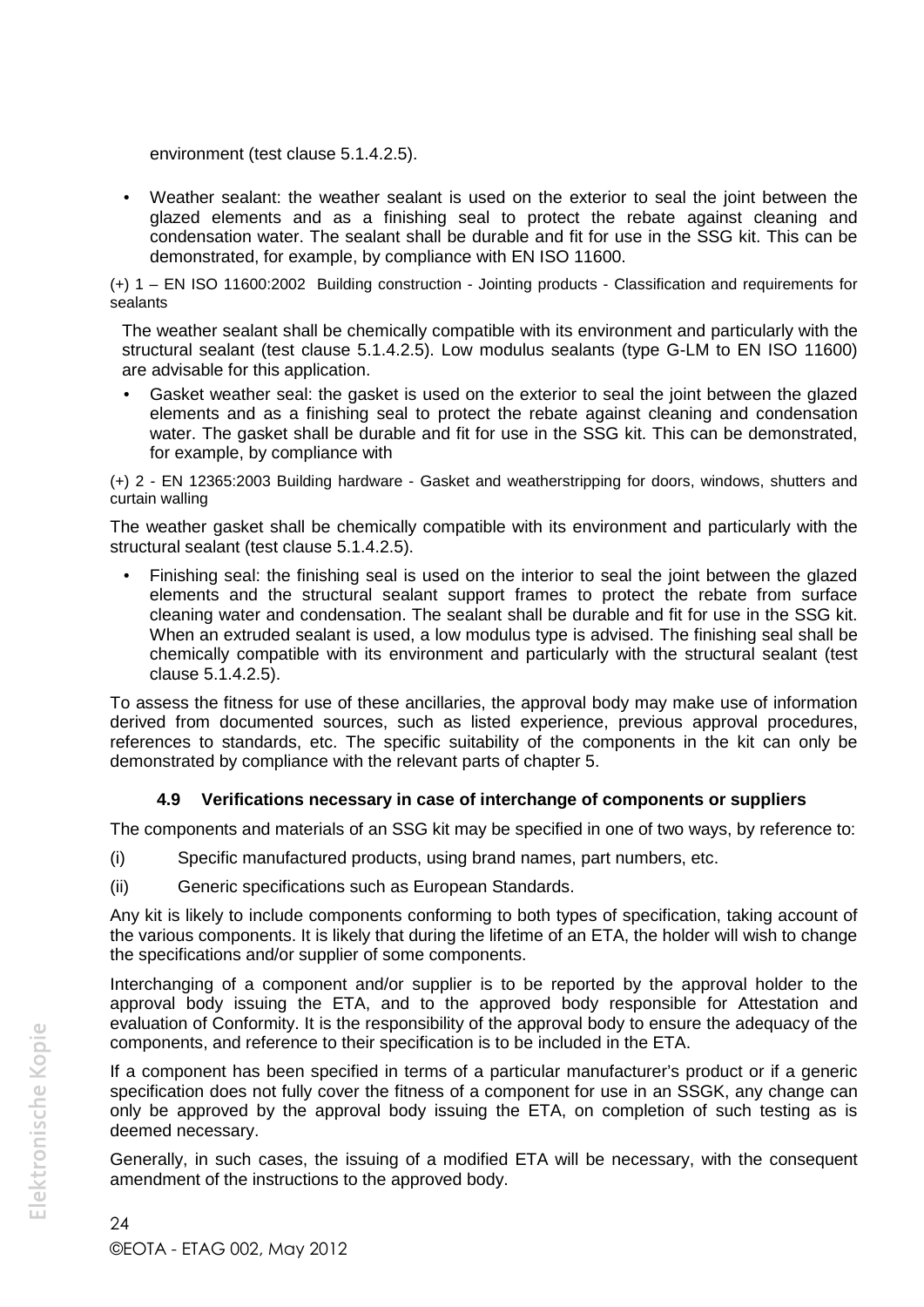environment (test clause 5.1.4.2.5).

- Weather sealant: the weather sealant is used on the exterior to seal the joint between the glazed elements and as a finishing seal to protect the rebate against cleaning and condensation water. The sealant shall be durable and fit for use in the SSG kit. This can be demonstrated, for example, by compliance with EN ISO 11600.

(+) 1 – EN ISO 11600:2002 Building construction - Jointing products - Classification and requirements for sealants

The weather sealant shall be chemically compatible with its environment and particularly with the structural sealant (test clause 5.1.4.2.5). Low modulus sealants (type G-LM to EN ISO 11600) are advisable for this application.

- Gasket weather seal: the gasket is used on the exterior to seal the joint between the glazed elements and as a finishing seal to protect the rebate against cleaning and condensation water. The gasket shall be durable and fit for use in the SSG kit. This can be demonstrated, for example, by compliance with

(+) 2 - EN 12365:2003 Building hardware - Gasket and weatherstripping for doors, windows, shutters and curtain walling

The weather gasket shall be chemically compatible with its environment and particularly with the structural sealant (test clause 5.1.4.2.5).

- Finishing seal: the finishing seal is used on the interior to seal the joint between the glazed elements and the structural sealant support frames to protect the rebate from surface cleaning water and condensation. The sealant shall be durable and fit for use in the SSG kit. When an extruded sealant is used, a low modulus type is advised. The finishing seal shall be chemically compatible with its environment and particularly with the structural sealant (test clause 5.1.4.2.5).

To assess the fitness for use of these ancillaries, the approval body may make use of information derived from documented sources, such as listed experience, previous approval procedures, references to standards, etc. The specific suitability of the components in the kit can only be demonstrated by compliance with the relevant parts of chapter 5.

### 4.9 Verifications necessary in case of interchange of components or suppliers

The components and materials of an SSG kit may be specified in one of two ways, by reference to:

(i) Specific manufactured products, using brand names, part numbers, etc.

(ii) Generic specifications such as European Standards.

Any kit is likely to include components conforming to both types of specification, taking account of the various components. It is likely that during the lifetime of an ETA, the holder will wish to change the specifications and/or supplier of some components.

Interchanging of a component and/or supplier is to be reported by the approval holder to the approval body issuing the ETA, and to the approved body responsible for Attestation and evaluation of Conformity. It is the responsibility of the approval body to ensure the adequacy of the components, and reference to their specification is to be included in the ETA.

If a component has been specified in terms of a particular manufacturer's product or if a generic specification does not fully cover the fitness of a component for use in an SSGK, any change can only be approved by the approval body issuing the ETA, on completion of such testing as is deemed necessary.

Generally, in such cases, the issuing of a modified ETA will be necessary, with the consequent amendment of the instructions to the approved body.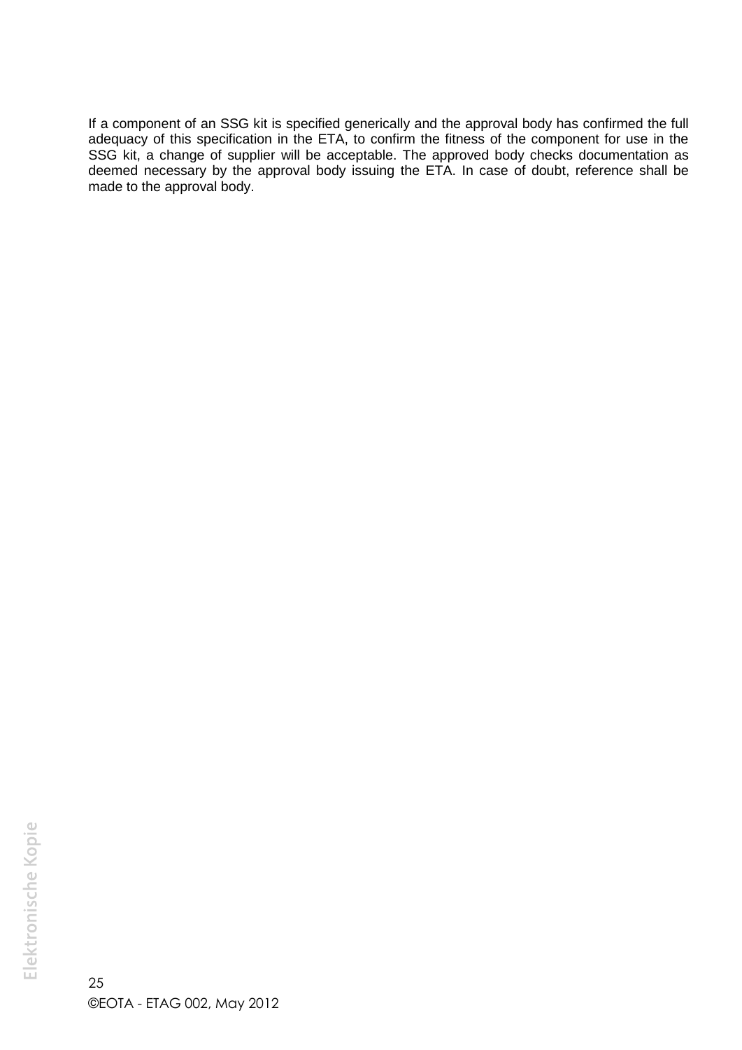If a component of an SSG kit is specified generically and the approval body has confirmed the full adequacy of this specification in the ETA, to confirm the fitness of the component for use in the SSG kit, a change of supplier will be acceptable. The approved body checks documentation as deemed necessary by the approval body issuing the ETA. In case of doubt, reference shall be made to the approval body.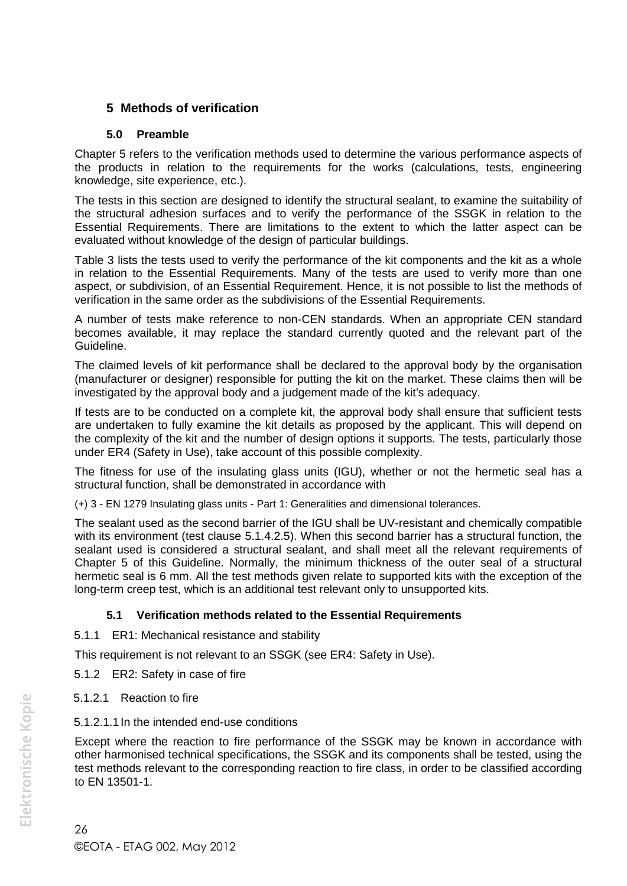## 5 Methods of verification

### 5.0 Preamble

Chapter 5 refers to the verification methods used to determine the various performance aspects of the products in relation to the requirements for the works (calculations, tests, engineering knowledge, site experience, etc.).

The tests in this section are designed to identify the structural sealant, to examine the suitability of the structural adhesion surfaces and to verify the performance of the SSGK in relation to the Essential Requirements. There are limitations to the extent to which the latter aspect can be evaluated without knowledge of the design of particular buildings.

Table 3 lists the tests used to verify the performance of the kit components and the kit as a whole in relation to the Essential Requirements. Many of the tests are used to verify more than one aspect, or subdivision, of an Essential Requirement. Hence, it is not possible to list the methods of verification in the same order as the subdivisions of the Essential Requirements.

A number of tests make reference to non-CEN standards. When an appropriate CEN standard becomes available, it may replace the standard currently quoted and the relevant part of the Guideline.

The claimed levels of kit performance shall be declared to the approval body by the organisation (manufacturer or designer) responsible for putting the kit on the market. These claims then will be investigated by the approval body and a judgement made of the kit's adequacy.

If tests are to be conducted on a complete kit, the approval body shall ensure that sufficient tests are undertaken to fully examine the kit details as proposed by the applicant. This will depend on the complexity of the kit and the number of design options it supports. The tests, particularly those under ER4 (Safety in Use), take account of this possible complexity.

The fitness for use of the insulating glass units (IGU), whether or not the hermetic seal has a structural function, shall be demonstrated in accordance with

(+) 3 - EN 1279 Insulating glass units - Part 1: Generalities and dimensional tolerances.

The sealant used as the second barrier of the IGU shall be UV-resistant and chemically compatible with its environment (test clause 5.1.4.2.5). When this second barrier has a structural function, the sealant used is considered a structural sealant, and shall meet all the relevant requirements of Chapter 5 of this Guideline. Normally, the minimum thickness of the outer seal of a structural hermetic seal is 6 mm. All the test methods given relate to supported kits with the exception of the long-term creep test, which is an additional test relevant only to unsupported kits.

### 5.1 Verification methods related to the Essential Requirements

5.1.1 ER1: Mechanical resistance and stability

This requirement is not relevant to an SSGK (see ER4: Safety in Use).

5.1.2 ER2: Safety in case of fire

5.1.2.1 Reaction to fire

5.1.2.1.1 In the intended end-use conditions

Except where the reaction to fire performance of the SSGK may be known in accordance with other harmonised technical specifications, the SSGK and its components shall be tested, using the test methods relevant to the corresponding reaction to fire class, in order to be classified according to EN 13501-1.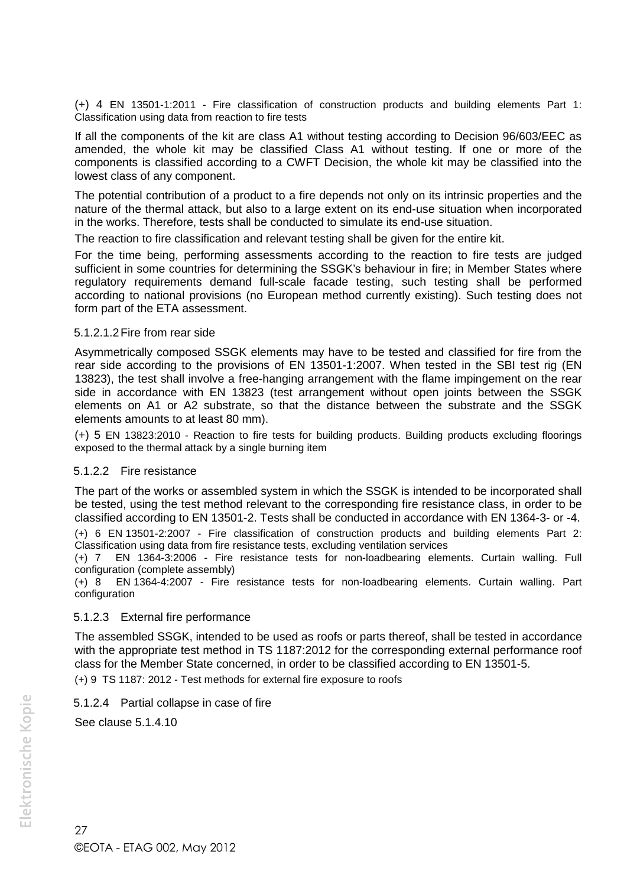(+) 4 EN 13501-1:2011 - Fire classification of construction products and building elements Part 1: Classification using data from reaction to fire tests

If all the components of the kit are class A1 without testing according to Decision 96/603/EEC as amended, the whole kit may be classified Class A1 without testing. If one or more of the components is classified according to a CWFT Decision, the whole kit may be classified into the lowest class of any component.

The potential contribution of a product to a fire depends not only on its intrinsic properties and the nature of the thermal attack, but also to a large extent on its end-use situation when incorporated in the works. Therefore, tests shall be conducted to simulate its end-use situation.

The reaction to fire classification and relevant testing shall be given for the entire kit.

For the time being, performing assessments according to the reaction to fire tests are judged sufficient in some countries for determining the SSGK's behaviour in fire; in Member States where regulatory requirements demand full-scale facade testing, such testing shall be performed according to national provisions (no European method currently existing). Such testing does not form part of the ETA assessment.

#### 5.1.2.1.2 Fire from rear side

Asymmetrically composed SSGK elements may have to be tested and classified for fire from the rear side according to the provisions of EN 13501-1:2007. When tested in the SBI test rig (EN 13823), the test shall involve a free-hanging arrangement with the flame impingement on the rear side in accordance with EN 13823 (test arrangement without open joints between the SSGK elements on A1 or A2 substrate, so that the distance between the substrate and the SSGK elements amounts to at least 80 mm).

(+) 5 EN 13823:2010 - Reaction to fire tests for building products. Building products excluding floorings exposed to the thermal attack by a single burning item

### 5.1.2.2 Fire resistance

The part of the works or assembled system in which the SSGK is intended to be incorporated shall be tested, using the test method relevant to the corresponding fire resistance class, in order to be classified according to EN 13501-2. Tests shall be conducted in accordance with EN 1364-3- or -4.

(+) 6 EN 13501-2:2007 - Fire classification of construction products and building elements Part 2: Classification using data from fire resistance tests, excluding ventilation services

(+) 7 EN 1364-3:2006 - Fire resistance tests for non-loadbearing elements. Curtain walling. Full configuration (complete assembly)

(+) 8 EN 1364-4:2007 - Fire resistance tests for non-loadbearing elements. Curtain walling. Part configuration

### 5.1.2.3 External fire performance

The assembled SSGK, intended to be used as roofs or parts thereof, shall be tested in accordance with the appropriate test method in TS 1187:2012 for the corresponding external performance roof class for the Member State concerned, in order to be classified according to EN 13501-5.

(+) 9 TS 1187: 2012 - Test methods for external fire exposure to roofs

### 5.1.2.4 Partial collapse in case of fire

See clause 5.1.4.10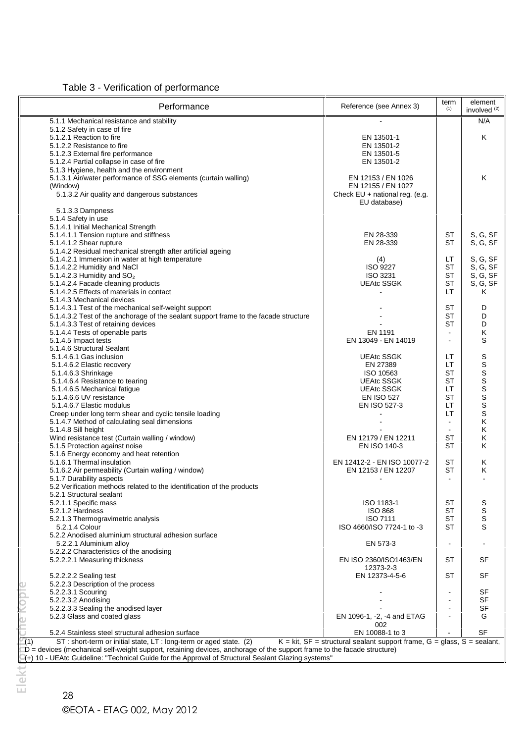Table 3 - Verification of performance

| Performance | Reference (see Annex 3) | term (1) | element involved (2) |
|---|---|---|---|
| 5.1.1 Mechanical resistance and stability | - | | N/A |
| 5.1.2 Safety in case of fire | | | |
| 5.1.2.1 Reaction to fire | EN 13501-1 | | K |
| 5.1.2.2 Resistance to fire | EN 13501-2 | | |
| 5.1.2.3 External fire performance | EN 13501-5 | | |
| 5.1.2.4 Partial collapse in case of fire | EN 13501-2 | | |
| 5.1.3 Hygiene, health and the environment | | | |
| 5.1.3.1 Air/water performance of SSG elements (curtain walling) | EN 12153 / EN 1026 | | K |
| (Window) | EN 12155 / EN 1027 | | |
| 5.1.3.2 Air quality and dangerous substances | Check EU + national reg. (e.g. EU database) | | |
| 5.1.3.3 Dampness | | | |
| 5.1.4 Safety in use | | | |
| 5.1.4.1 Initial Mechanical Strength | | | |
| 5.1.4.1.1 Tension rupture and stiffness | EN 28-339 | ST | S, G, SF |
| 5.1.4.1.2 Shear rupture | EN 28-339 | ST | S, G, SF |
| 5.1.4.2 Residual mechanical strength after artificial ageing | | | |
| 5.1.4.2.1 Immersion in water at high temperature | (4) | LT | S, G, SF |
| 5.1.4.2.2 Humidity and NaCl | ISO 9227 | ST | S, G, SF |
| 5.1.4.2.3 Humidity and $SO_2$ | ISO 3231 | ST | S, G, SF |
| 5.1.4.2.4 Facade cleaning products | UEAtc SSGK | ST | S, G, SF |
| 5.1.4.2.5 Effects of materials in contact | - | LT | K |
| 5.1.4.3 Mechanical devices | | | |
| 5.1.4.3.1 Test of the mechanical self-weight support | - | ST | D |
| 5.1.4.3.2 Test of the anchorage of the sealant support frame to the facade structure | - | ST | D |
| 5.1.4.3.3 Test of retaining devices | - | ST | D |
| 5.1.4.4 Tests of openable parts | EN 1191 | - | K |
| 5.1.4.5 Impact tests | EN 13049 - EN 14019 | - | S |
| 5.1.4.6 Structural Sealant | | | |
| 5.1.4.6.1 Gas inclusion | UEAtc SSGK | LT | S |
| 5.1.4.6.2 Elastic recovery | EN 27389 | LT | S |
| 5.1.4.6.3 Shrinkage | ISO 10563 | ST | S |
| 5.1.4.6.4 Resistance to tearing | UEAtc SSGK | ST | S |
| 5.1.4.6.5 Mechanical fatigue | UEAtc SSGK | LT | S |
| 5.1.4.6.6 UV resistance | EN ISO 527 | ST | S |
| 5.1.4.6.7 Elastic modulus | EN ISO 527-3 | LT | S |
| Creep under long term shear and cyclic tensile loading | - | LT | S |
| 5.1.4.7 Method of calculating seal dimensions | - | - | K |
| 5.1.4.8 Sill height | - | - | K |
| Wind resistance test (Curtain walling / window) | EN 12179 / EN 12211 | ST | K |
| 5.1.5 Protection against noise | EN ISO 140-3 | ST | K |
| 5.1.6 Energy economy and heat retention | | | |
| 5.1.6.1 Thermal insulation | EN 12412-2 - EN ISO 10077-2 | ST | K |
| 5.1.6.2 Air permeability (Curtain walling / window) | EN 12153 / EN 12207 | ST | K |
| 5.1.7 Durability aspects | - | - | - |
| 5.2 Verification methods related to the identification of the products | | | |
| 5.2.1 Structural sealant | | | |
| 5.2.1.1 Specific mass | ISO 1183-1 | ST | S |
| 5.2.1.2 Hardness | ISO 868 | ST | S |
| 5.2.1.3 Thermogravimetric analysis | ISO 7111 | ST | S |
| 5.2.1.4 Colour | ISO 4660/ISO 7724-1 to -3 | ST | S |
| 5.2.2 Anodised aluminium structural adhesion surface | | | |
| 5.2.2.1 Aluminium alloy | EN 573-3 | - | - |
| 5.2.2.2 Characteristics of the anodising | | | |
| 5.2.2.2.1 Measuring thickness | EN ISO 2360/ISO1463/EN 12373-2-3 | ST | SF |
| 5.2.2.2.2 Sealing test | EN 12373-4-5-6 | ST | SF |
| 5.2.2.3 Description of the process | | | |
| 5.2.2.3.1 Scouring | - | - | SF |
| 5.2.2.3.2 Anodising | - | - | SF |
| 5.2.2.3.3 Sealing the anodised layer | - | - | SF |
| 5.2.3 Glass and coated glass | EN 1096-1, -2, -4 and ETAG 002 | - | G |
| 5.2.4 Stainless steel structural adhesion surface | EN 10088-1 to 3 | - | SF |

(1) ST : short-term or initial state, LT : long-term or aged state. (2) K = kit, SF = structural sealant support frame, G = glass, S = sealant, D = devices (mechanical self-weight support, retaining devices, anchorage of the support frame to the facade structure)
(+) 10 - UEAtc Guideline: "Technical Guide for the Approval of Structural Sealant Glazing systems"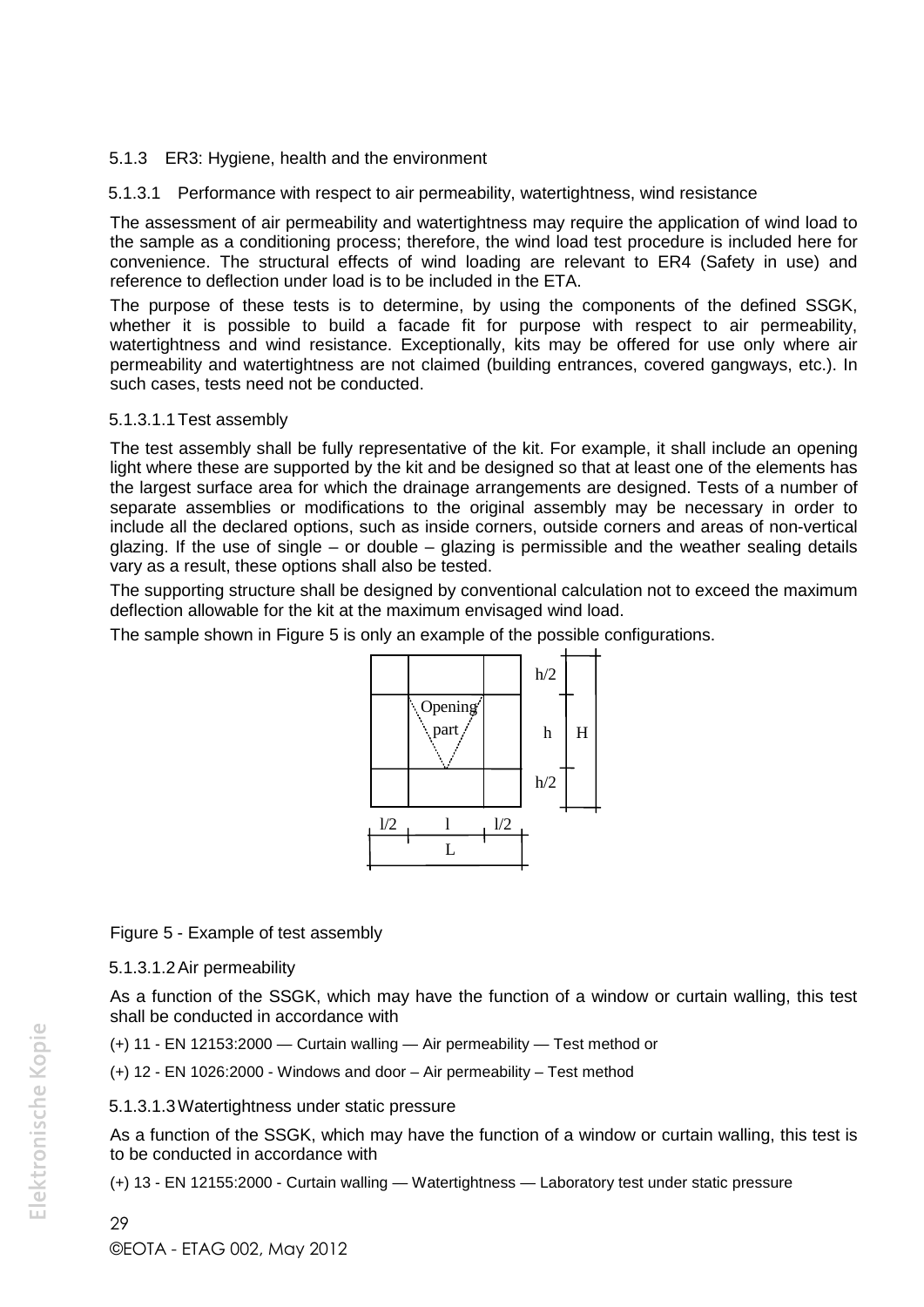5.1.3 ER3: Hygiene, health and the environment

5.1.3.1 Performance with respect to air permeability, watertightness, wind resistance

The assessment of air permeability and watertightness may require the application of wind load to the sample as a conditioning process; therefore, the wind load test procedure is included here for convenience. The structural effects of wind loading are relevant to ER4 (Safety in use) and reference to deflection under load is to be included in the ETA.

The purpose of these tests is to determine, by using the components of the defined SSGK, whether it is possible to build a facade fit for purpose with respect to air permeability, watertightness and wind resistance. Exceptionally, kits may be offered for use only where air permeability and watertightness are not claimed (building entrances, covered gangways, etc.). In such cases, tests need not be conducted.

5.1.3.1.1 Test assembly

The test assembly shall be fully representative of the kit. For example, it shall include an opening light where these are supported by the kit and be designed so that at least one of the elements has the largest surface area for which the drainage arrangements are designed. Tests of a number of separate assemblies or modifications to the original assembly may be necessary in order to include all the declared options, such as inside corners, outside corners and areas of non-vertical glazing. If the use of single – or double – glazing is permissible and the weather sealing details vary as a result, these options shall also be tested.

The supporting structure shall be designed by conventional calculation not to exceed the maximum deflection allowable for the kit at the maximum envisaged wind load.

The sample shown in Figure 5 is only an example of the possible configurations.

Opening part

h/2, h, h/2, H

l/2, l, l/2, L

Figure 5 - Example of test assembly

5.1.3.1.2 Air permeability

As a function of the SSGK, which may have the function of a window or curtain walling, this test shall be conducted in accordance with

(+) 11 - EN 12153:2000 — Curtain walling — Air permeability — Test method or

(+) 12 - EN 1026:2000 - Windows and door – Air permeability – Test method

5.1.3.1.3 Watertightness under static pressure

As a function of the SSGK, which may have the function of a window or curtain walling, this test is to be conducted in accordance with

(+) 13 - EN 12155:2000 - Curtain walling — Watertightness — Laboratory test under static pressure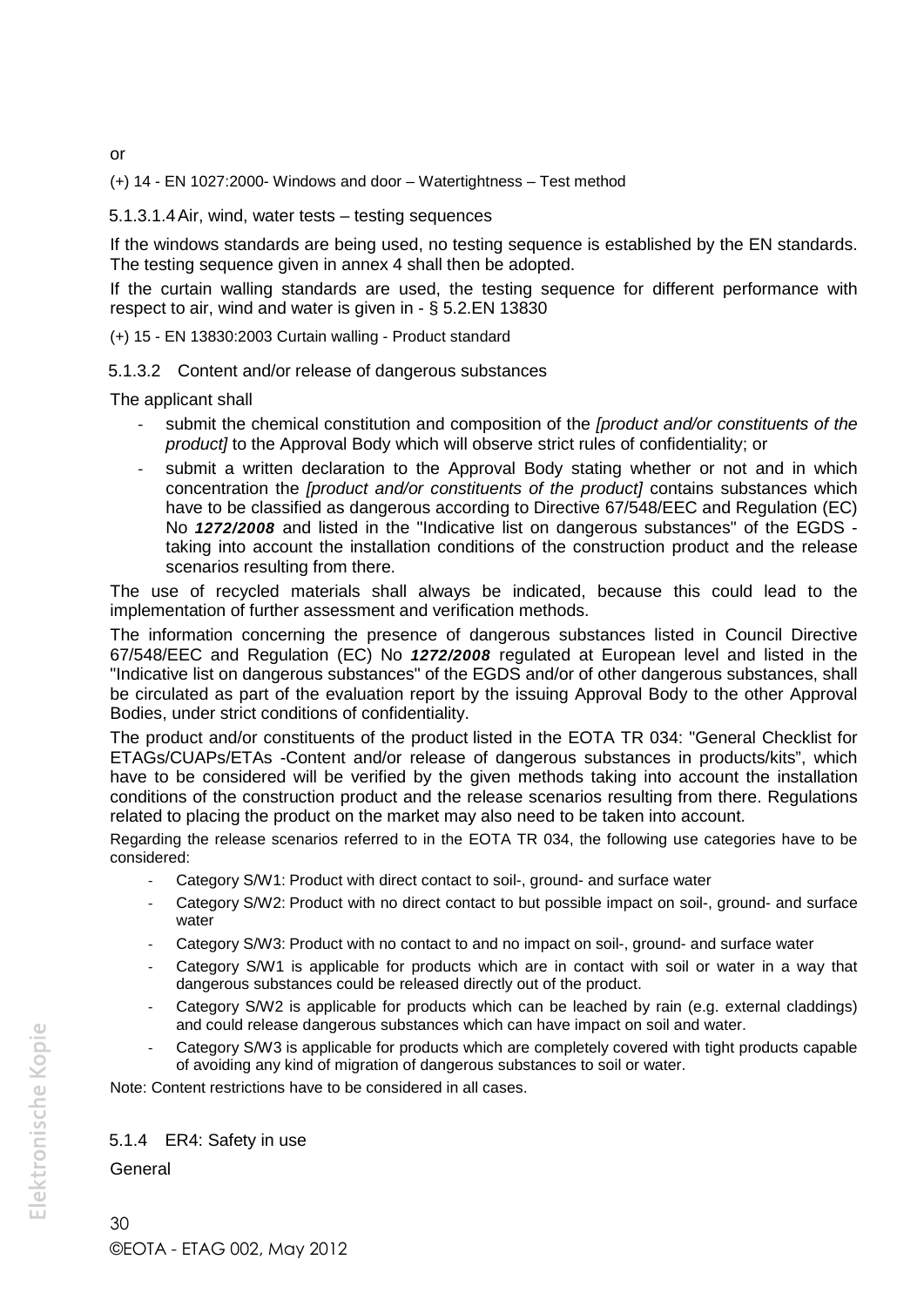or

(+) 14 - EN 1027:2000- Windows and door – Watertightness – Test method

#### 5.1.3.1.4 Air, wind, water tests – testing sequences

If the windows standards are being used, no testing sequence is established by the EN standards. The testing sequence given in annex 4 shall then be adopted.

If the curtain walling standards are used, the testing sequence for different performance with respect to air, wind and water is given in - § 5.2.EN 13830

(+) 15 - EN 13830:2003 Curtain walling - Product standard

### 5.1.3.2 Content and/or release of dangerous substances

The applicant shall

- submit the chemical constitution and composition of the *[product and/or constituents of the product]* to the Approval Body which will observe strict rules of confidentiality; or
- submit a written declaration to the Approval Body stating whether or not and in which concentration the *[product and/or constituents of the product]* contains substances which have to be classified as dangerous according to Directive 67/548/EEC and Regulation (EC) No ***1272/2008*** and listed in the "Indicative list on dangerous substances" of the EGDS - taking into account the installation conditions of the construction product and the release scenarios resulting from there.

The use of recycled materials shall always be indicated, because this could lead to the implementation of further assessment and verification methods.

The information concerning the presence of dangerous substances listed in Council Directive 67/548/EEC and Regulation (EC) No ***1272/2008*** regulated at European level and listed in the "Indicative list on dangerous substances" of the EGDS and/or of other dangerous substances, shall be circulated as part of the evaluation report by the issuing Approval Body to the other Approval Bodies, under strict conditions of confidentiality.

The product and/or constituents of the product listed in the EOTA TR 034: "General Checklist for ETAGs/CUAPs/ETAs -Content and/or release of dangerous substances in products/kits", which have to be considered will be verified by the given methods taking into account the installation conditions of the construction product and the release scenarios resulting from there. Regulations related to placing the product on the market may also need to be taken into account.

Regarding the release scenarios referred to in the EOTA TR 034, the following use categories have to be considered:

- Category S/W1: Product with direct contact to soil-, ground- and surface water
- Category S/W2: Product with no direct contact to but possible impact on soil-, ground- and surface water
- Category S/W3: Product with no contact to and no impact on soil-, ground- and surface water
- Category S/W1 is applicable for products which are in contact with soil or water in a way that dangerous substances could be released directly out of the product.
- Category S/W2 is applicable for products which can be leached by rain (e.g. external claddings) and could release dangerous substances which can have impact on soil and water.
- Category S/W3 is applicable for products which are completely covered with tight products capable of avoiding any kind of migration of dangerous substances to soil or water.

Note: Content restrictions have to be considered in all cases.

### 5.1.4 ER4: Safety in use

General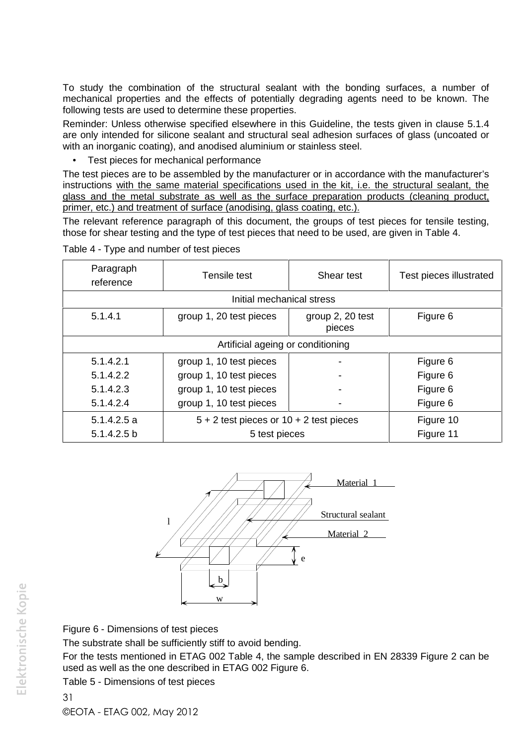To study the combination of the structural sealant with the bonding surfaces, a number of mechanical properties and the effects of potentially degrading agents need to be known. The following tests are used to determine these properties.

Reminder: Unless otherwise specified elsewhere in this Guideline, the tests given in clause 5.1.4 are only intended for silicone sealant and structural seal adhesion surfaces of glass (uncoated or with an inorganic coating), and anodised aluminium or stainless steel.

- Test pieces for mechanical performance

The test pieces are to be assembled by the manufacturer or in accordance with the manufacturer's instructions <u>with the same material specifications used in the kit, i.e. the structural sealant, the glass and the metal substrate as well as the surface preparation products (cleaning product, primer, etc.) and treatment of surface (anodising, glass coating, etc.).</u>

The relevant reference paragraph of this document, the groups of test pieces for tensile testing, those for shear testing and the type of test pieces that need to be used, are given in Table 4.

Table 4 - Type and number of test pieces

| Paragraph reference | Tensile test | Shear test | Test pieces illustrated |
|---|---|---|---|
| Initial mechanical stress | | | |
| 5.1.4.1 | group 1, 20 test pieces | group 2, 20 test pieces | Figure 6 |
| Artificial ageing or conditioning | | | |
| 5.1.4.2.1 | group 1, 10 test pieces | - | Figure 6 |
| 5.1.4.2.2 | group 1, 10 test pieces | - | Figure 6 |
| 5.1.4.2.3 | group 1, 10 test pieces | - | Figure 6 |
| 5.1.4.2.4 | group 1, 10 test pieces | - | Figure 6 |
| 5.1.4.2.5 a | 5 + 2 test pieces or 10 + 2 test pieces | | Figure 10 |
| 5.1.4.2.5 b | 5 test pieces | | Figure 11 |

Material 1

Structural sealant

Material 2

l

e

b

w

Figure 6 - Dimensions of test pieces

The substrate shall be sufficiently stiff to avoid bending.

For the tests mentioned in ETAG 002 Table 4, the sample described in EN 28339 Figure 2 can be used as well as the one described in ETAG 002 Figure 6.

Table 5 - Dimensions of test pieces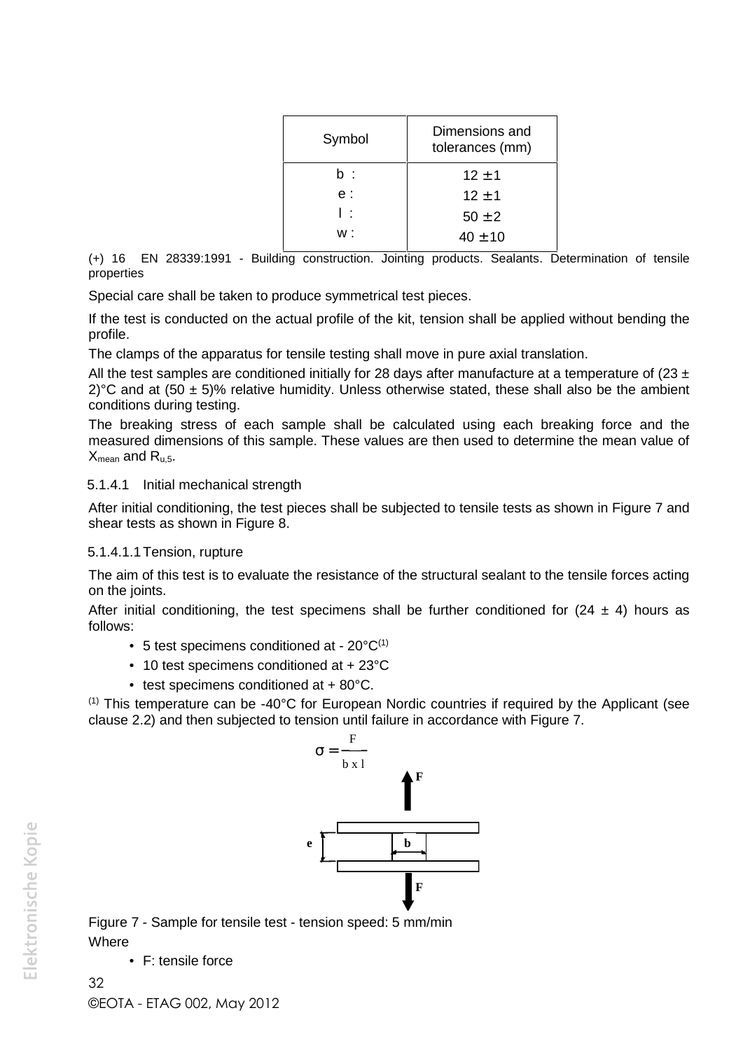| Symbol | Dimensions and tolerances (mm) |
|---|---|
| b : | 12 ± 1 |
| e : | 12 ± 1 |
| l : | 50 ± 2 |
| w : | 40 ± 10 |

(+) 16 EN 28339:1991 - Building construction. Jointing products. Sealants. Determination of tensile properties

Special care shall be taken to produce symmetrical test pieces.

If the test is conducted on the actual profile of the kit, tension shall be applied without bending the profile.

The clamps of the apparatus for tensile testing shall move in pure axial translation.

All the test samples are conditioned initially for 28 days after manufacture at a temperature of (23 ± 2)°C and at (50 ± 5)% relative humidity. Unless otherwise stated, these shall also be the ambient conditions during testing.

The breaking stress of each sample shall be calculated using each breaking force and the measured dimensions of this sample. These values are then used to determine the mean value of $X_{mean}$ and $R_{u,5}$.

#### 5.1.4.1 Initial mechanical strength

After initial conditioning, the test pieces shall be subjected to tensile tests as shown in Figure 7 and shear tests as shown in Figure 8.

##### 5.1.4.1.1 Tension, rupture

The aim of this test is to evaluate the resistance of the structural sealant to the tensile forces acting on the joints.

After initial conditioning, the test specimens shall be further conditioned for (24 ± 4) hours as follows:

- 5 test specimens conditioned at - 20°C[(1)]
- 10 test specimens conditioned at + 23°C
- test specimens conditioned at + 80°C.

[(1)] This temperature can be -40°C for European Nordic countries if required by the Applicant (see clause 2.2) and then subjected to tension until failure in accordance with Figure 7.

$$\sigma = \frac{F}{b \times l}$$

Figure 7 - Sample for tensile test - tension speed: 5 mm/min

Where

- F: tensile force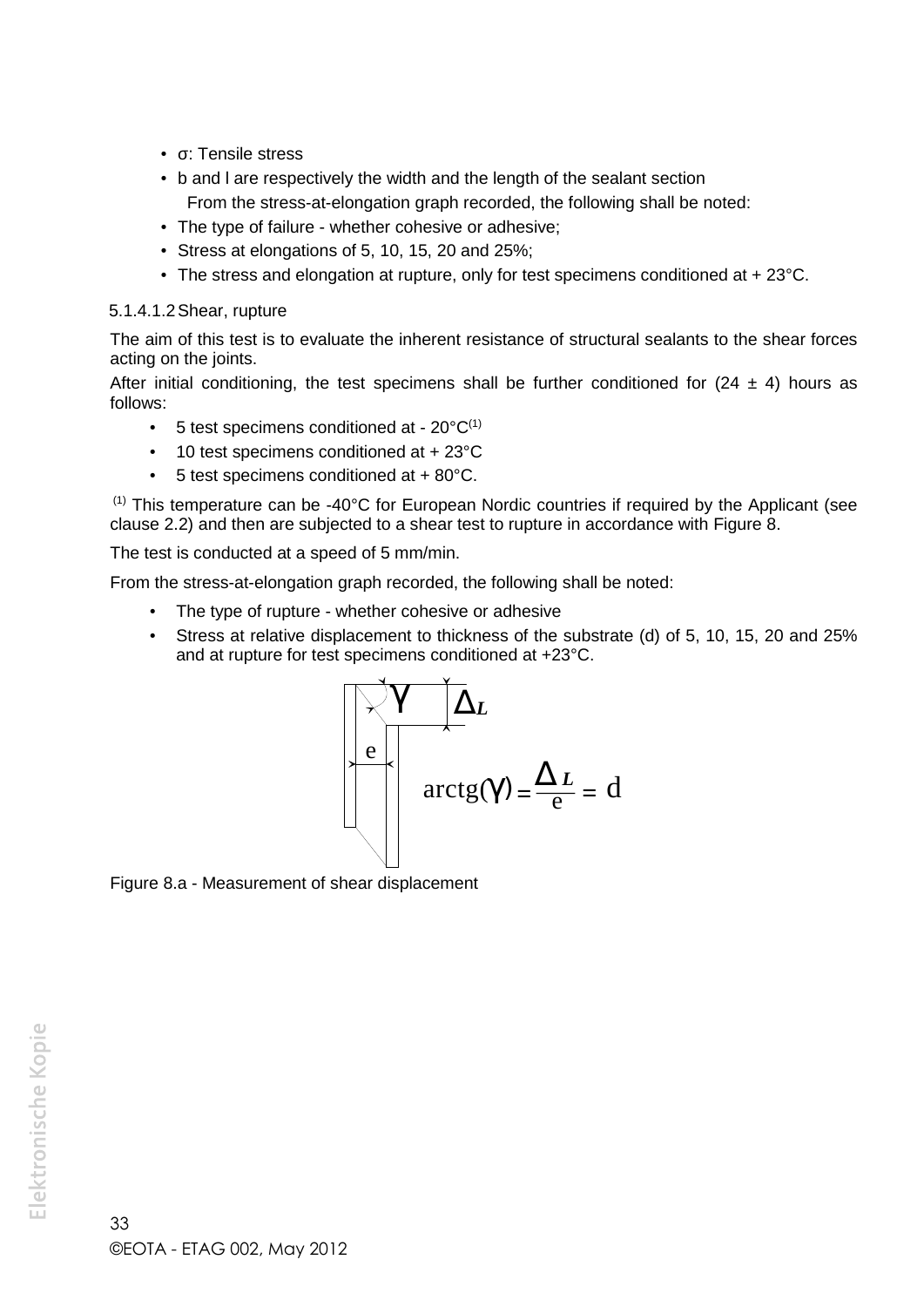- σ: Tensile stress
- b and l are respectively the width and the length of the sealant section

  From the stress-at-elongation graph recorded, the following shall be noted:
- The type of failure - whether cohesive or adhesive;
- Stress at elongations of 5, 10, 15, 20 and 25%;
- The stress and elongation at rupture, only for test specimens conditioned at + 23°C.

5.1.4.1.2 Shear, rupture

The aim of this test is to evaluate the inherent resistance of structural sealants to the shear forces acting on the joints.

After initial conditioning, the test specimens shall be further conditioned for (24 ± 4) hours as follows:

- 5 test specimens conditioned at - 20°C[(1)]
- 10 test specimens conditioned at + 23°C
- 5 test specimens conditioned at + 80°C.

[(1)] This temperature can be -40°C for European Nordic countries if required by the Applicant (see clause 2.2) and then are subjected to a shear test to rupture in accordance with Figure 8.

The test is conducted at a speed of 5 mm/min.

From the stress-at-elongation graph recorded, the following shall be noted:

- The type of rupture - whether cohesive or adhesive
- Stress at relative displacement to thickness of the substrate (d) of 5, 10, 15, 20 and 25% and at rupture for test specimens conditioned at +23°C.

$$\operatorname{arctg}(\gamma) = \frac{\Delta L}{e} = d$$

Figure 8.a - Measurement of shear displacement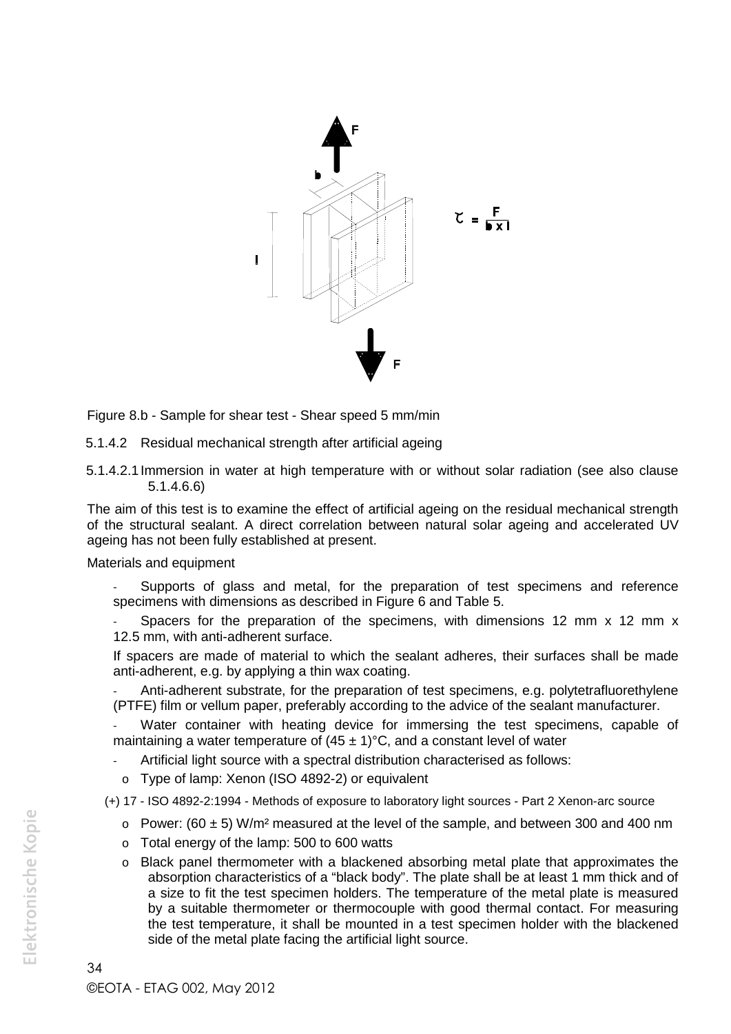$$\tau = \frac{F}{b \times l}$$

Figure 8.b - Sample for shear test - Shear speed 5 mm/min

5.1.4.2 Residual mechanical strength after artificial ageing

5.1.4.2.1 Immersion in water at high temperature with or without solar radiation (see also clause 5.1.4.6.6)

The aim of this test is to examine the effect of artificial ageing on the residual mechanical strength of the structural sealant. A direct correlation between natural solar ageing and accelerated UV ageing has not been fully established at present.

Materials and equipment

- Supports of glass and metal, for the preparation of test specimens and reference specimens with dimensions as described in Figure 6 and Table 5.
- Spacers for the preparation of the specimens, with dimensions 12 mm x 12 mm x 12.5 mm, with anti-adherent surface.

  If spacers are made of material to which the sealant adheres, their surfaces shall be made anti-adherent, e.g. by applying a thin wax coating.
- Anti-adherent substrate, for the preparation of test specimens, e.g. polytetrafluorethylene (PTFE) film or vellum paper, preferably according to the advice of the sealant manufacturer.
- Water container with heating device for immersing the test specimens, capable of maintaining a water temperature of $(45 \pm 1)$°C, and a constant level of water
- Artificial light source with a spectral distribution characterised as follows:
  - Type of lamp: Xenon (ISO 4892-2) or equivalent

(+) 17 - ISO 4892-2:1994 - Methods of exposure to laboratory light sources - Part 2 Xenon-arc source

  - Power: $(60 \pm 5)$ W/m² measured at the level of the sample, and between 300 and 400 nm
  - Total energy of the lamp: 500 to 600 watts
  - Black panel thermometer with a blackened absorbing metal plate that approximates the absorption characteristics of a "black body". The plate shall be at least 1 mm thick and of a size to fit the test specimen holders. The temperature of the metal plate is measured by a suitable thermometer or thermocouple with good thermal contact. For measuring the test temperature, it shall be mounted in a test specimen holder with the blackened side of the metal plate facing the artificial light source.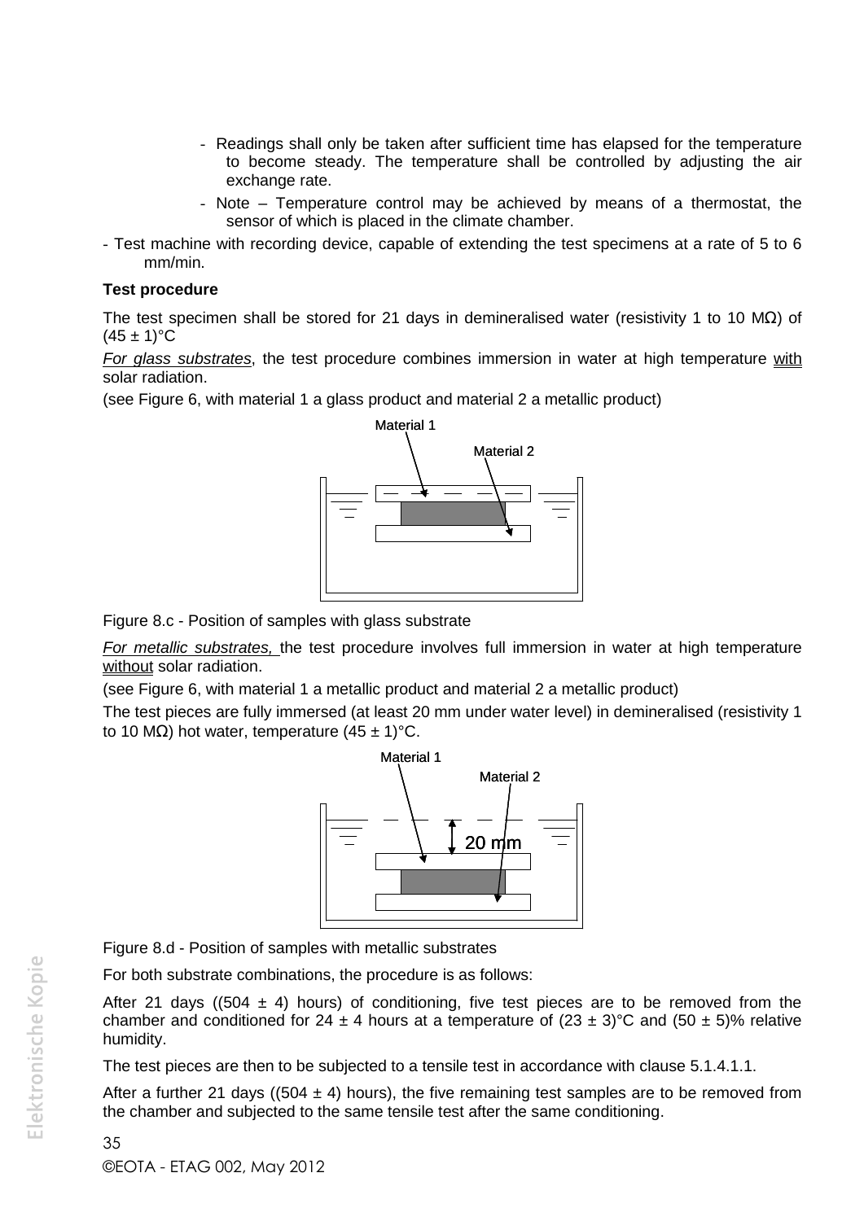- Readings shall only be taken after sufficient time has elapsed for the temperature to become steady. The temperature shall be controlled by adjusting the air exchange rate.
- Note – Temperature control may be achieved by means of a thermostat, the sensor of which is placed in the climate chamber.

- Test machine with recording device, capable of extending the test specimens at a rate of 5 to 6 mm/min.

**Test procedure**

The test specimen shall be stored for 21 days in demineralised water (resistivity 1 to 10 MΩ) of (45 ± 1)°C

*For glass substrates*, the test procedure combines immersion in water at high temperature with solar radiation.

(see Figure 6, with material 1 a glass product and material 2 a metallic product)

Material 1

Material 2

Figure 8.c - Position of samples with glass substrate

*For metallic substrates,* the test procedure involves full immersion in water at high temperature without solar radiation.

(see Figure 6, with material 1 a metallic product and material 2 a metallic product)

The test pieces are fully immersed (at least 20 mm under water level) in demineralised (resistivity 1 to 10 MΩ) hot water, temperature (45 ± 1)°C.

Material 1

Material 2

20 mm

Figure 8.d - Position of samples with metallic substrates

For both substrate combinations, the procedure is as follows:

After 21 days ((504 ± 4) hours) of conditioning, five test pieces are to be removed from the chamber and conditioned for 24 ± 4 hours at a temperature of (23 ± 3)°C and (50 ± 5)% relative humidity.

The test pieces are then to be subjected to a tensile test in accordance with clause 5.1.4.1.1.

After a further 21 days ((504 ± 4) hours), the five remaining test samples are to be removed from the chamber and subjected to the same tensile test after the same conditioning.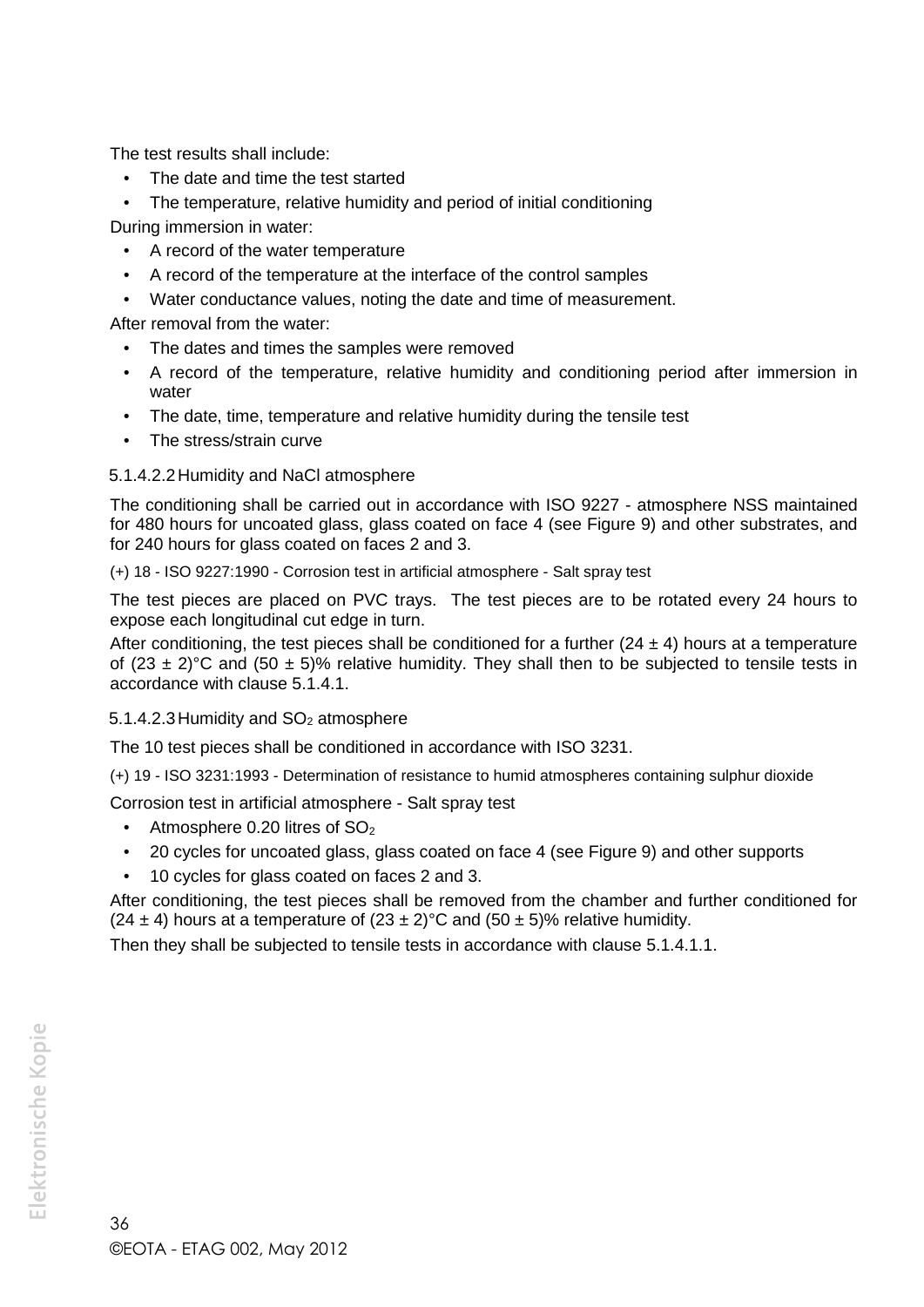The test results shall include:

- The date and time the test started
- The temperature, relative humidity and period of initial conditioning

During immersion in water:

- A record of the water temperature
- A record of the temperature at the interface of the control samples
- Water conductance values, noting the date and time of measurement.

After removal from the water:

- The dates and times the samples were removed
- A record of the temperature, relative humidity and conditioning period after immersion in water
- The date, time, temperature and relative humidity during the tensile test
- The stress/strain curve

#### 5.1.4.2.2 Humidity and NaCl atmosphere

The conditioning shall be carried out in accordance with ISO 9227 - atmosphere NSS maintained for 480 hours for uncoated glass, glass coated on face 4 (see Figure 9) and other substrates, and for 240 hours for glass coated on faces 2 and 3.

(+) 18 - ISO 9227:1990 - Corrosion test in artificial atmosphere - Salt spray test

The test pieces are placed on PVC trays. The test pieces are to be rotated every 24 hours to expose each longitudinal cut edge in turn.

After conditioning, the test pieces shall be conditioned for a further (24 ± 4) hours at a temperature of (23 ± 2)°C and (50 ± 5)% relative humidity. They shall then to be subjected to tensile tests in accordance with clause 5.1.4.1.

#### 5.1.4.2.3 Humidity and $SO_2$ atmosphere

The 10 test pieces shall be conditioned in accordance with ISO 3231.

(+) 19 - ISO 3231:1993 - Determination of resistance to humid atmospheres containing sulphur dioxide

Corrosion test in artificial atmosphere - Salt spray test

- Atmosphere 0.20 litres of $SO_2$
- 20 cycles for uncoated glass, glass coated on face 4 (see Figure 9) and other supports
- 10 cycles for glass coated on faces 2 and 3.

After conditioning, the test pieces shall be removed from the chamber and further conditioned for (24 ± 4) hours at a temperature of (23 ± 2)°C and (50 ± 5)% relative humidity.

Then they shall be subjected to tensile tests in accordance with clause 5.1.4.1.1.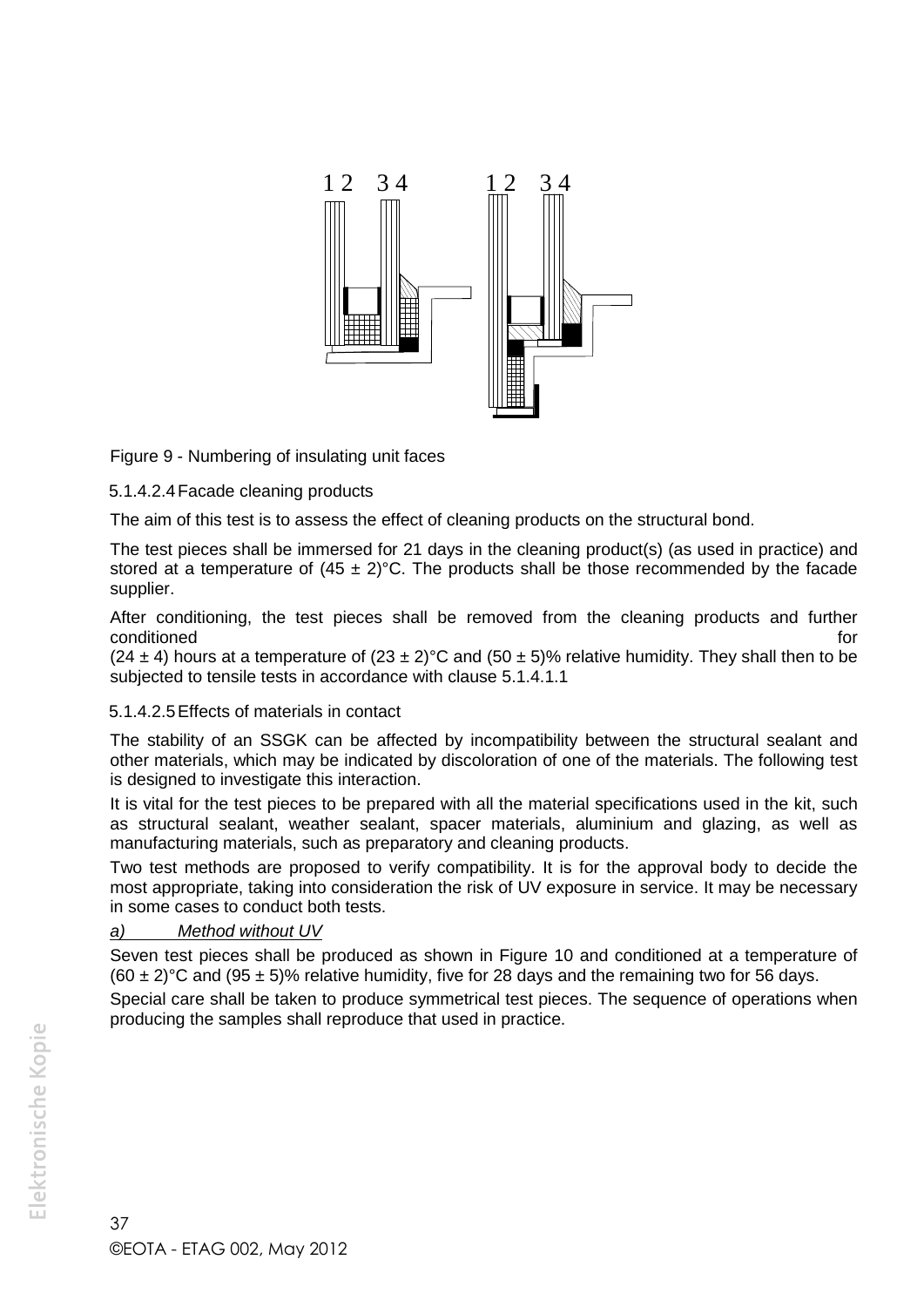Figure 9 - Numbering of insulating unit faces

5.1.4.2.4 Facade cleaning products

The aim of this test is to assess the effect of cleaning products on the structural bond.

The test pieces shall be immersed for 21 days in the cleaning product(s) (as used in practice) and stored at a temperature of (45 ± 2)°C. The products shall be those recommended by the facade supplier.

After conditioning, the test pieces shall be removed from the cleaning products and further conditioned for (24 ± 4) hours at a temperature of (23 ± 2)°C and (50 ± 5)% relative humidity. They shall then to be subjected to tensile tests in accordance with clause 5.1.4.1.1

5.1.4.2.5 Effects of materials in contact

The stability of an SSGK can be affected by incompatibility between the structural sealant and other materials, which may be indicated by discoloration of one of the materials. The following test is designed to investigate this interaction.

It is vital for the test pieces to be prepared with all the material specifications used in the kit, such as structural sealant, weather sealant, spacer materials, aluminium and glazing, as well as manufacturing materials, such as preparatory and cleaning products.

Two test methods are proposed to verify compatibility. It is for the approval body to decide the most appropriate, taking into consideration the risk of UV exposure in service. It may be necessary in some cases to conduct both tests.

*a) Method without UV*

Seven test pieces shall be produced as shown in Figure 10 and conditioned at a temperature of (60 ± 2)°C and (95 ± 5)% relative humidity, five for 28 days and the remaining two for 56 days.

Special care shall be taken to produce symmetrical test pieces. The sequence of operations when producing the samples shall reproduce that used in practice.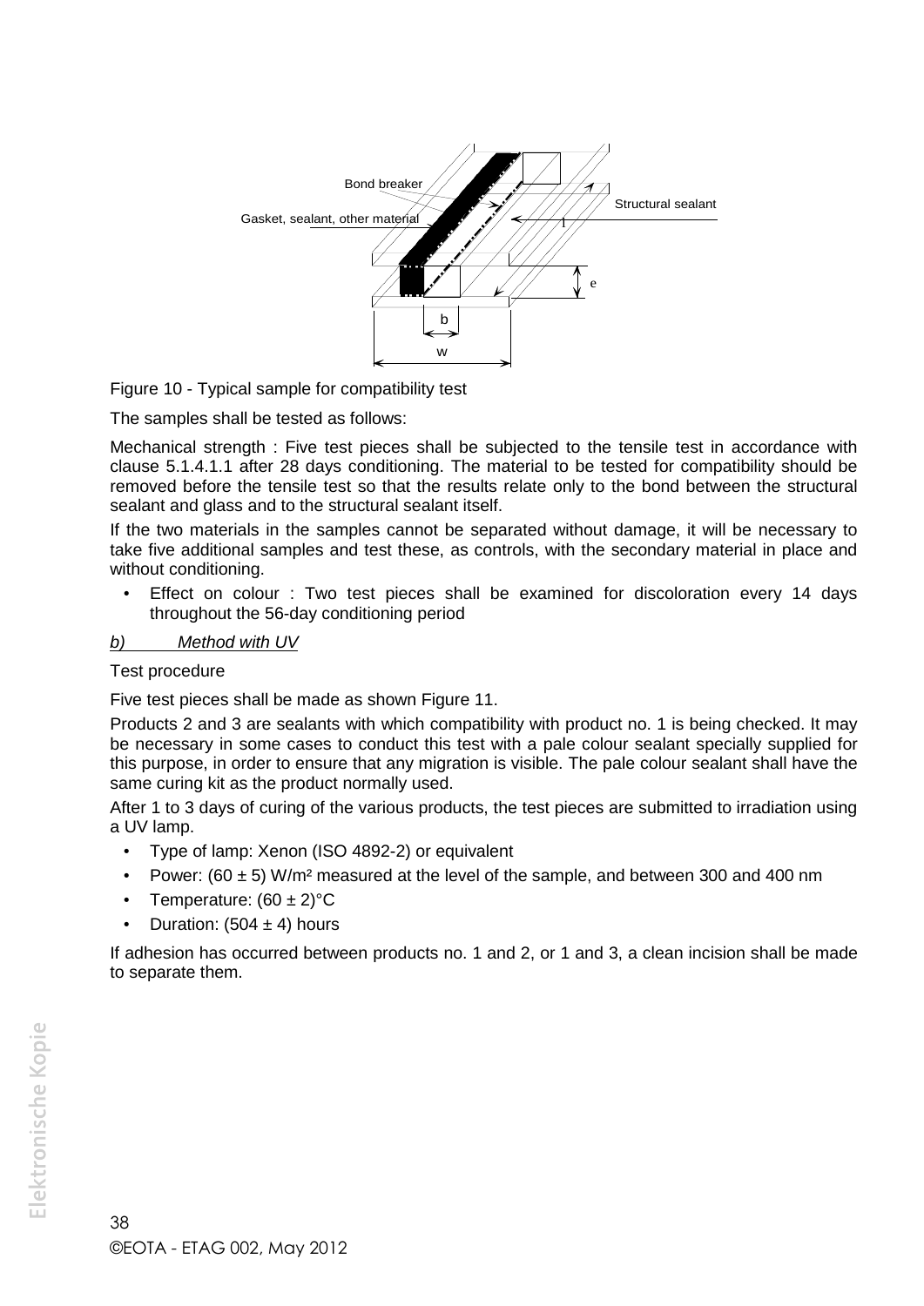Figure 10 - Typical sample for compatibility test

The samples shall be tested as follows:

Mechanical strength : Five test pieces shall be subjected to the tensile test in accordance with clause 5.1.4.1.1 after 28 days conditioning. The material to be tested for compatibility should be removed before the tensile test so that the results relate only to the bond between the structural sealant and glass and to the structural sealant itself.

If the two materials in the samples cannot be separated without damage, it will be necessary to take five additional samples and test these, as controls, with the secondary material in place and without conditioning.

- Effect on colour : Two test pieces shall be examined for discoloration every 14 days throughout the 56-day conditioning period

*b) Method with UV*

Test procedure

Five test pieces shall be made as shown Figure 11.

Products 2 and 3 are sealants with which compatibility with product no. 1 is being checked. It may be necessary in some cases to conduct this test with a pale colour sealant specially supplied for this purpose, in order to ensure that any migration is visible. The pale colour sealant shall have the same curing kit as the product normally used.

After 1 to 3 days of curing of the various products, the test pieces are submitted to irradiation using a UV lamp.

- Type of lamp: Xenon (ISO 4892-2) or equivalent
- Power: $(60 \pm 5)$ W/m² measured at the level of the sample, and between 300 and 400 nm
- Temperature: $(60 \pm 2)$°C
- Duration: $(504 \pm 4)$ hours

If adhesion has occurred between products no. 1 and 2, or 1 and 3, a clean incision shall be made to separate them.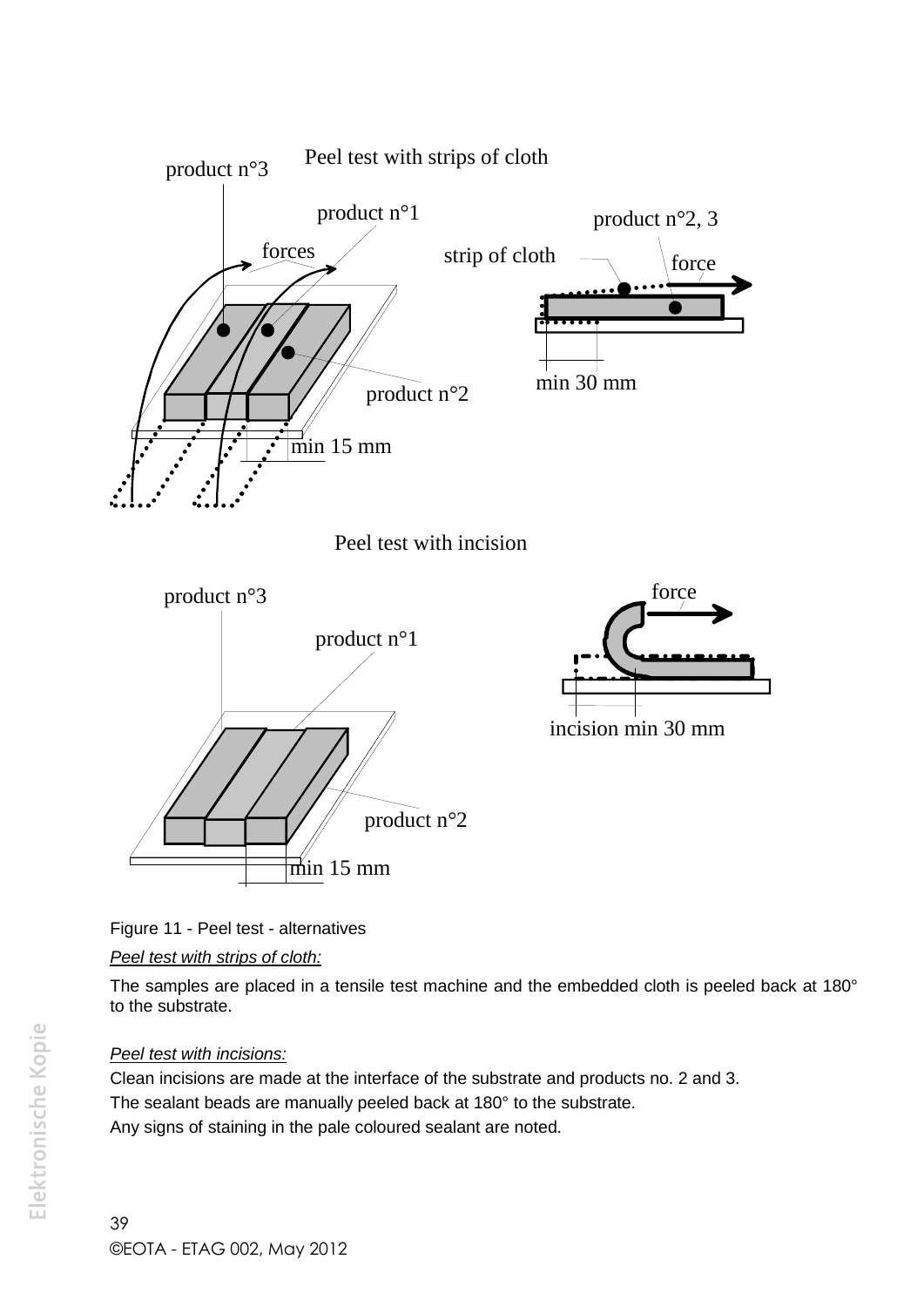Peel test with strips of cloth

product n°3

product n°1

product n°2, 3

forces

strip of cloth

force

product n°2

min 30 mm

min 15 mm

Peel test with incision

force

product n°3

product n°1

incision min 30 mm

product n°2

min 15 mm

Figure 11 - Peel test - alternatives

*Peel test with strips of cloth:*

The samples are placed in a tensile test machine and the embedded cloth is peeled back at 180° to the substrate.

*Peel test with incisions:*

Clean incisions are made at the interface of the substrate and products no. 2 and 3.

The sealant beads are manually peeled back at 180° to the substrate.

Any signs of staining in the pale coloured sealant are noted.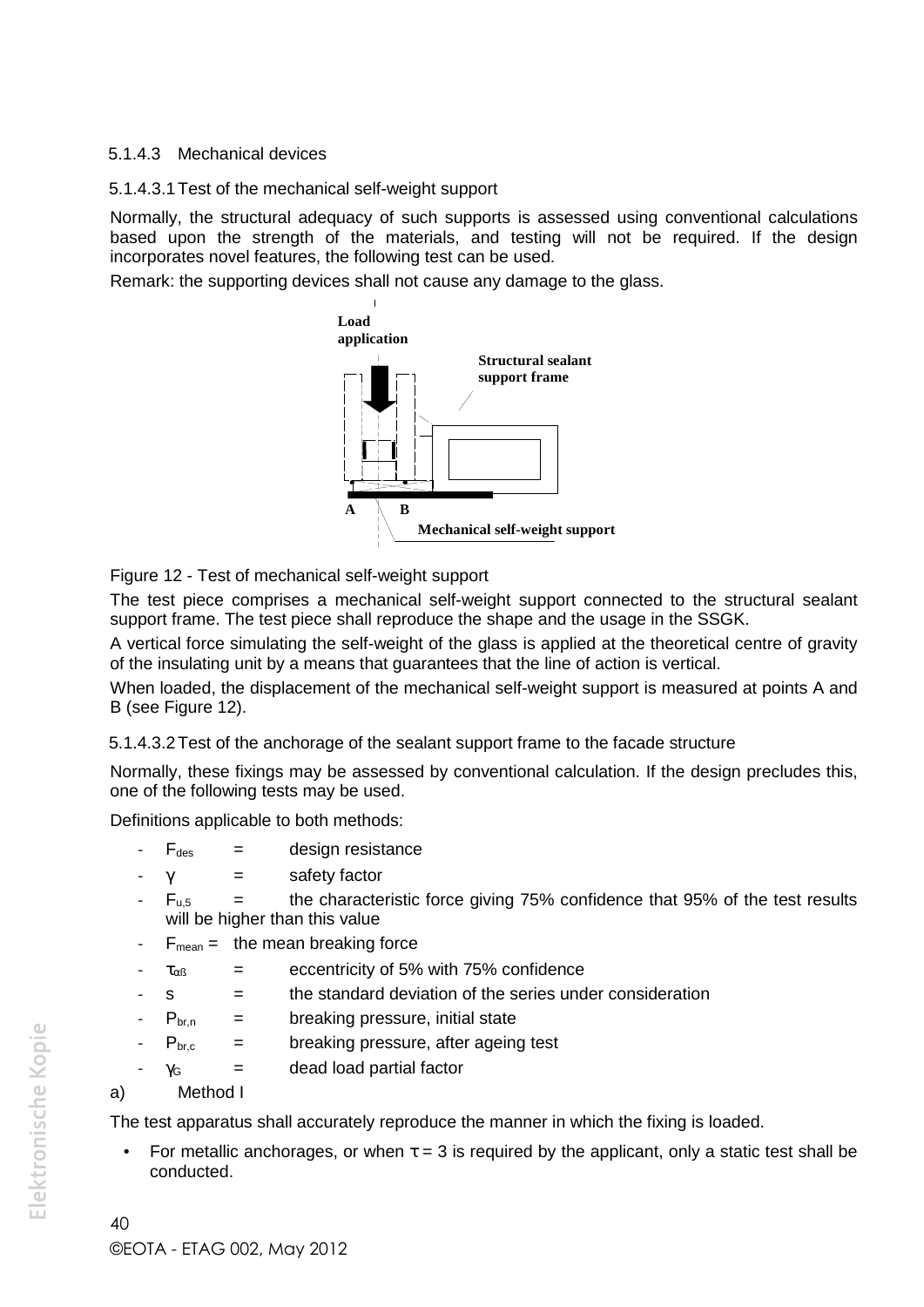#### 5.1.4.3 Mechanical devices

##### 5.1.4.3.1 Test of the mechanical self-weight support

Normally, the structural adequacy of such supports is assessed using conventional calculations based upon the strength of the materials, and testing will not be required. If the design incorporates novel features, the following test can be used.

Remark: the supporting devices shall not cause any damage to the glass.

Load application

Structural sealant support frame

A B

Mechanical self-weight support

Figure 12 - Test of mechanical self-weight support

The test piece comprises a mechanical self-weight support connected to the structural sealant support frame. The test piece shall reproduce the shape and the usage in the SSGK.

A vertical force simulating the self-weight of the glass is applied at the theoretical centre of gravity of the insulating unit by a means that guarantees that the line of action is vertical.

When loaded, the displacement of the mechanical self-weight support is measured at points A and B (see Figure 12).

##### 5.1.4.3.2 Test of the anchorage of the sealant support frame to the facade structure

Normally, these fixings may be assessed by conventional calculation. If the design precludes this, one of the following tests may be used.

Definitions applicable to both methods:

- $F_{des}$ = design resistance
- $\gamma$ = safety factor
- $F_{u,5}$ = the characteristic force giving 75% confidence that 95% of the test results will be higher than this value
- $F_{mean}$ = the mean breaking force
- $\tau_{\alpha\beta}$ = eccentricity of 5% with 75% confidence
- s = the standard deviation of the series under consideration
- $P_{br,n}$ = breaking pressure, initial state
- $P_{br,c}$ = breaking pressure, after ageing test
- $\gamma_G$ = dead load partial factor

a) Method I

The test apparatus shall accurately reproduce the manner in which the fixing is loaded.

- For metallic anchorages, or when $\tau = 3$ is required by the applicant, only a static test shall be conducted.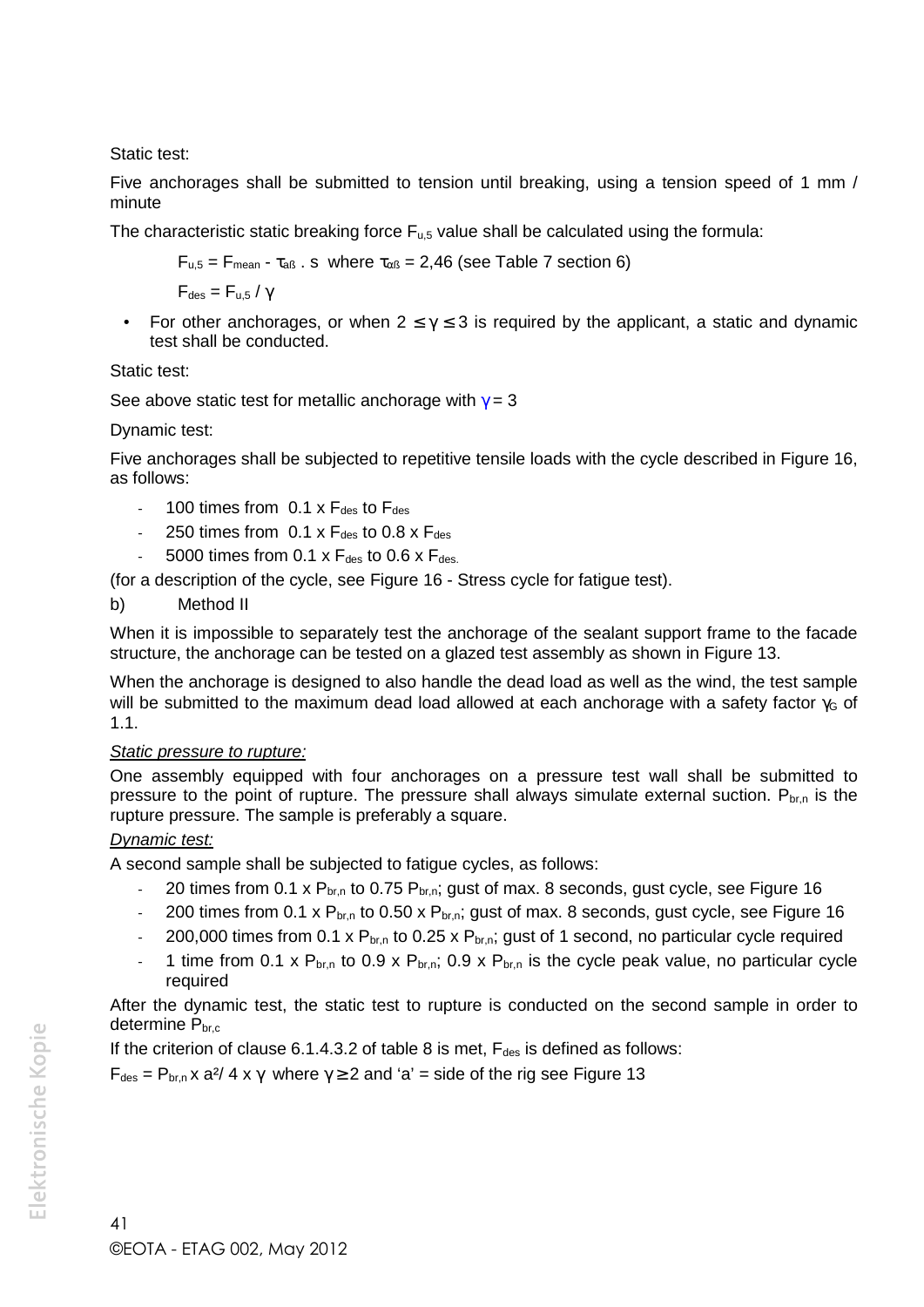Static test:

Five anchorages shall be submitted to tension until breaking, using a tension speed of 1 mm / minute

The characteristic static breaking force $F_{u,5}$ value shall be calculated using the formula:

$F_{u,5} = F_{mean} - \tau_{\alpha\beta} \cdot s$ where $\tau_{\alpha\beta} = 2{,}46$ (see Table 7 section 6)

$F_{des} = F_{u,5} / \gamma$

- For other anchorages, or when $2 \leq \gamma \leq 3$ is required by the applicant, a static and dynamic test shall be conducted.

Static test:

See above static test for metallic anchorage with $\gamma = 3$

Dynamic test:

Five anchorages shall be subjected to repetitive tensile loads with the cycle described in Figure 16, as follows:

- 100 times from $0.1 \times F_{des}$ to $F_{des}$
- 250 times from $0.1 \times F_{des}$ to $0.8 \times F_{des}$
- 5000 times from $0.1 \times F_{des}$ to $0.6 \times F_{des.}$

(for a description of the cycle, see Figure 16 - Stress cycle for fatigue test).

b) Method II

When it is impossible to separately test the anchorage of the sealant support frame to the facade structure, the anchorage can be tested on a glazed test assembly as shown in Figure 13.

When the anchorage is designed to also handle the dead load as well as the wind, the test sample will be submitted to the maximum dead load allowed at each anchorage with a safety factor $\gamma_G$ of 1.1.

*Static pressure to rupture:*

One assembly equipped with four anchorages on a pressure test wall shall be submitted to pressure to the point of rupture. The pressure shall always simulate external suction. $P_{br,n}$ is the rupture pressure. The sample is preferably a square.

*Dynamic test:*

A second sample shall be subjected to fatigue cycles, as follows:

- 20 times from $0.1 \times P_{br,n}$ to $0.75 P_{br,n}$; gust of max. 8 seconds, gust cycle, see Figure 16
- 200 times from $0.1 \times P_{br,n}$ to $0.50 \times P_{br,n}$; gust of max. 8 seconds, gust cycle, see Figure 16
- 200,000 times from $0.1 \times P_{br,n}$ to $0.25 \times P_{br,n}$; gust of 1 second, no particular cycle required
- 1 time from $0.1 \times P_{br,n}$ to $0.9 \times P_{br,n}$; $0.9 \times P_{br,n}$ is the cycle peak value, no particular cycle required

After the dynamic test, the static test to rupture is conducted on the second sample in order to determine $P_{br,c}$

If the criterion of clause 6.1.4.3.2 of table 8 is met, $F_{des}$ is defined as follows:

$F_{des} = P_{br,n} \times a^2 / 4 \times \gamma$ where $\gamma \geq 2$ and 'a' = side of the rig see Figure 13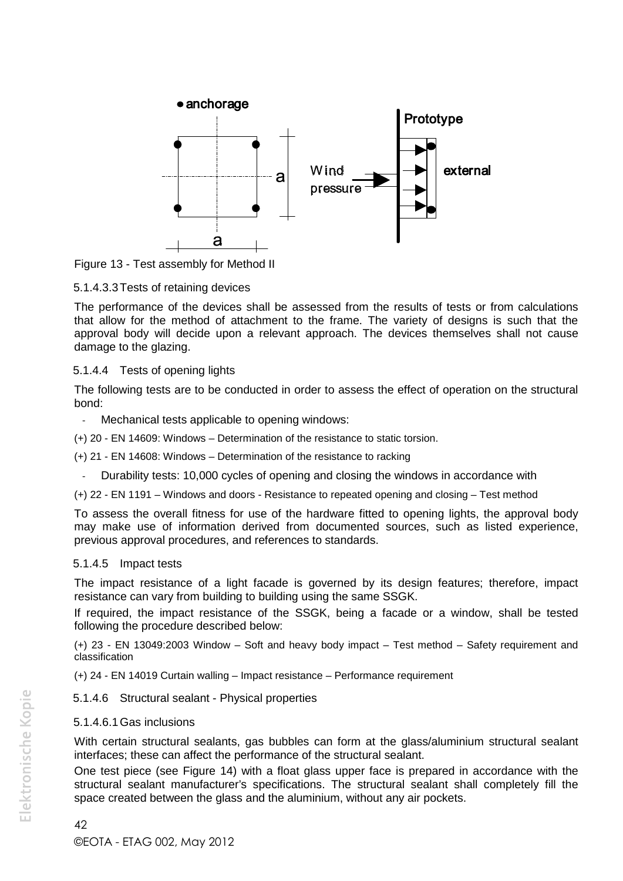Figure 13 - Test assembly for Method II

#### 5.1.4.3.3 Tests of retaining devices

The performance of the devices shall be assessed from the results of tests or from calculations that allow for the method of attachment to the frame. The variety of designs is such that the approval body will decide upon a relevant approach. The devices themselves shall not cause damage to the glazing.

### 5.1.4.4 Tests of opening lights

The following tests are to be conducted in order to assess the effect of operation on the structural bond:

- Mechanical tests applicable to opening windows:

(+) 20 - EN 14609: Windows – Determination of the resistance to static torsion.

(+) 21 - EN 14608: Windows – Determination of the resistance to racking

- Durability tests: 10,000 cycles of opening and closing the windows in accordance with

(+) 22 - EN 1191 – Windows and doors - Resistance to repeated opening and closing – Test method

To assess the overall fitness for use of the hardware fitted to opening lights, the approval body may make use of information derived from documented sources, such as listed experience, previous approval procedures, and references to standards.

### 5.1.4.5 Impact tests

The impact resistance of a light facade is governed by its design features; therefore, impact resistance can vary from building to building using the same SSGK.

If required, the impact resistance of the SSGK, being a facade or a window, shall be tested following the procedure described below:

(+) 23 - EN 13049:2003 Window – Soft and heavy body impact – Test method – Safety requirement and classification

(+) 24 - EN 14019 Curtain walling – Impact resistance – Performance requirement

### 5.1.4.6 Structural sealant - Physical properties

#### 5.1.4.6.1 Gas inclusions

With certain structural sealants, gas bubbles can form at the glass/aluminium structural sealant interfaces; these can affect the performance of the structural sealant.

One test piece (see Figure 14) with a float glass upper face is prepared in accordance with the structural sealant manufacturer's specifications. The structural sealant shall completely fill the space created between the glass and the aluminium, without any air pockets.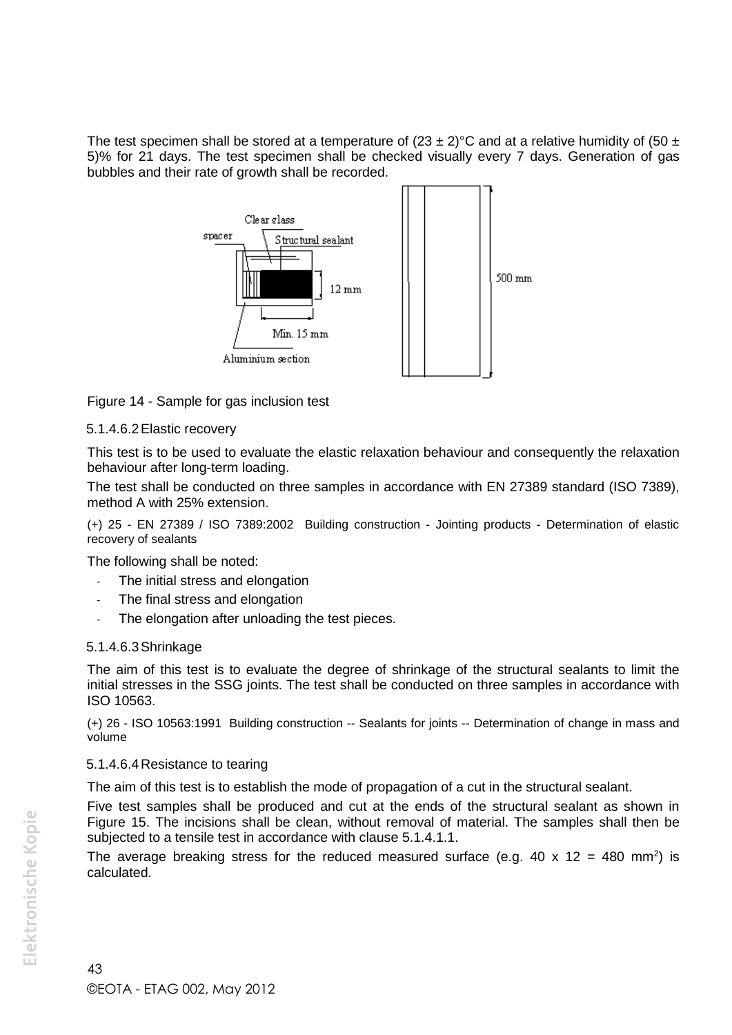The test specimen shall be stored at a temperature of (23 ± 2)°C and at a relative humidity of (50 ± 5)% for 21 days. The test specimen shall be checked visually every 7 days. Generation of gas bubbles and their rate of growth shall be recorded.

Figure 14 - Sample for gas inclusion test

#### 5.1.4.6.2 Elastic recovery

This test is to be used to evaluate the elastic relaxation behaviour and consequently the relaxation behaviour after long-term loading.

The test shall be conducted on three samples in accordance with EN 27389 standard (ISO 7389), method A with 25% extension.

(+) 25 - EN 27389 / ISO 7389:2002 Building construction - Jointing products - Determination of elastic recovery of sealants

The following shall be noted:

- The initial stress and elongation
- The final stress and elongation
- The elongation after unloading the test pieces.

#### 5.1.4.6.3 Shrinkage

The aim of this test is to evaluate the degree of shrinkage of the structural sealants to limit the initial stresses in the SSG joints. The test shall be conducted on three samples in accordance with ISO 10563.

(+) 26 - ISO 10563:1991 Building construction -- Sealants for joints -- Determination of change in mass and volume

#### 5.1.4.6.4 Resistance to tearing

The aim of this test is to establish the mode of propagation of a cut in the structural sealant.

Five test samples shall be produced and cut at the ends of the structural sealant as shown in Figure 15. The incisions shall be clean, without removal of material. The samples shall then be subjected to a tensile test in accordance with clause 5.1.4.1.1.

The average breaking stress for the reduced measured surface (e.g. 40 x 12 = 480 mm$^2$) is calculated.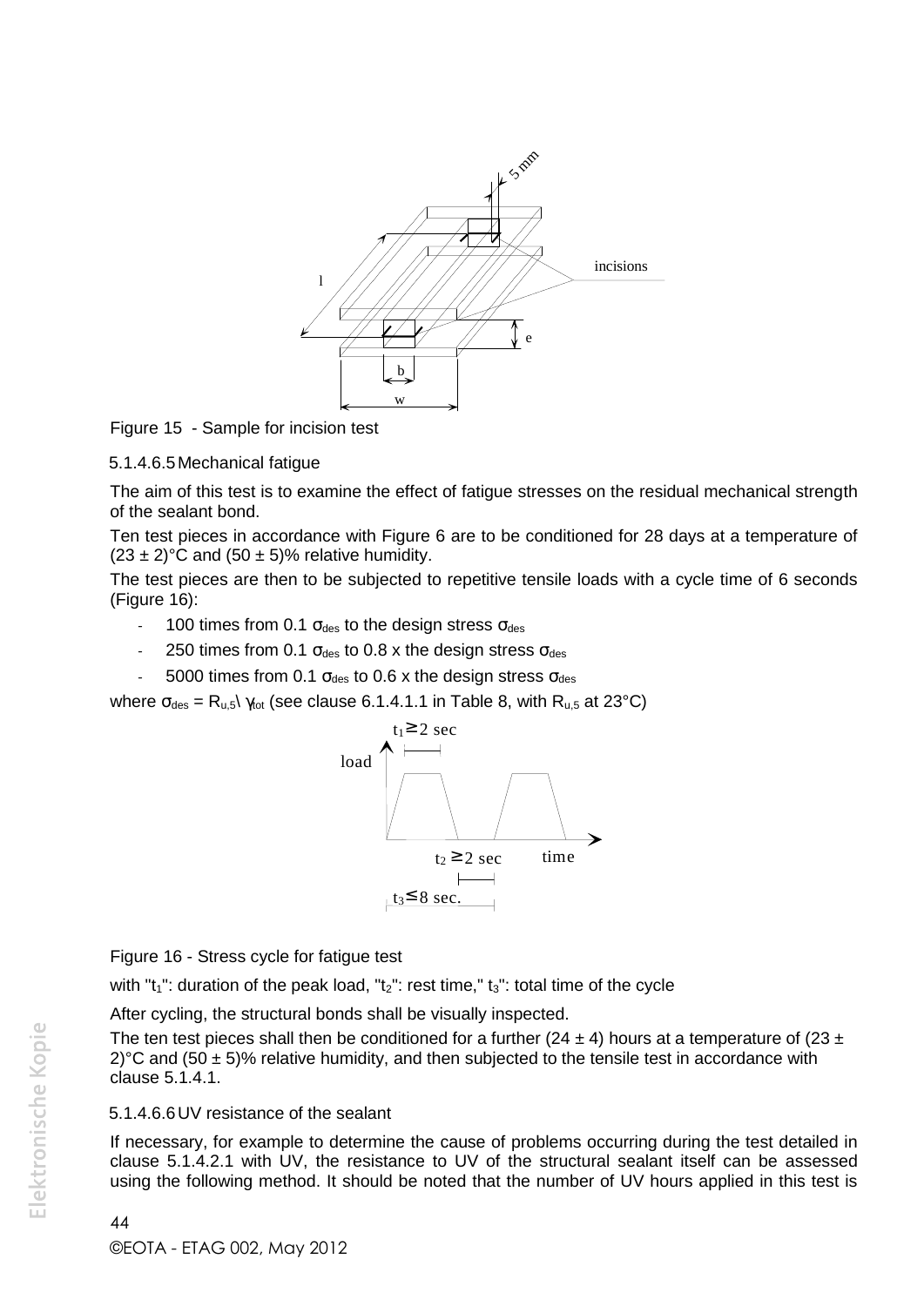Figure 15 - Sample for incision test

#### 5.1.4.6.5 Mechanical fatigue

The aim of this test is to examine the effect of fatigue stresses on the residual mechanical strength of the sealant bond.

Ten test pieces in accordance with Figure 6 are to be conditioned for 28 days at a temperature of $(23 \pm 2)$°C and $(50 \pm 5)$% relative humidity.

The test pieces are then to be subjected to repetitive tensile loads with a cycle time of 6 seconds (Figure 16):

- 100 times from 0.1 $\sigma_{des}$ to the design stress $\sigma_{des}$
- 250 times from 0.1 $\sigma_{des}$ to 0.8 x the design stress $\sigma_{des}$
- 5000 times from 0.1 $\sigma_{des}$ to 0.6 x the design stress $\sigma_{des}$

where $\sigma_{des} = R_{u,5} \backslash \gamma_{tot}$ (see clause 6.1.4.1.1 in Table 8, with $R_{u,5}$ at 23°C)

Figure 16 - Stress cycle for fatigue test

with "$t_1$": duration of the peak load, "$t_2$": rest time," $t_3$": total time of the cycle

After cycling, the structural bonds shall be visually inspected.

The ten test pieces shall then be conditioned for a further $(24 \pm 4)$ hours at a temperature of $(23 \pm 2)$°C and $(50 \pm 5)$% relative humidity, and then subjected to the tensile test in accordance with clause 5.1.4.1.

#### 5.1.4.6.6 UV resistance of the sealant

If necessary, for example to determine the cause of problems occurring during the test detailed in clause 5.1.4.2.1 with UV, the resistance to UV of the structural sealant itself can be assessed using the following method. It should be noted that the number of UV hours applied in this test is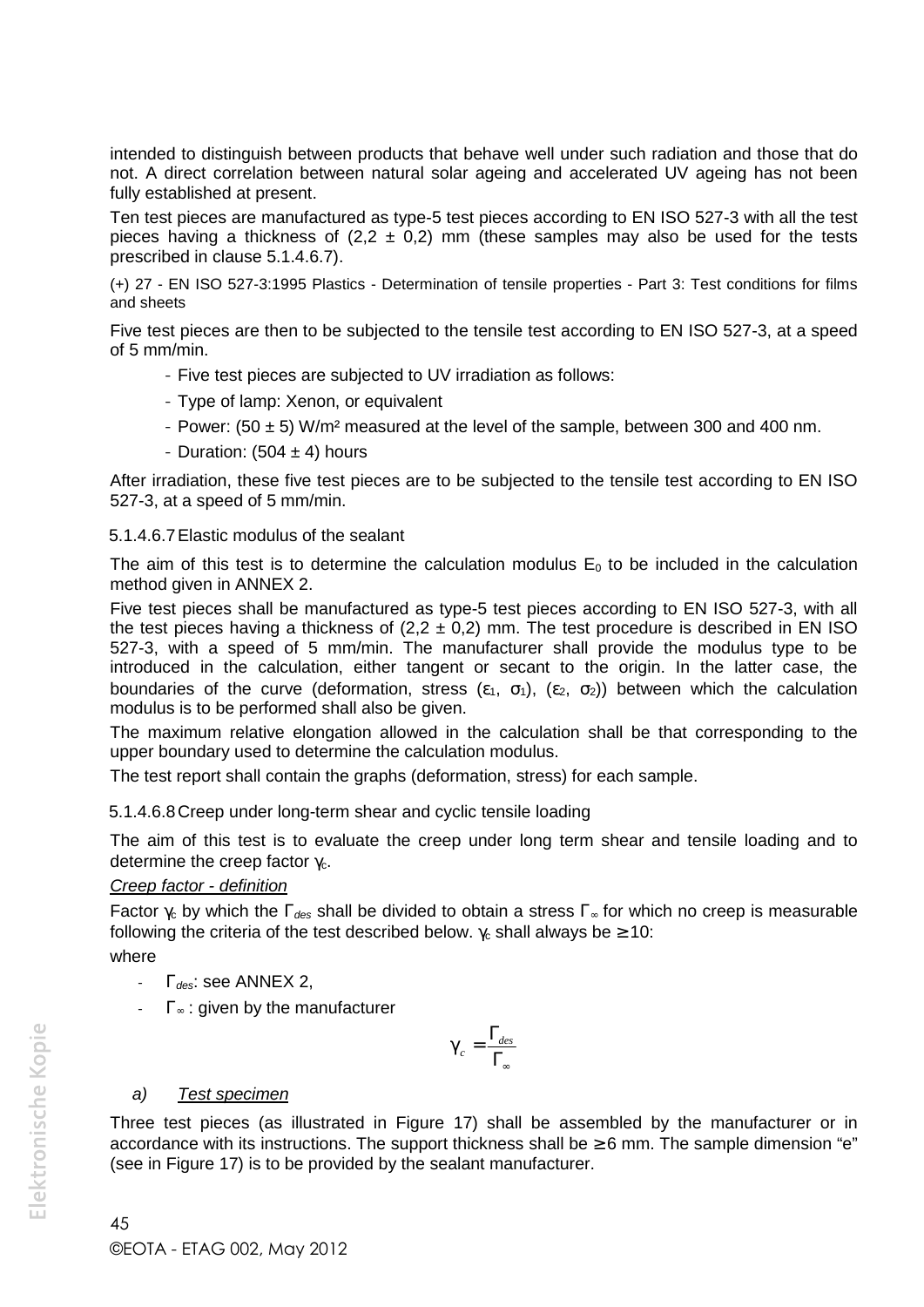intended to distinguish between products that behave well under such radiation and those that do not. A direct correlation between natural solar ageing and accelerated UV ageing has not been fully established at present.

Ten test pieces are manufactured as type-5 test pieces according to EN ISO 527-3 with all the test pieces having a thickness of (2,2 ± 0,2) mm (these samples may also be used for the tests prescribed in clause 5.1.4.6.7).

(+) 27 - EN ISO 527-3:1995 Plastics - Determination of tensile properties - Part 3: Test conditions for films and sheets

Five test pieces are then to be subjected to the tensile test according to EN ISO 527-3, at a speed of 5 mm/min.

- Five test pieces are subjected to UV irradiation as follows:
- Type of lamp: Xenon, or equivalent
- Power: (50 ± 5) W/m² measured at the level of the sample, between 300 and 400 nm.
- Duration: (504 ± 4) hours

After irradiation, these five test pieces are to be subjected to the tensile test according to EN ISO 527-3, at a speed of 5 mm/min.

#### 5.1.4.6.7 Elastic modulus of the sealant

The aim of this test is to determine the calculation modulus $E_0$ to be included in the calculation method given in ANNEX 2.

Five test pieces shall be manufactured as type-5 test pieces according to EN ISO 527-3, with all the test pieces having a thickness of (2,2 ± 0,2) mm. The test procedure is described in EN ISO 527-3, with a speed of 5 mm/min. The manufacturer shall provide the modulus type to be introduced in the calculation, either tangent or secant to the origin. In the latter case, the boundaries of the curve (deformation, stress ($\varepsilon_1$, $\sigma_1$), ($\varepsilon_2$, $\sigma_2$)) between which the calculation modulus is to be performed shall also be given.

The maximum relative elongation allowed in the calculation shall be that corresponding to the upper boundary used to determine the calculation modulus.

The test report shall contain the graphs (deformation, stress) for each sample.

#### 5.1.4.6.8 Creep under long-term shear and cyclic tensile loading

The aim of this test is to evaluate the creep under long term shear and tensile loading and to determine the creep factor $\gamma_c$.

*Creep factor - definition*

Factor $\gamma_c$ by which the $\Gamma_{des}$ shall be divided to obtain a stress $\Gamma_\infty$ for which no creep is measurable following the criteria of the test described below. $\gamma_c$ shall always be ≥ 10:

where

- $\Gamma_{des}$: see ANNEX 2,
- $\Gamma_\infty$ : given by the manufacturer

$$\gamma_c = \frac{\Gamma_{des}}{\Gamma_\infty}$$

*a) Test specimen*

Three test pieces (as illustrated in Figure 17) shall be assembled by the manufacturer or in accordance with its instructions. The support thickness shall be ≥ 6 mm. The sample dimension "e" (see in Figure 17) is to be provided by the sealant manufacturer.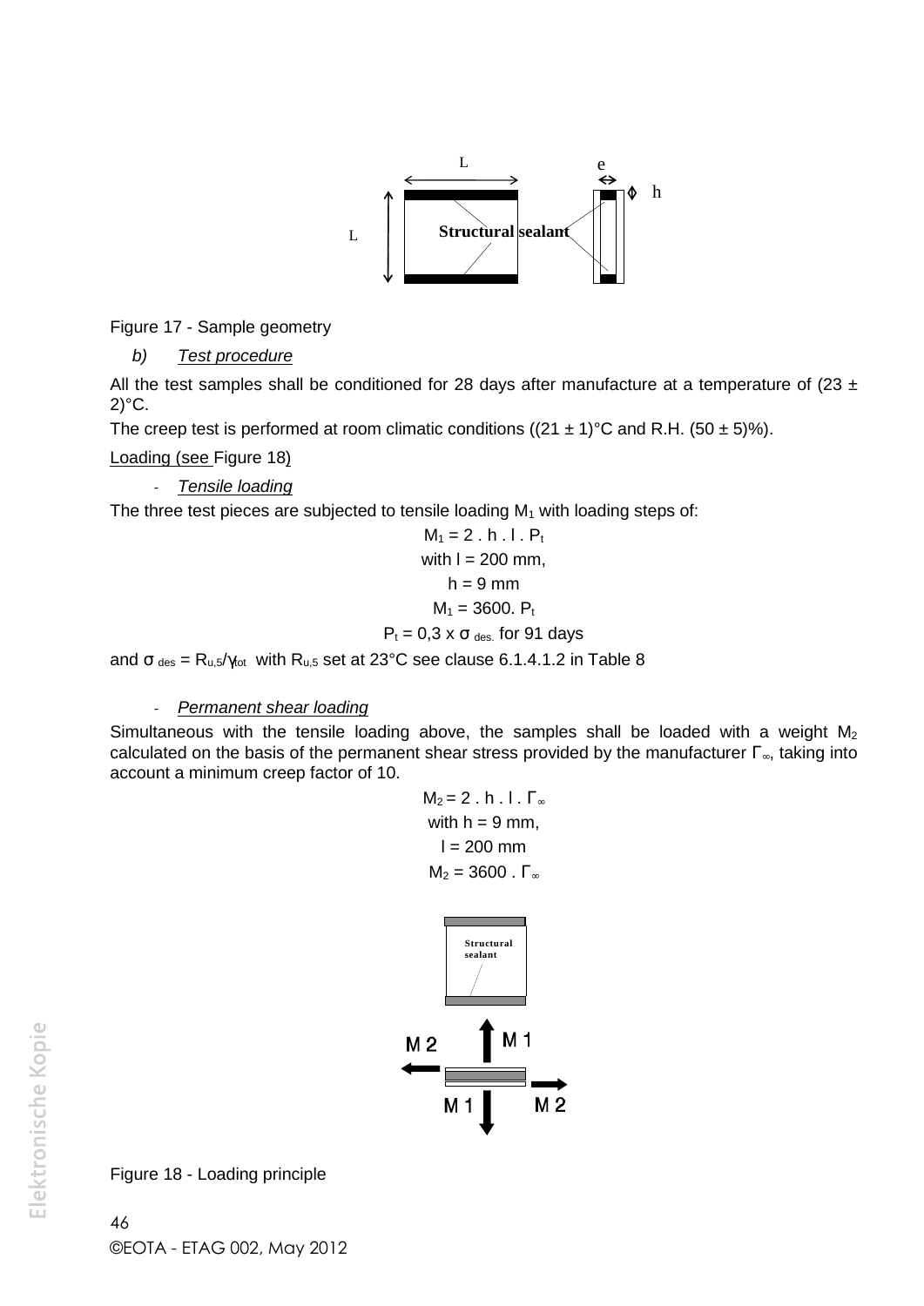Figure 17 - Sample geometry

*b) Test procedure*

All the test samples shall be conditioned for 28 days after manufacture at a temperature of (23 ± 2)°C.

The creep test is performed at room climatic conditions ((21 ± 1)°C and R.H. (50 ± 5)%).

Loading (see Figure 18)

- *Tensile loading*

The three test pieces are subjected to tensile loading $M_1$ with loading steps of:

$$M_1 = 2 \cdot h \cdot l \cdot P_t$$

with l = 200 mm,

h = 9 mm

$$M_1 = 3600 \cdot P_t$$

$$P_t = 0,3 \times \sigma_{des.} \text{ for 91 days}$$

and $\sigma_{des} = R_{u,5}/\gamma_{tot}$ with $R_{u,5}$ set at 23°C see clause 6.1.4.1.2 in Table 8

- *Permanent shear loading*

Simultaneous with the tensile loading above, the samples shall be loaded with a weight $M_2$ calculated on the basis of the permanent shear stress provided by the manufacturer $\Gamma_\infty$, taking into account a minimum creep factor of 10.

$$M_2 = 2 \cdot h \cdot l \cdot \Gamma_\infty$$

with h = 9 mm,

l = 200 mm

$$M_2 = 3600 \cdot \Gamma_\infty$$

Figure 18 - Loading principle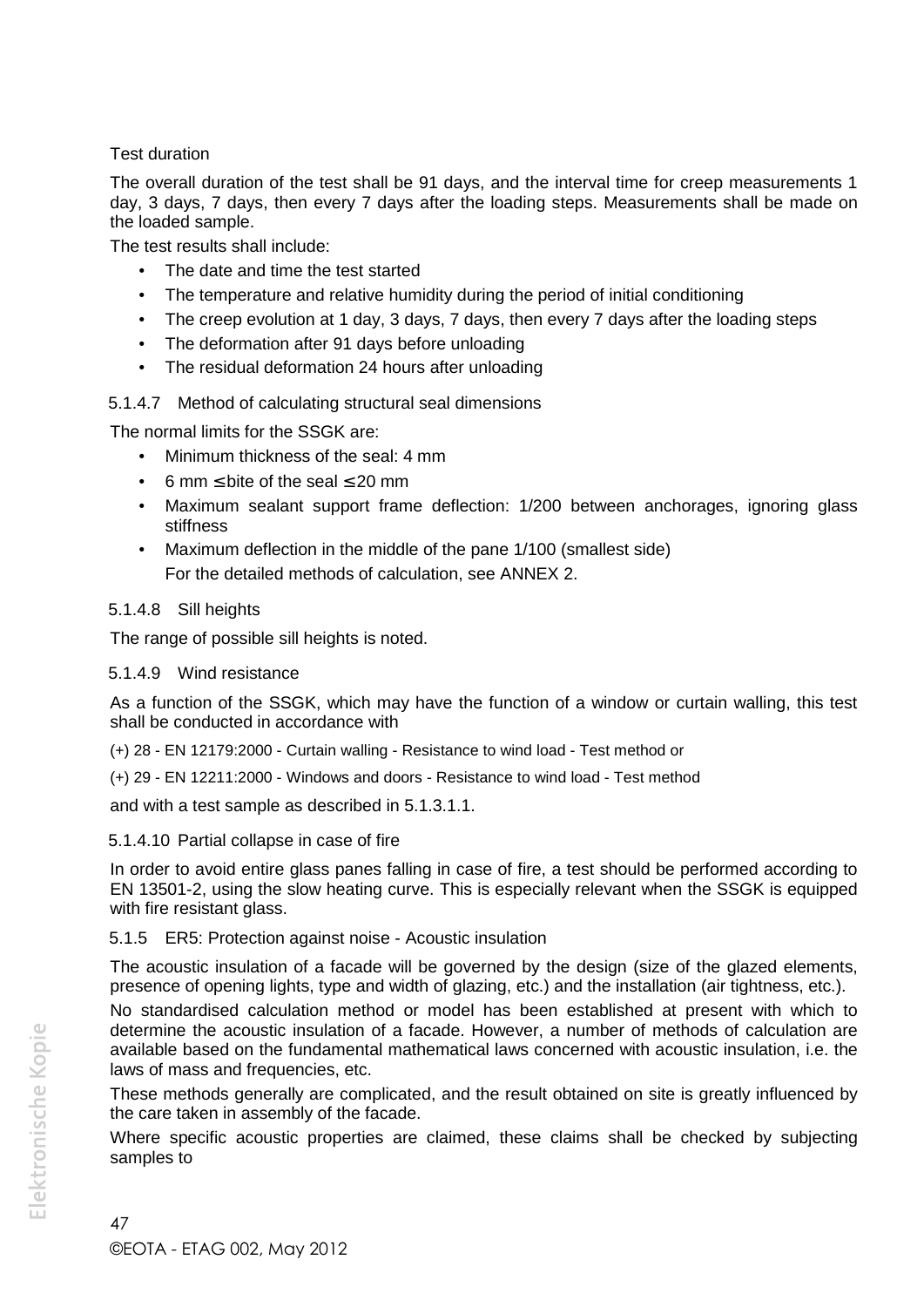Test duration

The overall duration of the test shall be 91 days, and the interval time for creep measurements 1 day, 3 days, 7 days, then every 7 days after the loading steps. Measurements shall be made on the loaded sample.

The test results shall include:

- The date and time the test started
- The temperature and relative humidity during the period of initial conditioning
- The creep evolution at 1 day, 3 days, 7 days, then every 7 days after the loading steps
- The deformation after 91 days before unloading
- The residual deformation 24 hours after unloading

#### 5.1.4.7 Method of calculating structural seal dimensions

The normal limits for the SSGK are:

- Minimum thickness of the seal: 4 mm
- 6 mm ≤ bite of the seal ≤ 20 mm
- Maximum sealant support frame deflection: 1/200 between anchorages, ignoring glass stiffness
- Maximum deflection in the middle of the pane 1/100 (smallest side)

  For the detailed methods of calculation, see ANNEX 2.

#### 5.1.4.8 Sill heights

The range of possible sill heights is noted.

#### 5.1.4.9 Wind resistance

As a function of the SSGK, which may have the function of a window or curtain walling, this test shall be conducted in accordance with

(+) 28 - EN 12179:2000 - Curtain walling - Resistance to wind load - Test method or

(+) 29 - EN 12211:2000 - Windows and doors - Resistance to wind load - Test method

and with a test sample as described in 5.1.3.1.1.

#### 5.1.4.10 Partial collapse in case of fire

In order to avoid entire glass panes falling in case of fire, a test should be performed according to EN 13501-2, using the slow heating curve. This is especially relevant when the SSGK is equipped with fire resistant glass.

### 5.1.5 ER5: Protection against noise - Acoustic insulation

The acoustic insulation of a facade will be governed by the design (size of the glazed elements, presence of opening lights, type and width of glazing, etc.) and the installation (air tightness, etc.).

No standardised calculation method or model has been established at present with which to determine the acoustic insulation of a facade. However, a number of methods of calculation are available based on the fundamental mathematical laws concerned with acoustic insulation, i.e. the laws of mass and frequencies, etc.

These methods generally are complicated, and the result obtained on site is greatly influenced by the care taken in assembly of the facade.

Where specific acoustic properties are claimed, these claims shall be checked by subjecting samples to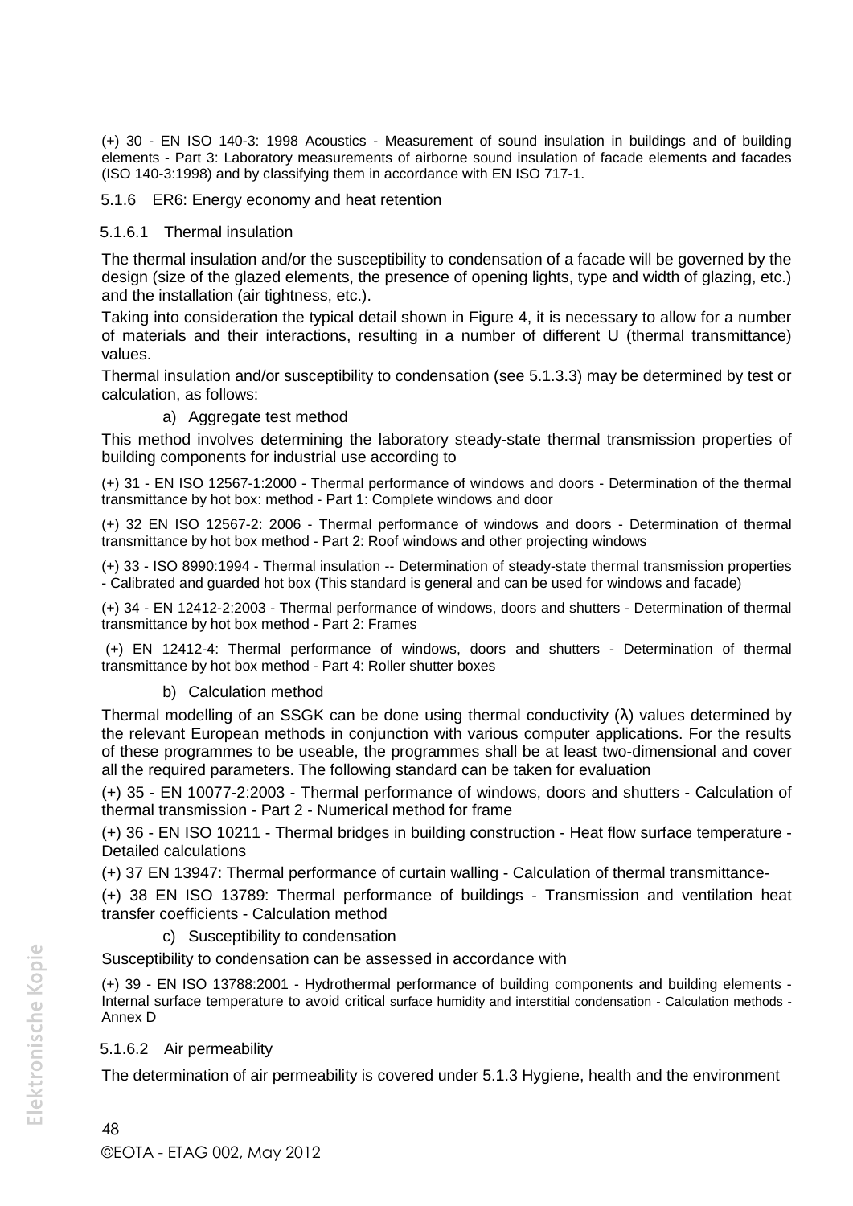(+) 30 - EN ISO 140-3: 1998 Acoustics - Measurement of sound insulation in buildings and of building elements - Part 3: Laboratory measurements of airborne sound insulation of facade elements and facades (ISO 140-3:1998) and by classifying them in accordance with EN ISO 717-1.

### 5.1.6 ER6: Energy economy and heat retention

#### 5.1.6.1 Thermal insulation

The thermal insulation and/or the susceptibility to condensation of a facade will be governed by the design (size of the glazed elements, the presence of opening lights, type and width of glazing, etc.) and the installation (air tightness, etc.).

Taking into consideration the typical detail shown in Figure 4, it is necessary to allow for a number of materials and their interactions, resulting in a number of different U (thermal transmittance) values.

Thermal insulation and/or susceptibility to condensation (see 5.1.3.3) may be determined by test or calculation, as follows:

a) Aggregate test method

This method involves determining the laboratory steady-state thermal transmission properties of building components for industrial use according to

(+) 31 - EN ISO 12567-1:2000 - Thermal performance of windows and doors - Determination of the thermal transmittance by hot box: method - Part 1: Complete windows and door

(+) 32 EN ISO 12567-2: 2006 - Thermal performance of windows and doors - Determination of thermal transmittance by hot box method - Part 2: Roof windows and other projecting windows

(+) 33 - ISO 8990:1994 - Thermal insulation -- Determination of steady-state thermal transmission properties - Calibrated and guarded hot box (This standard is general and can be used for windows and facade)

(+) 34 - EN 12412-2:2003 - Thermal performance of windows, doors and shutters - Determination of thermal transmittance by hot box method - Part 2: Frames

(+) EN 12412-4: Thermal performance of windows, doors and shutters - Determination of thermal transmittance by hot box method - Part 4: Roller shutter boxes

b) Calculation method

Thermal modelling of an SSGK can be done using thermal conductivity (λ) values determined by the relevant European methods in conjunction with various computer applications. For the results of these programmes to be useable, the programmes shall be at least two-dimensional and cover all the required parameters. The following standard can be taken for evaluation

(+) 35 - EN 10077-2:2003 - Thermal performance of windows, doors and shutters - Calculation of thermal transmission - Part 2 - Numerical method for frame

(+) 36 - EN ISO 10211 - Thermal bridges in building construction - Heat flow surface temperature - Detailed calculations

(+) 37 EN 13947: Thermal performance of curtain walling - Calculation of thermal transmittance-

(+) 38 EN ISO 13789: Thermal performance of buildings - Transmission and ventilation heat transfer coefficients - Calculation method

c) Susceptibility to condensation

Susceptibility to condensation can be assessed in accordance with

(+) 39 - EN ISO 13788:2001 - Hydrothermal performance of building components and building elements - Internal surface temperature to avoid critical surface humidity and interstitial condensation - Calculation methods - Annex D

#### 5.1.6.2 Air permeability

The determination of air permeability is covered under 5.1.3 Hygiene, health and the environment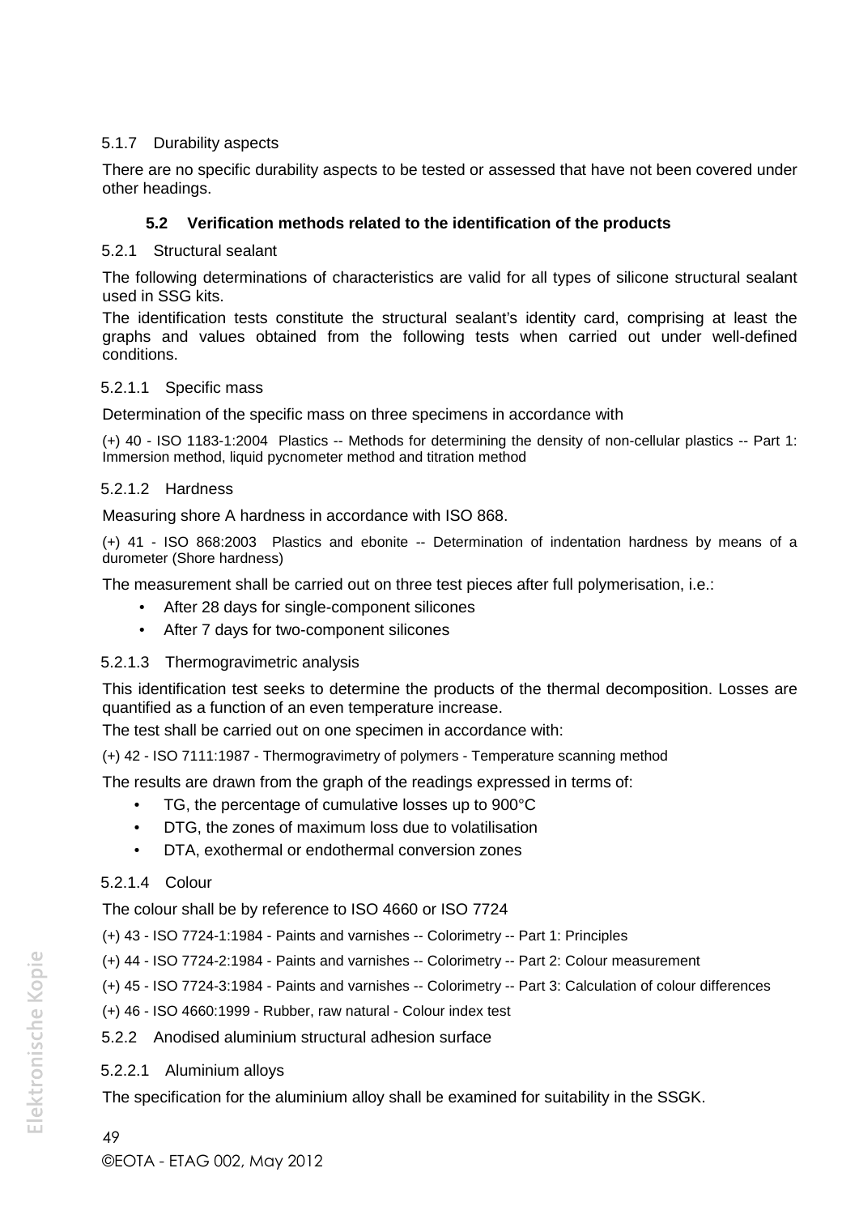#### 5.1.7 Durability aspects

There are no specific durability aspects to be tested or assessed that have not been covered under other headings.

### 5.2 Verification methods related to the identification of the products

#### 5.2.1 Structural sealant

The following determinations of characteristics are valid for all types of silicone structural sealant used in SSG kits.

The identification tests constitute the structural sealant's identity card, comprising at least the graphs and values obtained from the following tests when carried out under well-defined conditions.

##### 5.2.1.1 Specific mass

Determination of the specific mass on three specimens in accordance with

(+) 40 - ISO 1183-1:2004 Plastics -- Methods for determining the density of non-cellular plastics -- Part 1: Immersion method, liquid pycnometer method and titration method

##### 5.2.1.2 Hardness

Measuring shore A hardness in accordance with ISO 868.

(+) 41 - ISO 868:2003 Plastics and ebonite -- Determination of indentation hardness by means of a durometer (Shore hardness)

The measurement shall be carried out on three test pieces after full polymerisation, i.e.:

- After 28 days for single-component silicones
- After 7 days for two-component silicones

##### 5.2.1.3 Thermogravimetric analysis

This identification test seeks to determine the products of the thermal decomposition. Losses are quantified as a function of an even temperature increase.

The test shall be carried out on one specimen in accordance with:

(+) 42 - ISO 7111:1987 - Thermogravimetry of polymers - Temperature scanning method

The results are drawn from the graph of the readings expressed in terms of:

- TG, the percentage of cumulative losses up to 900°C
- DTG, the zones of maximum loss due to volatilisation
- DTA, exothermal or endothermal conversion zones

##### 5.2.1.4 Colour

The colour shall be by reference to ISO 4660 or ISO 7724

(+) 43 - ISO 7724-1:1984 - Paints and varnishes -- Colorimetry -- Part 1: Principles

(+) 44 - ISO 7724-2:1984 - Paints and varnishes -- Colorimetry -- Part 2: Colour measurement

(+) 45 - ISO 7724-3:1984 - Paints and varnishes -- Colorimetry -- Part 3: Calculation of colour differences

(+) 46 - ISO 4660:1999 - Rubber, raw natural - Colour index test

#### 5.2.2 Anodised aluminium structural adhesion surface

##### 5.2.2.1 Aluminium alloys

The specification for the aluminium alloy shall be examined for suitability in the SSGK.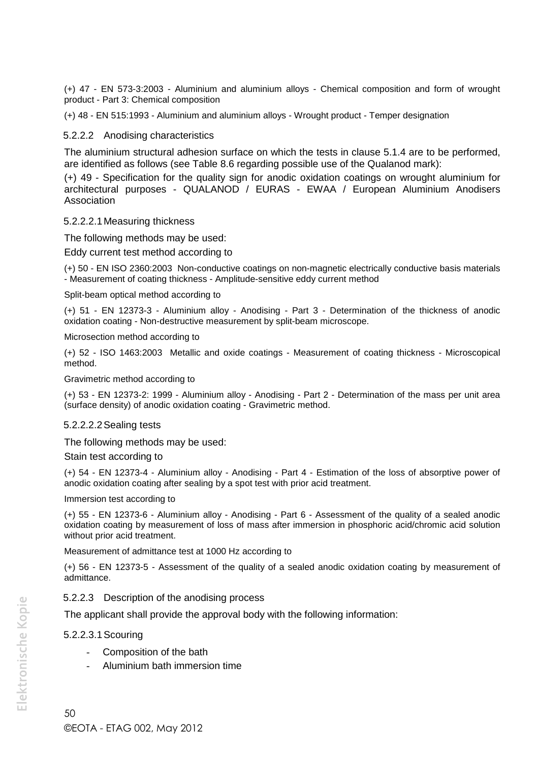(+) 47 - EN 573-3:2003 - Aluminium and aluminium alloys - Chemical composition and form of wrought product - Part 3: Chemical composition

(+) 48 - EN 515:1993 - Aluminium and aluminium alloys - Wrought product - Temper designation

#### 5.2.2.2 Anodising characteristics

The aluminium structural adhesion surface on which the tests in clause 5.1.4 are to be performed, are identified as follows (see Table 8.6 regarding possible use of the Qualanod mark):

(+) 49 - Specification for the quality sign for anodic oxidation coatings on wrought aluminium for architectural purposes - QUALANOD / EURAS - EWAA / European Aluminium Anodisers Association

##### 5.2.2.2.1 Measuring thickness

The following methods may be used:

Eddy current test method according to

(+) 50 - EN ISO 2360:2003 Non-conductive coatings on non-magnetic electrically conductive basis materials - Measurement of coating thickness - Amplitude-sensitive eddy current method

Split-beam optical method according to

(+) 51 - EN 12373-3 - Aluminium alloy - Anodising - Part 3 - Determination of the thickness of anodic oxidation coating - Non-destructive measurement by split-beam microscope.

Microsection method according to

(+) 52 - ISO 1463:2003 Metallic and oxide coatings - Measurement of coating thickness - Microscopical method.

Gravimetric method according to

(+) 53 - EN 12373-2: 1999 - Aluminium alloy - Anodising - Part 2 - Determination of the mass per unit area (surface density) of anodic oxidation coating - Gravimetric method.

##### 5.2.2.2.2 Sealing tests

The following methods may be used:

Stain test according to

(+) 54 - EN 12373-4 - Aluminium alloy - Anodising - Part 4 - Estimation of the loss of absorptive power of anodic oxidation coating after sealing by a spot test with prior acid treatment.

Immersion test according to

(+) 55 - EN 12373-6 - Aluminium alloy - Anodising - Part 6 - Assessment of the quality of a sealed anodic oxidation coating by measurement of loss of mass after immersion in phosphoric acid/chromic acid solution without prior acid treatment.

Measurement of admittance test at 1000 Hz according to

(+) 56 - EN 12373-5 - Assessment of the quality of a sealed anodic oxidation coating by measurement of admittance.

#### 5.2.2.3 Description of the anodising process

The applicant shall provide the approval body with the following information:

##### 5.2.2.3.1 Scouring

- Composition of the bath
- Aluminium bath immersion time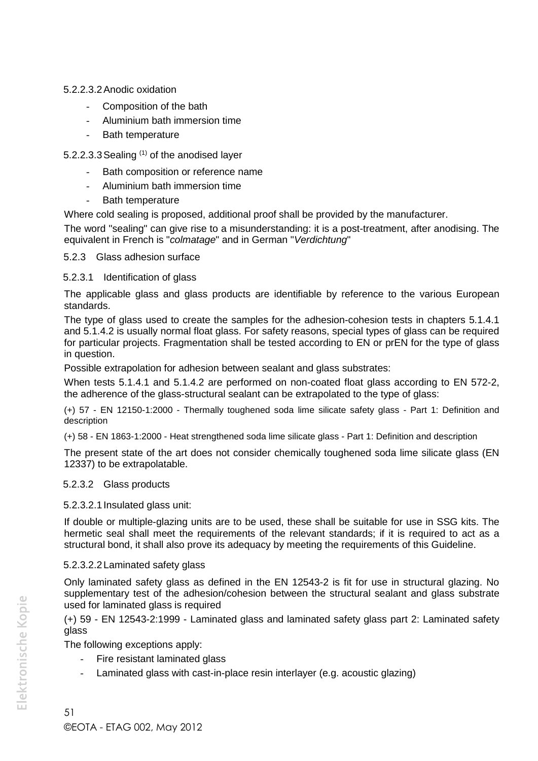##### 5.2.2.3.2 Anodic oxidation

- Composition of the bath
- Aluminium bath immersion time
- Bath temperature

##### 5.2.2.3.3 Sealing (1) of the anodised layer

- Bath composition or reference name
- Aluminium bath immersion time
- Bath temperature

Where cold sealing is proposed, additional proof shall be provided by the manufacturer.

The word "sealing" can give rise to a misunderstanding: it is a post-treatment, after anodising. The equivalent in French is "*colmatage*" and in German "*Verdichtung*"

### 5.2.3 Glass adhesion surface

#### 5.2.3.1 Identification of glass

The applicable glass and glass products are identifiable by reference to the various European standards.

The type of glass used to create the samples for the adhesion-cohesion tests in chapters 5.1.4.1 and 5.1.4.2 is usually normal float glass. For safety reasons, special types of glass can be required for particular projects. Fragmentation shall be tested according to EN or prEN for the type of glass in question.

Possible extrapolation for adhesion between sealant and glass substrates:

When tests 5.1.4.1 and 5.1.4.2 are performed on non-coated float glass according to EN 572-2, the adherence of the glass-structural sealant can be extrapolated to the type of glass:

(+) 57 - EN 12150-1:2000 - Thermally toughened soda lime silicate safety glass - Part 1: Definition and description

(+) 58 - EN 1863-1:2000 - Heat strengthened soda lime silicate glass - Part 1: Definition and description

The present state of the art does not consider chemically toughened soda lime silicate glass (EN 12337) to be extrapolatable.

#### 5.2.3.2 Glass products

##### 5.2.3.2.1 Insulated glass unit:

If double or multiple-glazing units are to be used, these shall be suitable for use in SSG kits. The hermetic seal shall meet the requirements of the relevant standards; if it is required to act as a structural bond, it shall also prove its adequacy by meeting the requirements of this Guideline.

##### 5.2.3.2.2 Laminated safety glass

Only laminated safety glass as defined in the EN 12543-2 is fit for use in structural glazing. No supplementary test of the adhesion/cohesion between the structural sealant and glass substrate used for laminated glass is required

(+) 59 - EN 12543-2:1999 - Laminated glass and laminated safety glass part 2: Laminated safety glass

The following exceptions apply:

- Fire resistant laminated glass
- Laminated glass with cast-in-place resin interlayer (e.g. acoustic glazing)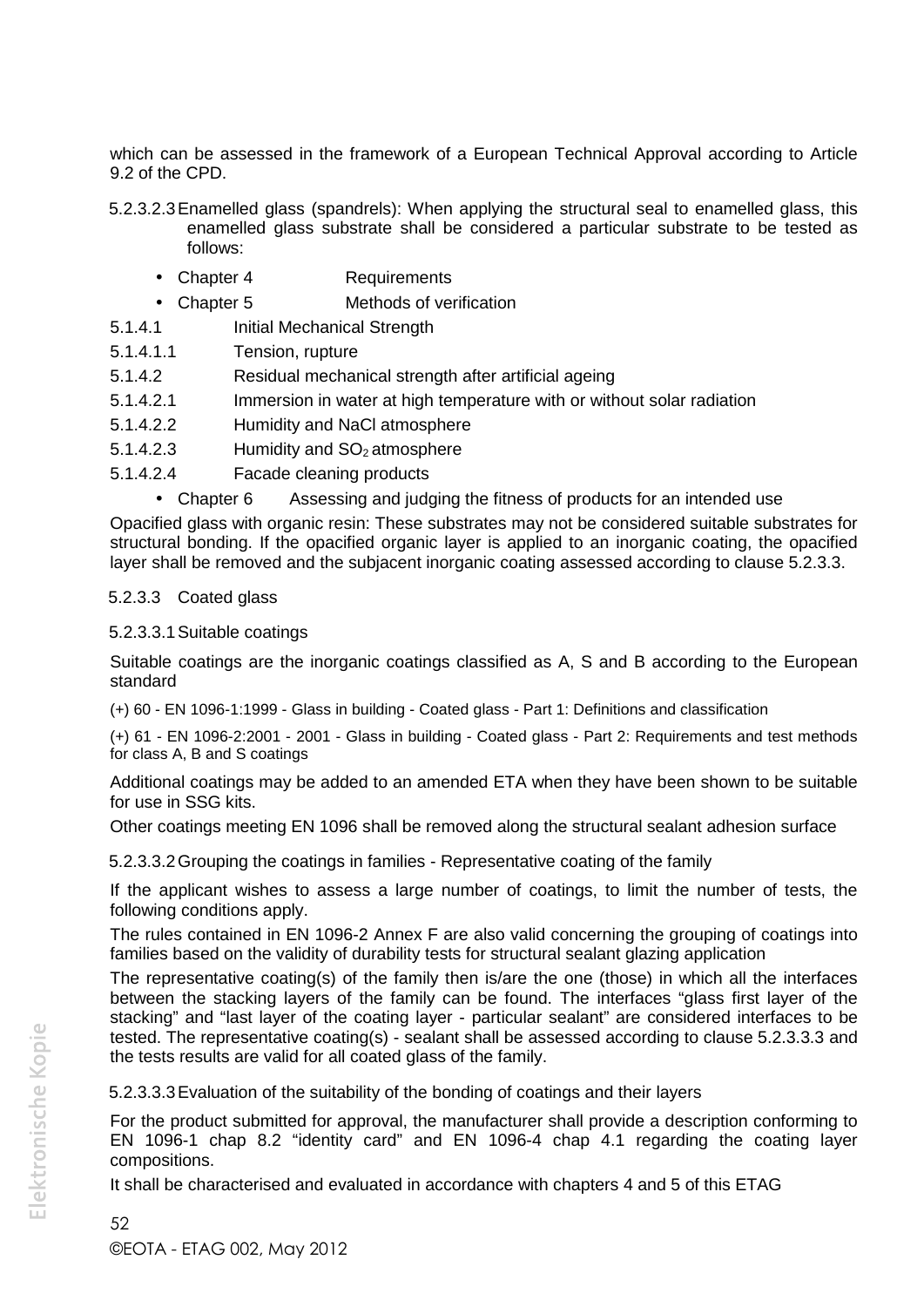which can be assessed in the framework of a European Technical Approval according to Article 9.2 of the CPD.

5.2.3.2.3 Enamelled glass (spandrels): When applying the structural seal to enamelled glass, this enamelled glass substrate shall be considered a particular substrate to be tested as follows:

- Chapter 4 Requirements
- Chapter 5 Methods of verification

5.1.4.1 Initial Mechanical Strength

5.1.4.1.1 Tension, rupture

5.1.4.2 Residual mechanical strength after artificial ageing

5.1.4.2.1 Immersion in water at high temperature with or without solar radiation

5.1.4.2.2 Humidity and NaCl atmosphere

5.1.4.2.3 Humidity and $SO_2$ atmosphere

5.1.4.2.4 Facade cleaning products

- Chapter 6 Assessing and judging the fitness of products for an intended use

Opacified glass with organic resin: These substrates may not be considered suitable substrates for structural bonding. If the opacified organic layer is applied to an inorganic coating, the opacified layer shall be removed and the subjacent inorganic coating assessed according to clause 5.2.3.3.

5.2.3.3 Coated glass

5.2.3.3.1 Suitable coatings

Suitable coatings are the inorganic coatings classified as A, S and B according to the European standard

(+) 60 - EN 1096-1:1999 - Glass in building - Coated glass - Part 1: Definitions and classification

(+) 61 - EN 1096-2:2001 - 2001 - Glass in building - Coated glass - Part 2: Requirements and test methods for class A, B and S coatings

Additional coatings may be added to an amended ETA when they have been shown to be suitable for use in SSG kits.

Other coatings meeting EN 1096 shall be removed along the structural sealant adhesion surface

5.2.3.3.2 Grouping the coatings in families - Representative coating of the family

If the applicant wishes to assess a large number of coatings, to limit the number of tests, the following conditions apply.

The rules contained in EN 1096-2 Annex F are also valid concerning the grouping of coatings into families based on the validity of durability tests for structural sealant glazing application

The representative coating(s) of the family then is/are the one (those) in which all the interfaces between the stacking layers of the family can be found. The interfaces "glass first layer of the stacking" and "last layer of the coating layer - particular sealant" are considered interfaces to be tested. The representative coating(s) - sealant shall be assessed according to clause 5.2.3.3.3 and the tests results are valid for all coated glass of the family.

5.2.3.3.3 Evaluation of the suitability of the bonding of coatings and their layers

For the product submitted for approval, the manufacturer shall provide a description conforming to EN 1096-1 chap 8.2 "identity card" and EN 1096-4 chap 4.1 regarding the coating layer compositions.

It shall be characterised and evaluated in accordance with chapters 4 and 5 of this ETAG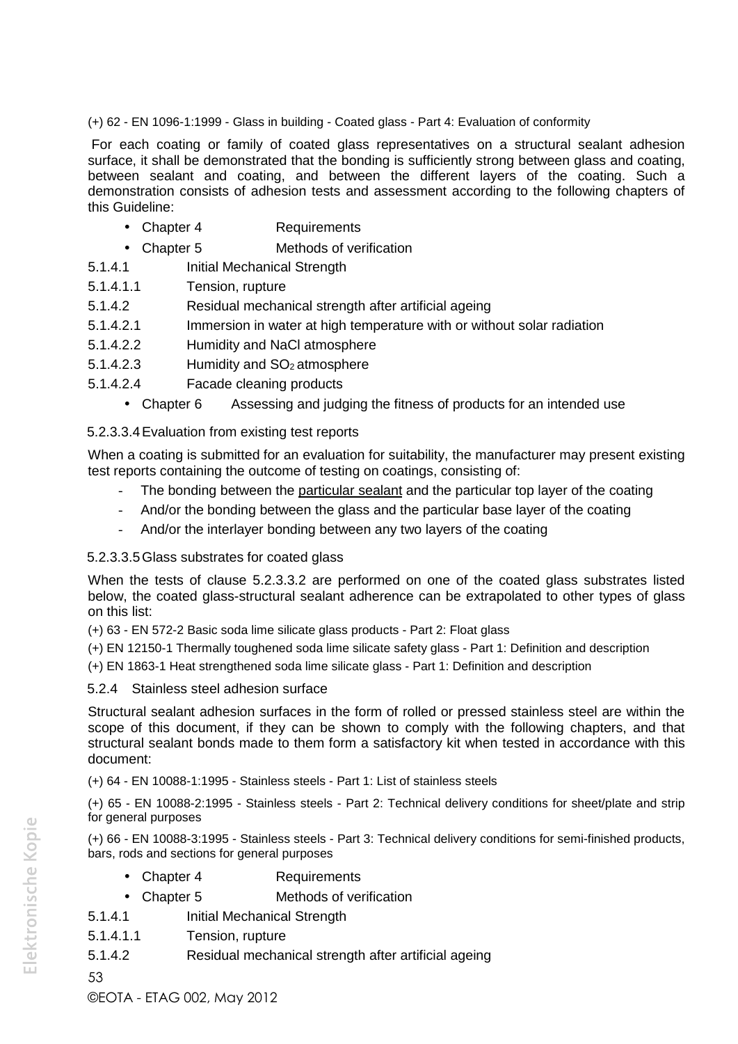(+) 62 - EN 1096-1:1999 - Glass in building - Coated glass - Part 4: Evaluation of conformity

For each coating or family of coated glass representatives on a structural sealant adhesion surface, it shall be demonstrated that the bonding is sufficiently strong between glass and coating, between sealant and coating, and between the different layers of the coating. Such a demonstration consists of adhesion tests and assessment according to the following chapters of this Guideline:

- Chapter 4 Requirements
- Chapter 5 Methods of verification

5.1.4.1 Initial Mechanical Strength

5.1.4.1.1 Tension, rupture

5.1.4.2 Residual mechanical strength after artificial ageing

5.1.4.2.1 Immersion in water at high temperature with or without solar radiation

5.1.4.2.2 Humidity and NaCl atmosphere

5.1.4.2.3 Humidity and $SO_2$ atmosphere

5.1.4.2.4 Facade cleaning products

- Chapter 6 Assessing and judging the fitness of products for an intended use

#### 5.2.3.3.4 Evaluation from existing test reports

When a coating is submitted for an evaluation for suitability, the manufacturer may present existing test reports containing the outcome of testing on coatings, consisting of:

- The bonding between the particular sealant and the particular top layer of the coating
- And/or the bonding between the glass and the particular base layer of the coating
- And/or the interlayer bonding between any two layers of the coating

#### 5.2.3.3.5 Glass substrates for coated glass

When the tests of clause 5.2.3.3.2 are performed on one of the coated glass substrates listed below, the coated glass-structural sealant adherence can be extrapolated to other types of glass on this list:

(+) 63 - EN 572-2 Basic soda lime silicate glass products - Part 2: Float glass

(+) EN 12150-1 Thermally toughened soda lime silicate safety glass - Part 1: Definition and description

(+) EN 1863-1 Heat strengthened soda lime silicate glass - Part 1: Definition and description

### 5.2.4 Stainless steel adhesion surface

Structural sealant adhesion surfaces in the form of rolled or pressed stainless steel are within the scope of this document, if they can be shown to comply with the following chapters, and that structural sealant bonds made to them form a satisfactory kit when tested in accordance with this document:

(+) 64 - EN 10088-1:1995 - Stainless steels - Part 1: List of stainless steels

(+) 65 - EN 10088-2:1995 - Stainless steels - Part 2: Technical delivery conditions for sheet/plate and strip for general purposes

(+) 66 - EN 10088-3:1995 - Stainless steels - Part 3: Technical delivery conditions for semi-finished products, bars, rods and sections for general purposes

- Chapter 4 Requirements
- Chapter 5 Methods of verification

5.1.4.1 Initial Mechanical Strength

5.1.4.1.1 Tension, rupture

5.1.4.2 Residual mechanical strength after artificial ageing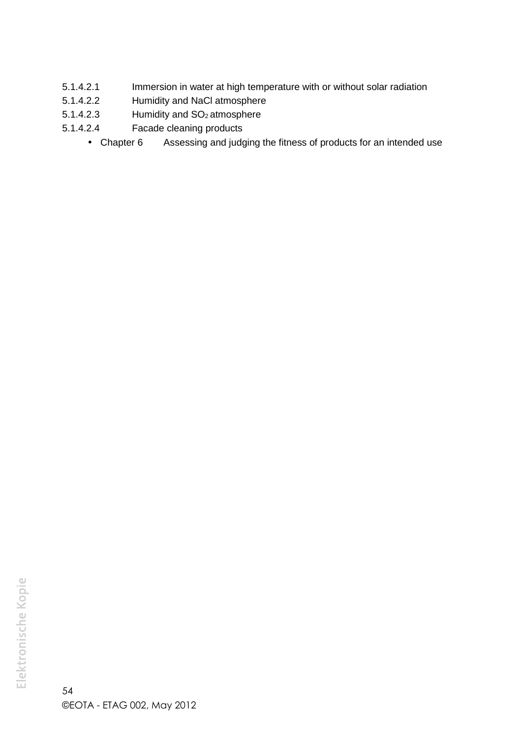5.1.4.2.1 Immersion in water at high temperature with or without solar radiation

5.1.4.2.2 Humidity and NaCl atmosphere

5.1.4.2.3 Humidity and $SO_2$ atmosphere

5.1.4.2.4 Facade cleaning products

- Chapter 6 Assessing and judging the fitness of products for an intended use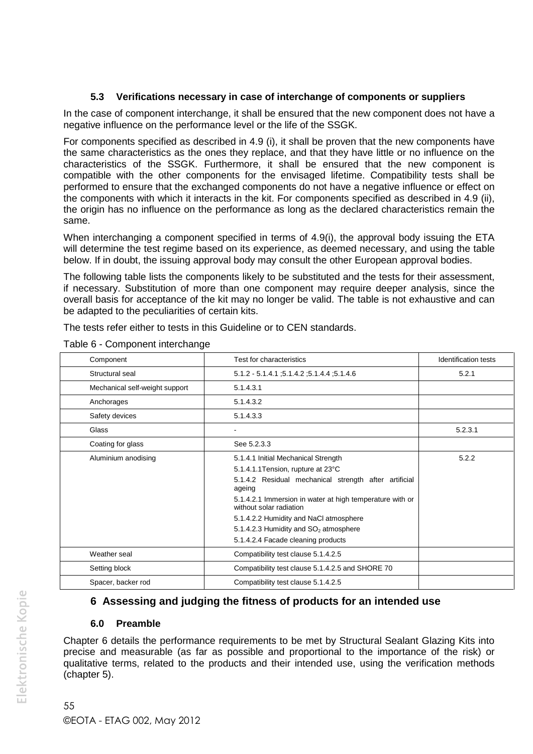### 5.3 Verifications necessary in case of interchange of components or suppliers

In the case of component interchange, it shall be ensured that the new component does not have a negative influence on the performance level or the life of the SSGK.

For components specified as described in 4.9 (i), it shall be proven that the new components have the same characteristics as the ones they replace, and that they have little or no influence on the characteristics of the SSGK. Furthermore, it shall be ensured that the new component is compatible with the other components for the envisaged lifetime. Compatibility tests shall be performed to ensure that the exchanged components do not have a negative influence or effect on the components with which it interacts in the kit. For components specified as described in 4.9 (ii), the origin has no influence on the performance as long as the declared characteristics remain the same.

When interchanging a component specified in terms of 4.9(i), the approval body issuing the ETA will determine the test regime based on its experience, as deemed necessary, and using the table below. If in doubt, the issuing approval body may consult the other European approval bodies.

The following table lists the components likely to be substituted and the tests for their assessment, if necessary. Substitution of more than one component may require deeper analysis, since the overall basis for acceptance of the kit may no longer be valid. The table is not exhaustive and can be adapted to the peculiarities of certain kits.

The tests refer either to tests in this Guideline or to CEN standards.

Table 6 - Component interchange

| Component | Test for characteristics | Identification tests |
|---|---|---|
| Structural seal | 5.1.2 - 5.1.4.1 ;5.1.4.2 ;5.1.4.4 ;5.1.4.6 | 5.2.1 |
| Mechanical self-weight support | 5.1.4.3.1 | |
| Anchorages | 5.1.4.3.2 | |
| Safety devices | 5.1.4.3.3 | |
| Glass | - | 5.2.3.1 |
| Coating for glass | See 5.2.3.3 | |
| Aluminium anodising | 5.1.4.1 Initial Mechanical Strength<br>5.1.4.1.1Tension, rupture at 23°C<br>5.1.4.2 Residual mechanical strength after artificial ageing<br>5.1.4.2.1 Immersion in water at high temperature with or without solar radiation<br>5.1.4.2.2 Humidity and NaCl atmosphere<br>5.1.4.2.3 Humidity and $SO_2$ atmosphere<br>5.1.4.2.4 Facade cleaning products | 5.2.2 |
| Weather seal | Compatibility test clause 5.1.4.2.5 | |
| Setting block | Compatibility test clause 5.1.4.2.5 and SHORE 70 | |
| Spacer, backer rod | Compatibility test clause 5.1.4.2.5 | |

## 6 Assessing and judging the fitness of products for an intended use

### 6.0 Preamble

Chapter 6 details the performance requirements to be met by Structural Sealant Glazing Kits into precise and measurable (as far as possible and proportional to the importance of the risk) or qualitative terms, related to the products and their intended use, using the verification methods (chapter 5).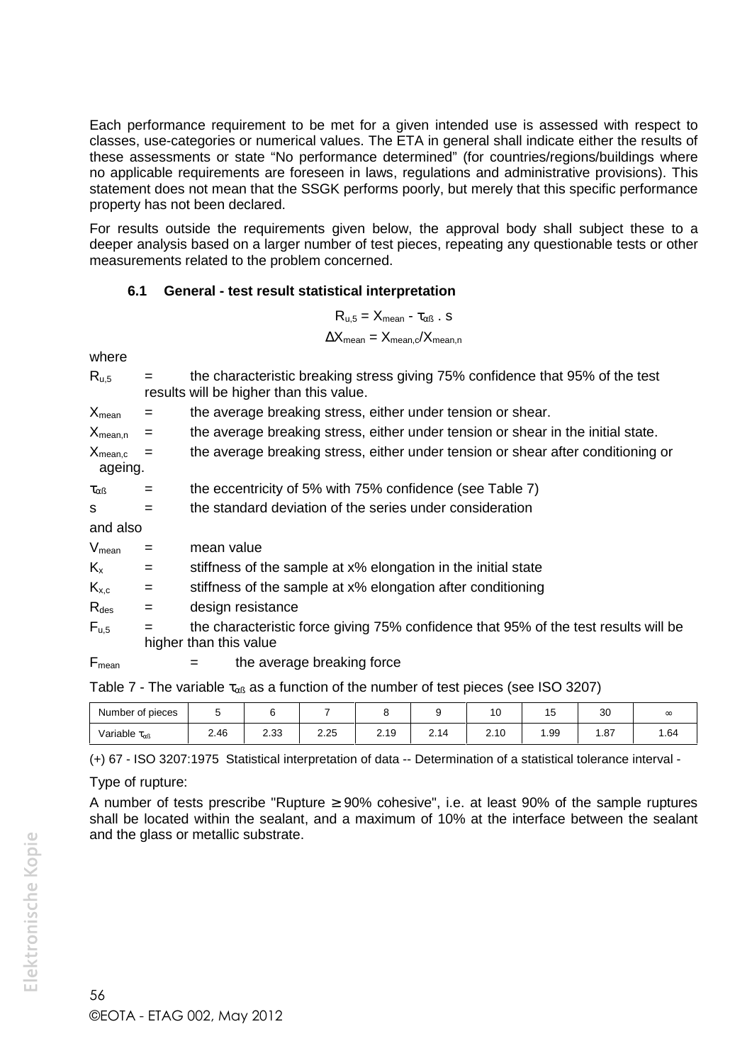Each performance requirement to be met for a given intended use is assessed with respect to classes, use-categories or numerical values. The ETA in general shall indicate either the results of these assessments or state "No performance determined" (for countries/regions/buildings where no applicable requirements are foreseen in laws, regulations and administrative provisions). This statement does not mean that the SSGK performs poorly, but merely that this specific performance property has not been declared.

For results outside the requirements given below, the approval body shall subject these to a deeper analysis based on a larger number of test pieces, repeating any questionable tests or other measurements related to the problem concerned.

### 6.1 General - test result statistical interpretation

$$R_{u,5} = X_{mean} - \tau_{\alpha\beta} \cdot s$$

$$\Delta X_{mean} = X_{mean,c}/X_{mean,n}$$

where

$R_{u,5}$ = the characteristic breaking stress giving 75% confidence that 95% of the test results will be higher than this value.

$X_{mean}$ = the average breaking stress, either under tension or shear.

$X_{mean,n}$ = the average breaking stress, either under tension or shear in the initial state.

$X_{mean,c}$ = the average breaking stress, either under tension or shear after conditioning or ageing.

$\tau_{\alpha\beta}$ = the eccentricity of 5% with 75% confidence (see Table 7)

s = the standard deviation of the series under consideration

and also

$V_{mean}$ = mean value

$K_x$ = stiffness of the sample at x% elongation in the initial state

$K_{x,c}$ = stiffness of the sample at x% elongation after conditioning

$R_{des}$ = design resistance

$F_{u,5}$ = the characteristic force giving 75% confidence that 95% of the test results will be higher than this value

$F_{mean}$ = the average breaking force

Table 7 - The variable $\tau_{\alpha\beta}$ as a function of the number of test pieces (see ISO 3207)

| Number of pieces | 5 | 6 | 7 | 8 | 9 | 10 | 15 | 30 | ∞ |
|---|---|---|---|---|---|---|---|---|---|
| Variable $\tau_{\alpha\beta}$ | 2.46 | 2.33 | 2.25 | 2.19 | 2.14 | 2.10 | 1.99 | 1.87 | 1.64 |

(+) 67 - ISO 3207:1975 Statistical interpretation of data -- Determination of a statistical tolerance interval -

Type of rupture:

A number of tests prescribe "Rupture ≥ 90% cohesive", i.e. at least 90% of the sample ruptures shall be located within the sealant, and a maximum of 10% at the interface between the sealant and the glass or metallic substrate.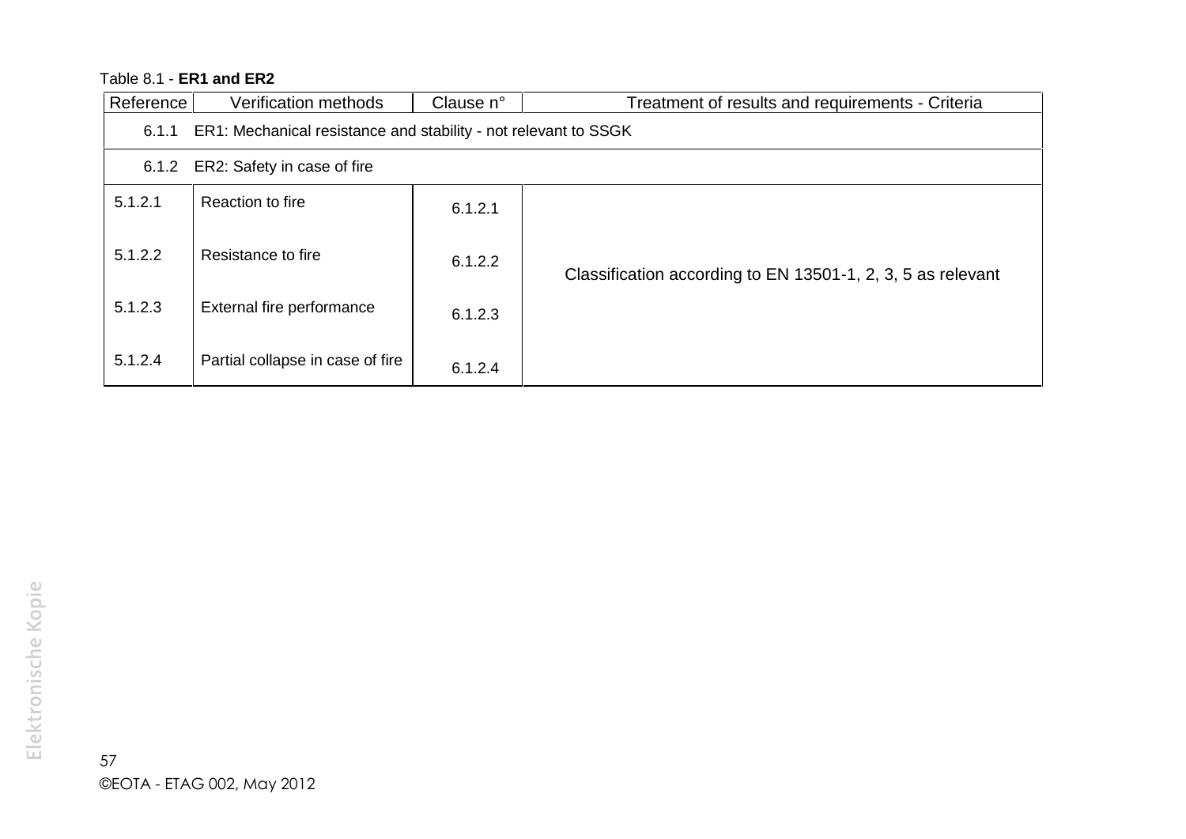Table 8.1 - **ER1 and ER2**

| Reference | Verification methods | Clause n° | Treatment of results and requirements - Criteria |
|---|---|---|---|
| 6.1.1 | ER1: Mechanical resistance and stability - not relevant to SSGK | | |
| 6.1.2 | ER2: Safety in case of fire | | |
| 5.1.2.1 | Reaction to fire | 6.1.2.1 | Classification according to EN 13501-1, 2, 3, 5 as relevant |
| 5.1.2.2 | Resistance to fire | 6.1.2.2 | |
| 5.1.2.3 | External fire performance | 6.1.2.3 | |
| 5.1.2.4 | Partial collapse in case of fire | 6.1.2.4 | |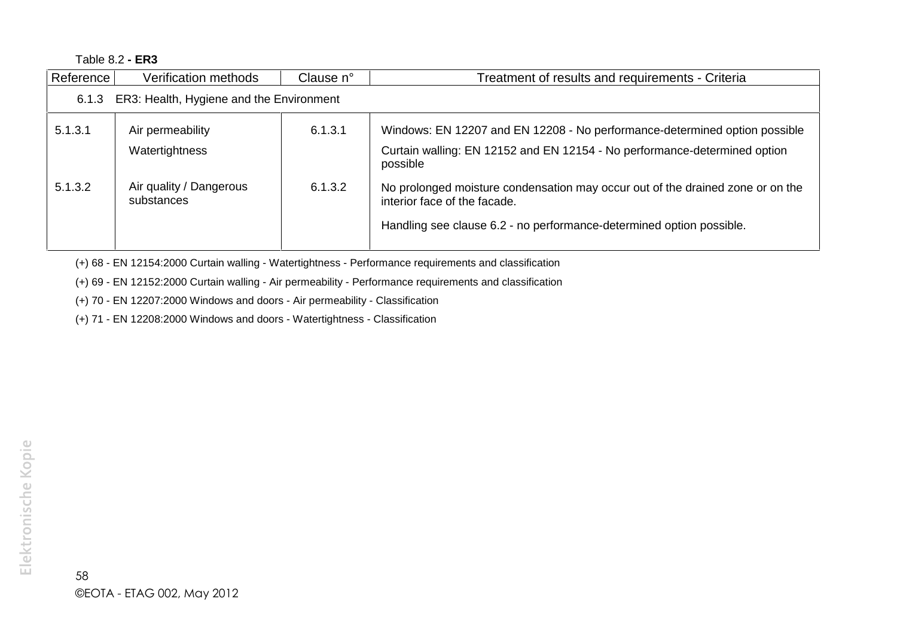Table 8.2 **- ER3**

| Reference | Verification methods | Clause n° | Treatment of results and requirements - Criteria |
|---|---|---|---|
| 6.1.3 ER3: Health, Hygiene and the Environment | | | |
| 5.1.3.1 | Air permeability<br>Watertightness | 6.1.3.1 | Windows: EN 12207 and EN 12208 - No performance-determined option possible<br>Curtain walling: EN 12152 and EN 12154 - No performance-determined option possible |
| 5.1.3.2 | Air quality / Dangerous substances | 6.1.3.2 | No prolonged moisture condensation may occur out of the drained zone or on the interior face of the facade.<br>Handling see clause 6.2 - no performance-determined option possible. |

(+) 68 - EN 12154:2000 Curtain walling - Watertightness - Performance requirements and classification

(+) 69 - EN 12152:2000 Curtain walling - Air permeability - Performance requirements and classification

(+) 70 - EN 12207:2000 Windows and doors - Air permeability - Classification

(+) 71 - EN 12208:2000 Windows and doors - Watertightness - Classification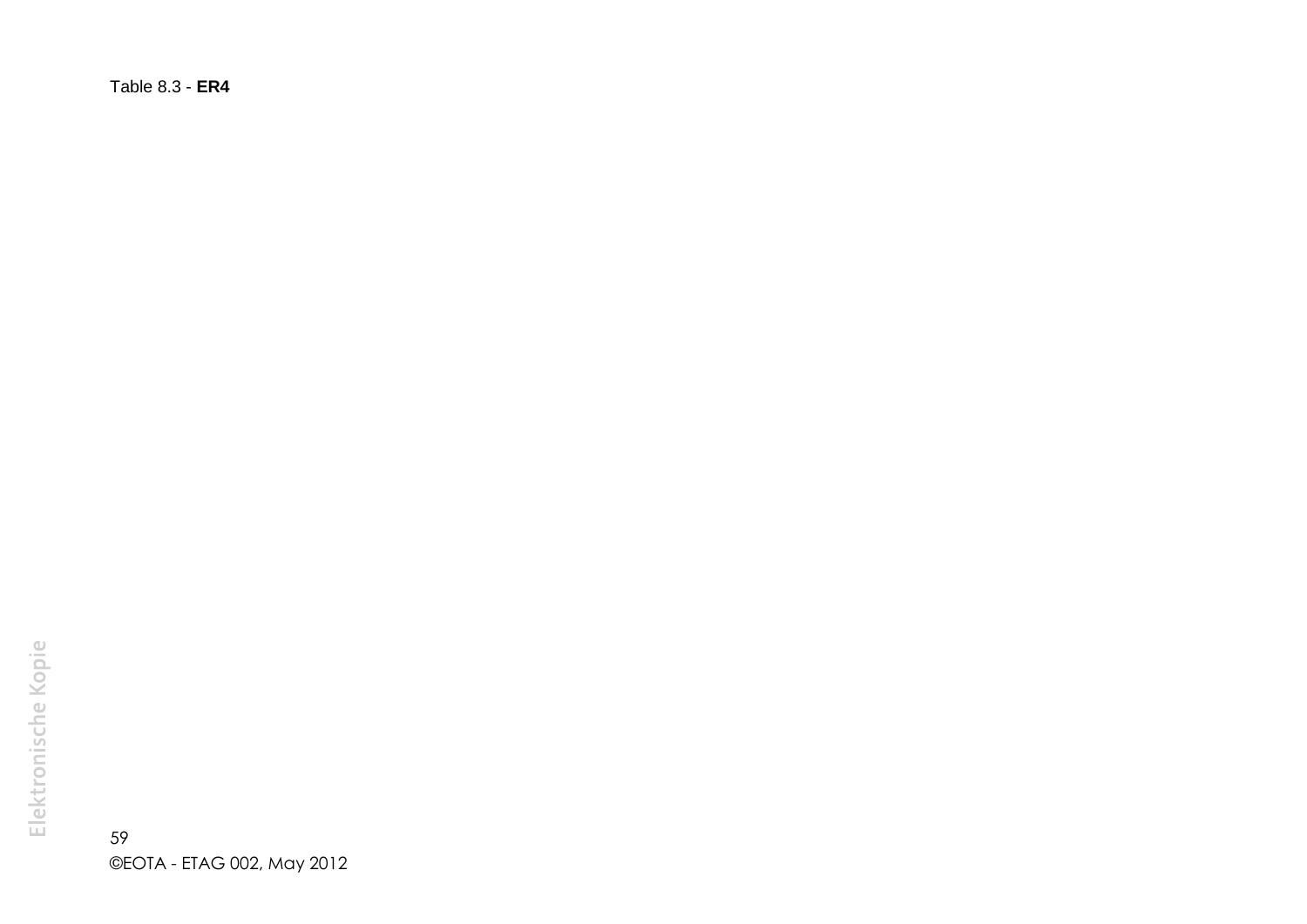Table 8.3 - **ER4**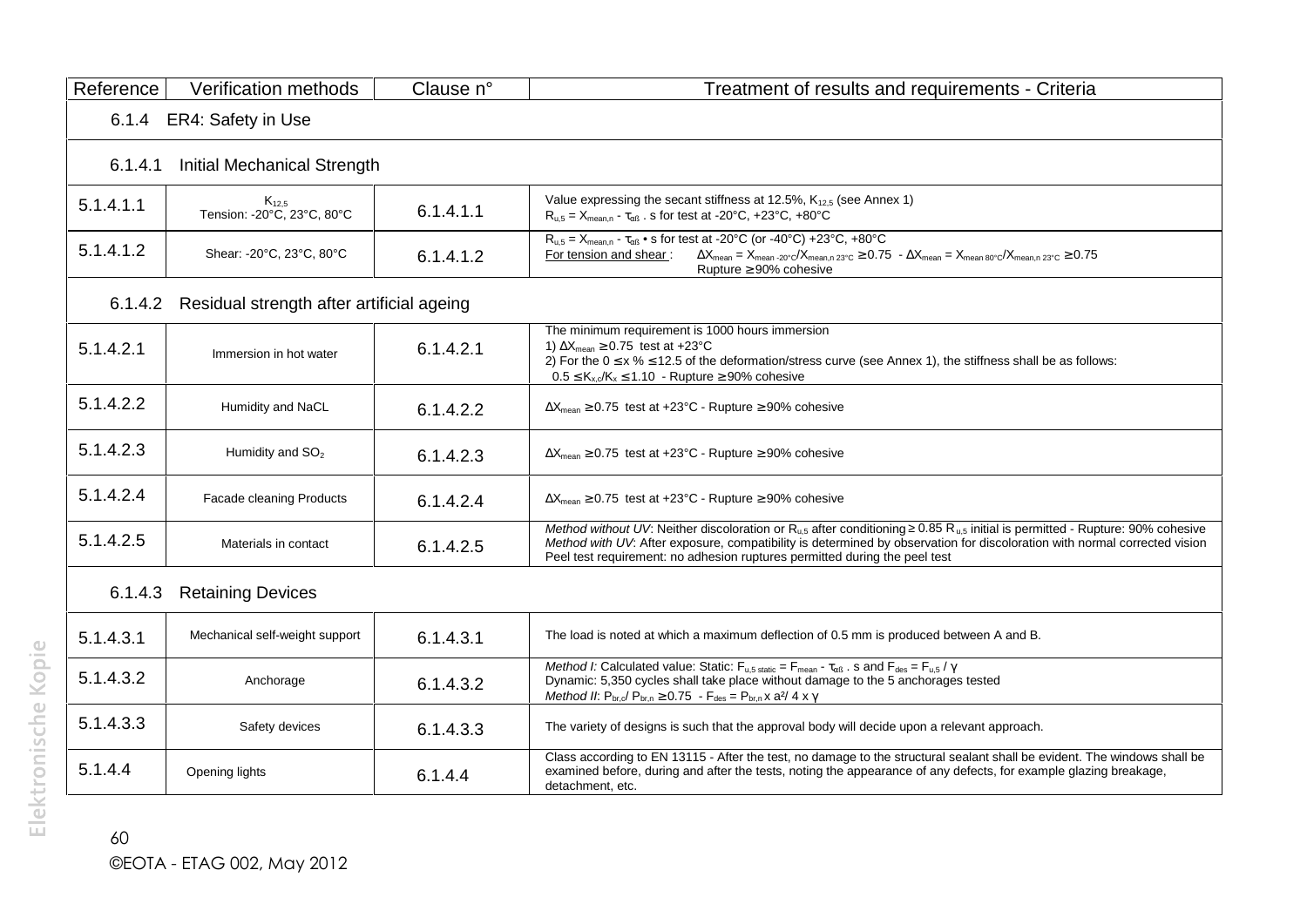| Reference | Verification methods | Clause n° | Treatment of results and requirements - Criteria |
|---|---|---|---|
| **6.1.4 ER4: Safety in Use** | | | |
| **6.1.4.1 Initial Mechanical Strength** | | | |
| 5.1.4.1.1 | $K_{12,5}$ Tension: -20°C, 23°C, 80°C | 6.1.4.1.1 | Value expressing the secant stiffness at 12.5%, $K_{12,5}$ (see Annex 1) $R_{u,5} = X_{mean,n} - \tau_{\alpha\beta} \cdot s$ for test at -20°C, +23°C, +80°C |
| 5.1.4.1.2 | Shear: -20°C, 23°C, 80°C | 6.1.4.1.2 | $R_{u,5} = X_{mean,n} - \tau_{\alpha\beta} \bullet s$ for test at -20°C (or -40°C) +23°C, +80°C <br> For tension and shear : $\Delta X_{mean} = X_{mean\ -20°C}/X_{mean,n\ 23°C} \geq 0.75$ - $\Delta X_{mean} = X_{mean\ 80°C}/X_{mean,n\ 23°C} \geq 0.75$ <br> Rupture ≥ 90% cohesive |
| **6.1.4.2 Residual strength after artificial ageing** | | | |
| 5.1.4.2.1 | Immersion in hot water | 6.1.4.2.1 | The minimum requirement is 1000 hours immersion <br> 1) $\Delta X_{mean} \geq 0.75$ test at +23°C <br> 2) For the $0 \leq x\ \% \leq 12.5$ of the deformation/stress curve (see Annex 1), the stiffness shall be as follows: <br> $0.5 \leq K_{x,c}/K_x \leq 1.10$ - Rupture ≥ 90% cohesive |
| 5.1.4.2.2 | Humidity and NaCL | 6.1.4.2.2 | $\Delta X_{mean} \geq 0.75$ test at +23°C - Rupture ≥ 90% cohesive |
| 5.1.4.2.3 | Humidity and $SO_2$ | 6.1.4.2.3 | $\Delta X_{mean} \geq 0.75$ test at +23°C - Rupture ≥ 90% cohesive |
| 5.1.4.2.4 | Facade cleaning Products | 6.1.4.2.4 | $\Delta X_{mean} \geq 0.75$ test at +23°C - Rupture ≥ 90% cohesive |
| 5.1.4.2.5 | Materials in contact | 6.1.4.2.5 | *Method without UV*: Neither discoloration or $R_{u,5}$ after conditioning ≥ 0.85 $R_{u,5}$ initial is permitted - Rupture: 90% cohesive <br> *Method with UV*: After exposure, compatibility is determined by observation for discoloration with normal corrected vision <br> Peel test requirement: no adhesion ruptures permitted during the peel test |
| **6.1.4.3 Retaining Devices** | | | |
| 5.1.4.3.1 | Mechanical self-weight support | 6.1.4.3.1 | The load is noted at which a maximum deflection of 0.5 mm is produced between A and B. |
| 5.1.4.3.2 | Anchorage | 6.1.4.3.2 | *Method I:* Calculated value: Static: $F_{u,5\ static} = F_{mean} - \tau_{\alpha\beta} \cdot s$ and $F_{des} = F_{u,5} / \gamma$ <br> Dynamic: 5,350 cycles shall take place without damage to the 5 anchorages tested <br> *Method II*: $P_{br,c}/ P_{br,n} \geq 0.75$ - $F_{des} = P_{br,n} \times a^2 / 4 \times \gamma$ |
| 5.1.4.3.3 | Safety devices | 6.1.4.3.3 | The variety of designs is such that the approval body will decide upon a relevant approach. |
| 5.1.4.4 | Opening lights | 6.1.4.4 | Class according to EN 13115 - After the test, no damage to the structural sealant shall be evident. The windows shall be examined before, during and after the tests, noting the appearance of any defects, for example glazing breakage, detachment, etc. |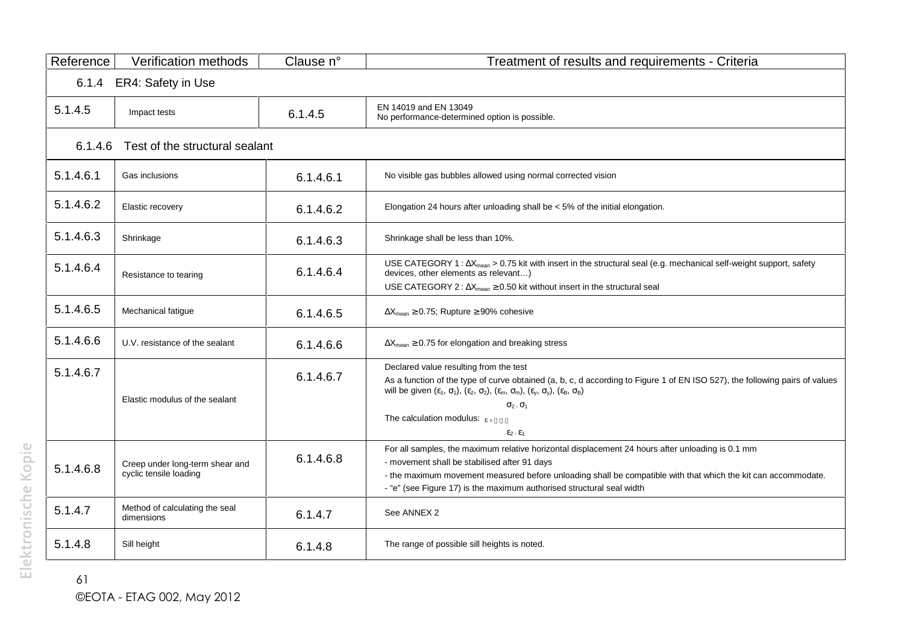| Reference | Verification methods | Clause n° | Treatment of results and requirements - Criteria |
|---|---|---|---|
| 6.1.4 ER4: Safety in Use | | | |
| 5.1.4.5 | Impact tests | 6.1.4.5 | EN 14019 and EN 13049<br>No performance-determined option is possible. |
| 6.1.4.6 Test of the structural sealant | | | |
| 5.1.4.6.1 | Gas inclusions | 6.1.4.6.1 | No visible gas bubbles allowed using normal corrected vision |
| 5.1.4.6.2 | Elastic recovery | 6.1.4.6.2 | Elongation 24 hours after unloading shall be < 5% of the initial elongation. |
| 5.1.4.6.3 | Shrinkage | 6.1.4.6.3 | Shrinkage shall be less than 10%. |
| 5.1.4.6.4 | Resistance to tearing | 6.1.4.6.4 | USE CATEGORY 1 : $\Delta X_{mean} > 0.75$ kit with insert in the structural seal (e.g. mechanical self-weight support, safety devices, other elements as relevant…)<br>USE CATEGORY 2 : $\Delta X_{mean} \geq 0.50$ kit without insert in the structural seal |
| 5.1.4.6.5 | Mechanical fatigue | 6.1.4.6.5 | $\Delta X_{mean} \geq 0.75$; Rupture ≥ 90% cohesive |
| 5.1.4.6.6 | U.V. resistance of the sealant | 6.1.4.6.6 | $\Delta X_{mean} \geq 0.75$ for elongation and breaking stress |
| 5.1.4.6.7 | Elastic modulus of the sealant | 6.1.4.6.7 | Declared value resulting from the test<br>As a function of the type of curve obtained (a, b, c, d according to Figure 1 of EN ISO 527), the following pairs of values will be given $(\varepsilon_1, \sigma_1)$, $(\varepsilon_2, \sigma_2)$, $(\varepsilon_m, \sigma_m)$, $(\varepsilon_y, \sigma_y)$, $(\varepsilon_B, \sigma_B)$<br>The calculation modulus: $E = \dfrac{\sigma_2 - \sigma_1}{\varepsilon_2 - \varepsilon_1}$ |
| 5.1.4.6.8 | Creep under long-term shear and cyclic tensile loading | 6.1.4.6.8 | For all samples, the maximum relative horizontal displacement 24 hours after unloading is 0.1 mm<br>- movement shall be stabilised after 91 days<br>- the maximum movement measured before unloading shall be compatible with that which the kit can accommodate.<br>- "e" (see Figure 17) is the maximum authorised structural seal width |
| 5.1.4.7 | Method of calculating the seal dimensions | 6.1.4.7 | See ANNEX 2 |
| 5.1.4.8 | Sill height | 6.1.4.8 | The range of possible sill heights is noted. |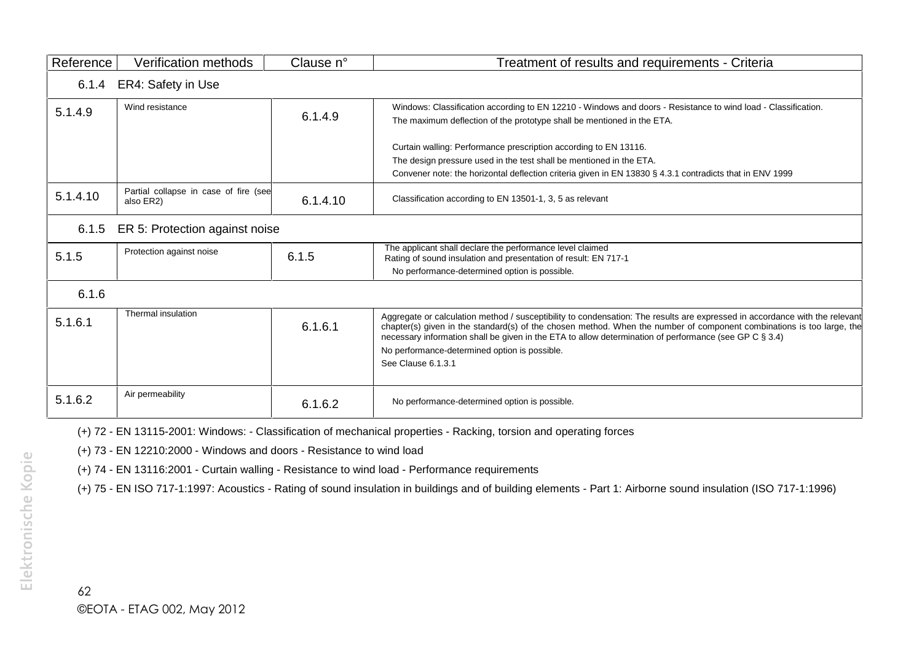| Reference | Verification methods | Clause n° | Treatment of results and requirements - Criteria |
| --- | --- | --- | --- |
| 6.1.4 ER4: Safety in Use | | | |
| 5.1.4.9 | Wind resistance | 6.1.4.9 | Windows: Classification according to EN 12210 - Windows and doors - Resistance to wind load - Classification.<br>The maximum deflection of the prototype shall be mentioned in the ETA.<br><br>Curtain walling: Performance prescription according to EN 13116.<br>The design pressure used in the test shall be mentioned in the ETA.<br>Convener note: the horizontal deflection criteria given in EN 13830 § 4.3.1 contradicts that in ENV 1999 |
| 5.1.4.10 | Partial collapse in case of fire (see also ER2) | 6.1.4.10 | Classification according to EN 13501-1, 3, 5 as relevant |
| 6.1.5 ER 5: Protection against noise | | | |
| 5.1.5 | Protection against noise | 6.1.5 | The applicant shall declare the performance level claimed<br>Rating of sound insulation and presentation of result: EN 717-1<br>No performance-determined option is possible. |
| 6.1.6 | | | |
| 5.1.6.1 | Thermal insulation | 6.1.6.1 | Aggregate or calculation method / susceptibility to condensation: The results are expressed in accordance with the relevant chapter(s) given in the standard(s) of the chosen method. When the number of component combinations is too large, the necessary information shall be given in the ETA to allow determination of performance (see GP C § 3.4)<br>No performance-determined option is possible.<br>See Clause 6.1.3.1 |
| 5.1.6.2 | Air permeability | 6.1.6.2 | No performance-determined option is possible. |

(+) 72 - EN 13115-2001: Windows: - Classification of mechanical properties - Racking, torsion and operating forces

(+) 73 - EN 12210:2000 - Windows and doors - Resistance to wind load

(+) 74 - EN 13116:2001 - Curtain walling - Resistance to wind load - Performance requirements

(+) 75 - EN ISO 717-1:1997: Acoustics - Rating of sound insulation in buildings and of building elements - Part 1: Airborne sound insulation (ISO 717-1:1996)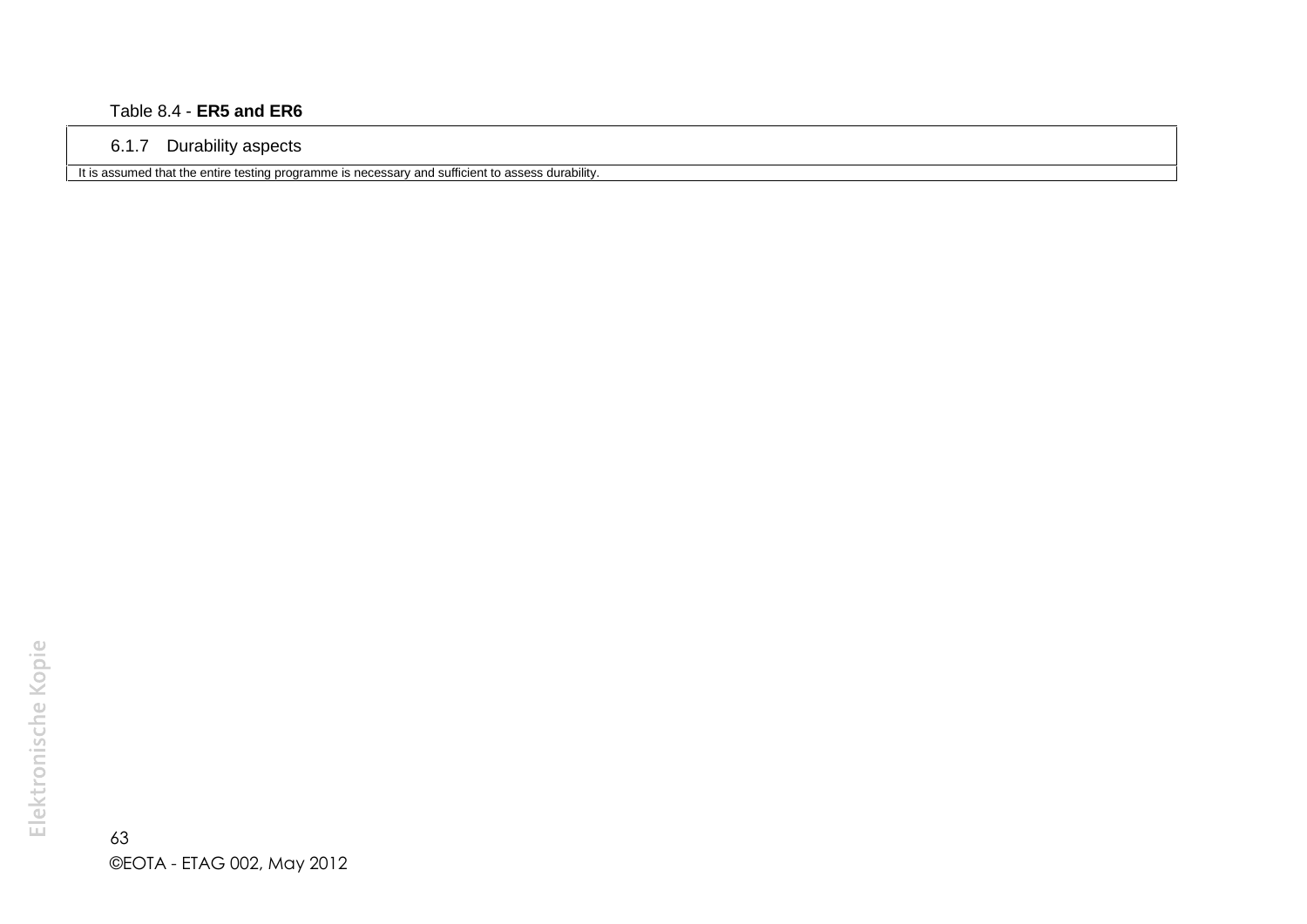Table 8.4 - **ER5 and ER6**

| 6.1.7 Durability aspects |
|---|
| It is assumed that the entire testing programme is necessary and sufficient to assess durability. |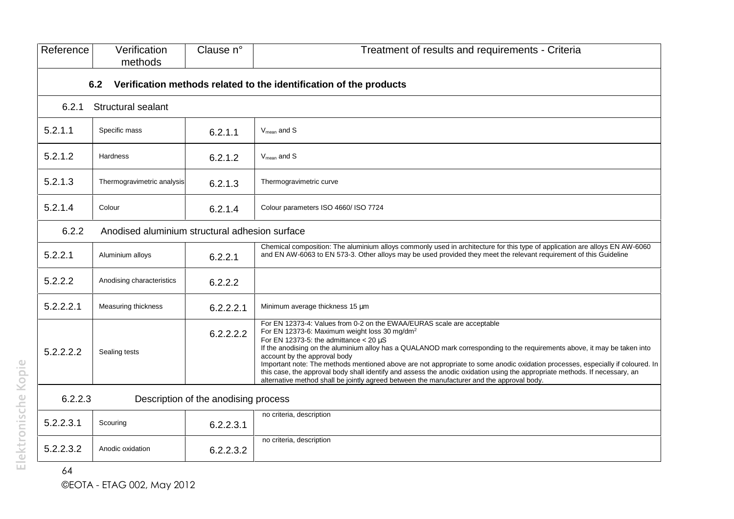| Reference | Verification methods | Clause n° | Treatment of results and requirements - Criteria |
|---|---|---|---|
| **6.2 Verification methods related to the identification of the products** | | | |
| 6.2.1 Structural sealant | | | |
| 5.2.1.1 | Specific mass | 6.2.1.1 | $V_{mean}$ and S |
| 5.2.1.2 | Hardness | 6.2.1.2 | $V_{mean}$ and S |
| 5.2.1.3 | Thermogravimetric analysis | 6.2.1.3 | Thermogravimetric curve |
| 5.2.1.4 | Colour | 6.2.1.4 | Colour parameters ISO 4660/ ISO 7724 |
| 6.2.2 Anodised aluminium structural adhesion surface | | | |
| 5.2.2.1 | Aluminium alloys | 6.2.2.1 | Chemical composition: The aluminium alloys commonly used in architecture for this type of application are alloys EN AW-6060 and EN AW-6063 to EN 573-3. Other alloys may be used provided they meet the relevant requirement of this Guideline |
| 5.2.2.2 | Anodising characteristics | 6.2.2.2 | |
| 5.2.2.2.1 | Measuring thickness | 6.2.2.2.1 | Minimum average thickness 15 µm |
| 5.2.2.2.2 | Sealing tests | 6.2.2.2.2 | For EN 12373-4: Values from 0-2 on the EWAA/EURAS scale are acceptable<br>For EN 12373-6: Maximum weight loss 30 mg/dm$^2$<br>For EN 12373-5: the admittance < 20 µS<br>If the anodising on the aluminium alloy has a QUALANOD mark corresponding to the requirements above, it may be taken into account by the approval body<br>Important note: The methods mentioned above are not appropriate to some anodic oxidation processes, especially if coloured. In this case, the approval body shall identify and assess the anodic oxidation using the appropriate methods. If necessary, an alternative method shall be jointly agreed between the manufacturer and the approval body. |
| 6.2.2.3 Description of the anodising process | | | |
| 5.2.2.3.1 | Scouring | 6.2.2.3.1 | no criteria, description |
| 5.2.2.3.2 | Anodic oxidation | 6.2.2.3.2 | no criteria, description |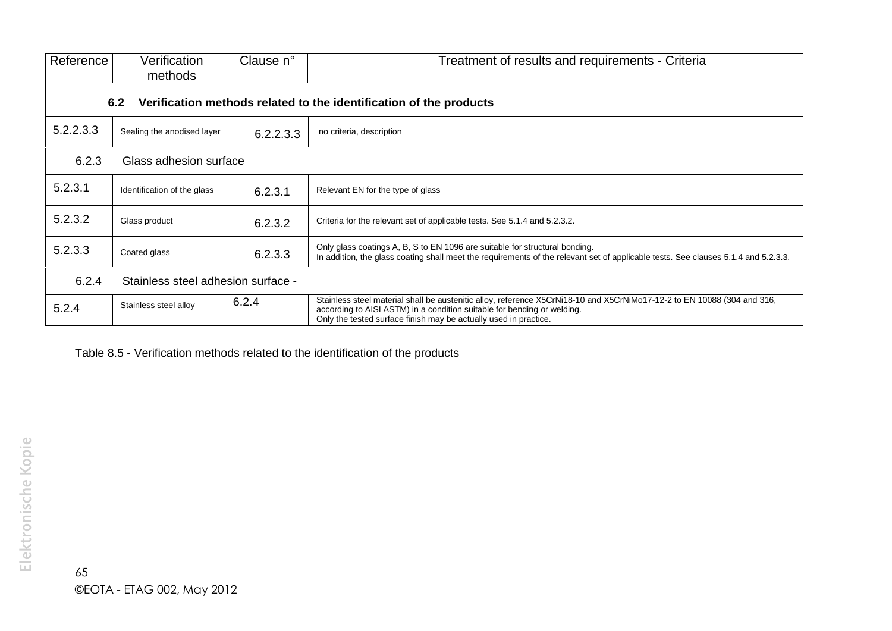| Reference | Verification methods | Clause n° | Treatment of results and requirements - Criteria |
|---|---|---|---|
| **6.2 Verification methods related to the identification of the products** | | | |
| 5.2.2.3.3 | Sealing the anodised layer | 6.2.2.3.3 | no criteria, description |
| 6.2.3 Glass adhesion surface | | | |
| 5.2.3.1 | Identification of the glass | 6.2.3.1 | Relevant EN for the type of glass |
| 5.2.3.2 | Glass product | 6.2.3.2 | Criteria for the relevant set of applicable tests. See 5.1.4 and 5.2.3.2. |
| 5.2.3.3 | Coated glass | 6.2.3.3 | Only glass coatings A, B, S to EN 1096 are suitable for structural bonding.<br>In addition, the glass coating shall meet the requirements of the relevant set of applicable tests. See clauses 5.1.4 and 5.2.3.3. |
| 6.2.4 Stainless steel adhesion surface - | | | |
| 5.2.4 | Stainless steel alloy | 6.2.4 | Stainless steel material shall be austenitic alloy, reference X5CrNi18-10 and X5CrNiMo17-12-2 to EN 10088 (304 and 316, according to AISI ASTM) in a condition suitable for bending or welding.<br>Only the tested surface finish may be actually used in practice. |

Table 8.5 - Verification methods related to the identification of the products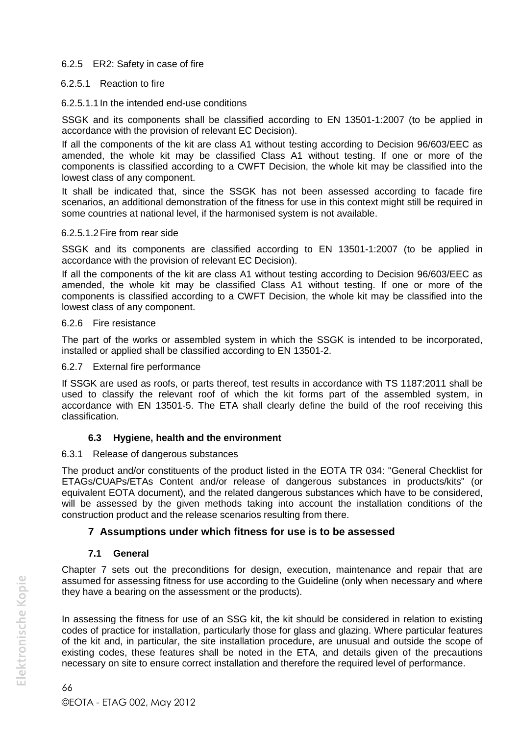6.2.5 ER2: Safety in case of fire

6.2.5.1 Reaction to fire

6.2.5.1.1 In the intended end-use conditions

SSGK and its components shall be classified according to EN 13501-1:2007 (to be applied in accordance with the provision of relevant EC Decision).

If all the components of the kit are class A1 without testing according to Decision 96/603/EEC as amended, the whole kit may be classified Class A1 without testing. If one or more of the components is classified according to a CWFT Decision, the whole kit may be classified into the lowest class of any component.

It shall be indicated that, since the SSGK has not been assessed according to facade fire scenarios, an additional demonstration of the fitness for use in this context might still be required in some countries at national level, if the harmonised system is not available.

6.2.5.1.2 Fire from rear side

SSGK and its components are classified according to EN 13501-1:2007 (to be applied in accordance with the provision of relevant EC Decision).

If all the components of the kit are class A1 without testing according to Decision 96/603/EEC as amended, the whole kit may be classified Class A1 without testing. If one or more of the components is classified according to a CWFT Decision, the whole kit may be classified into the lowest class of any component.

6.2.6 Fire resistance

The part of the works or assembled system in which the SSGK is intended to be incorporated, installed or applied shall be classified according to EN 13501-2.

6.2.7 External fire performance

If SSGK are used as roofs, or parts thereof, test results in accordance with TS 1187:2011 shall be used to classify the relevant roof of which the kit forms part of the assembled system, in accordance with EN 13501-5. The ETA shall clearly define the build of the roof receiving this classification.

### 6.3 Hygiene, health and the environment

6.3.1 Release of dangerous substances

The product and/or constituents of the product listed in the EOTA TR 034: "General Checklist for ETAGs/CUAPs/ETAs Content and/or release of dangerous substances in products/kits" (or equivalent EOTA document), and the related dangerous substances which have to be considered, will be assessed by the given methods taking into account the installation conditions of the construction product and the release scenarios resulting from there.

## 7 Assumptions under which fitness for use is to be assessed

### 7.1 General

Chapter 7 sets out the preconditions for design, execution, maintenance and repair that are assumed for assessing fitness for use according to the Guideline (only when necessary and where they have a bearing on the assessment or the products).

In assessing the fitness for use of an SSG kit, the kit should be considered in relation to existing codes of practice for installation, particularly those for glass and glazing. Where particular features of the kit and, in particular, the site installation procedure, are unusual and outside the scope of existing codes, these features shall be noted in the ETA, and details given of the precautions necessary on site to ensure correct installation and therefore the required level of performance.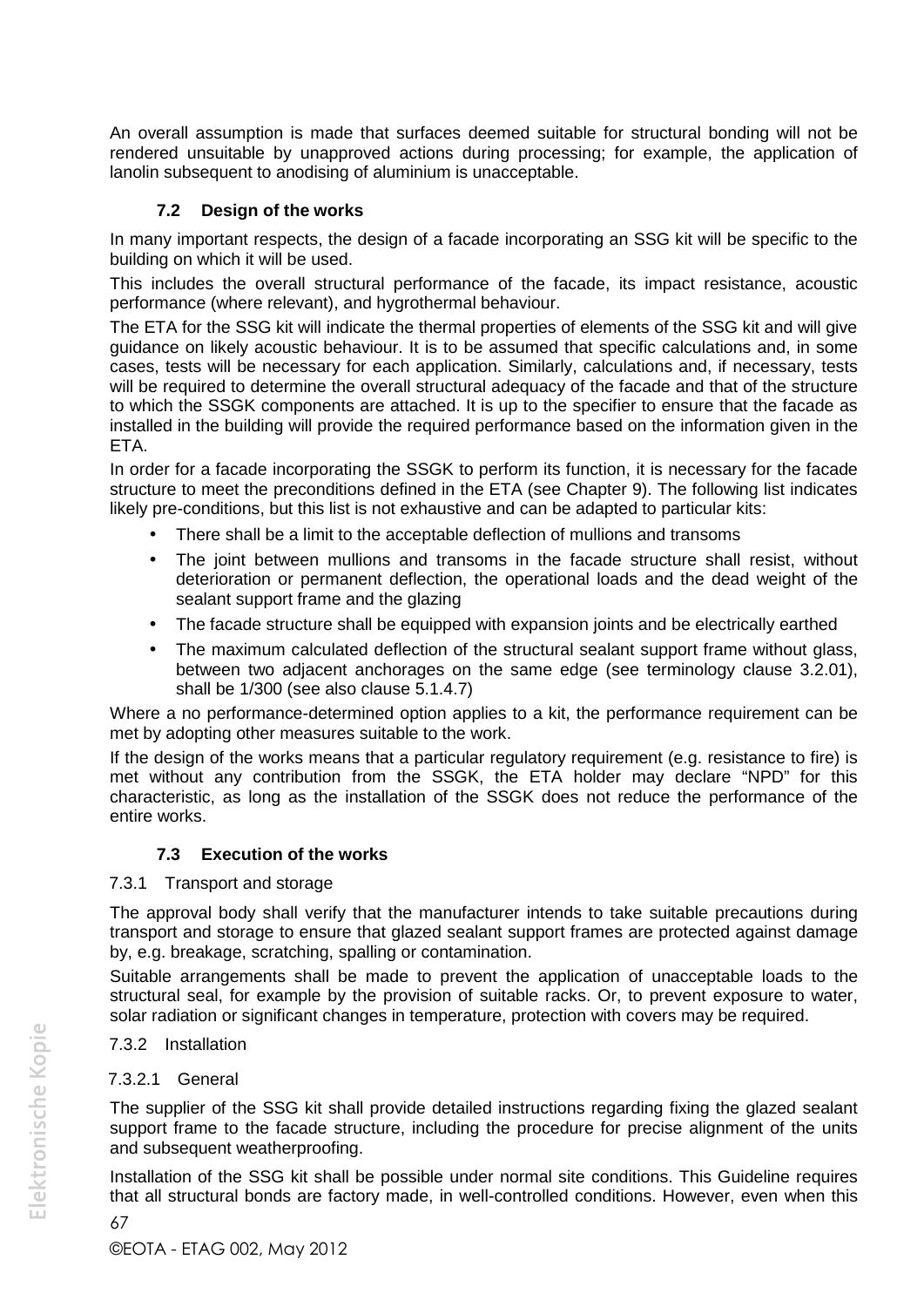An overall assumption is made that surfaces deemed suitable for structural bonding will not be rendered unsuitable by unapproved actions during processing; for example, the application of lanolin subsequent to anodising of aluminium is unacceptable.

## 7.2 Design of the works

In many important respects, the design of a facade incorporating an SSG kit will be specific to the building on which it will be used.

This includes the overall structural performance of the facade, its impact resistance, acoustic performance (where relevant), and hygrothermal behaviour.

The ETA for the SSG kit will indicate the thermal properties of elements of the SSG kit and will give guidance on likely acoustic behaviour. It is to be assumed that specific calculations and, in some cases, tests will be necessary for each application. Similarly, calculations and, if necessary, tests will be required to determine the overall structural adequacy of the facade and that of the structure to which the SSGK components are attached. It is up to the specifier to ensure that the facade as installed in the building will provide the required performance based on the information given in the ETA.

In order for a facade incorporating the SSGK to perform its function, it is necessary for the facade structure to meet the preconditions defined in the ETA (see Chapter 9). The following list indicates likely pre-conditions, but this list is not exhaustive and can be adapted to particular kits:

- There shall be a limit to the acceptable deflection of mullions and transoms
- The joint between mullions and transoms in the facade structure shall resist, without deterioration or permanent deflection, the operational loads and the dead weight of the sealant support frame and the glazing
- The facade structure shall be equipped with expansion joints and be electrically earthed
- The maximum calculated deflection of the structural sealant support frame without glass, between two adjacent anchorages on the same edge (see terminology clause 3.2.01), shall be 1/300 (see also clause 5.1.4.7)

Where a no performance-determined option applies to a kit, the performance requirement can be met by adopting other measures suitable to the work.

If the design of the works means that a particular regulatory requirement (e.g. resistance to fire) is met without any contribution from the SSGK, the ETA holder may declare "NPD" for this characteristic, as long as the installation of the SSGK does not reduce the performance of the entire works.

## 7.3 Execution of the works

### 7.3.1 Transport and storage

The approval body shall verify that the manufacturer intends to take suitable precautions during transport and storage to ensure that glazed sealant support frames are protected against damage by, e.g. breakage, scratching, spalling or contamination.

Suitable arrangements shall be made to prevent the application of unacceptable loads to the structural seal, for example by the provision of suitable racks. Or, to prevent exposure to water, solar radiation or significant changes in temperature, protection with covers may be required.

### 7.3.2 Installation

#### 7.3.2.1 General

The supplier of the SSG kit shall provide detailed instructions regarding fixing the glazed sealant support frame to the facade structure, including the procedure for precise alignment of the units and subsequent weatherproofing.

Installation of the SSG kit shall be possible under normal site conditions. This Guideline requires that all structural bonds are factory made, in well-controlled conditions. However, even when this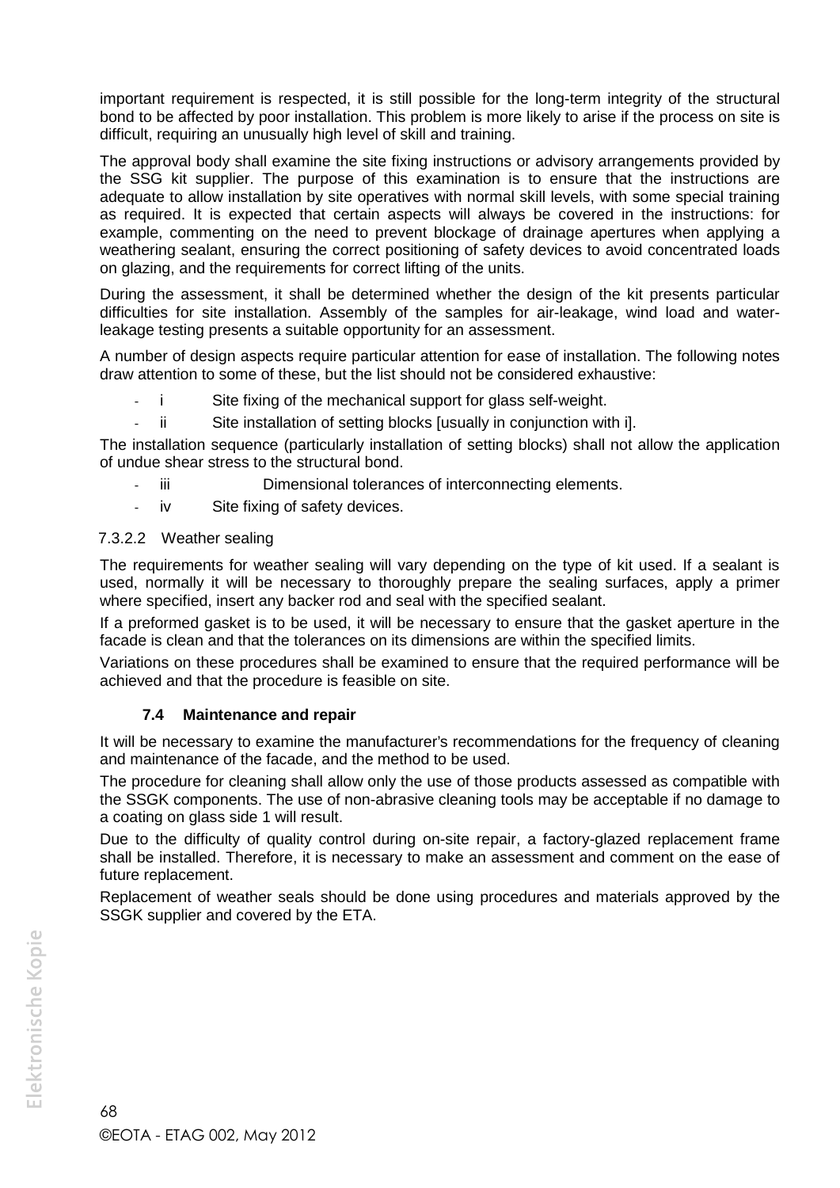important requirement is respected, it is still possible for the long-term integrity of the structural bond to be affected by poor installation. This problem is more likely to arise if the process on site is difficult, requiring an unusually high level of skill and training.

The approval body shall examine the site fixing instructions or advisory arrangements provided by the SSG kit supplier. The purpose of this examination is to ensure that the instructions are adequate to allow installation by site operatives with normal skill levels, with some special training as required. It is expected that certain aspects will always be covered in the instructions: for example, commenting on the need to prevent blockage of drainage apertures when applying a weathering sealant, ensuring the correct positioning of safety devices to avoid concentrated loads on glazing, and the requirements for correct lifting of the units.

During the assessment, it shall be determined whether the design of the kit presents particular difficulties for site installation. Assembly of the samples for air-leakage, wind load and water-leakage testing presents a suitable opportunity for an assessment.

A number of design aspects require particular attention for ease of installation. The following notes draw attention to some of these, but the list should not be considered exhaustive:

- i Site fixing of the mechanical support for glass self-weight.
- ii Site installation of setting blocks [usually in conjunction with i].

The installation sequence (particularly installation of setting blocks) shall not allow the application of undue shear stress to the structural bond.

- iii Dimensional tolerances of interconnecting elements.
- iv Site fixing of safety devices.

#### 7.3.2.2 Weather sealing

The requirements for weather sealing will vary depending on the type of kit used. If a sealant is used, normally it will be necessary to thoroughly prepare the sealing surfaces, apply a primer where specified, insert any backer rod and seal with the specified sealant.

If a preformed gasket is to be used, it will be necessary to ensure that the gasket aperture in the facade is clean and that the tolerances on its dimensions are within the specified limits.

Variations on these procedures shall be examined to ensure that the required performance will be achieved and that the procedure is feasible on site.

### 7.4 Maintenance and repair

It will be necessary to examine the manufacturer's recommendations for the frequency of cleaning and maintenance of the facade, and the method to be used.

The procedure for cleaning shall allow only the use of those products assessed as compatible with the SSGK components. The use of non-abrasive cleaning tools may be acceptable if no damage to a coating on glass side 1 will result.

Due to the difficulty of quality control during on-site repair, a factory-glazed replacement frame shall be installed. Therefore, it is necessary to make an assessment and comment on the ease of future replacement.

Replacement of weather seals should be done using procedures and materials approved by the SSGK supplier and covered by the ETA.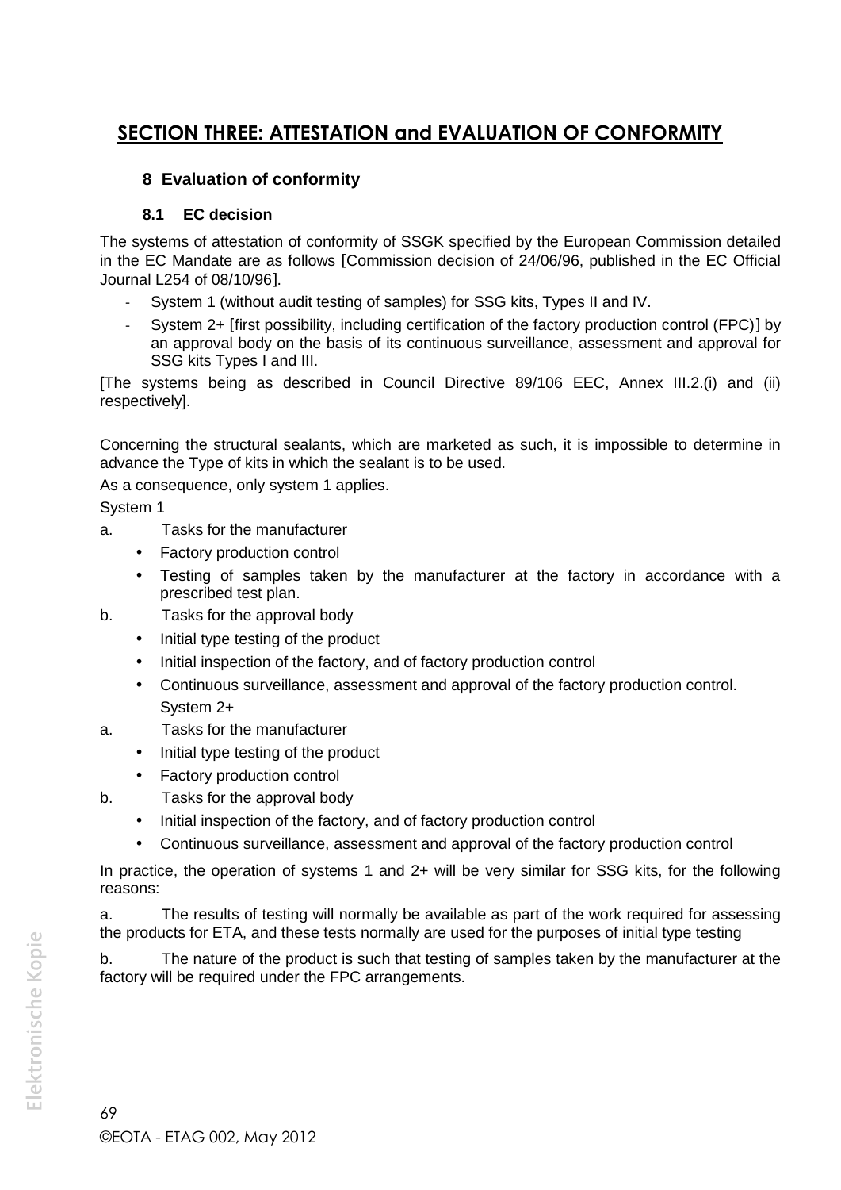# SECTION THREE: ATTESTATION and EVALUATION OF CONFORMITY

## 8 Evaluation of conformity

### 8.1 EC decision

The systems of attestation of conformity of SSGK specified by the European Commission detailed in the EC Mandate are as follows [Commission decision of 24/06/96, published in the EC Official Journal L254 of 08/10/96].

- System 1 (without audit testing of samples) for SSG kits, Types II and IV.
- System 2+ [first possibility, including certification of the factory production control (FPC)] by an approval body on the basis of its continuous surveillance, assessment and approval for SSG kits Types I and III.

[The systems being as described in Council Directive 89/106 EEC, Annex III.2.(i) and (ii) respectively].

Concerning the structural sealants, which are marketed as such, it is impossible to determine in advance the Type of kits in which the sealant is to be used.

As a consequence, only system 1 applies.

System 1

a. Tasks for the manufacturer
- Factory production control
- Testing of samples taken by the manufacturer at the factory in accordance with a prescribed test plan.

b. Tasks for the approval body
- Initial type testing of the product
- Initial inspection of the factory, and of factory production control
- Continuous surveillance, assessment and approval of the factory production control.

System 2+

a. Tasks for the manufacturer
- Initial type testing of the product
- Factory production control

b. Tasks for the approval body
- Initial inspection of the factory, and of factory production control
- Continuous surveillance, assessment and approval of the factory production control

In practice, the operation of systems 1 and 2+ will be very similar for SSG kits, for the following reasons:

a. The results of testing will normally be available as part of the work required for assessing the products for ETA, and these tests normally are used for the purposes of initial type testing

b. The nature of the product is such that testing of samples taken by the manufacturer at the factory will be required under the FPC arrangements.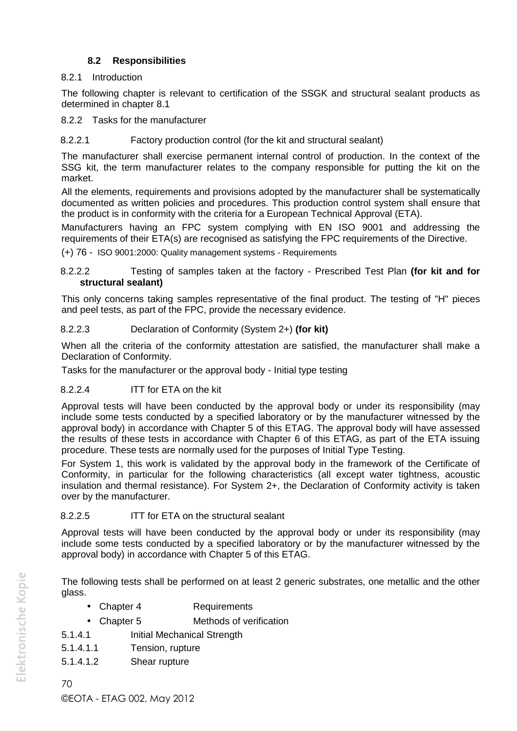### 8.2 Responsibilities

#### 8.2.1 Introduction

The following chapter is relevant to certification of the SSGK and structural sealant products as determined in chapter 8.1

#### 8.2.2 Tasks for the manufacturer

##### 8.2.2.1 Factory production control (for the kit and structural sealant)

The manufacturer shall exercise permanent internal control of production. In the context of the SSG kit, the term manufacturer relates to the company responsible for putting the kit on the market.

All the elements, requirements and provisions adopted by the manufacturer shall be systematically documented as written policies and procedures. This production control system shall ensure that the product is in conformity with the criteria for a European Technical Approval (ETA).

Manufacturers having an FPC system complying with EN ISO 9001 and addressing the requirements of their ETA(s) are recognised as satisfying the FPC requirements of the Directive.

(+) 76 - ISO 9001:2000: Quality management systems - Requirements

##### 8.2.2.2 Testing of samples taken at the factory - Prescribed Test Plan **(for kit and for structural sealant)**

This only concerns taking samples representative of the final product. The testing of "H" pieces and peel tests, as part of the FPC, provide the necessary evidence.

##### 8.2.2.3 Declaration of Conformity (System 2+) **(for kit)**

When all the criteria of the conformity attestation are satisfied, the manufacturer shall make a Declaration of Conformity.

Tasks for the manufacturer or the approval body - Initial type testing

##### 8.2.2.4 ITT for ETA on the kit

Approval tests will have been conducted by the approval body or under its responsibility (may include some tests conducted by a specified laboratory or by the manufacturer witnessed by the approval body) in accordance with Chapter 5 of this ETAG. The approval body will have assessed the results of these tests in accordance with Chapter 6 of this ETAG, as part of the ETA issuing procedure. These tests are normally used for the purposes of Initial Type Testing.

For System 1, this work is validated by the approval body in the framework of the Certificate of Conformity, in particular for the following characteristics (all except water tightness, acoustic insulation and thermal resistance). For System 2+, the Declaration of Conformity activity is taken over by the manufacturer.

##### 8.2.2.5 ITT for ETA on the structural sealant

Approval tests will have been conducted by the approval body or under its responsibility (may include some tests conducted by a specified laboratory or by the manufacturer witnessed by the approval body) in accordance with Chapter 5 of this ETAG.

The following tests shall be performed on at least 2 generic substrates, one metallic and the other glass.

- Chapter 4 Requirements
- Chapter 5 Methods of verification

5.1.4.1 Initial Mechanical Strength

5.1.4.1.1 Tension, rupture

5.1.4.1.2 Shear rupture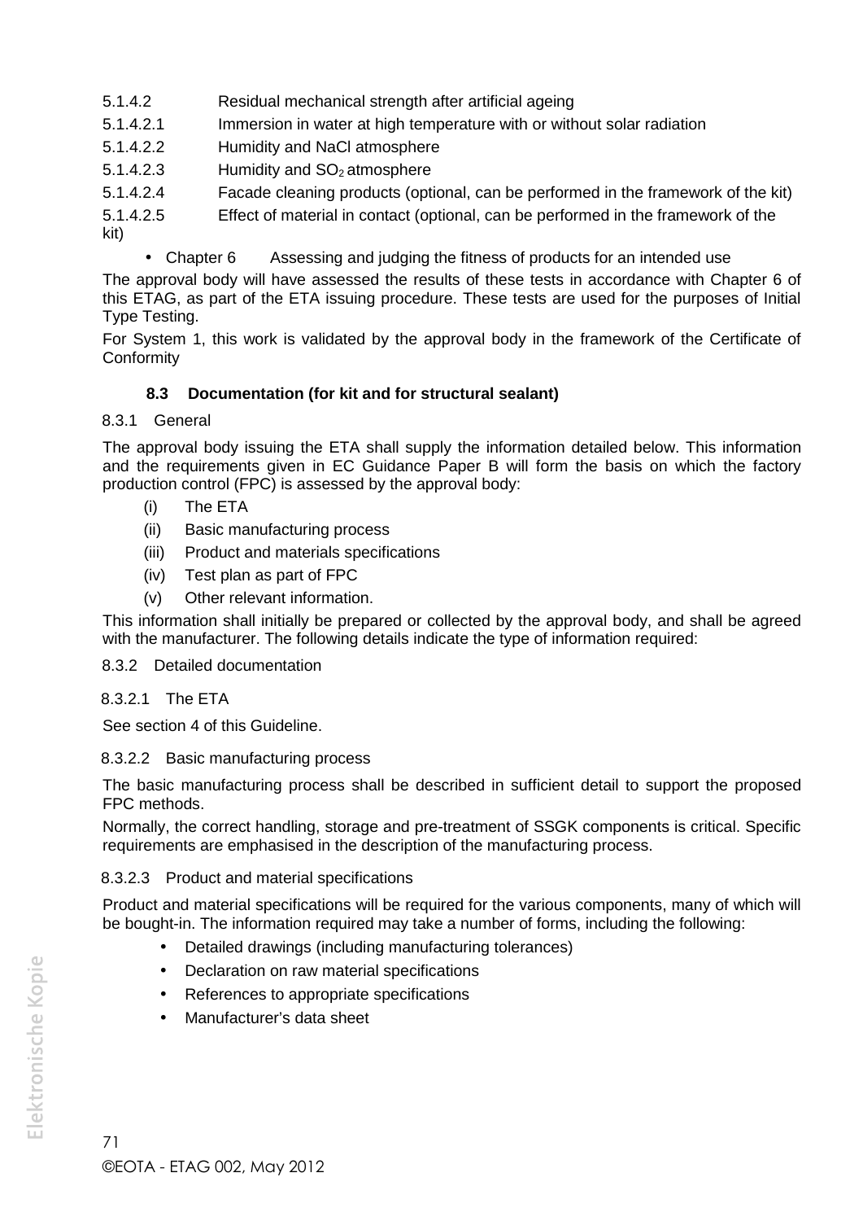5.1.4.2 Residual mechanical strength after artificial ageing

5.1.4.2.1 Immersion in water at high temperature with or without solar radiation

5.1.4.2.2 Humidity and NaCl atmosphere

5.1.4.2.3 Humidity and $SO_2$ atmosphere

5.1.4.2.4 Facade cleaning products (optional, can be performed in the framework of the kit)

5.1.4.2.5 Effect of material in contact (optional, can be performed in the framework of the kit)

- Chapter 6 Assessing and judging the fitness of products for an intended use

The approval body will have assessed the results of these tests in accordance with Chapter 6 of this ETAG, as part of the ETA issuing procedure. These tests are used for the purposes of Initial Type Testing.

For System 1, this work is validated by the approval body in the framework of the Certificate of Conformity

### 8.3 Documentation (for kit and for structural sealant)

#### 8.3.1 General

The approval body issuing the ETA shall supply the information detailed below. This information and the requirements given in EC Guidance Paper B will form the basis on which the factory production control (FPC) is assessed by the approval body:

(i) The ETA

(ii) Basic manufacturing process

(iii) Product and materials specifications

(iv) Test plan as part of FPC

(v) Other relevant information.

This information shall initially be prepared or collected by the approval body, and shall be agreed with the manufacturer. The following details indicate the type of information required:

#### 8.3.2 Detailed documentation

##### 8.3.2.1 The ETA

See section 4 of this Guideline.

##### 8.3.2.2 Basic manufacturing process

The basic manufacturing process shall be described in sufficient detail to support the proposed FPC methods.

Normally, the correct handling, storage and pre-treatment of SSGK components is critical. Specific requirements are emphasised in the description of the manufacturing process.

##### 8.3.2.3 Product and material specifications

Product and material specifications will be required for the various components, many of which will be bought-in. The information required may take a number of forms, including the following:

- Detailed drawings (including manufacturing tolerances)
- Declaration on raw material specifications
- References to appropriate specifications
- Manufacturer's data sheet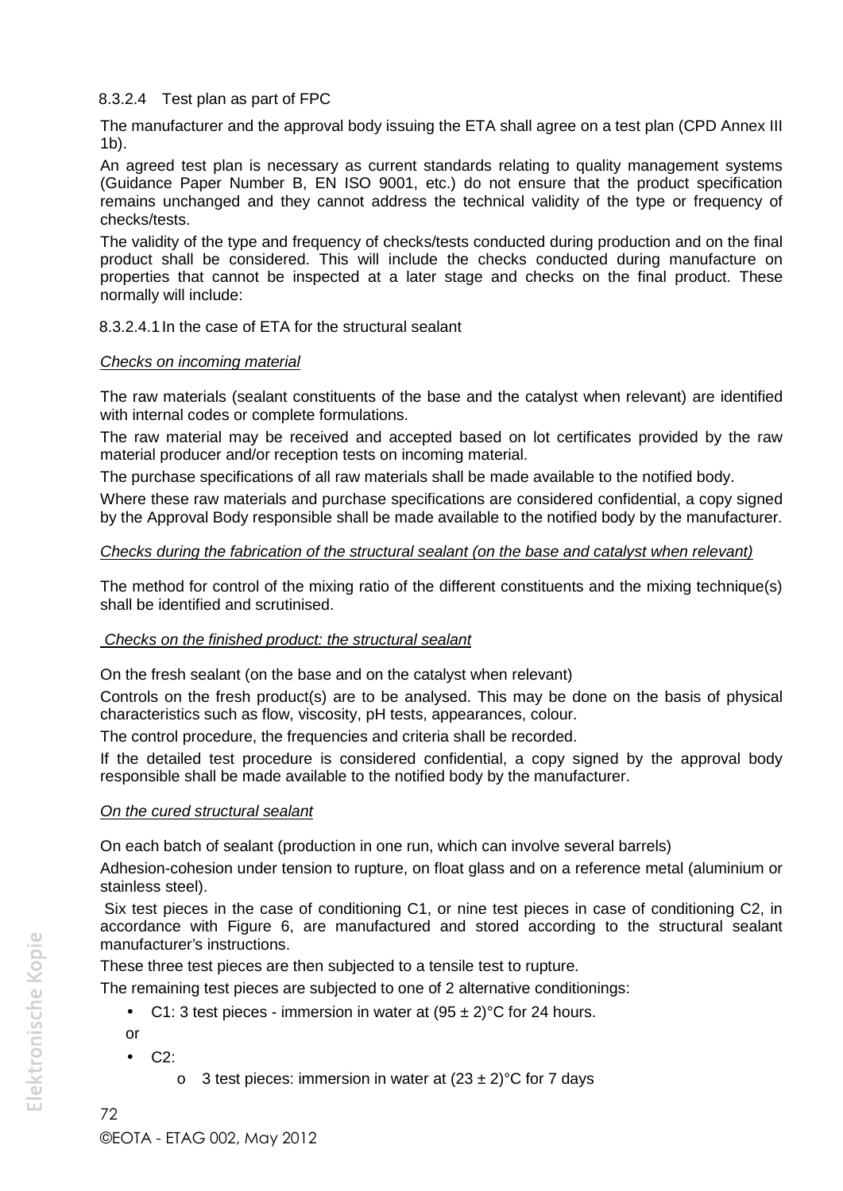#### 8.3.2.4 Test plan as part of FPC

The manufacturer and the approval body issuing the ETA shall agree on a test plan (CPD Annex III 1b).

An agreed test plan is necessary as current standards relating to quality management systems (Guidance Paper Number B, EN ISO 9001, etc.) do not ensure that the product specification remains unchanged and they cannot address the technical validity of the type or frequency of checks/tests.

The validity of the type and frequency of checks/tests conducted during production and on the final product shall be considered. This will include the checks conducted during manufacture on properties that cannot be inspected at a later stage and checks on the final product. These normally will include:

##### 8.3.2.4.1 In the case of ETA for the structural sealant

*Checks on incoming material*

The raw materials (sealant constituents of the base and the catalyst when relevant) are identified with internal codes or complete formulations.

The raw material may be received and accepted based on lot certificates provided by the raw material producer and/or reception tests on incoming material.

The purchase specifications of all raw materials shall be made available to the notified body.

Where these raw materials and purchase specifications are considered confidential, a copy signed by the Approval Body responsible shall be made available to the notified body by the manufacturer.

*Checks during the fabrication of the structural sealant (on the base and catalyst when relevant)*

The method for control of the mixing ratio of the different constituents and the mixing technique(s) shall be identified and scrutinised.

*Checks on the finished product: the structural sealant*

On the fresh sealant (on the base and on the catalyst when relevant)

Controls on the fresh product(s) are to be analysed. This may be done on the basis of physical characteristics such as flow, viscosity, pH tests, appearances, colour.

The control procedure, the frequencies and criteria shall be recorded.

If the detailed test procedure is considered confidential, a copy signed by the approval body responsible shall be made available to the notified body by the manufacturer.

*On the cured structural sealant*

On each batch of sealant (production in one run, which can involve several barrels)

Adhesion-cohesion under tension to rupture, on float glass and on a reference metal (aluminium or stainless steel).

Six test pieces in the case of conditioning C1, or nine test pieces in case of conditioning C2, in accordance with Figure 6, are manufactured and stored according to the structural sealant manufacturer's instructions.

These three test pieces are then subjected to a tensile test to rupture.

The remaining test pieces are subjected to one of 2 alternative conditionings:

- C1: 3 test pieces - immersion in water at (95 ± 2)°C for 24 hours.

or

- C2:
  - 3 test pieces: immersion in water at (23 ± 2)°C for 7 days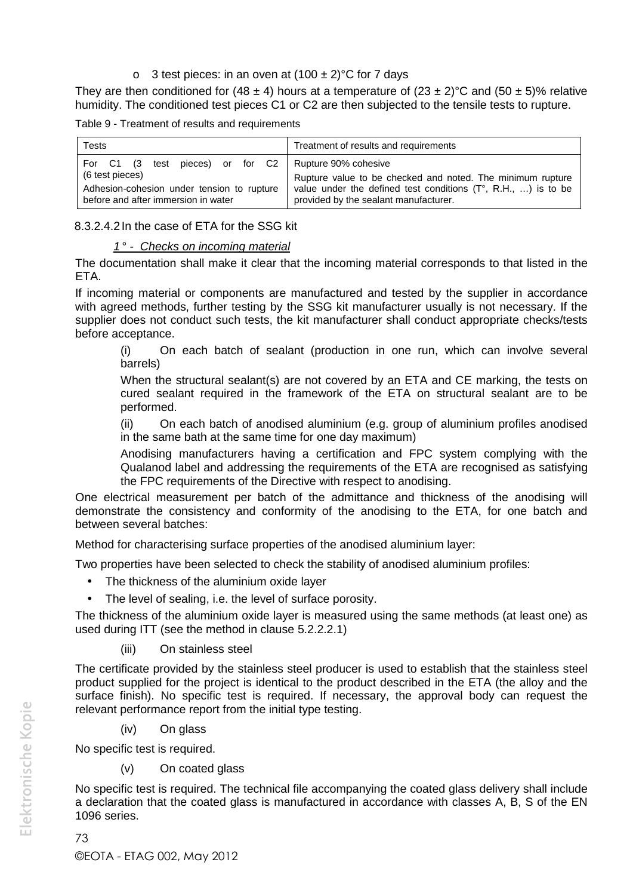- 3 test pieces: in an oven at (100 ± 2)°C for 7 days

They are then conditioned for (48 ± 4) hours at a temperature of (23 ± 2)°C and (50 ± 5)% relative humidity. The conditioned test pieces C1 or C2 are then subjected to the tensile tests to rupture.

Table 9 - Treatment of results and requirements

| Tests | Treatment of results and requirements |
|---|---|
| For C1 (3 test pieces) or for C2 (6 test pieces)<br>Adhesion-cohesion under tension to rupture before and after immersion in water | Rupture 90% cohesive<br>Rupture value to be checked and noted. The minimum rupture value under the defined test conditions (T°, R.H., …) is to be provided by the sealant manufacturer. |

8.3.2.4.2 In the case of ETA for the SSG kit

*1° - Checks on incoming material*

The documentation shall make it clear that the incoming material corresponds to that listed in the ETA.

If incoming material or components are manufactured and tested by the supplier in accordance with agreed methods, further testing by the SSG kit manufacturer usually is not necessary. If the supplier does not conduct such tests, the kit manufacturer shall conduct appropriate checks/tests before acceptance.

(i) On each batch of sealant (production in one run, which can involve several barrels)

When the structural sealant(s) are not covered by an ETA and CE marking, the tests on cured sealant required in the framework of the ETA on structural sealant are to be performed.

(ii) On each batch of anodised aluminium (e.g. group of aluminium profiles anodised in the same bath at the same time for one day maximum)

Anodising manufacturers having a certification and FPC system complying with the Qualanod label and addressing the requirements of the ETA are recognised as satisfying the FPC requirements of the Directive with respect to anodising.

One electrical measurement per batch of the admittance and thickness of the anodising will demonstrate the consistency and conformity of the anodising to the ETA, for one batch and between several batches:

Method for characterising surface properties of the anodised aluminium layer:

Two properties have been selected to check the stability of anodised aluminium profiles:

- The thickness of the aluminium oxide layer
- The level of sealing, i.e. the level of surface porosity.

The thickness of the aluminium oxide layer is measured using the same methods (at least one) as used during ITT (see the method in clause 5.2.2.2.1)

(iii) On stainless steel

The certificate provided by the stainless steel producer is used to establish that the stainless steel product supplied for the project is identical to the product described in the ETA (the alloy and the surface finish). No specific test is required. If necessary, the approval body can request the relevant performance report from the initial type testing.

(iv) On glass

No specific test is required.

(v) On coated glass

No specific test is required. The technical file accompanying the coated glass delivery shall include a declaration that the coated glass is manufactured in accordance with classes A, B, S of the EN 1096 series.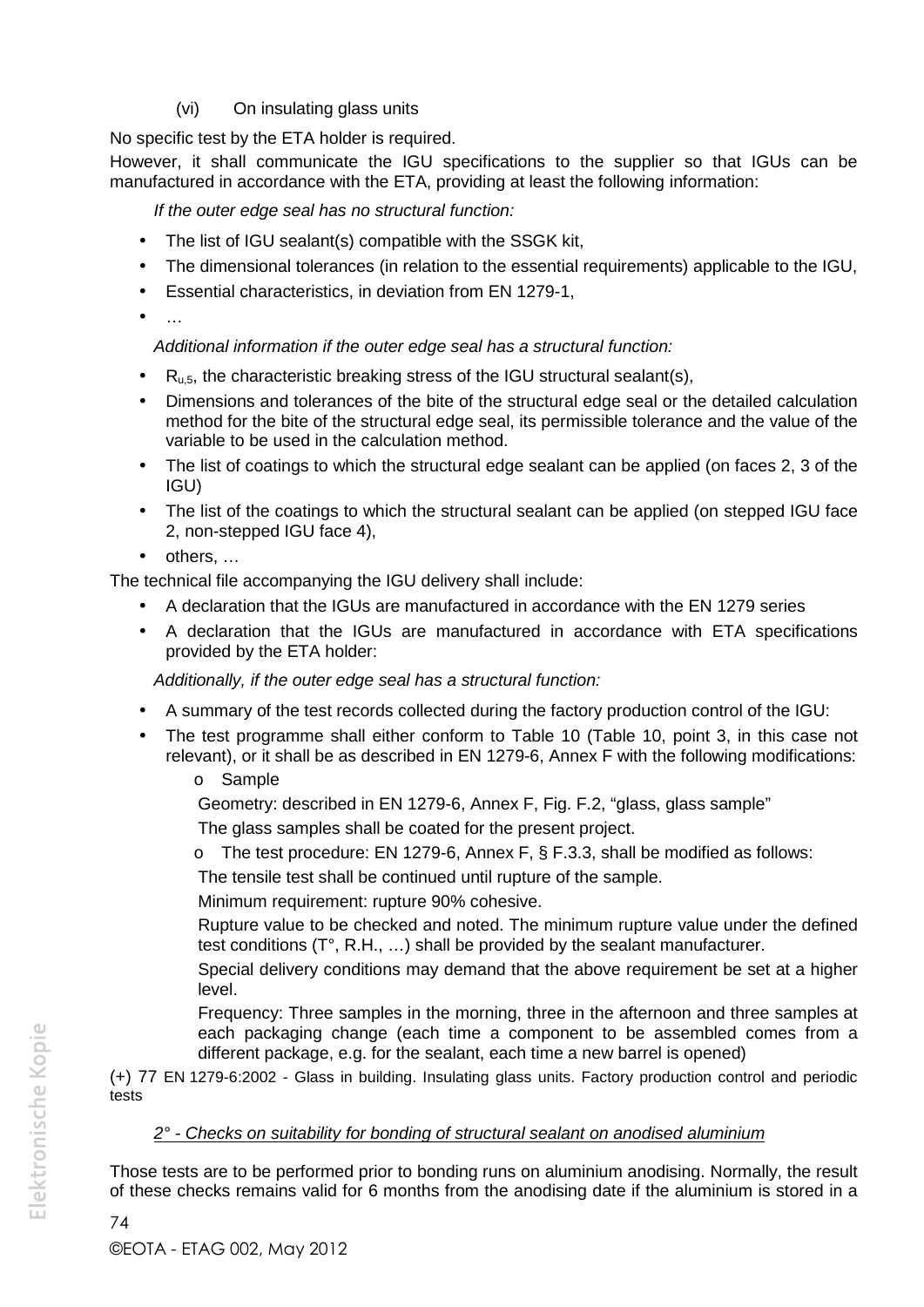(vi) On insulating glass units

No specific test by the ETA holder is required.

However, it shall communicate the IGU specifications to the supplier so that IGUs can be manufactured in accordance with the ETA, providing at least the following information:

*If the outer edge seal has no structural function:*

- The list of IGU sealant(s) compatible with the SSGK kit,
- The dimensional tolerances (in relation to the essential requirements) applicable to the IGU,
- Essential characteristics, in deviation from EN 1279-1,
- …

*Additional information if the outer edge seal has a structural function:*

- $R_{u,5}$, the characteristic breaking stress of the IGU structural sealant(s),
- Dimensions and tolerances of the bite of the structural edge seal or the detailed calculation method for the bite of the structural edge seal, its permissible tolerance and the value of the variable to be used in the calculation method.
- The list of coatings to which the structural edge sealant can be applied (on faces 2, 3 of the IGU)
- The list of the coatings to which the structural sealant can be applied (on stepped IGU face 2, non-stepped IGU face 4),
- others, …

The technical file accompanying the IGU delivery shall include:

- A declaration that the IGUs are manufactured in accordance with the EN 1279 series
- A declaration that the IGUs are manufactured in accordance with ETA specifications provided by the ETA holder:

*Additionally, if the outer edge seal has a structural function:*

- A summary of the test records collected during the factory production control of the IGU:
- The test programme shall either conform to Table 10 (Table 10, point 3, in this case not relevant), or it shall be as described in EN 1279-6, Annex F with the following modifications:
  - Sample

    Geometry: described in EN 1279-6, Annex F, Fig. F.2, "glass, glass sample"

    The glass samples shall be coated for the present project.
  - The test procedure: EN 1279-6, Annex F, § F.3.3, shall be modified as follows:

    The tensile test shall be continued until rupture of the sample.

    Minimum requirement: rupture 90% cohesive.

    Rupture value to be checked and noted. The minimum rupture value under the defined test conditions (T°, R.H., …) shall be provided by the sealant manufacturer.

    Special delivery conditions may demand that the above requirement be set at a higher level.

    Frequency: Three samples in the morning, three in the afternoon and three samples at each packaging change (each time a component to be assembled comes from a different package, e.g. for the sealant, each time a new barrel is opened)

(+) 77 EN 1279-6:2002 - Glass in building. Insulating glass units. Factory production control and periodic tests

*2° - Checks on suitability for bonding of structural sealant on anodised aluminium*

Those tests are to be performed prior to bonding runs on aluminium anodising. Normally, the result of these checks remains valid for 6 months from the anodising date if the aluminium is stored in a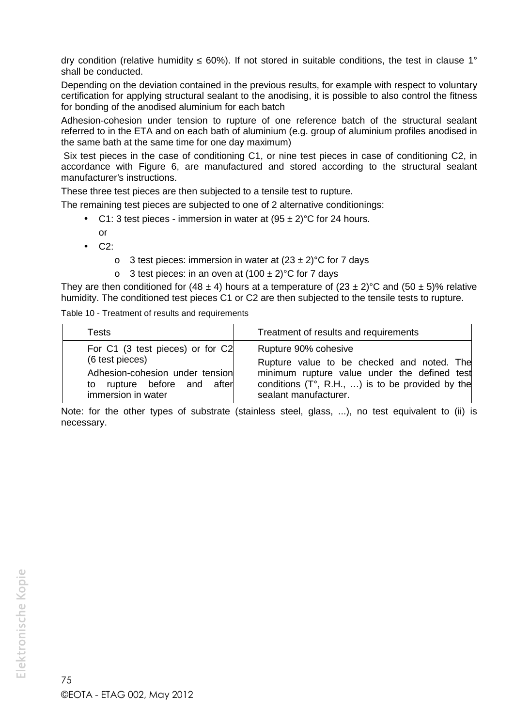dry condition (relative humidity ≤ 60%). If not stored in suitable conditions, the test in clause 1° shall be conducted.

Depending on the deviation contained in the previous results, for example with respect to voluntary certification for applying structural sealant to the anodising, it is possible to also control the fitness for bonding of the anodised aluminium for each batch

Adhesion-cohesion under tension to rupture of one reference batch of the structural sealant referred to in the ETA and on each bath of aluminium (e.g. group of aluminium profiles anodised in the same bath at the same time for one day maximum)

Six test pieces in the case of conditioning C1, or nine test pieces in case of conditioning C2, in accordance with Figure 6, are manufactured and stored according to the structural sealant manufacturer's instructions.

These three test pieces are then subjected to a tensile test to rupture.

The remaining test pieces are subjected to one of 2 alternative conditionings:

- C1: 3 test pieces - immersion in water at (95 ± 2)°C for 24 hours.

  or

- C2:
  - 3 test pieces: immersion in water at (23 ± 2)°C for 7 days
  - 3 test pieces: in an oven at (100 ± 2)°C for 7 days

They are then conditioned for (48 ± 4) hours at a temperature of (23 ± 2)°C and (50 ± 5)% relative humidity. The conditioned test pieces C1 or C2 are then subjected to the tensile tests to rupture.

Table 10 - Treatment of results and requirements

| Tests | Treatment of results and requirements |
|---|---|
| For C1 (3 test pieces) or for C2 (6 test pieces)<br>Adhesion-cohesion under tension to rupture before and after immersion in water | Rupture 90% cohesive<br>Rupture value to be checked and noted. The minimum rupture value under the defined test conditions (T°, R.H., …) is to be provided by the sealant manufacturer. |

Note: for the other types of substrate (stainless steel, glass, ...), no test equivalent to (ii) is necessary.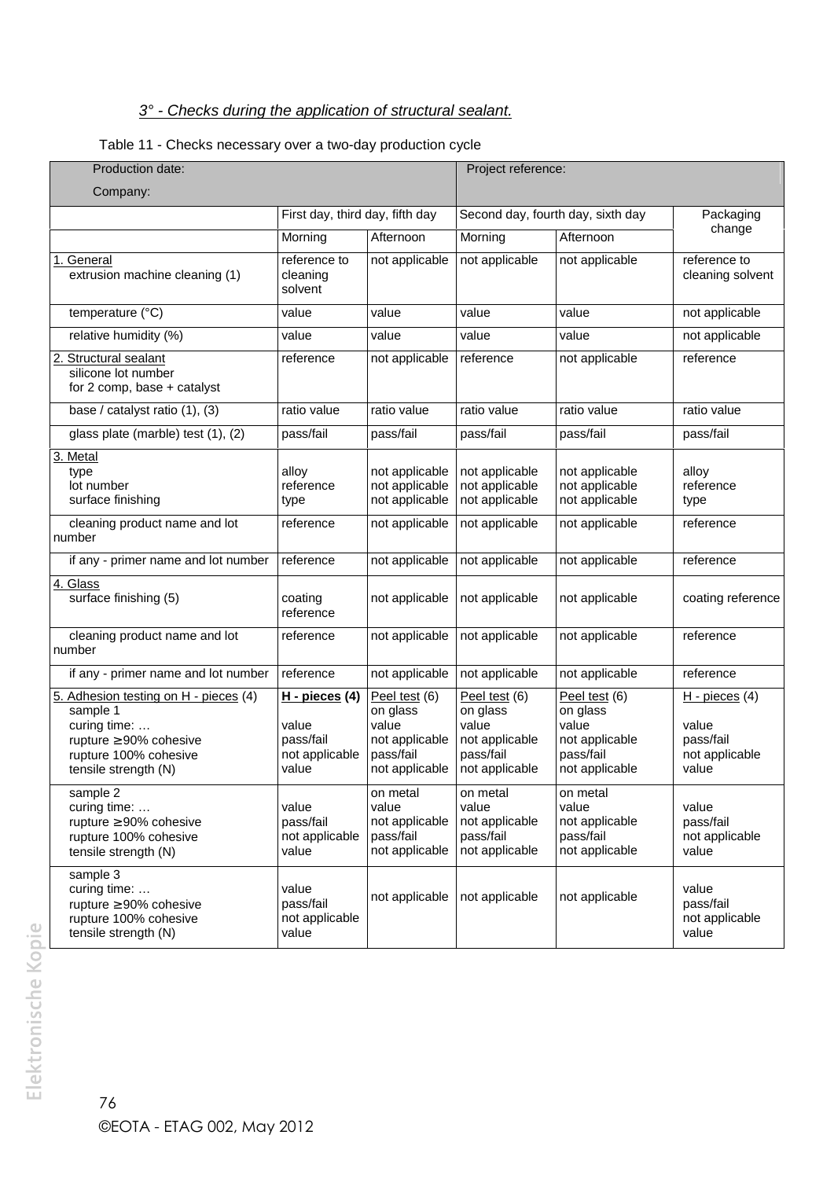*3° - Checks during the application of structural sealant.*

Table 11 - Checks necessary over a two-day production cycle

| Production date:<br>Company: | | | Project reference: | | |
|---|---|---|---|---|---|
| | First day, third day, fifth day | | Second day, fourth day, sixth day | | Packaging change |
| | Morning | Afternoon | Morning | Afternoon | |
| 1. General<br>extrusion machine cleaning (1) | reference to cleaning solvent | not applicable | not applicable | not applicable | reference to cleaning solvent |
| temperature (°C) | value | value | value | value | not applicable |
| relative humidity (%) | value | value | value | value | not applicable |
| 2. Structural sealant<br>silicone lot number<br>for 2 comp, base + catalyst | reference | not applicable | reference | not applicable | reference |
| base / catalyst ratio (1), (3) | ratio value | ratio value | ratio value | ratio value | ratio value |
| glass plate (marble) test (1), (2) | pass/fail | pass/fail | pass/fail | pass/fail | pass/fail |
| 3. Metal<br>type<br>lot number<br>surface finishing | alloy<br>reference<br>type | not applicable<br>not applicable<br>not applicable | not applicable<br>not applicable<br>not applicable | not applicable<br>not applicable<br>not applicable | alloy<br>reference<br>type |
| cleaning product name and lot number | reference | not applicable | not applicable | not applicable | reference |
| if any - primer name and lot number | reference | not applicable | not applicable | not applicable | reference |
| 4. Glass<br>surface finishing (5) | coating reference | not applicable | not applicable | not applicable | coating reference |
| cleaning product name and lot number | reference | not applicable | not applicable | not applicable | reference |
| if any - primer name and lot number | reference | not applicable | not applicable | not applicable | reference |
| 5. Adhesion testing on H - pieces (4)<br>sample 1<br>curing time: …<br>rupture ≥ 90% cohesive<br>rupture 100% cohesive<br>tensile strength (N) | **H - pieces (4)**<br><br>value<br>pass/fail<br>not applicable<br>value | Peel test (6)<br>on glass<br>value<br>not applicable<br>pass/fail<br>not applicable | Peel test (6)<br>on glass<br>value<br>not applicable<br>pass/fail<br>not applicable | Peel test (6)<br>on glass<br>value<br>not applicable<br>pass/fail<br>not applicable | H - pieces (4)<br><br>value<br>pass/fail<br>not applicable<br>value |
| sample 2<br>curing time: …<br>rupture ≥ 90% cohesive<br>rupture 100% cohesive<br>tensile strength (N) | <br>value<br>pass/fail<br>not applicable<br>value | on metal<br>value<br>not applicable<br>pass/fail<br>not applicable | on metal<br>value<br>not applicable<br>pass/fail<br>not applicable | on metal<br>value<br>not applicable<br>pass/fail<br>not applicable | <br>value<br>pass/fail<br>not applicable<br>value |
| sample 3<br>curing time: …<br>rupture ≥ 90% cohesive<br>rupture 100% cohesive<br>tensile strength (N) | value<br>pass/fail<br>not applicable<br>value | not applicable | not applicable | not applicable | value<br>pass/fail<br>not applicable<br>value |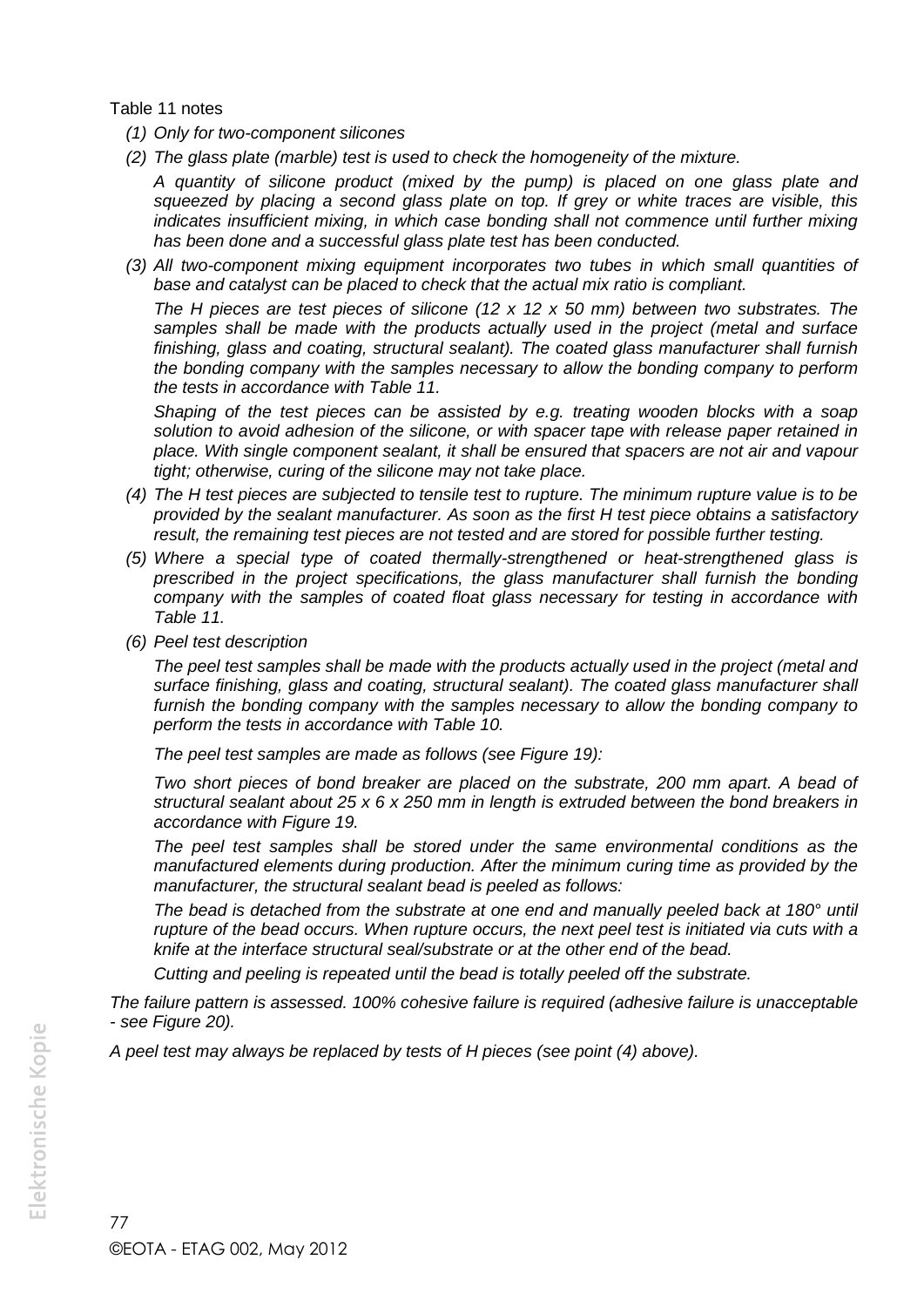Table 11 notes

*(1) Only for two-component silicones*

*(2) The glass plate (marble) test is used to check the homogeneity of the mixture.*

*A quantity of silicone product (mixed by the pump) is placed on one glass plate and squeezed by placing a second glass plate on top. If grey or white traces are visible, this indicates insufficient mixing, in which case bonding shall not commence until further mixing has been done and a successful glass plate test has been conducted.*

*(3) All two-component mixing equipment incorporates two tubes in which small quantities of base and catalyst can be placed to check that the actual mix ratio is compliant.*

*The H pieces are test pieces of silicone (12 x 12 x 50 mm) between two substrates. The samples shall be made with the products actually used in the project (metal and surface finishing, glass and coating, structural sealant). The coated glass manufacturer shall furnish the bonding company with the samples necessary to allow the bonding company to perform the tests in accordance with Table 11.*

*Shaping of the test pieces can be assisted by e.g. treating wooden blocks with a soap solution to avoid adhesion of the silicone, or with spacer tape with release paper retained in place. With single component sealant, it shall be ensured that spacers are not air and vapour tight; otherwise, curing of the silicone may not take place.*

*(4) The H test pieces are subjected to tensile test to rupture. The minimum rupture value is to be provided by the sealant manufacturer. As soon as the first H test piece obtains a satisfactory result, the remaining test pieces are not tested and are stored for possible further testing.*

*(5) Where a special type of coated thermally-strengthened or heat-strengthened glass is prescribed in the project specifications, the glass manufacturer shall furnish the bonding company with the samples of coated float glass necessary for testing in accordance with Table 11.*

*(6) Peel test description*

*The peel test samples shall be made with the products actually used in the project (metal and surface finishing, glass and coating, structural sealant). The coated glass manufacturer shall furnish the bonding company with the samples necessary to allow the bonding company to perform the tests in accordance with Table 10.*

*The peel test samples are made as follows (see Figure 19):*

*Two short pieces of bond breaker are placed on the substrate, 200 mm apart. A bead of structural sealant about 25 x 6 x 250 mm in length is extruded between the bond breakers in accordance with Figure 19.*

*The peel test samples shall be stored under the same environmental conditions as the manufactured elements during production. After the minimum curing time as provided by the manufacturer, the structural sealant bead is peeled as follows:*

*The bead is detached from the substrate at one end and manually peeled back at 180° until rupture of the bead occurs. When rupture occurs, the next peel test is initiated via cuts with a knife at the interface structural seal/substrate or at the other end of the bead.*

*Cutting and peeling is repeated until the bead is totally peeled off the substrate.*

*The failure pattern is assessed. 100% cohesive failure is required (adhesive failure is unacceptable - see Figure 20).*

*A peel test may always be replaced by tests of H pieces (see point (4) above).*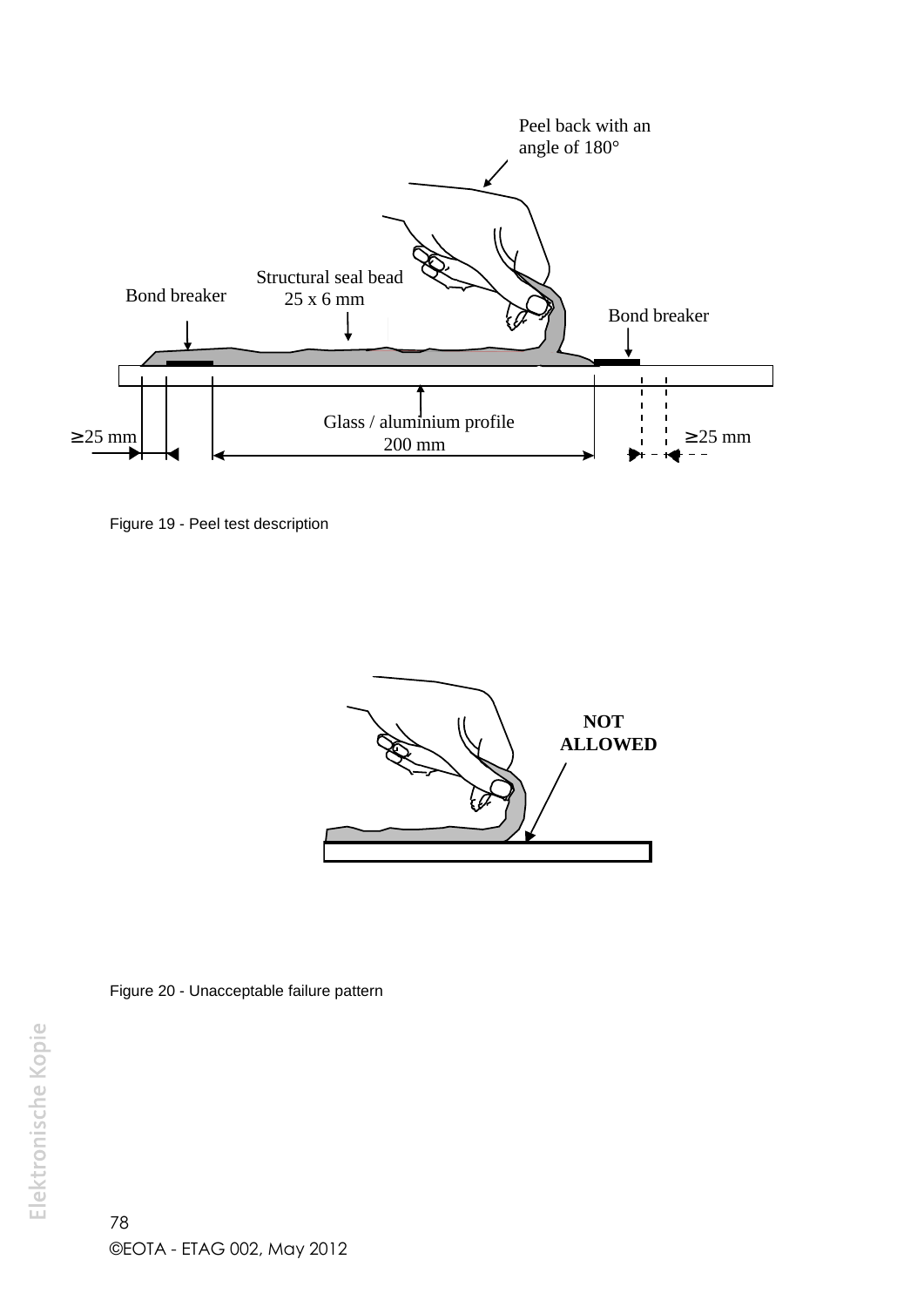Figure 19 - Peel test description

Figure 20 - Unacceptable failure pattern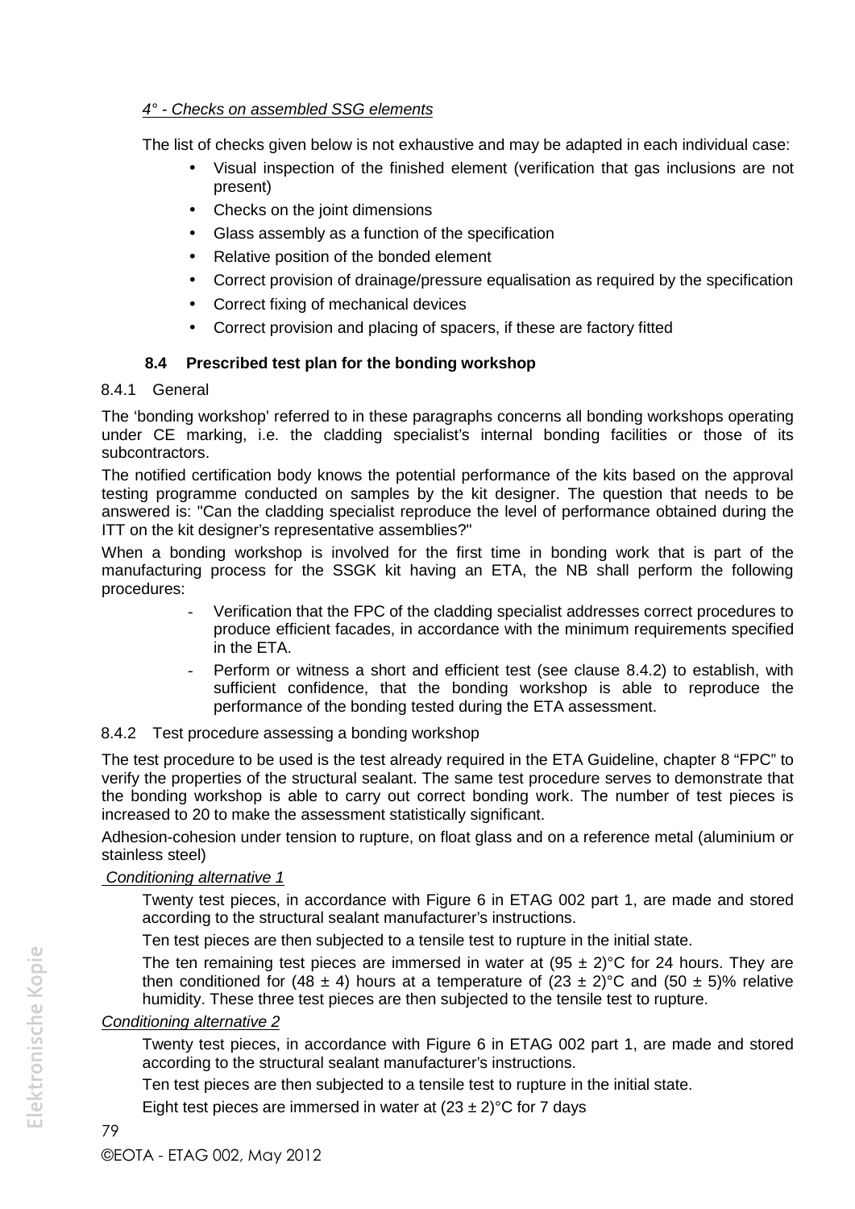*4° - Checks on assembled SSG elements*

The list of checks given below is not exhaustive and may be adapted in each individual case:

- Visual inspection of the finished element (verification that gas inclusions are not present)
- Checks on the joint dimensions
- Glass assembly as a function of the specification
- Relative position of the bonded element
- Correct provision of drainage/pressure equalisation as required by the specification
- Correct fixing of mechanical devices
- Correct provision and placing of spacers, if these are factory fitted

## 8.4 Prescribed test plan for the bonding workshop

### 8.4.1 General

The 'bonding workshop' referred to in these paragraphs concerns all bonding workshops operating under CE marking, i.e. the cladding specialist's internal bonding facilities or those of its subcontractors.

The notified certification body knows the potential performance of the kits based on the approval testing programme conducted on samples by the kit designer. The question that needs to be answered is: "Can the cladding specialist reproduce the level of performance obtained during the ITT on the kit designer's representative assemblies?"

When a bonding workshop is involved for the first time in bonding work that is part of the manufacturing process for the SSGK kit having an ETA, the NB shall perform the following procedures:

- Verification that the FPC of the cladding specialist addresses correct procedures to produce efficient facades, in accordance with the minimum requirements specified in the ETA.
- Perform or witness a short and efficient test (see clause 8.4.2) to establish, with sufficient confidence, that the bonding workshop is able to reproduce the performance of the bonding tested during the ETA assessment.

### 8.4.2 Test procedure assessing a bonding workshop

The test procedure to be used is the test already required in the ETA Guideline, chapter 8 "FPC" to verify the properties of the structural sealant. The same test procedure serves to demonstrate that the bonding workshop is able to carry out correct bonding work. The number of test pieces is increased to 20 to make the assessment statistically significant.

Adhesion-cohesion under tension to rupture, on float glass and on a reference metal (aluminium or stainless steel)

*Conditioning alternative 1*

Twenty test pieces, in accordance with Figure 6 in ETAG 002 part 1, are made and stored according to the structural sealant manufacturer's instructions.

Ten test pieces are then subjected to a tensile test to rupture in the initial state.

The ten remaining test pieces are immersed in water at $(95 \pm 2)$°C for 24 hours. They are then conditioned for $(48 \pm 4)$ hours at a temperature of $(23 \pm 2)$°C and $(50 \pm 5)$% relative humidity. These three test pieces are then subjected to the tensile test to rupture.

*Conditioning alternative 2*

Twenty test pieces, in accordance with Figure 6 in ETAG 002 part 1, are made and stored according to the structural sealant manufacturer's instructions.

Ten test pieces are then subjected to a tensile test to rupture in the initial state.

Eight test pieces are immersed in water at $(23 \pm 2)$°C for 7 days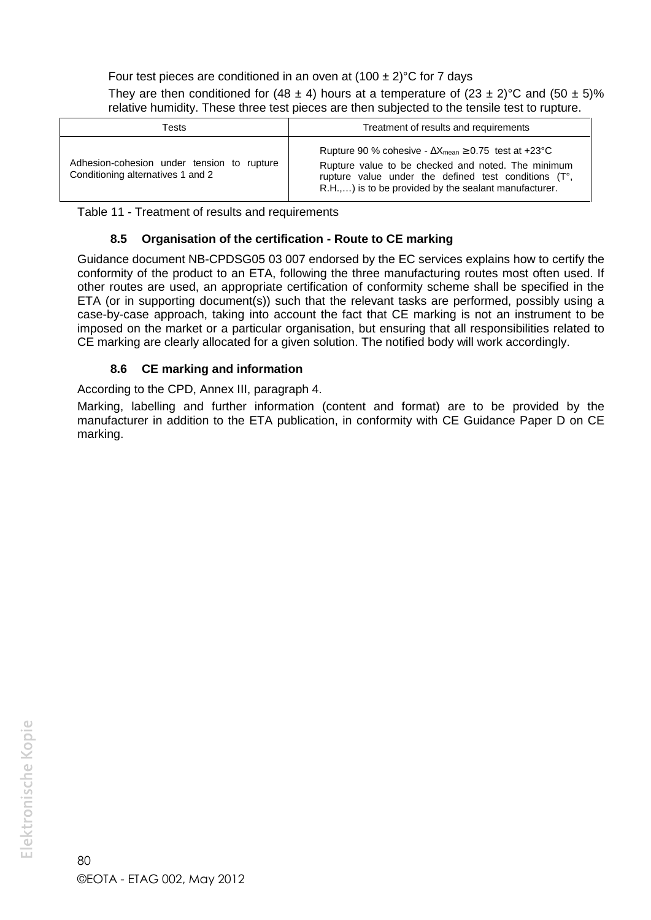Four test pieces are conditioned in an oven at (100 ± 2)°C for 7 days

They are then conditioned for (48 ± 4) hours at a temperature of (23 ± 2)°C and (50 ± 5)% relative humidity. These three test pieces are then subjected to the tensile test to rupture.

| Tests | Treatment of results and requirements |
|---|---|
| Adhesion-cohesion under tension to rupture Conditioning alternatives 1 and 2 | Rupture 90 % cohesive - $\Delta X_{mean} \geq 0.75$ test at +23°C<br>Rupture value to be checked and noted. The minimum rupture value under the defined test conditions (T°, R.H.,…) is to be provided by the sealant manufacturer. |

Table 11 - Treatment of results and requirements

### 8.5 Organisation of the certification - Route to CE marking

Guidance document NB-CPDSG05 03 007 endorsed by the EC services explains how to certify the conformity of the product to an ETA, following the three manufacturing routes most often used. If other routes are used, an appropriate certification of conformity scheme shall be specified in the ETA (or in supporting document(s)) such that the relevant tasks are performed, possibly using a case-by-case approach, taking into account the fact that CE marking is not an instrument to be imposed on the market or a particular organisation, but ensuring that all responsibilities related to CE marking are clearly allocated for a given solution. The notified body will work accordingly.

### 8.6 CE marking and information

According to the CPD, Annex III, paragraph 4.

Marking, labelling and further information (content and format) are to be provided by the manufacturer in addition to the ETA publication, in conformity with CE Guidance Paper D on CE marking.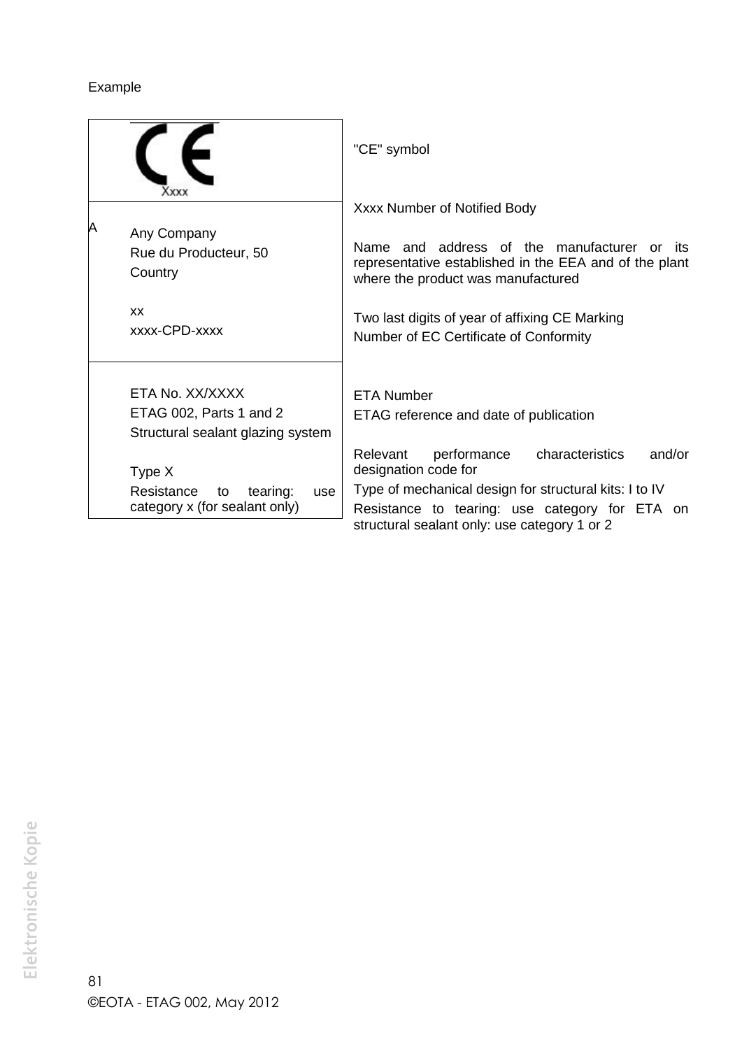Example

| | |
|---|---|
| CE<br>Xxxx | "CE" symbol<br><br>Xxxx Number of Notified Body |
| A<br>Any Company<br>Rue du Producteur, 50<br>Country<br><br>xx<br>xxxx-CPD-xxxx | Name and address of the manufacturer or its representative established in the EEA and of the plant where the product was manufactured<br><br>Two last digits of year of affixing CE Marking<br>Number of EC Certificate of Conformity |
| ETA No. XX/XXXX<br>ETAG 002, Parts 1 and 2<br>Structural sealant glazing system<br><br>Type X<br>Resistance to tearing: use category x (for sealant only) | ETA Number<br>ETAG reference and date of publication<br><br>Relevant performance characteristics and/or designation code for<br>Type of mechanical design for structural kits: I to IV<br>Resistance to tearing: use category for ETA on structural sealant only: use category 1 or 2 |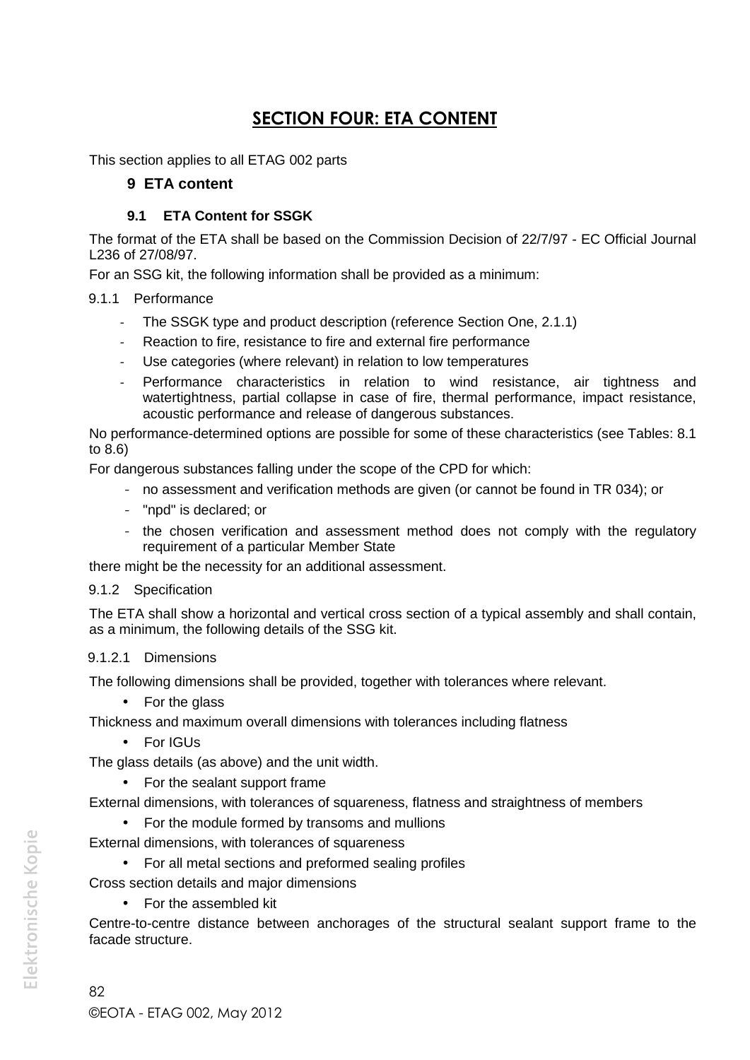# SECTION FOUR: ETA CONTENT

This section applies to all ETAG 002 parts

## 9 ETA content

### 9.1 ETA Content for SSGK

The format of the ETA shall be based on the Commission Decision of 22/7/97 - EC Official Journal L236 of 27/08/97.

For an SSG kit, the following information shall be provided as a minimum:

#### 9.1.1 Performance

- The SSGK type and product description (reference Section One, 2.1.1)
- Reaction to fire, resistance to fire and external fire performance
- Use categories (where relevant) in relation to low temperatures
- Performance characteristics in relation to wind resistance, air tightness and watertightness, partial collapse in case of fire, thermal performance, impact resistance, acoustic performance and release of dangerous substances.

No performance-determined options are possible for some of these characteristics (see Tables: 8.1 to 8.6)

For dangerous substances falling under the scope of the CPD for which:

- no assessment and verification methods are given (or cannot be found in TR 034); or
- "npd" is declared; or
- the chosen verification and assessment method does not comply with the regulatory requirement of a particular Member State

there might be the necessity for an additional assessment.

#### 9.1.2 Specification

The ETA shall show a horizontal and vertical cross section of a typical assembly and shall contain, as a minimum, the following details of the SSG kit.

##### 9.1.2.1 Dimensions

The following dimensions shall be provided, together with tolerances where relevant.

- For the glass

Thickness and maximum overall dimensions with tolerances including flatness

- For IGUs

The glass details (as above) and the unit width.

- For the sealant support frame

External dimensions, with tolerances of squareness, flatness and straightness of members

- For the module formed by transoms and mullions

External dimensions, with tolerances of squareness

- For all metal sections and preformed sealing profiles

Cross section details and major dimensions

- For the assembled kit

Centre-to-centre distance between anchorages of the structural sealant support frame to the facade structure.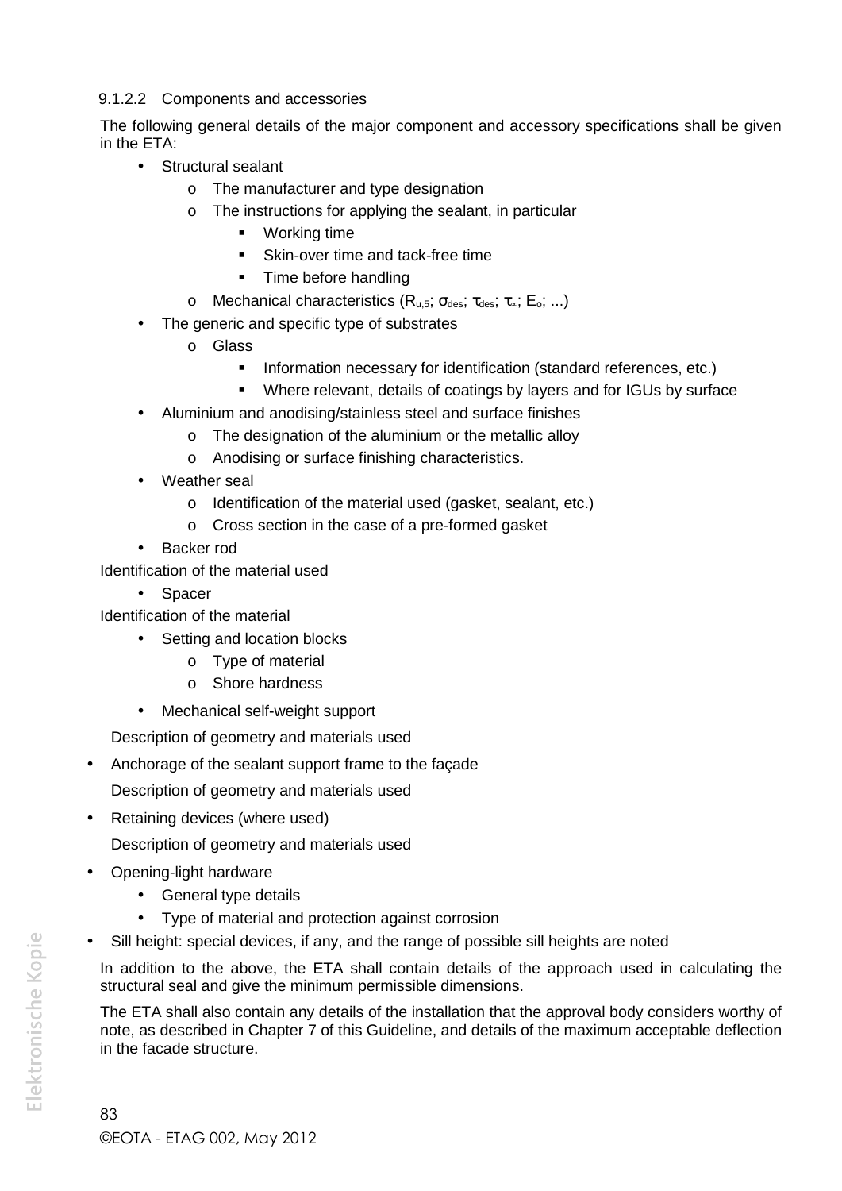#### 9.1.2.2 Components and accessories

The following general details of the major component and accessory specifications shall be given in the ETA:

- Structural sealant
  - The manufacturer and type designation
  - The instructions for applying the sealant, in particular
    - Working time
    - Skin-over time and tack-free time
    - Time before handling
  - Mechanical characteristics ($R_{u,5}$; $\sigma_{des}$; $\tau_{des}$; $\tau_{\infty}$; $E_o$; ...)
- The generic and specific type of substrates
  - Glass
    - Information necessary for identification (standard references, etc.)
    - Where relevant, details of coatings by layers and for IGUs by surface
- Aluminium and anodising/stainless steel and surface finishes
  - The designation of the aluminium or the metallic alloy
  - Anodising or surface finishing characteristics.
- Weather seal
  - Identification of the material used (gasket, sealant, etc.)
  - Cross section in the case of a pre-formed gasket
- Backer rod

Identification of the material used

- Spacer

Identification of the material

- Setting and location blocks
  - Type of material
  - Shore hardness
- Mechanical self-weight support

  Description of geometry and materials used

- Anchorage of the sealant support frame to the façade

  Description of geometry and materials used

- Retaining devices (where used)

  Description of geometry and materials used

- Opening-light hardware
  - General type details
  - Type of material and protection against corrosion
- Sill height: special devices, if any, and the range of possible sill heights are noted

In addition to the above, the ETA shall contain details of the approach used in calculating the structural seal and give the minimum permissible dimensions.

The ETA shall also contain any details of the installation that the approval body considers worthy of note, as described in Chapter 7 of this Guideline, and details of the maximum acceptable deflection in the facade structure.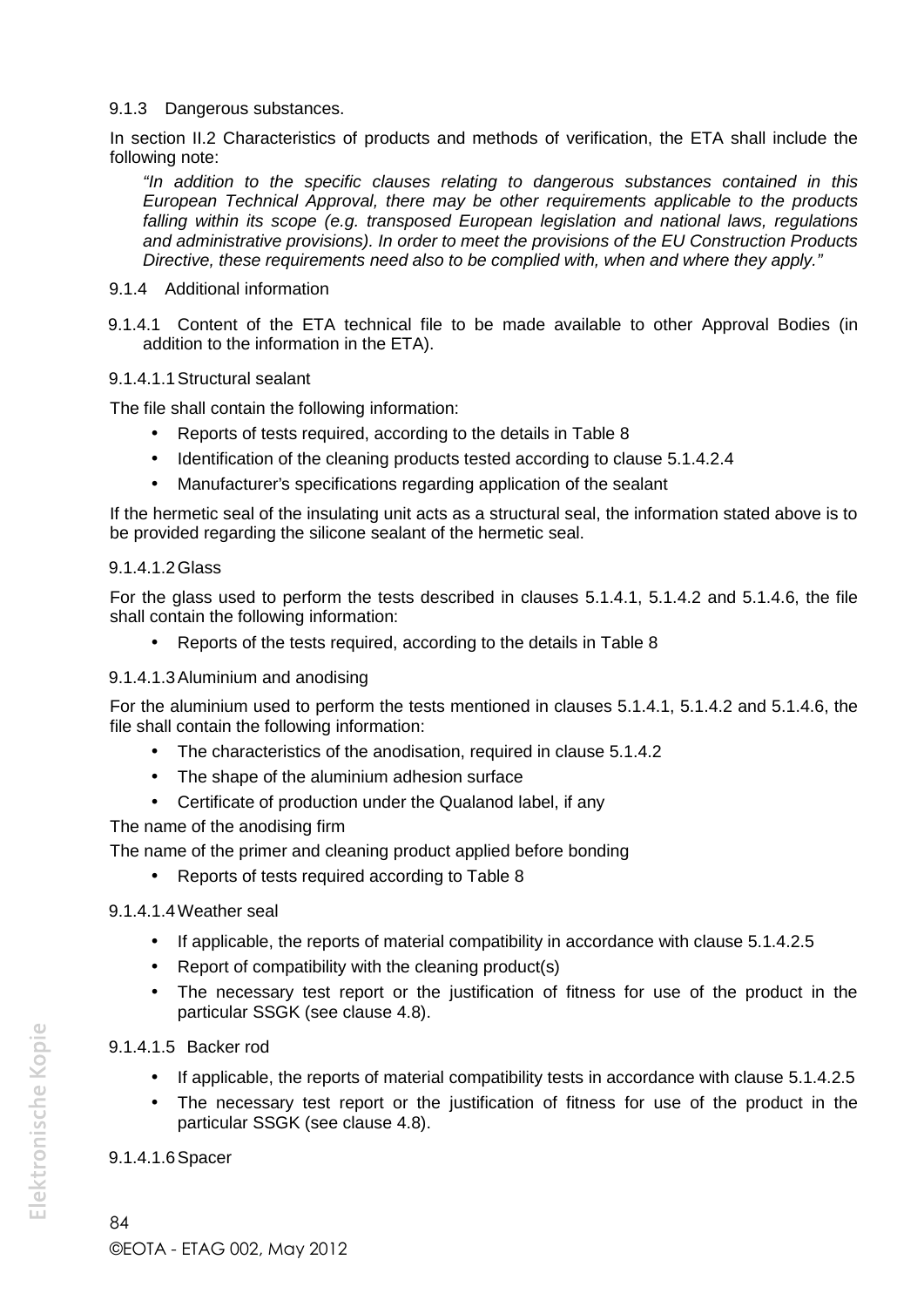9.1.3 Dangerous substances.

In section II.2 Characteristics of products and methods of verification, the ETA shall include the following note:

> *"In addition to the specific clauses relating to dangerous substances contained in this European Technical Approval, there may be other requirements applicable to the products falling within its scope (e.g. transposed European legislation and national laws, regulations and administrative provisions). In order to meet the provisions of the EU Construction Products Directive, these requirements need also to be complied with, when and where they apply."*

9.1.4 Additional information

9.1.4.1 Content of the ETA technical file to be made available to other Approval Bodies (in addition to the information in the ETA).

9.1.4.1.1 Structural sealant

The file shall contain the following information:

- Reports of tests required, according to the details in Table 8
- Identification of the cleaning products tested according to clause 5.1.4.2.4
- Manufacturer's specifications regarding application of the sealant

If the hermetic seal of the insulating unit acts as a structural seal, the information stated above is to be provided regarding the silicone sealant of the hermetic seal.

9.1.4.1.2 Glass

For the glass used to perform the tests described in clauses 5.1.4.1, 5.1.4.2 and 5.1.4.6, the file shall contain the following information:

- Reports of the tests required, according to the details in Table 8

9.1.4.1.3 Aluminium and anodising

For the aluminium used to perform the tests mentioned in clauses 5.1.4.1, 5.1.4.2 and 5.1.4.6, the file shall contain the following information:

- The characteristics of the anodisation, required in clause 5.1.4.2
- The shape of the aluminium adhesion surface
- Certificate of production under the Qualanod label, if any

The name of the anodising firm

The name of the primer and cleaning product applied before bonding

- Reports of tests required according to Table 8

9.1.4.1.4 Weather seal

- If applicable, the reports of material compatibility in accordance with clause 5.1.4.2.5
- Report of compatibility with the cleaning product(s)
- The necessary test report or the justification of fitness for use of the product in the particular SSGK (see clause 4.8).

9.1.4.1.5 Backer rod

- If applicable, the reports of material compatibility tests in accordance with clause 5.1.4.2.5
- The necessary test report or the justification of fitness for use of the product in the particular SSGK (see clause 4.8).

9.1.4.1.6 Spacer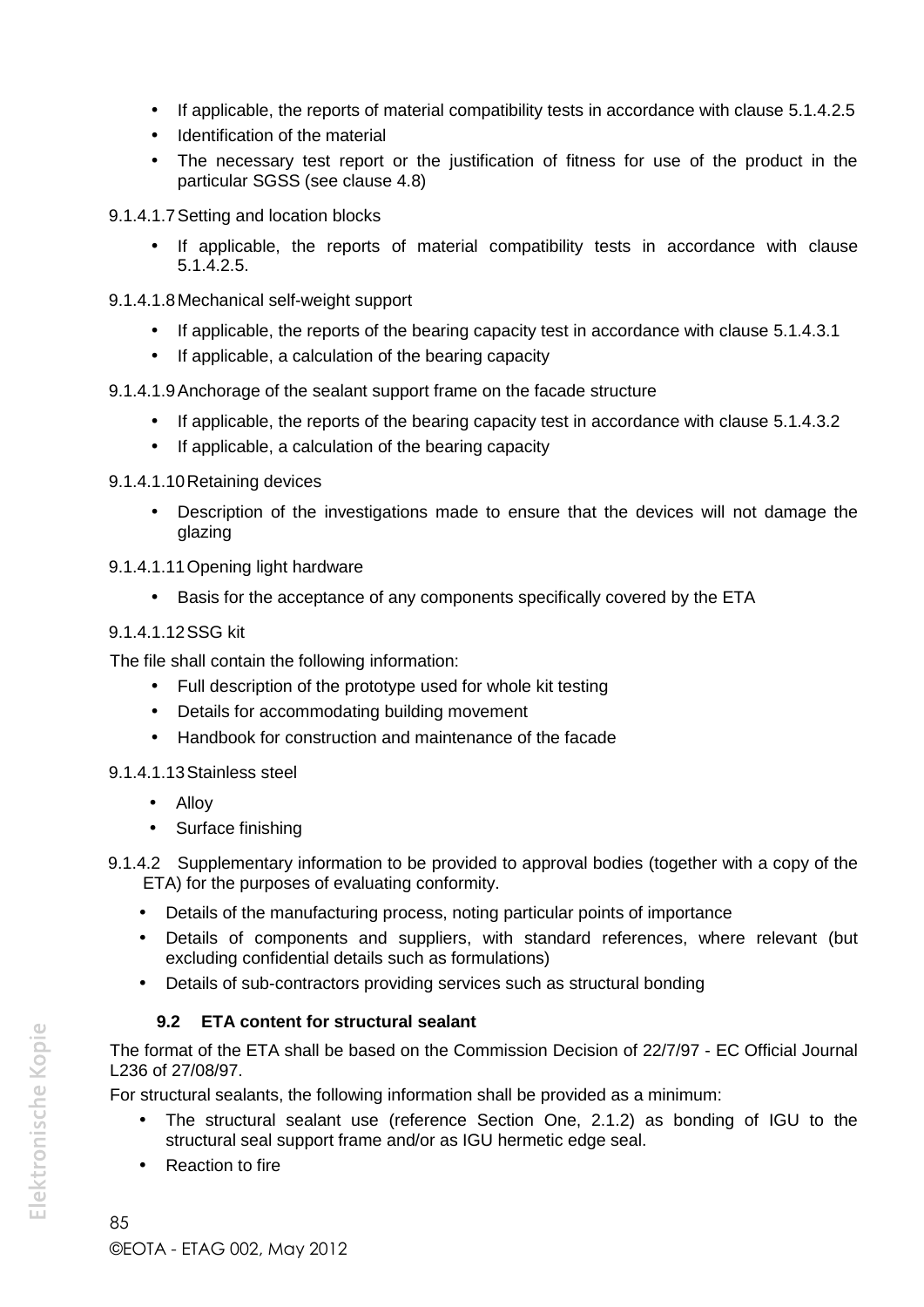- If applicable, the reports of material compatibility tests in accordance with clause 5.1.4.2.5
- Identification of the material
- The necessary test report or the justification of fitness for use of the product in the particular SGSS (see clause 4.8)

9.1.4.1.7 Setting and location blocks

- If applicable, the reports of material compatibility tests in accordance with clause 5.1.4.2.5.

9.1.4.1.8 Mechanical self-weight support

- If applicable, the reports of the bearing capacity test in accordance with clause 5.1.4.3.1
- If applicable, a calculation of the bearing capacity

9.1.4.1.9 Anchorage of the sealant support frame on the facade structure

- If applicable, the reports of the bearing capacity test in accordance with clause 5.1.4.3.2
- If applicable, a calculation of the bearing capacity

9.1.4.1.10 Retaining devices

- Description of the investigations made to ensure that the devices will not damage the glazing

9.1.4.1.11 Opening light hardware

- Basis for the acceptance of any components specifically covered by the ETA

9.1.4.1.12 SSG kit

The file shall contain the following information:

- Full description of the prototype used for whole kit testing
- Details for accommodating building movement
- Handbook for construction and maintenance of the facade

9.1.4.1.13 Stainless steel

- Alloy
- Surface finishing

9.1.4.2 Supplementary information to be provided to approval bodies (together with a copy of the ETA) for the purposes of evaluating conformity.

- Details of the manufacturing process, noting particular points of importance
- Details of components and suppliers, with standard references, where relevant (but excluding confidential details such as formulations)
- Details of sub-contractors providing services such as structural bonding

## 9.2 ETA content for structural sealant

The format of the ETA shall be based on the Commission Decision of 22/7/97 - EC Official Journal L236 of 27/08/97.

For structural sealants, the following information shall be provided as a minimum:

- The structural sealant use (reference Section One, 2.1.2) as bonding of IGU to the structural seal support frame and/or as IGU hermetic edge seal.
- Reaction to fire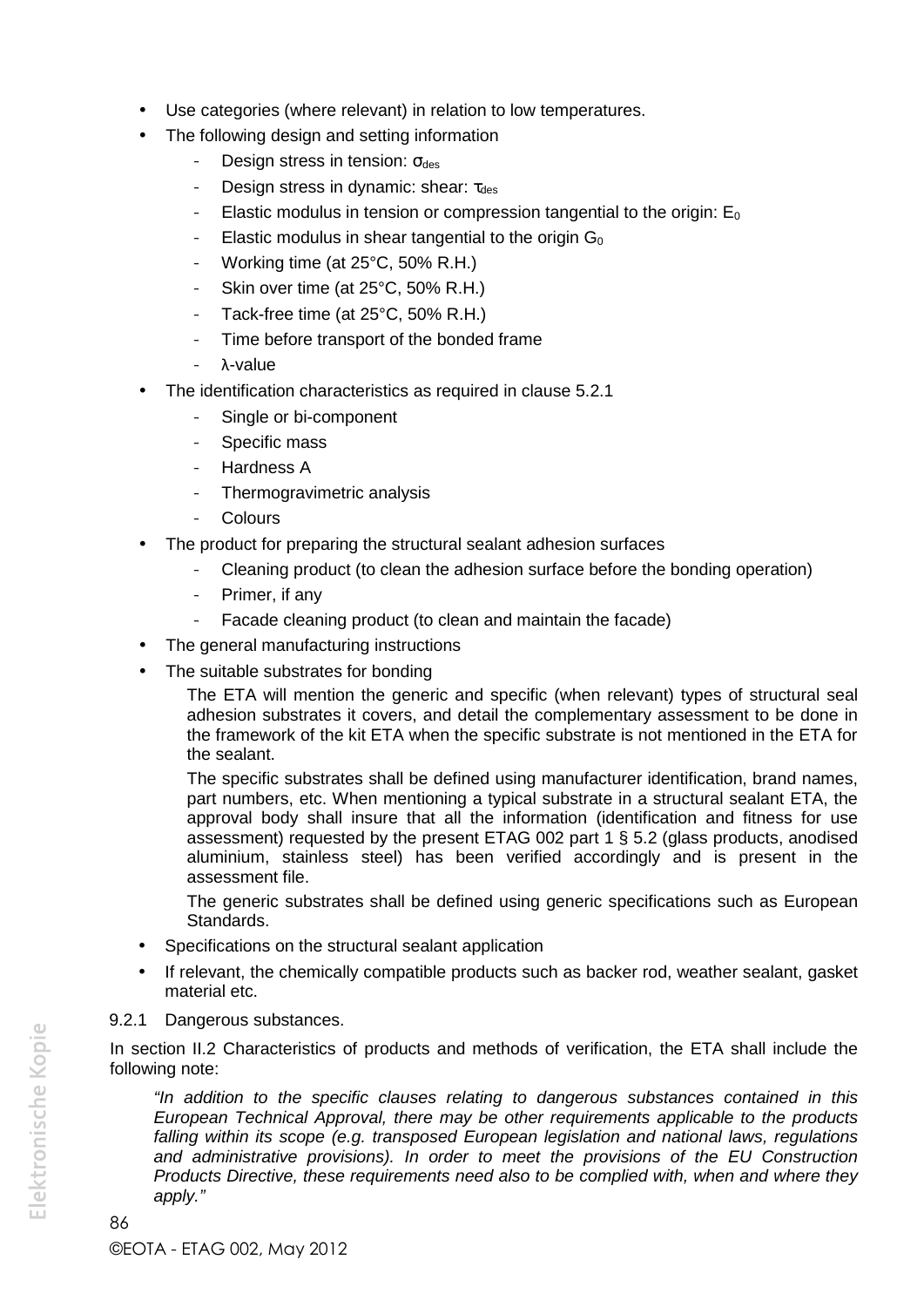- Use categories (where relevant) in relation to low temperatures.
- The following design and setting information
  - Design stress in tension: $\sigma_{des}$
  - Design stress in dynamic: shear: $\tau_{des}$
  - Elastic modulus in tension or compression tangential to the origin: $E_0$
  - Elastic modulus in shear tangential to the origin $G_0$
  - Working time (at 25°C, 50% R.H.)
  - Skin over time (at 25°C, 50% R.H.)
  - Tack-free time (at 25°C, 50% R.H.)
  - Time before transport of the bonded frame
  - λ-value
- The identification characteristics as required in clause 5.2.1
  - Single or bi-component
  - Specific mass
  - Hardness A
  - Thermogravimetric analysis
  - Colours
- The product for preparing the structural sealant adhesion surfaces
  - Cleaning product (to clean the adhesion surface before the bonding operation)
  - Primer, if any
  - Facade cleaning product (to clean and maintain the facade)
- The general manufacturing instructions
- The suitable substrates for bonding

  The ETA will mention the generic and specific (when relevant) types of structural seal adhesion substrates it covers, and detail the complementary assessment to be done in the framework of the kit ETA when the specific substrate is not mentioned in the ETA for the sealant.

  The specific substrates shall be defined using manufacturer identification, brand names, part numbers, etc. When mentioning a typical substrate in a structural sealant ETA, the approval body shall insure that all the information (identification and fitness for use assessment) requested by the present ETAG 002 part 1 § 5.2 (glass products, anodised aluminium, stainless steel) has been verified accordingly and is present in the assessment file.

  The generic substrates shall be defined using generic specifications such as European Standards.
- Specifications on the structural sealant application
- If relevant, the chemically compatible products such as backer rod, weather sealant, gasket material etc.

9.2.1 Dangerous substances.

In section II.2 Characteristics of products and methods of verification, the ETA shall include the following note:

> *"In addition to the specific clauses relating to dangerous substances contained in this European Technical Approval, there may be other requirements applicable to the products falling within its scope (e.g. transposed European legislation and national laws, regulations and administrative provisions). In order to meet the provisions of the EU Construction Products Directive, these requirements need also to be complied with, when and where they apply."*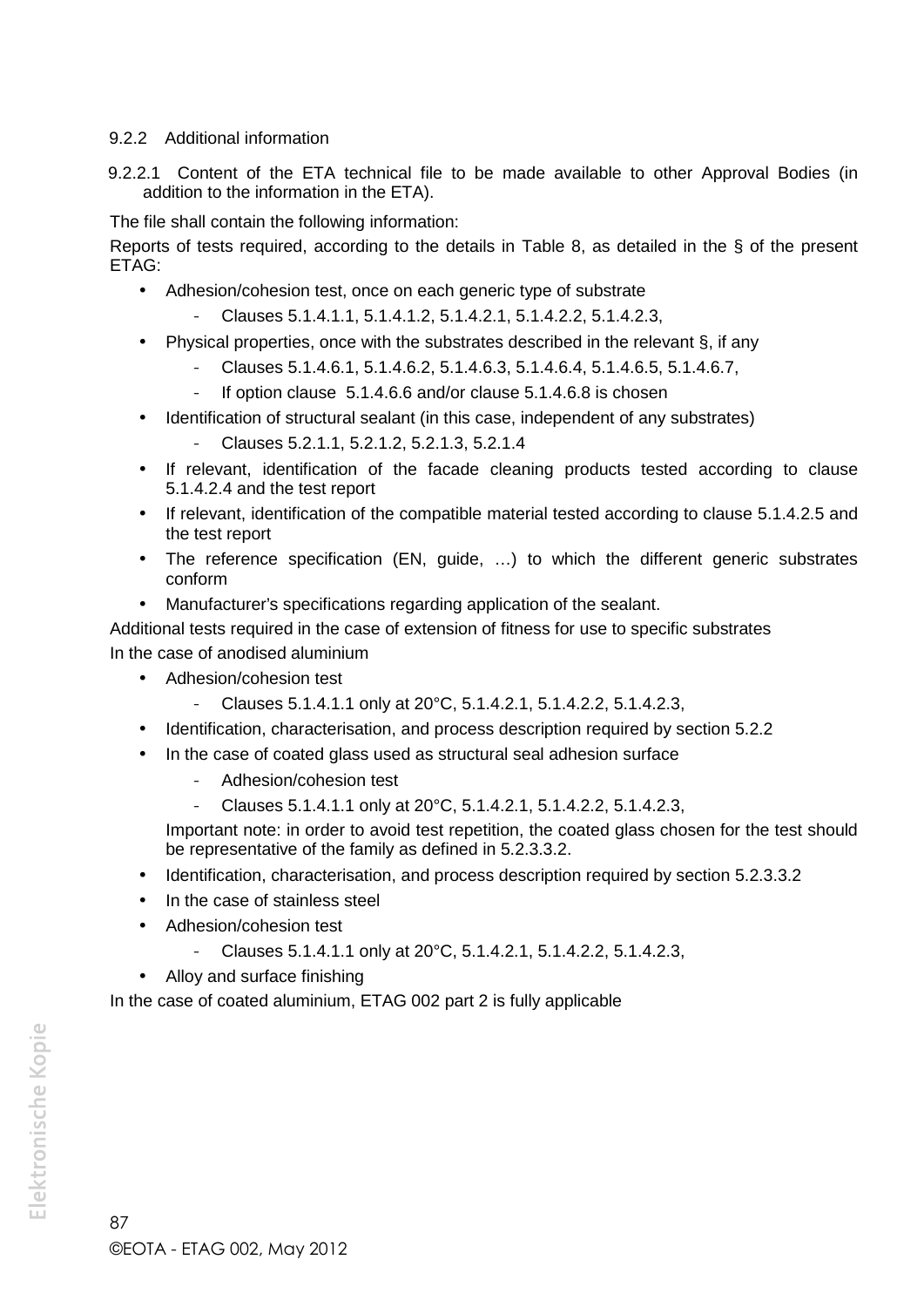### 9.2.2 Additional information

9.2.2.1 Content of the ETA technical file to be made available to other Approval Bodies (in addition to the information in the ETA).

The file shall contain the following information:

Reports of tests required, according to the details in Table 8, as detailed in the § of the present ETAG:

- Adhesion/cohesion test, once on each generic type of substrate
  - Clauses 5.1.4.1.1, 5.1.4.1.2, 5.1.4.2.1, 5.1.4.2.2, 5.1.4.2.3,
- Physical properties, once with the substrates described in the relevant §, if any
  - Clauses 5.1.4.6.1, 5.1.4.6.2, 5.1.4.6.3, 5.1.4.6.4, 5.1.4.6.5, 5.1.4.6.7,
  - If option clause 5.1.4.6.6 and/or clause 5.1.4.6.8 is chosen
- Identification of structural sealant (in this case, independent of any substrates)
  - Clauses 5.2.1.1, 5.2.1.2, 5.2.1.3, 5.2.1.4
- If relevant, identification of the facade cleaning products tested according to clause 5.1.4.2.4 and the test report
- If relevant, identification of the compatible material tested according to clause 5.1.4.2.5 and the test report
- The reference specification (EN, guide, …) to which the different generic substrates conform
- Manufacturer's specifications regarding application of the sealant.

Additional tests required in the case of extension of fitness for use to specific substrates

In the case of anodised aluminium

- Adhesion/cohesion test
  - Clauses 5.1.4.1.1 only at 20°C, 5.1.4.2.1, 5.1.4.2.2, 5.1.4.2.3,
- Identification, characterisation, and process description required by section 5.2.2
- In the case of coated glass used as structural seal adhesion surface
  - Adhesion/cohesion test
  - Clauses 5.1.4.1.1 only at 20°C, 5.1.4.2.1, 5.1.4.2.2, 5.1.4.2.3,

  Important note: in order to avoid test repetition, the coated glass chosen for the test should be representative of the family as defined in 5.2.3.3.2.
- Identification, characterisation, and process description required by section 5.2.3.3.2
- In the case of stainless steel
- Adhesion/cohesion test
  - Clauses 5.1.4.1.1 only at 20°C, 5.1.4.2.1, 5.1.4.2.2, 5.1.4.2.3,
- Alloy and surface finishing

In the case of coated aluminium, ETAG 002 part 2 is fully applicable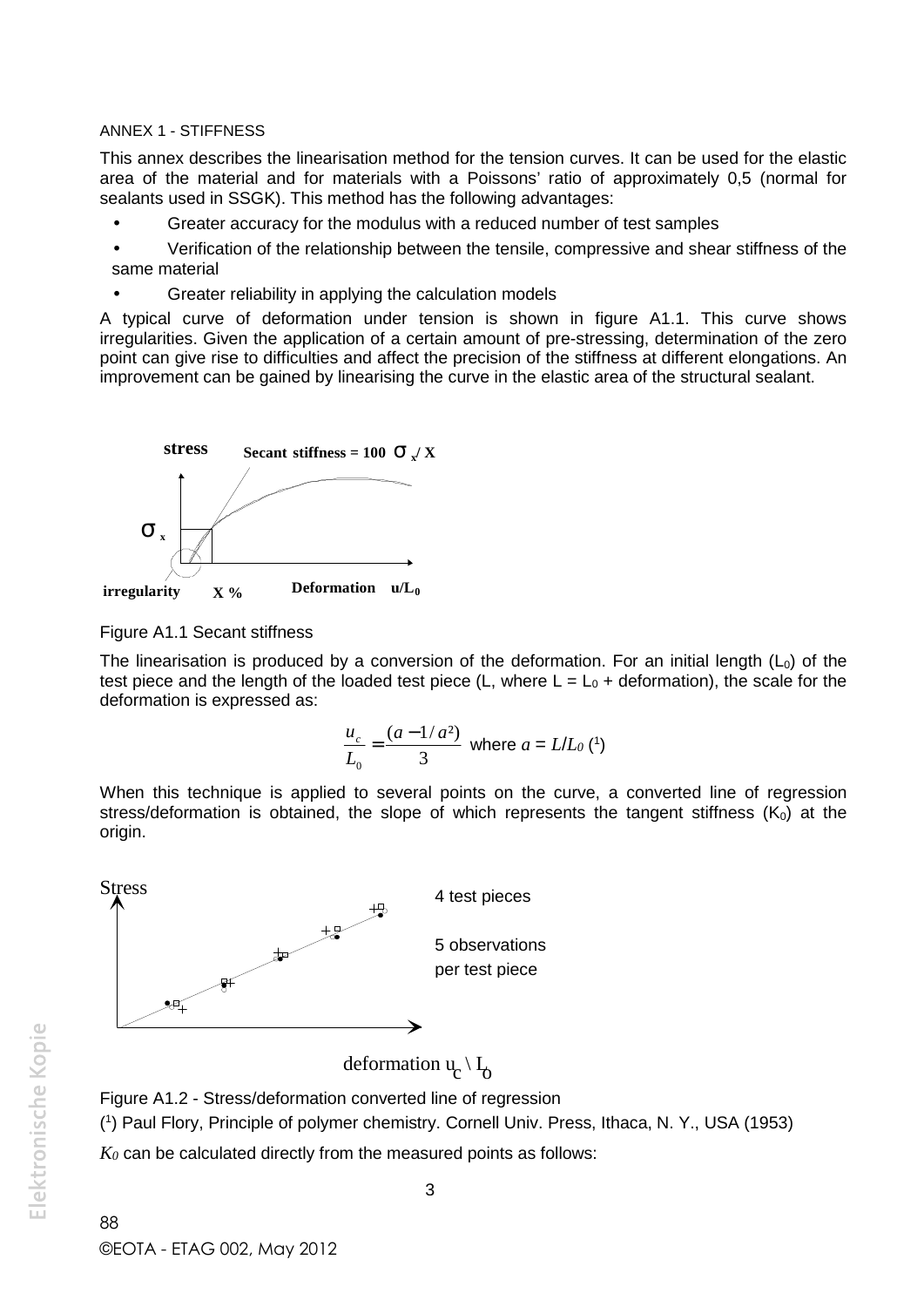ANNEX 1 - STIFFNESS

This annex describes the linearisation method for the tension curves. It can be used for the elastic area of the material and for materials with a Poissons' ratio of approximately 0,5 (normal for sealants used in SSGK). This method has the following advantages:

- Greater accuracy for the modulus with a reduced number of test samples
- Verification of the relationship between the tensile, compressive and shear stiffness of the same material
- Greater reliability in applying the calculation models

A typical curve of deformation under tension is shown in figure A1.1. This curve shows irregularities. Given the application of a certain amount of pre-stressing, determination of the zero point can give rise to difficulties and affect the precision of the stiffness at different elongations. An improvement can be gained by linearising the curve in the elastic area of the structural sealant.

Figure A1.1 Secant stiffness

The linearisation is produced by a conversion of the deformation. For an initial length ($L_0$) of the test piece and the length of the loaded test piece (L, where $L = L_0$ + deformation), the scale for the deformation is expressed as:

$$\frac{u_c}{L_0} = \frac{(a - 1/a^2)}{3} \text{ where } a = L/L_0 \text{ [1]}$$

When this technique is applied to several points on the curve, a converted line of regression stress/deformation is obtained, the slope of which represents the tangent stiffness ($K_0$) at the origin.

Figure A1.2 - Stress/deformation converted line of regression

[1] Paul Flory, Principle of polymer chemistry. Cornell Univ. Press, Ithaca, N. Y., USA (1953)

$K_0$ can be calculated directly from the measured points as follows: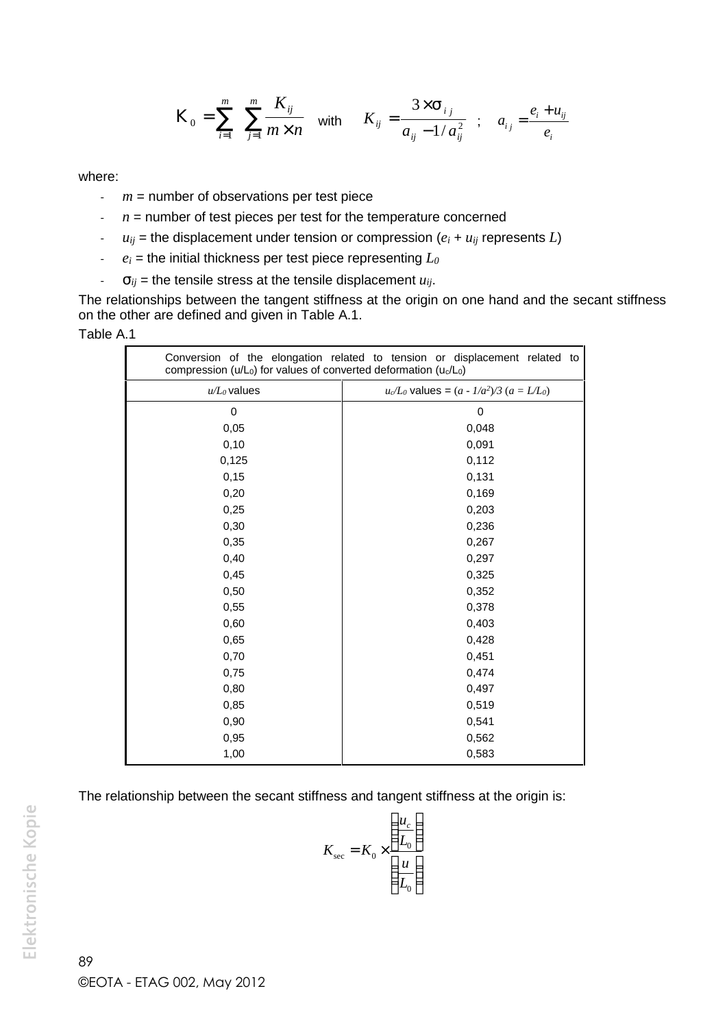$$K_0 = \sum_{i=1}^{m} \sum_{j=1}^{m} \frac{K_{ij}}{m \times n} \quad \text{with} \quad K_{ij} = \frac{3 \times \sigma_{ij}}{a_{ij} - 1/a_{ij}^2} \quad ; \quad a_{ij} = \frac{e_i + u_{ij}}{e_i}$$

where:

- $m$ = number of observations per test piece
- $n$ = number of test pieces per test for the temperature concerned
- $u_{ij}$ = the displacement under tension or compression ($e_i + u_{ij}$ represents $L$)
- $e_i$ = the initial thickness per test piece representing $L_0$
- $\sigma_{ij}$ = the tensile stress at the tensile displacement $u_{ij}$.

The relationships between the tangent stiffness at the origin on one hand and the secant stiffness on the other are defined and given in Table A.1.

Table A.1

| Conversion of the elongation related to tension or displacement related to compression ($u/L_0$) for values of converted deformation ($u_c/L_0$) | |
|---|---|
| $u/L_0$ values | $u_c/L_0$ values = $(a - 1/a^2)/3$ ($a = L/L_0$) |
| 0 | 0 |
| 0,05 | 0,048 |
| 0,10 | 0,091 |
| 0,125 | 0,112 |
| 0,15 | 0,131 |
| 0,20 | 0,169 |
| 0,25 | 0,203 |
| 0,30 | 0,236 |
| 0,35 | 0,267 |
| 0,40 | 0,297 |
| 0,45 | 0,325 |
| 0,50 | 0,352 |
| 0,55 | 0,378 |
| 0,60 | 0,403 |
| 0,65 | 0,428 |
| 0,70 | 0,451 |
| 0,75 | 0,474 |
| 0,80 | 0,497 |
| 0,85 | 0,519 |
| 0,90 | 0,541 |
| 0,95 | 0,562 |
| 1,00 | 0,583 |

The relationship between the secant stiffness and tangent stiffness at the origin is:

$$K_{sec} = K_0 \times \frac{\left(\frac{u_c}{L_0}\right)}{\left(\frac{u}{L_0}\right)}$$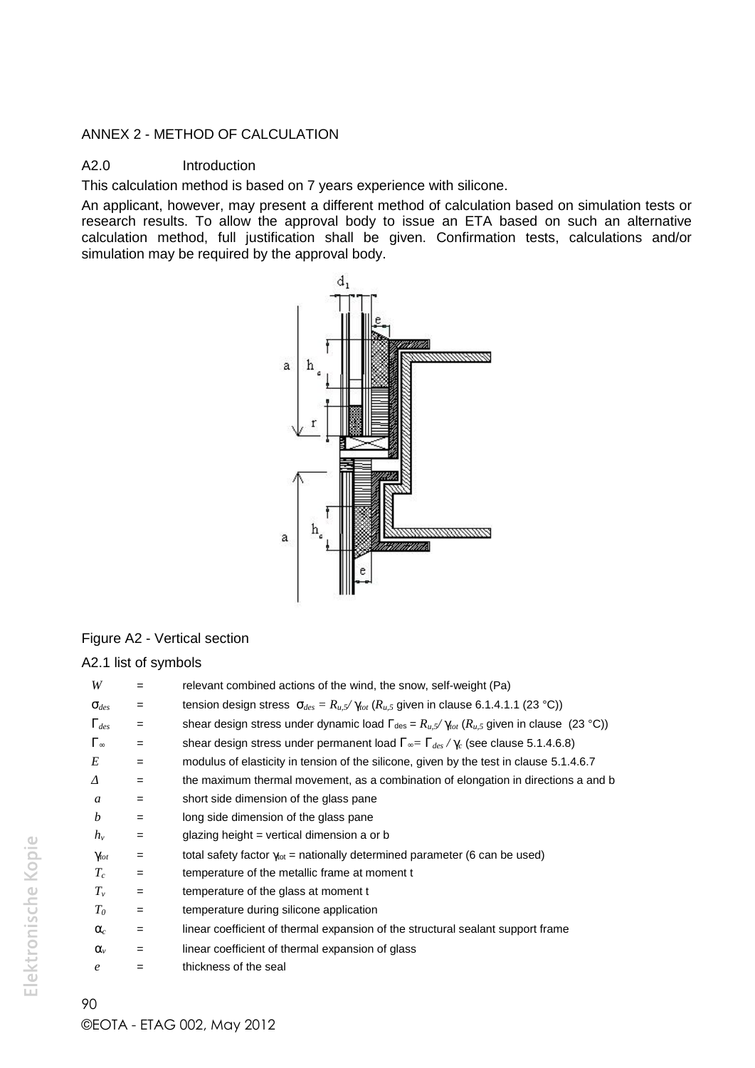ANNEX 2 - METHOD OF CALCULATION

A2.0 Introduction

This calculation method is based on 7 years experience with silicone.

An applicant, however, may present a different method of calculation based on simulation tests or research results. To allow the approval body to issue an ETA based on such an alternative calculation method, full justification shall be given. Confirmation tests, calculations and/or simulation may be required by the approval body.

Figure A2 - Vertical section

A2.1 list of symbols

| | | |
|---|---|---|
| $W$ | = | relevant combined actions of the wind, the snow, self-weight (Pa) |
| $\sigma_{des}$ | = | tension design stress $\sigma_{des} = R_{u,5}/\gamma_{tot}$ ($R_{u,5}$ given in clause 6.1.4.1.1 (23 °C)) |
| $\Gamma_{des}$ | = | shear design stress under dynamic load $\Gamma_{des} = R_{u,5}/\gamma_{tot}$ ($R_{u,5}$ given in clause (23 °C)) |
| $\Gamma_{\infty}$ | = | shear design stress under permanent load $\Gamma_{\infty} = \Gamma_{des}/\gamma_c$ (see clause 5.1.4.6.8) |
| $E$ | = | modulus of elasticity in tension of the silicone, given by the test in clause 5.1.4.6.7 |
| $\Delta$ | = | the maximum thermal movement, as a combination of elongation in directions a and b |
| $a$ | = | short side dimension of the glass pane |
| $b$ | = | long side dimension of the glass pane |
| $h_v$ | = | glazing height = vertical dimension a or b |
| $\gamma_{tot}$ | = | total safety factor $\gamma_{tot}$ = nationally determined parameter (6 can be used) |
| $T_c$ | = | temperature of the metallic frame at moment t |
| $T_v$ | = | temperature of the glass at moment t |
| $T_0$ | = | temperature during silicone application |
| $\alpha_c$ | = | linear coefficient of thermal expansion of the structural sealant support frame |
| $\alpha_v$ | = | linear coefficient of thermal expansion of glass |
| $e$ | = | thickness of the seal |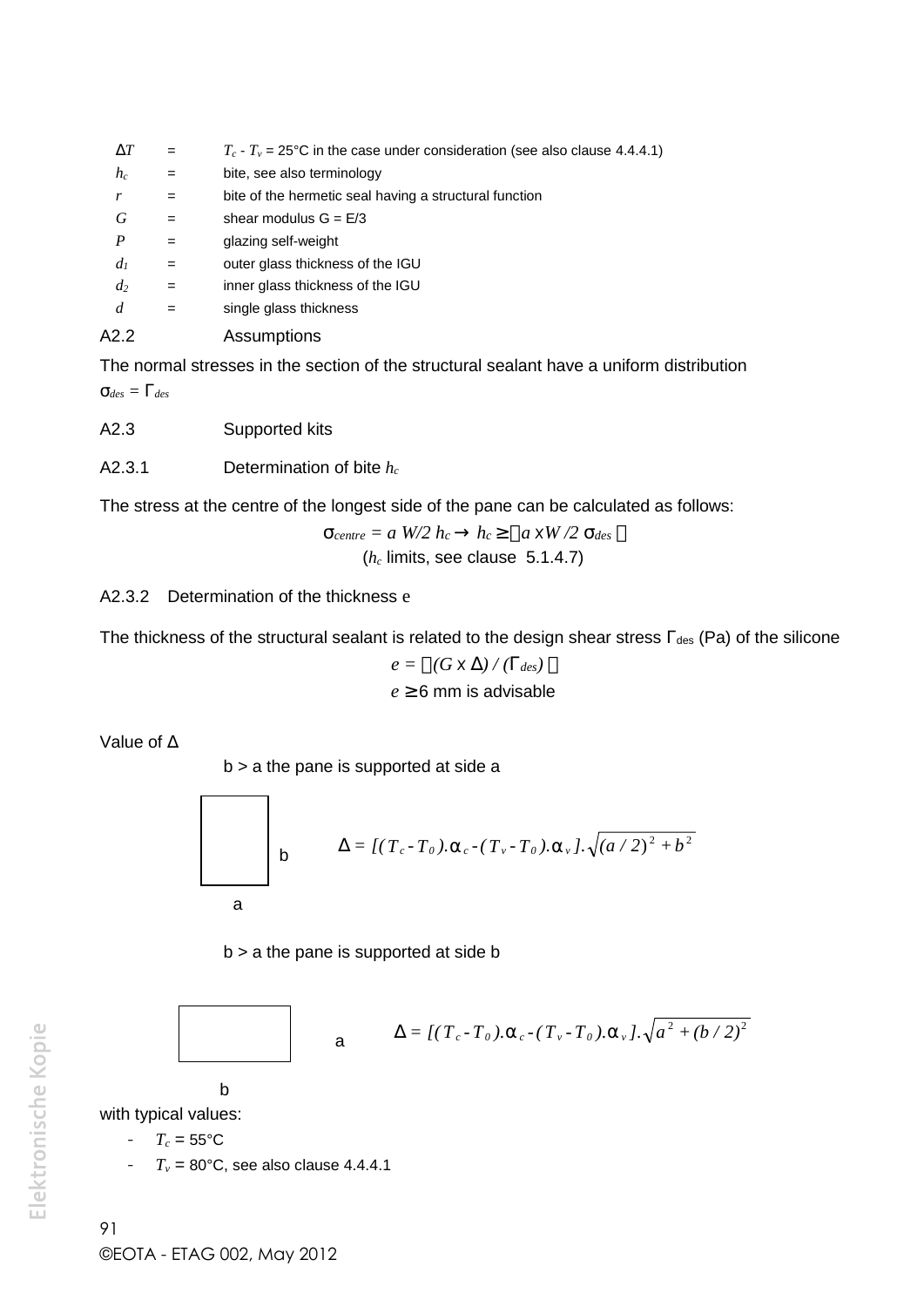| | | |
|---|---|---|
| $\Delta T$ | = | $T_c - T_v$ = 25°C in the case under consideration (see also clause 4.4.4.1) |
| $h_c$ | = | bite, see also terminology |
| $r$ | = | bite of the hermetic seal having a structural function |
| $G$ | = | shear modulus G = E/3 |
| $P$ | = | glazing self-weight |
| $d_1$ | = | outer glass thickness of the IGU |
| $d_2$ | = | inner glass thickness of the IGU |
| $d$ | = | single glass thickness |

## A2.2 Assumptions

The normal stresses in the section of the structural sealant have a uniform distribution

$\sigma_{des} = \Gamma_{des}$

## A2.3 Supported kits

### A2.3.1 Determination of bite $h_c$

The stress at the centre of the longest side of the pane can be calculated as follows:

$$\sigma_{centre} = a\ W/2\ h_c \rightarrow h_c \geq \left[a \times W/2\ \sigma_{des}\right]$$

($h_c$ limits, see clause 5.1.4.7)

### A2.3.2 Determination of the thickness e

The thickness of the structural sealant is related to the design shear stress $\Gamma_{des}$ (Pa) of the silicone

$$e = \left[(G \times \Delta) / (\Gamma_{des})\right]$$

$e \geq 6$ mm is advisable

Value of $\Delta$

b > a the pane is supported at side a

$$\Delta = [(T_c - T_0).\alpha_c - (T_v - T_0).\alpha_v].\sqrt{(a/2)^2 + b^2}$$

b > a the pane is supported at side b

$$\Delta = [(T_c - T_0).\alpha_c - (T_v - T_0).\alpha_v].\sqrt{a^2 + (b/2)^2}$$

with typical values:

- $T_c$ = 55°C
- $T_v$ = 80°C, see also clause 4.4.4.1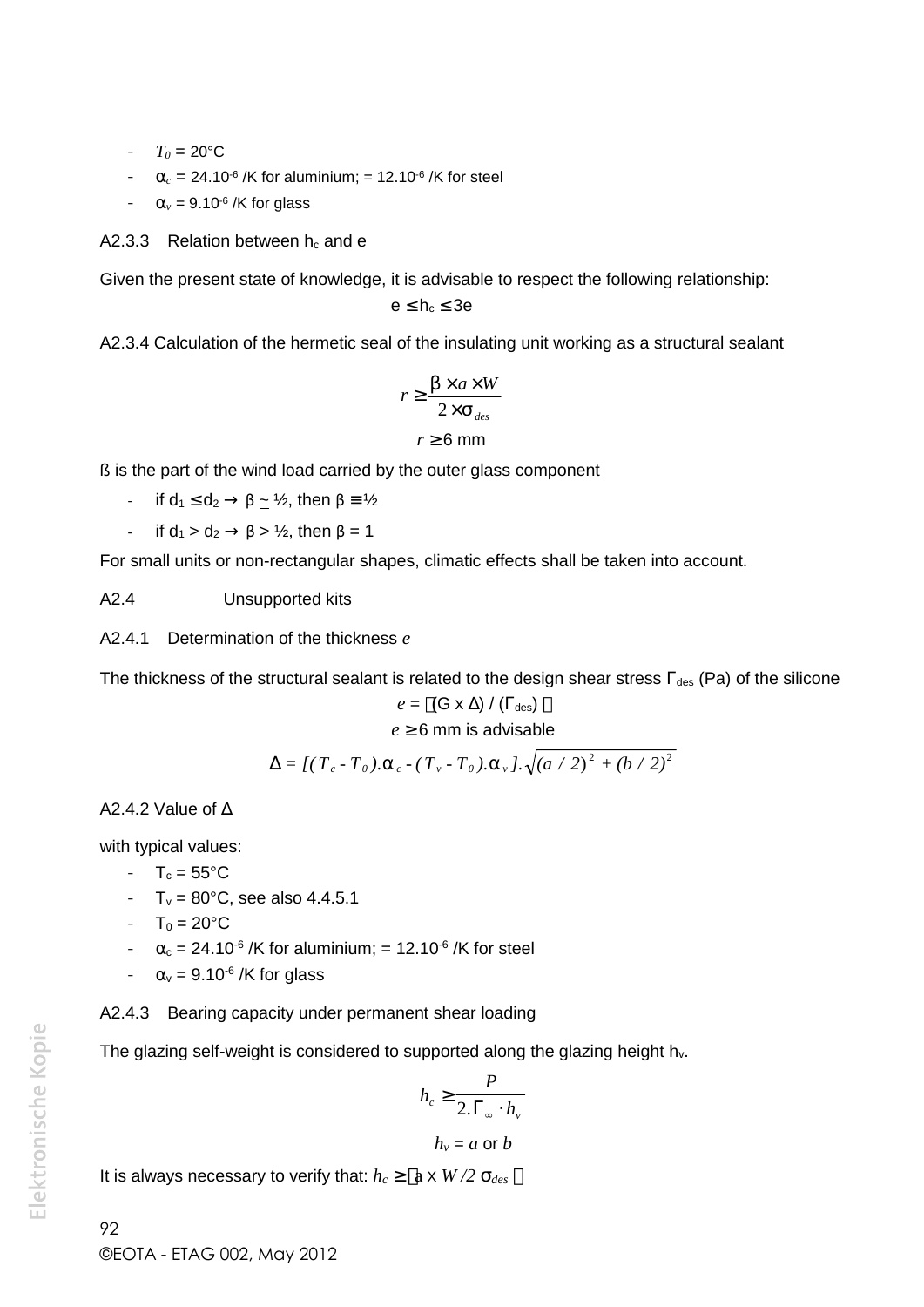- $T_0$ = 20°C
- $\alpha_c = 24.10^{-6}$ /K for aluminium; $= 12.10^{-6}$ /K for steel
- $\alpha_v = 9.10^{-6}$ /K for glass

A2.3.3 Relation between $h_c$ and e

Given the present state of knowledge, it is advisable to respect the following relationship:

$$e \leq h_c \leq 3e$$

A2.3.4 Calculation of the hermetic seal of the insulating unit working as a structural sealant

$$r \geq \frac{\beta \times a \times W}{2 \times \sigma_{des}}$$

$$r \geq 6 \text{ mm}$$

ß is the part of the wind load carried by the outer glass component

- if $d_1 \leq d_2 \rightarrow \beta \underset{\sim}{-} ½$, then $\beta \equiv ½$
- if $d_1 > d_2 \rightarrow \beta > ½$, then $\beta = 1$

For small units or non-rectangular shapes, climatic effects shall be taken into account.

A2.4 Unsupported kits

A2.4.1 Determination of the thickness $e$

The thickness of the structural sealant is related to the design shear stress $\Gamma_{des}$ (Pa) of the silicone

$$e = \left[(G \times \Delta) / (\Gamma_{des})\right]$$

$$e \geq 6 \text{ mm is advisable}$$

$$\Delta = [(T_c - T_0).\alpha_c - (T_v - T_0).\alpha_v].\sqrt{(a/2)^2 + (b/2)^2}$$

A2.4.2 Value of Δ

with typical values:

- $T_c$ = 55°C
- $T_v$ = 80°C, see also 4.4.5.1
- $T_0$ = 20°C
- $\alpha_c = 24.10^{-6}$ /K for aluminium; $= 12.10^{-6}$ /K for steel
- $\alpha_v = 9.10^{-6}$ /K for glass

A2.4.3 Bearing capacity under permanent shear loading

The glazing self-weight is considered to supported along the glazing height $h_v$.

$$h_c \geq \frac{P}{2.\Gamma_\infty \cdot h_v}$$

$$h_v = a \text{ or } b$$

It is always necessary to verify that: $h_c \geq \left[a \times W / 2\,\sigma_{des}\right]$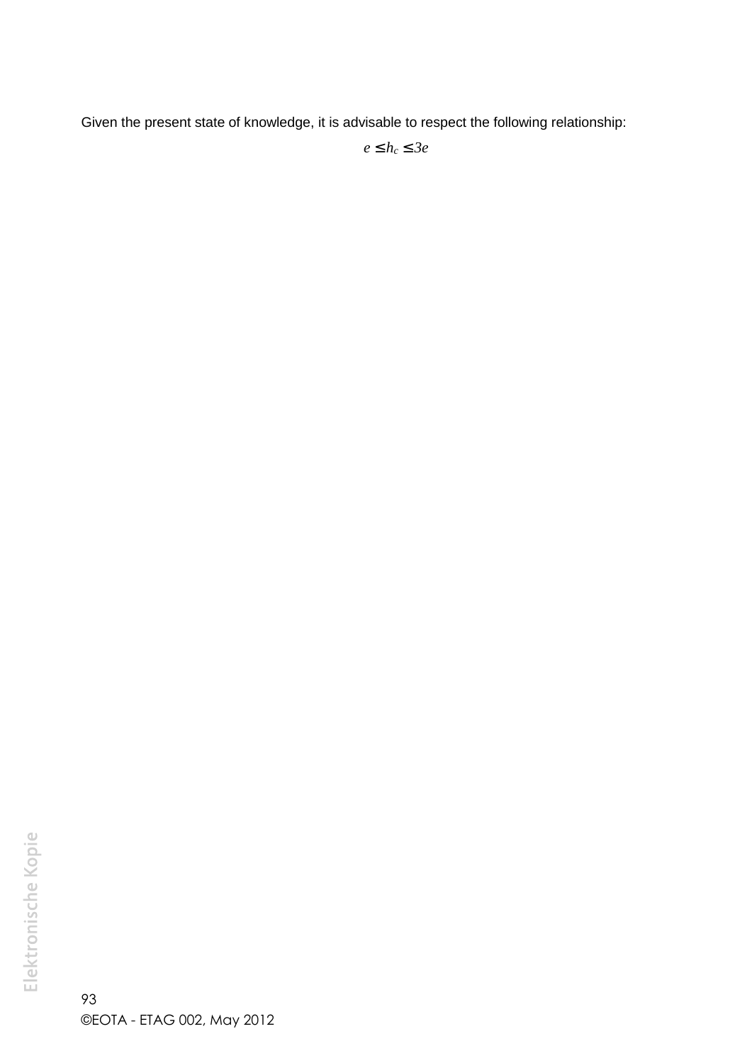Given the present state of knowledge, it is advisable to respect the following relationship:

$$e \leq h_c \leq 3e$$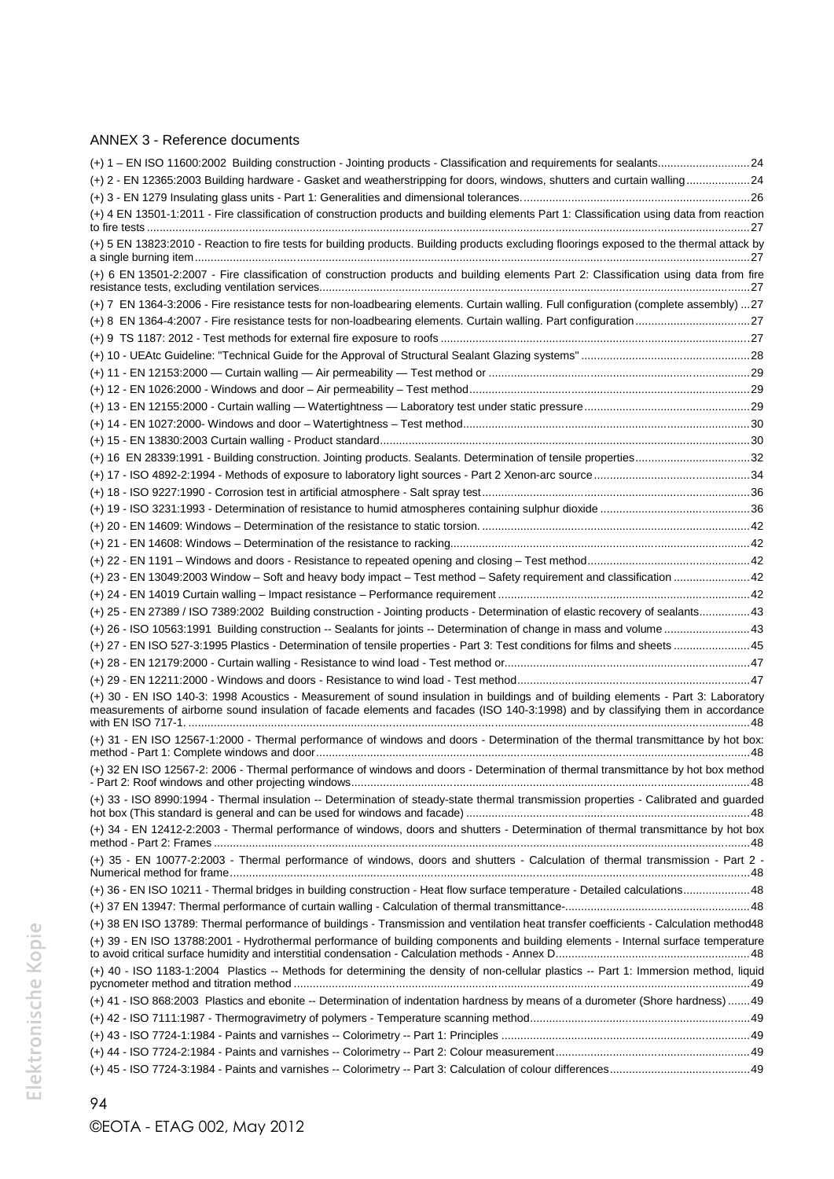## ANNEX 3 - Reference documents

(+) 1 – EN ISO 11600:2002 Building construction - Jointing products - Classification and requirements for sealants............................24

(+) 2 - EN 12365:2003 Building hardware - Gasket and weatherstripping for doors, windows, shutters and curtain walling....................24

(+) 3 - EN 1279 Insulating glass units - Part 1: Generalities and dimensional tolerances........................................................................26

(+) 4 EN 13501-1:2011 - Fire classification of construction products and building elements Part 1: Classification using data from reaction to fire tests ..............................................................................................................................................................................27

(+) 5 EN 13823:2010 - Reaction to fire tests for building products. Building products excluding floorings exposed to the thermal attack by a single burning item...........................................................................................................................................................................27

(+) 6 EN 13501-2:2007 - Fire classification of construction products and building elements Part 2: Classification using data from fire resistance tests, excluding ventilation services.....................................................................................................................................27

(+) 7 EN 1364-3:2006 - Fire resistance tests for non-loadbearing elements. Curtain walling. Full configuration (complete assembly) ...27

(+) 8 EN 1364-4:2007 - Fire resistance tests for non-loadbearing elements. Curtain walling. Part configuration ....................................27

(+) 9 TS 1187: 2012 - Test methods for external fire exposure to roofs ........................................................................................................27

(+) 10 - UEAtc Guideline: "Technical Guide for the Approval of Structural Sealant Glazing systems" .....................................................28

(+) 11 - EN 12153:2000 — Curtain walling — Air permeability — Test method or ..................................................................................29

(+) 12 - EN 1026:2000 - Windows and door – Air permeability – Test method........................................................................................29

(+) 13 - EN 12155:2000 - Curtain walling — Watertightness — Laboratory test under static pressure....................................................29

(+) 14 - EN 1027:2000- Windows and door – Watertightness – Test method...........................................................................................30

(+) 15 - EN 13830:2003 Curtain walling - Product standard.....................................................................................................................30

(+) 16 EN 28339:1991 - Building construction. Jointing products. Sealants. Determination of tensile properties....................................32

(+) 17 - ISO 4892-2:1994 - Methods of exposure to laboratory light sources - Part 2 Xenon-arc source .................................................34

(+) 18 - ISO 9227:1990 - Corrosion test in artificial atmosphere - Salt spray test.....................................................................................36

(+) 19 - ISO 3231:1993 - Determination of resistance to humid atmospheres containing sulphur dioxide ...............................................36

(+) 20 - EN 14609: Windows – Determination of the resistance to static torsion. .....................................................................................42

(+) 21 - EN 14608: Windows – Determination of the resistance to racking...............................................................................................42

(+) 22 - EN 1191 – Windows and doors - Resistance to repeated opening and closing – Test method...................................................42

(+) 23 - EN 13049:2003 Window – Soft and heavy body impact – Test method – Safety requirement and classification ........................42

(+) 24 - EN 14019 Curtain walling – Impact resistance – Performance requirement ...............................................................................42

(+) 25 - EN 27389 / ISO 7389:2002 Building construction - Jointing products - Determination of elastic recovery of sealants................43

(+) 26 - ISO 10563:1991 Building construction -- Sealants for joints -- Determination of change in mass and volume ...........................43

(+) 27 - EN ISO 527-3:1995 Plastics - Determination of tensile properties - Part 3: Test conditions for films and sheets ........................45

(+) 28 - EN 12179:2000 - Curtain walling - Resistance to wind load - Test method or.............................................................................47

(+) 29 - EN 12211:2000 - Windows and doors - Resistance to wind load - Test method.........................................................................47

(+) 30 - EN ISO 140-3: 1998 Acoustics - Measurement of sound insulation in buildings and of building elements - Part 3: Laboratory measurements of airborne sound insulation of facade elements and facades (ISO 140-3:1998) and by classifying them in accordance with EN ISO 717-1. ...................................................................................................................................................................................48

(+) 31 - EN ISO 12567-1:2000 - Thermal performance of windows and doors - Determination of the thermal transmittance by hot box: method - Part 1: Complete windows and door.........................................................................................................................................48

(+) 32 EN ISO 12567-2: 2006 - Thermal performance of windows and doors - Determination of thermal transmittance by hot box method - Part 2: Roof windows and other projecting windows.............................................................................................................................48

(+) 33 - ISO 8990:1994 - Thermal insulation -- Determination of steady-state thermal transmission properties - Calibrated and guarded hot box (This standard is general and can be used for windows and facade) .........................................................................................48

(+) 34 - EN 12412-2:2003 - Thermal performance of windows, doors and shutters - Determination of thermal transmittance by hot box method - Part 2: Frames ..........................................................................................................................................................................48

(+) 35 - EN 10077-2:2003 - Thermal performance of windows, doors and shutters - Calculation of thermal transmission - Part 2 - Numerical method for frame...................................................................................................................................................................48

(+) 36 - EN ISO 10211 - Thermal bridges in building construction - Heat flow surface temperature - Detailed calculations.....................48

(+) 37 EN 13947: Thermal performance of curtain walling - Calculation of thermal transmittance-..........................................................48

(+) 38 EN ISO 13789: Thermal performance of buildings - Transmission and ventilation heat transfer coefficients - Calculation method48

(+) 39 - EN ISO 13788:2001 - Hydrothermal performance of building components and building elements - Internal surface temperature to avoid critical surface humidity and interstitial condensation - Calculation methods - Annex D.............................................................48

(+) 40 - ISO 1183-1:2004 Plastics -- Methods for determining the density of non-cellular plastics -- Part 1: Immersion method, liquid pycnometer method and titration method ..............................................................................................................................................49

(+) 41 - ISO 868:2003 Plastics and ebonite -- Determination of indentation hardness by means of a durometer (Shore hardness) .......49

(+) 42 - ISO 7111:1987 - Thermogravimetry of polymers - Temperature scanning method.....................................................................49

(+) 43 - ISO 7724-1:1984 - Paints and varnishes -- Colorimetry -- Part 1: Principles ..............................................................................49

(+) 44 - ISO 7724-2:1984 - Paints and varnishes -- Colorimetry -- Part 2: Colour measurement.............................................................49

(+) 45 - ISO 7724-3:1984 - Paints and varnishes -- Colorimetry -- Part 3: Calculation of colour differences............................................49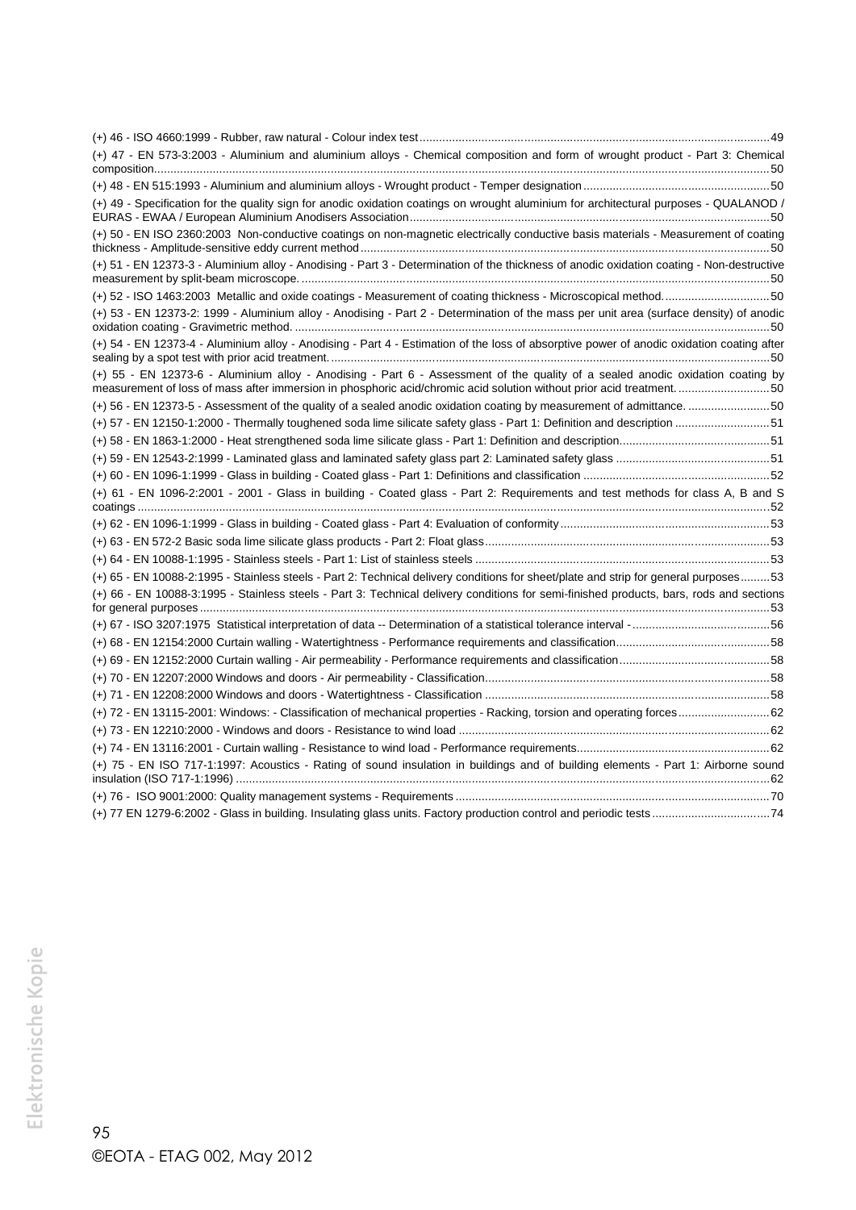(+) 46 - ISO 4660:1999 - Rubber, raw natural - Colour index test....................................................................................................................49

(+) 47 - EN 573-3:2003 - Aluminium and aluminium alloys - Chemical composition and form of wrought product - Part 3: Chemical composition.............................................................................................................................................................................................50

(+) 48 - EN 515:1993 - Aluminium and aluminium alloys - Wrought product - Temper designation..........................................................50

(+) 49 - Specification for the quality sign for anodic oxidation coatings on wrought aluminium for architectural purposes - QUALANOD / EURAS - EWAA / European Aluminium Anodisers Association.............................................................................................................50

(+) 50 - EN ISO 2360:2003 Non-conductive coatings on non-magnetic electrically conductive basis materials - Measurement of coating thickness - Amplitude-sensitive eddy current method............................................................................................................................50

(+) 51 - EN 12373-3 - Aluminium alloy - Anodising - Part 3 - Determination of the thickness of anodic oxidation coating - Non-destructive measurement by split-beam microscope. ................................................................................................................................................50

(+) 52 - ISO 1463:2003 Metallic and oxide coatings - Measurement of coating thickness - Microscopical method.................................50

(+) 53 - EN 12373-2: 1999 - Aluminium alloy - Anodising - Part 2 - Determination of the mass per unit area (surface density) of anodic oxidation coating - Gravimetric method. .................................................................................................................................................50

(+) 54 - EN 12373-4 - Aluminium alloy - Anodising - Part 4 - Estimation of the loss of absorptive power of anodic oxidation coating after sealing by a spot test with prior acid treatment......................................................................................................................................50

(+) 55 - EN 12373-6 - Aluminium alloy - Anodising - Part 6 - Assessment of the quality of a sealed anodic oxidation coating by measurement of loss of mass after immersion in phosphoric acid/chromic acid solution without prior acid treatment. ............................50

(+) 56 - EN 12373-5 - Assessment of the quality of a sealed anodic oxidation coating by measurement of admittance. .........................50

(+) 57 - EN 12150-1:2000 - Thermally toughened soda lime silicate safety glass - Part 1: Definition and description .............................51

(+) 58 - EN 1863-1:2000 - Heat strengthened soda lime silicate glass - Part 1: Definition and description.............................................51

(+) 59 - EN 12543-2:1999 - Laminated glass and laminated safety glass part 2: Laminated safety glass ...............................................51

(+) 60 - EN 1096-1:1999 - Glass in building - Coated glass - Part 1: Definitions and classification .........................................................52

(+) 61 - EN 1096-2:2001 - 2001 - Glass in building - Coated glass - Part 2: Requirements and test methods for class A, B and S coatings ...................................................................................................................................................................................................52

(+) 62 - EN 1096-1:1999 - Glass in building - Coated glass - Part 4: Evaluation of conformity.................................................................53

(+) 63 - EN 572-2 Basic soda lime silicate glass products - Part 2: Float glass.......................................................................................53

(+) 64 - EN 10088-1:1995 - Stainless steels - Part 1: List of stainless steels ..........................................................................................53

(+) 65 - EN 10088-2:1995 - Stainless steels - Part 2: Technical delivery conditions for sheet/plate and strip for general purposes.........53

(+) 66 - EN 10088-3:1995 - Stainless steels - Part 3: Technical delivery conditions for semi-finished products, bars, rods and sections for general purposes..................................................................................................................................................................53

(+) 67 - ISO 3207:1975 Statistical interpretation of data -- Determination of a statistical tolerance interval -..........................................56

(+) 68 - EN 12154:2000 Curtain walling - Watertightness - Performance requirements and classification..............................................58

(+) 69 - EN 12152:2000 Curtain walling - Air permeability - Performance requirements and classification..............................................58

(+) 70 - EN 12207:2000 Windows and doors - Air permeability - Classification.......................................................................................58

(+) 71 - EN 12208:2000 Windows and doors - Watertightness - Classification .......................................................................................58

(+) 72 - EN 13115-2001: Windows: - Classification of mechanical properties - Racking, torsion and operating forces............................62

(+) 73 - EN 12210:2000 - Windows and doors - Resistance to wind load ...............................................................................................62

(+) 74 - EN 13116:2001 - Curtain walling - Resistance to wind load - Performance requirements...........................................................62

(+) 75 - EN ISO 717-1:1997: Acoustics - Rating of sound insulation in buildings and of building elements - Part 1: Airborne sound insulation (ISO 717-1:1996) .................................................................................................................................................................62

(+) 76 - ISO 9001:2000: Quality management systems - Requirements ................................................................................................70

(+) 77 EN 1279-6:2002 - Glass in building. Insulating glass units. Factory production control and periodic tests....................................74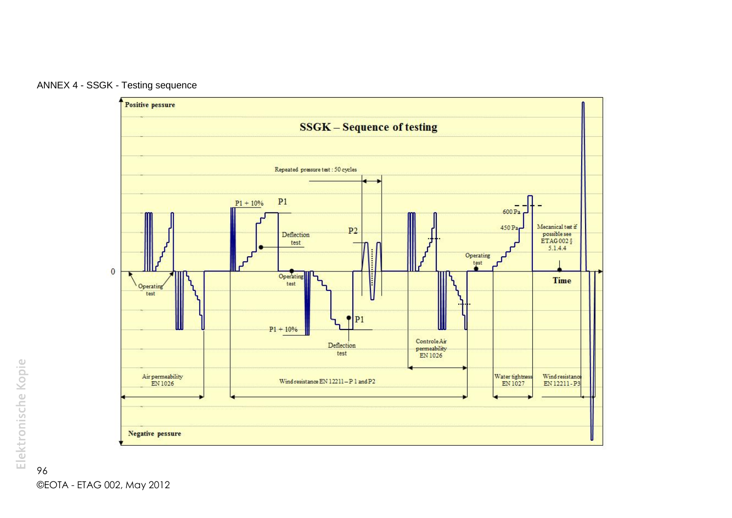ANNEX 4 - SSGK - Testing sequence

SSGK – Sequence of testing

Positive pessure

Negative pessure

0

Time

Operating test

Air permeability EN 1026

P1 + 10%

P1

Deflection test

Operating test

P1 + 10%

P1

Deflection test

P2

Repeated pressure test : 50 cycles

Wind resistance EN 12211 – P 1 and P2

Controle Air permeability EN 1026

Operating test

450 Pa

600 Pa

Water tightness EN 1027

Mecanical test if possible see ETAG 002 § 5.1.4.4

Wind resistance EN 12211 - P3

Elektronische Kopie

©EOTA - ETAG 002, May 2012